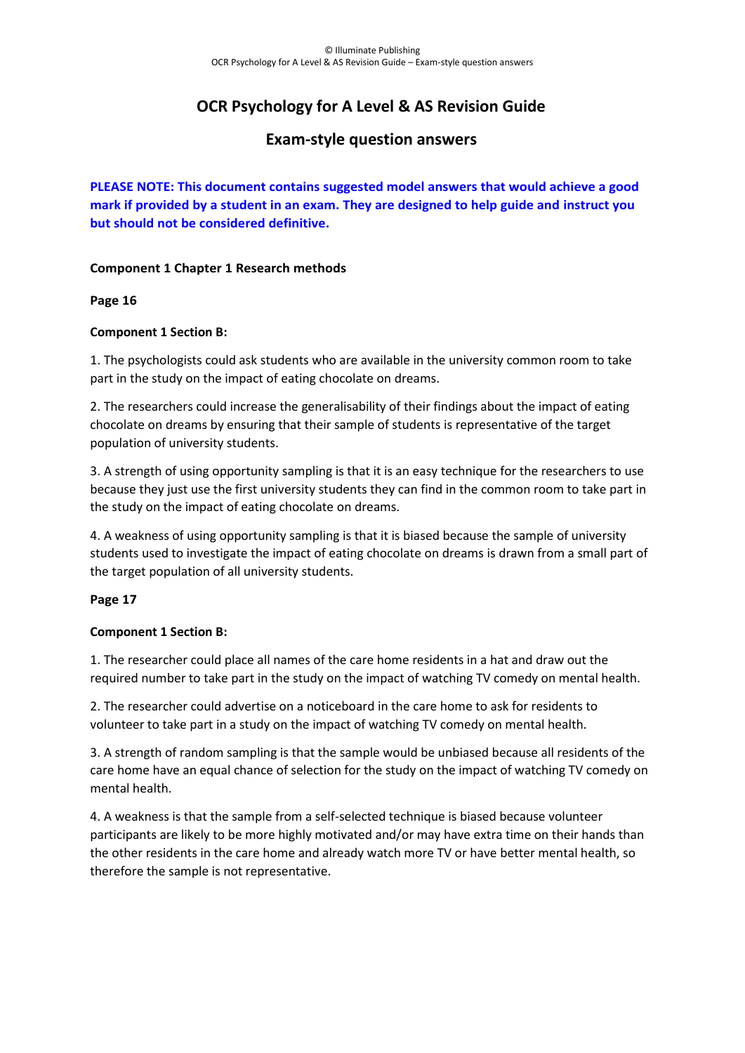# OCR Psychology for A Level & AS Revision Guide

## Exam-style question answers

**PLEASE NOTE: This document contains suggested model answers that would achieve a good mark if provided by a student in an exam. They are designed to help guide and instruct you but should not be considered definitive.**

**Component 1 Chapter 1 Research methods**

**Page 16**

**Component 1 Section B:**

1. The psychologists could ask students who are available in the university common room to take part in the study on the impact of eating chocolate on dreams.

2. The researchers could increase the generalisability of their findings about the impact of eating chocolate on dreams by ensuring that their sample of students is representative of the target population of university students.

3. A strength of using opportunity sampling is that it is an easy technique for the researchers to use because they just use the first university students they can find in the common room to take part in the study on the impact of eating chocolate on dreams.

4. A weakness of using opportunity sampling is that it is biased because the sample of university students used to investigate the impact of eating chocolate on dreams is drawn from a small part of the target population of all university students.

**Page 17**

**Component 1 Section B:**

1. The researcher could place all names of the care home residents in a hat and draw out the required number to take part in the study on the impact of watching TV comedy on mental health.

2. The researcher could advertise on a noticeboard in the care home to ask for residents to volunteer to take part in a study on the impact of watching TV comedy on mental health.

3. A strength of random sampling is that the sample would be unbiased because all residents of the care home have an equal chance of selection for the study on the impact of watching TV comedy on mental health.

4. A weakness is that the sample from a self-selected technique is biased because volunteer participants are likely to be more highly motivated and/or may have extra time on their hands than the other residents in the care home and already watch more TV or have better mental health, so therefore the sample is not representative.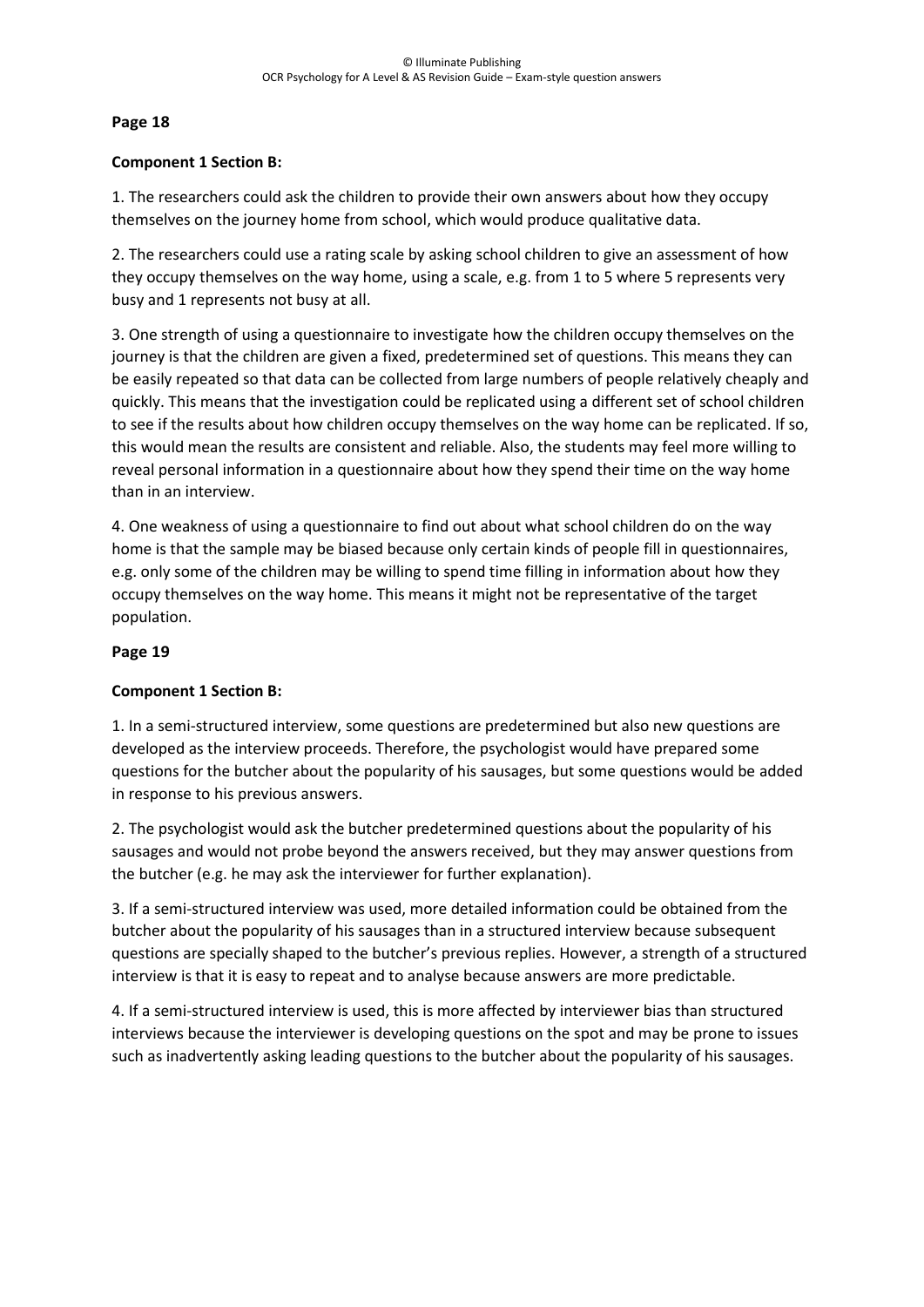**Page 18**

**Component 1 Section B:**

1. The researchers could ask the children to provide their own answers about how they occupy themselves on the journey home from school, which would produce qualitative data.

2. The researchers could use a rating scale by asking school children to give an assessment of how they occupy themselves on the way home, using a scale, e.g. from 1 to 5 where 5 represents very busy and 1 represents not busy at all.

3. One strength of using a questionnaire to investigate how the children occupy themselves on the journey is that the children are given a fixed, predetermined set of questions. This means they can be easily repeated so that data can be collected from large numbers of people relatively cheaply and quickly. This means that the investigation could be replicated using a different set of school children to see if the results about how children occupy themselves on the way home can be replicated. If so, this would mean the results are consistent and reliable. Also, the students may feel more willing to reveal personal information in a questionnaire about how they spend their time on the way home than in an interview.

4. One weakness of using a questionnaire to find out about what school children do on the way home is that the sample may be biased because only certain kinds of people fill in questionnaires, e.g. only some of the children may be willing to spend time filling in information about how they occupy themselves on the way home. This means it might not be representative of the target population.

**Page 19**

**Component 1 Section B:**

1. In a semi-structured interview, some questions are predetermined but also new questions are developed as the interview proceeds. Therefore, the psychologist would have prepared some questions for the butcher about the popularity of his sausages, but some questions would be added in response to his previous answers.

2. The psychologist would ask the butcher predetermined questions about the popularity of his sausages and would not probe beyond the answers received, but they may answer questions from the butcher (e.g. he may ask the interviewer for further explanation).

3. If a semi-structured interview was used, more detailed information could be obtained from the butcher about the popularity of his sausages than in a structured interview because subsequent questions are specially shaped to the butcher's previous replies. However, a strength of a structured interview is that it is easy to repeat and to analyse because answers are more predictable.

4. If a semi-structured interview is used, this is more affected by interviewer bias than structured interviews because the interviewer is developing questions on the spot and may be prone to issues such as inadvertently asking leading questions to the butcher about the popularity of his sausages.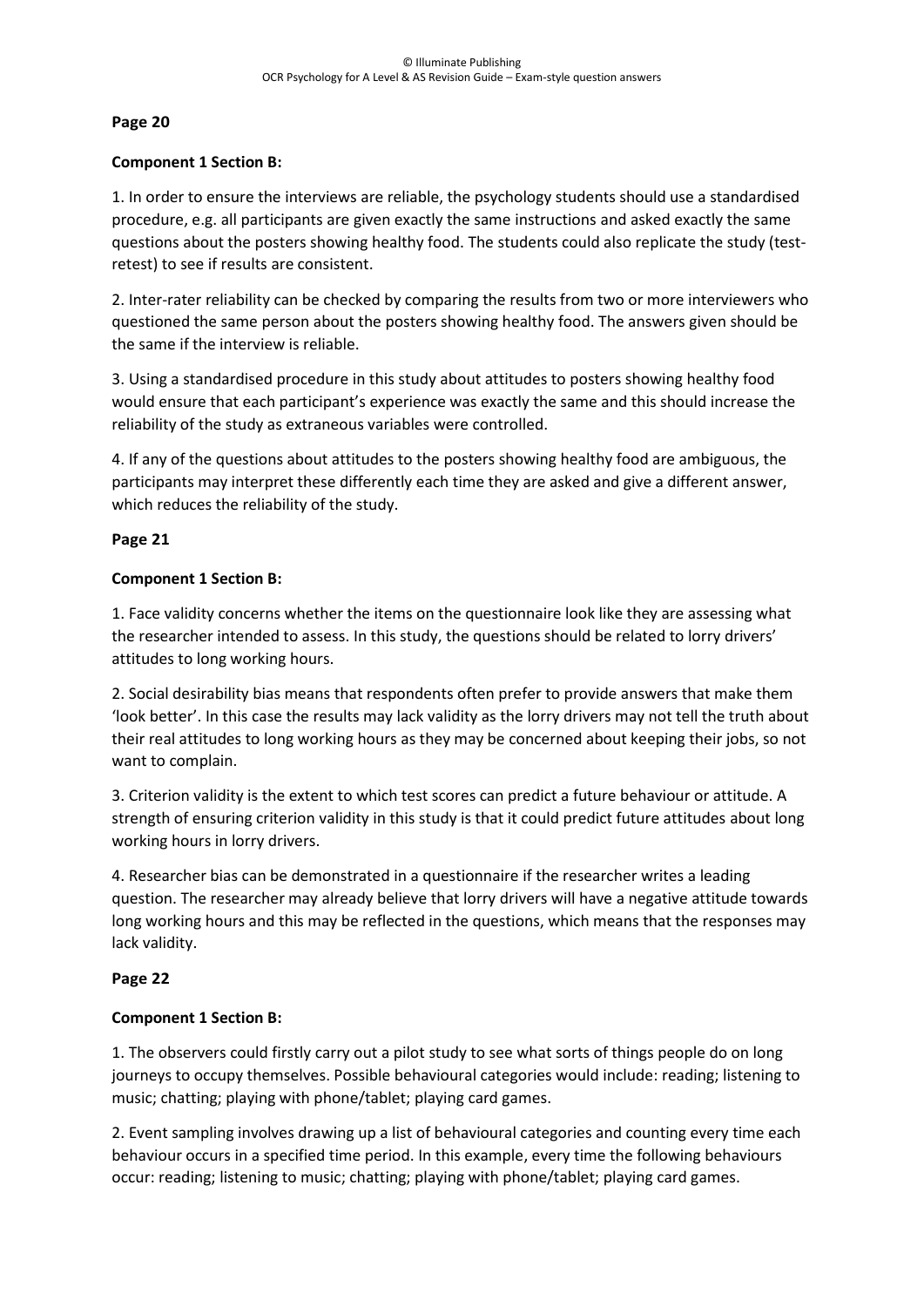**Page 20**

**Component 1 Section B:**

1. In order to ensure the interviews are reliable, the psychology students should use a standardised procedure, e.g. all participants are given exactly the same instructions and asked exactly the same questions about the posters showing healthy food. The students could also replicate the study (test-retest) to see if results are consistent.

2. Inter-rater reliability can be checked by comparing the results from two or more interviewers who questioned the same person about the posters showing healthy food. The answers given should be the same if the interview is reliable.

3. Using a standardised procedure in this study about attitudes to posters showing healthy food would ensure that each participant's experience was exactly the same and this should increase the reliability of the study as extraneous variables were controlled.

4. If any of the questions about attitudes to the posters showing healthy food are ambiguous, the participants may interpret these differently each time they are asked and give a different answer, which reduces the reliability of the study.

**Page 21**

**Component 1 Section B:**

1. Face validity concerns whether the items on the questionnaire look like they are assessing what the researcher intended to assess. In this study, the questions should be related to lorry drivers' attitudes to long working hours.

2. Social desirability bias means that respondents often prefer to provide answers that make them 'look better'. In this case the results may lack validity as the lorry drivers may not tell the truth about their real attitudes to long working hours as they may be concerned about keeping their jobs, so not want to complain.

3. Criterion validity is the extent to which test scores can predict a future behaviour or attitude. A strength of ensuring criterion validity in this study is that it could predict future attitudes about long working hours in lorry drivers.

4. Researcher bias can be demonstrated in a questionnaire if the researcher writes a leading question. The researcher may already believe that lorry drivers will have a negative attitude towards long working hours and this may be reflected in the questions, which means that the responses may lack validity.

**Page 22**

**Component 1 Section B:**

1. The observers could firstly carry out a pilot study to see what sorts of things people do on long journeys to occupy themselves. Possible behavioural categories would include: reading; listening to music; chatting; playing with phone/tablet; playing card games.

2. Event sampling involves drawing up a list of behavioural categories and counting every time each behaviour occurs in a specified time period. In this example, every time the following behaviours occur: reading; listening to music; chatting; playing with phone/tablet; playing card games.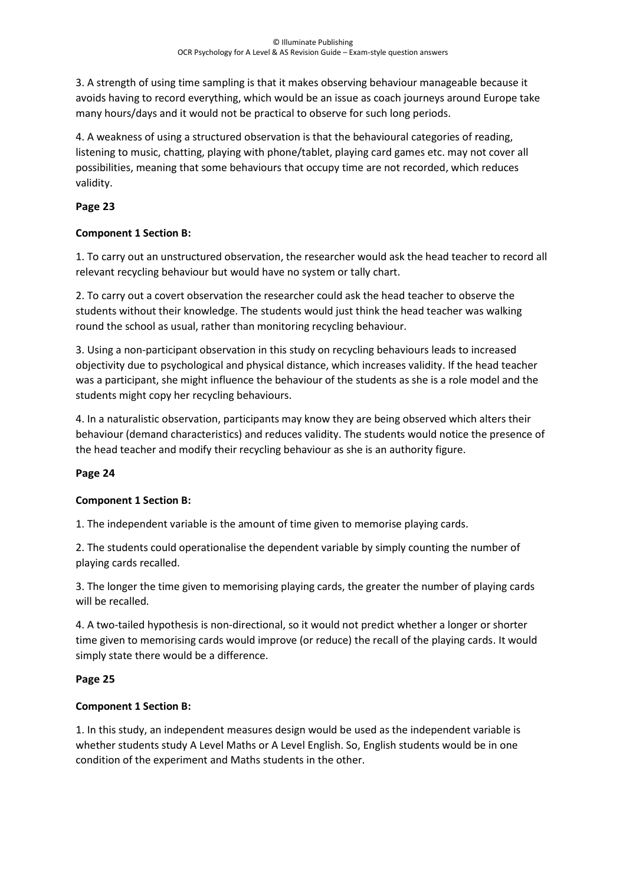3. A strength of using time sampling is that it makes observing behaviour manageable because it avoids having to record everything, which would be an issue as coach journeys around Europe take many hours/days and it would not be practical to observe for such long periods.

4. A weakness of using a structured observation is that the behavioural categories of reading, listening to music, chatting, playing with phone/tablet, playing card games etc. may not cover all possibilities, meaning that some behaviours that occupy time are not recorded, which reduces validity.

**Page 23**

**Component 1 Section B:**

1. To carry out an unstructured observation, the researcher would ask the head teacher to record all relevant recycling behaviour but would have no system or tally chart.

2. To carry out a covert observation the researcher could ask the head teacher to observe the students without their knowledge. The students would just think the head teacher was walking round the school as usual, rather than monitoring recycling behaviour.

3. Using a non-participant observation in this study on recycling behaviours leads to increased objectivity due to psychological and physical distance, which increases validity. If the head teacher was a participant, she might influence the behaviour of the students as she is a role model and the students might copy her recycling behaviours.

4. In a naturalistic observation, participants may know they are being observed which alters their behaviour (demand characteristics) and reduces validity. The students would notice the presence of the head teacher and modify their recycling behaviour as she is an authority figure.

**Page 24**

**Component 1 Section B:**

1. The independent variable is the amount of time given to memorise playing cards.

2. The students could operationalise the dependent variable by simply counting the number of playing cards recalled.

3. The longer the time given to memorising playing cards, the greater the number of playing cards will be recalled.

4. A two-tailed hypothesis is non-directional, so it would not predict whether a longer or shorter time given to memorising cards would improve (or reduce) the recall of the playing cards. It would simply state there would be a difference.

**Page 25**

**Component 1 Section B:**

1. In this study, an independent measures design would be used as the independent variable is whether students study A Level Maths or A Level English. So, English students would be in one condition of the experiment and Maths students in the other.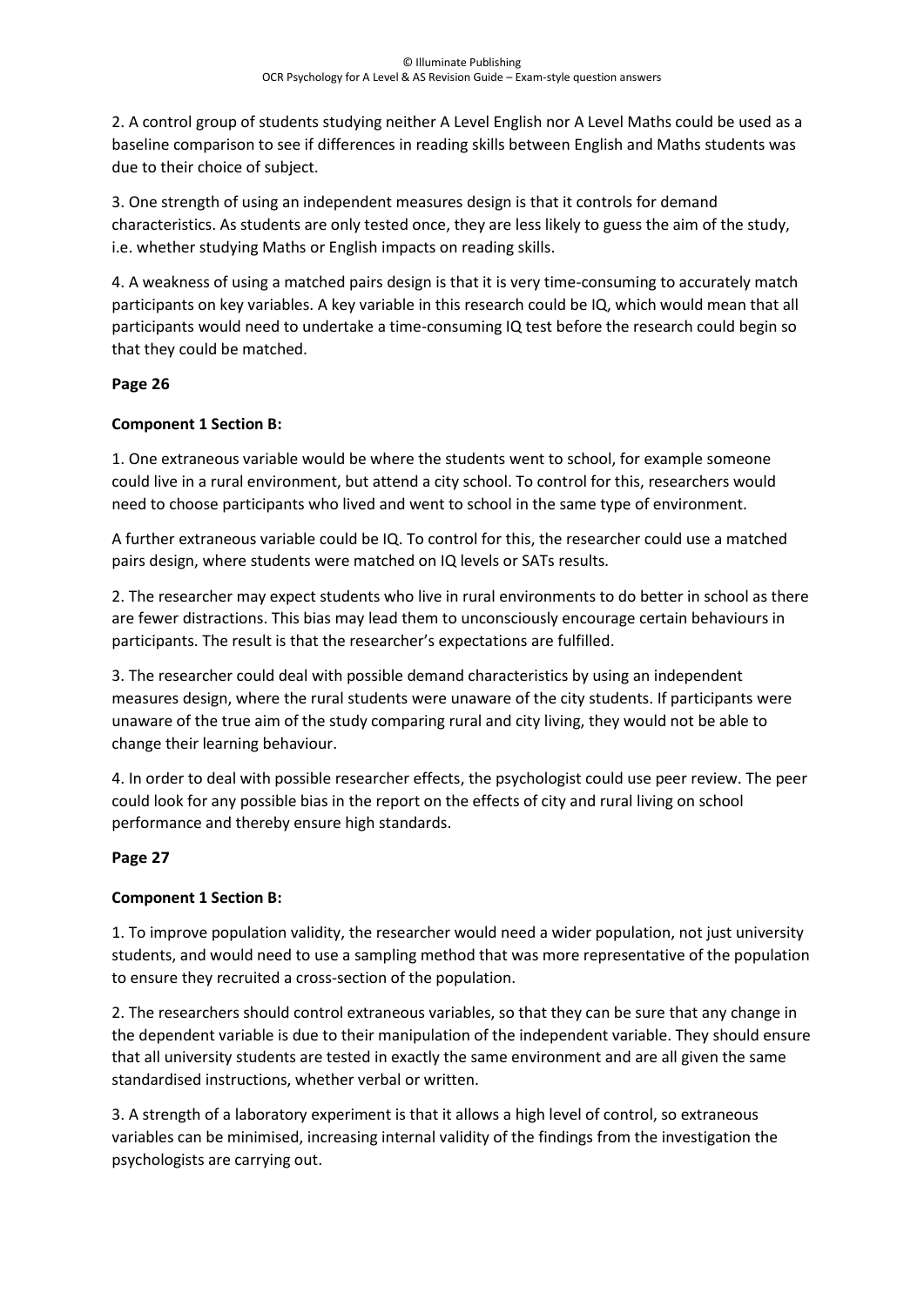2. A control group of students studying neither A Level English nor A Level Maths could be used as a baseline comparison to see if differences in reading skills between English and Maths students was due to their choice of subject.

3. One strength of using an independent measures design is that it controls for demand characteristics. As students are only tested once, they are less likely to guess the aim of the study, i.e. whether studying Maths or English impacts on reading skills.

4. A weakness of using a matched pairs design is that it is very time-consuming to accurately match participants on key variables. A key variable in this research could be IQ, which would mean that all participants would need to undertake a time-consuming IQ test before the research could begin so that they could be matched.

**Page 26**

**Component 1 Section B:**

1. One extraneous variable would be where the students went to school, for example someone could live in a rural environment, but attend a city school. To control for this, researchers would need to choose participants who lived and went to school in the same type of environment.

A further extraneous variable could be IQ. To control for this, the researcher could use a matched pairs design, where students were matched on IQ levels or SATs results.

2. The researcher may expect students who live in rural environments to do better in school as there are fewer distractions. This bias may lead them to unconsciously encourage certain behaviours in participants. The result is that the researcher's expectations are fulfilled.

3. The researcher could deal with possible demand characteristics by using an independent measures design, where the rural students were unaware of the city students. If participants were unaware of the true aim of the study comparing rural and city living, they would not be able to change their learning behaviour.

4. In order to deal with possible researcher effects, the psychologist could use peer review. The peer could look for any possible bias in the report on the effects of city and rural living on school performance and thereby ensure high standards.

**Page 27**

**Component 1 Section B:**

1. To improve population validity, the researcher would need a wider population, not just university students, and would need to use a sampling method that was more representative of the population to ensure they recruited a cross-section of the population.

2. The researchers should control extraneous variables, so that they can be sure that any change in the dependent variable is due to their manipulation of the independent variable. They should ensure that all university students are tested in exactly the same environment and are all given the same standardised instructions, whether verbal or written.

3. A strength of a laboratory experiment is that it allows a high level of control, so extraneous variables can be minimised, increasing internal validity of the findings from the investigation the psychologists are carrying out.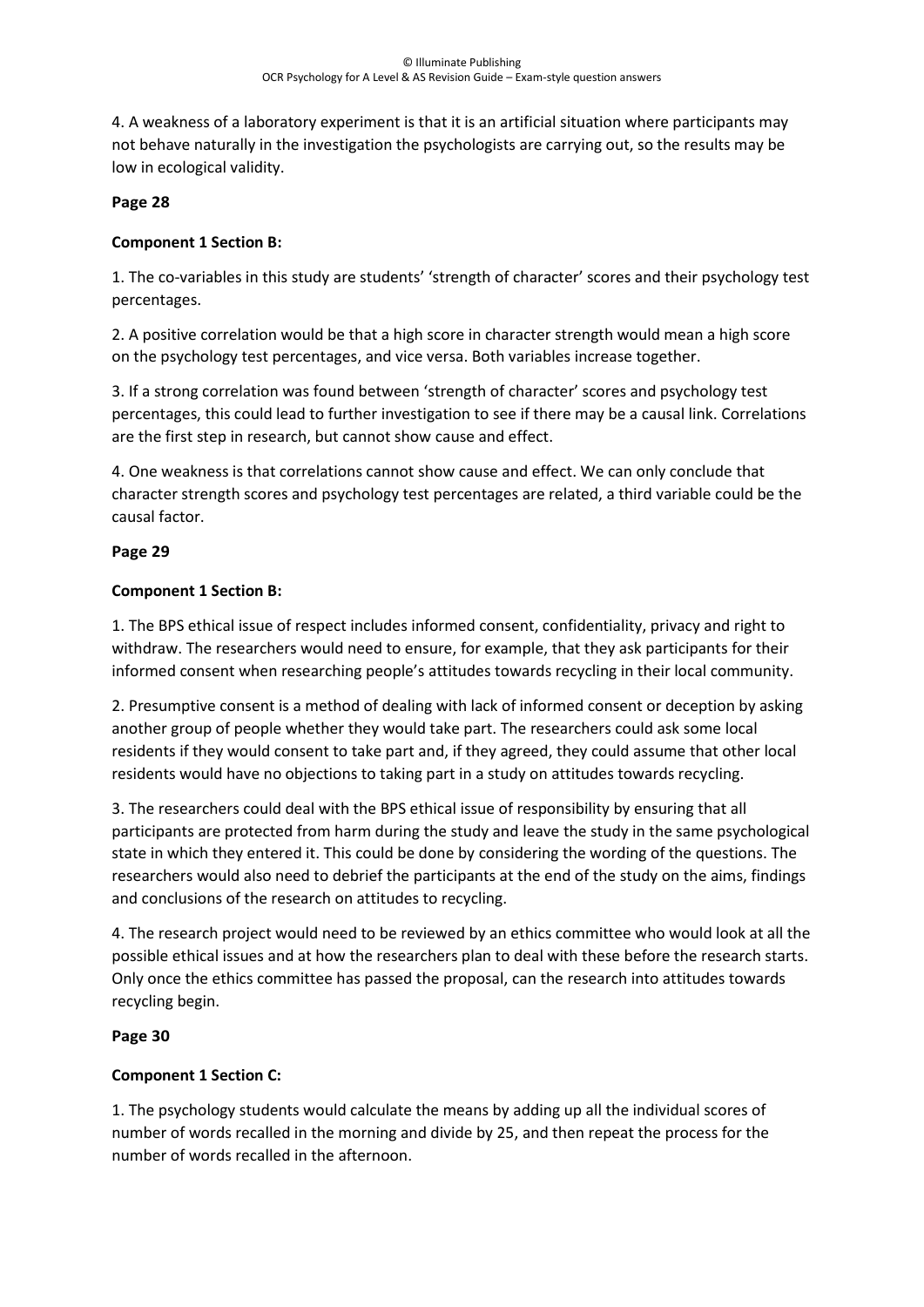4. A weakness of a laboratory experiment is that it is an artificial situation where participants may not behave naturally in the investigation the psychologists are carrying out, so the results may be low in ecological validity.

**Page 28**

**Component 1 Section B:**

1. The co-variables in this study are students' 'strength of character' scores and their psychology test percentages.

2. A positive correlation would be that a high score in character strength would mean a high score on the psychology test percentages, and vice versa. Both variables increase together.

3. If a strong correlation was found between 'strength of character' scores and psychology test percentages, this could lead to further investigation to see if there may be a causal link. Correlations are the first step in research, but cannot show cause and effect.

4. One weakness is that correlations cannot show cause and effect. We can only conclude that character strength scores and psychology test percentages are related, a third variable could be the causal factor.

**Page 29**

**Component 1 Section B:**

1. The BPS ethical issue of respect includes informed consent, confidentiality, privacy and right to withdraw. The researchers would need to ensure, for example, that they ask participants for their informed consent when researching people's attitudes towards recycling in their local community.

2. Presumptive consent is a method of dealing with lack of informed consent or deception by asking another group of people whether they would take part. The researchers could ask some local residents if they would consent to take part and, if they agreed, they could assume that other local residents would have no objections to taking part in a study on attitudes towards recycling.

3. The researchers could deal with the BPS ethical issue of responsibility by ensuring that all participants are protected from harm during the study and leave the study in the same psychological state in which they entered it. This could be done by considering the wording of the questions. The researchers would also need to debrief the participants at the end of the study on the aims, findings and conclusions of the research on attitudes to recycling.

4. The research project would need to be reviewed by an ethics committee who would look at all the possible ethical issues and at how the researchers plan to deal with these before the research starts. Only once the ethics committee has passed the proposal, can the research into attitudes towards recycling begin.

**Page 30**

**Component 1 Section C:**

1. The psychology students would calculate the means by adding up all the individual scores of number of words recalled in the morning and divide by 25, and then repeat the process for the number of words recalled in the afternoon.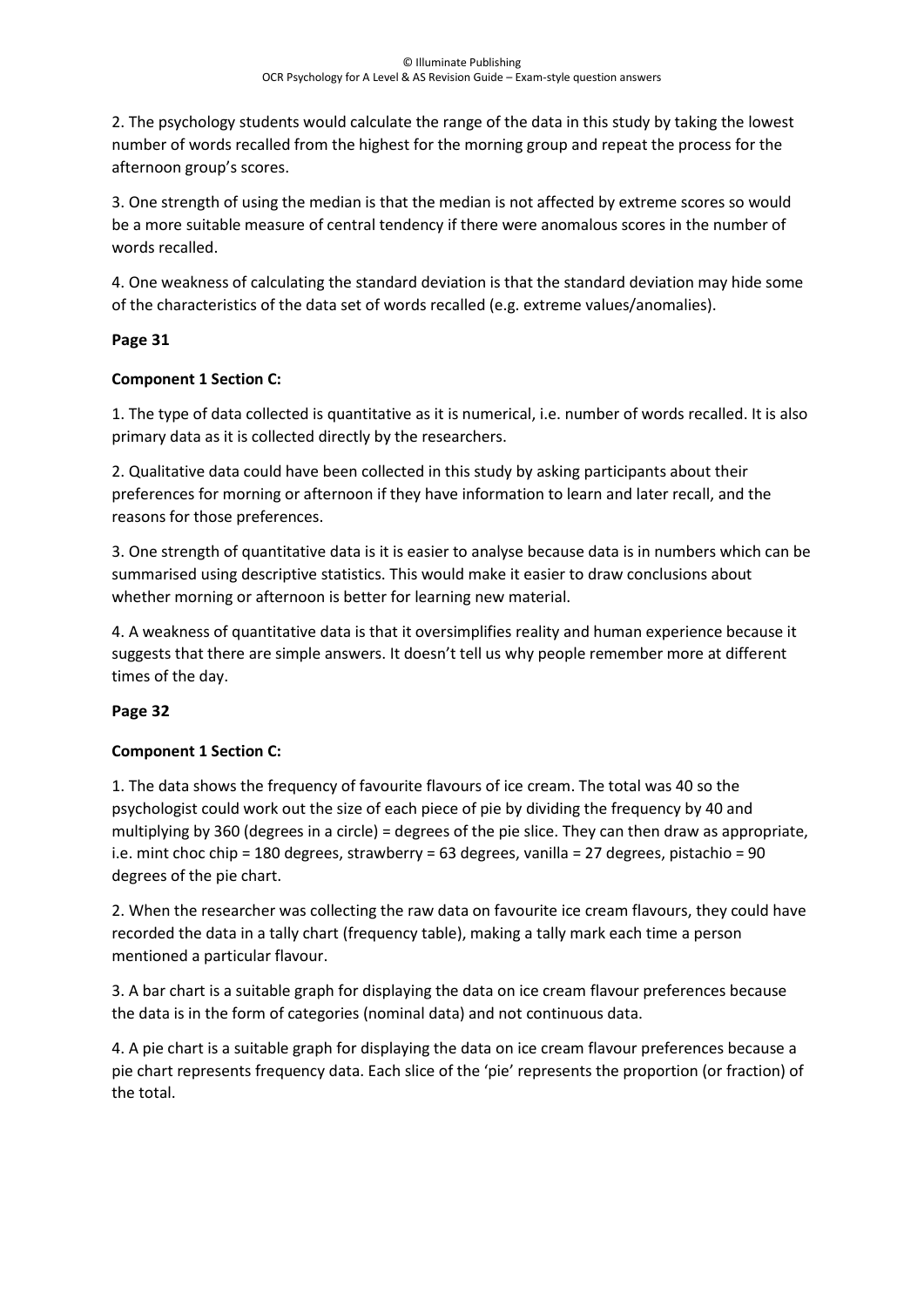2. The psychology students would calculate the range of the data in this study by taking the lowest number of words recalled from the highest for the morning group and repeat the process for the afternoon group's scores.

3. One strength of using the median is that the median is not affected by extreme scores so would be a more suitable measure of central tendency if there were anomalous scores in the number of words recalled.

4. One weakness of calculating the standard deviation is that the standard deviation may hide some of the characteristics of the data set of words recalled (e.g. extreme values/anomalies).

**Page 31**

**Component 1 Section C:**

1. The type of data collected is quantitative as it is numerical, i.e. number of words recalled. It is also primary data as it is collected directly by the researchers.

2. Qualitative data could have been collected in this study by asking participants about their preferences for morning or afternoon if they have information to learn and later recall, and the reasons for those preferences.

3. One strength of quantitative data is it is easier to analyse because data is in numbers which can be summarised using descriptive statistics. This would make it easier to draw conclusions about whether morning or afternoon is better for learning new material.

4. A weakness of quantitative data is that it oversimplifies reality and human experience because it suggests that there are simple answers. It doesn't tell us why people remember more at different times of the day.

**Page 32**

**Component 1 Section C:**

1. The data shows the frequency of favourite flavours of ice cream. The total was 40 so the psychologist could work out the size of each piece of pie by dividing the frequency by 40 and multiplying by 360 (degrees in a circle) = degrees of the pie slice. They can then draw as appropriate, i.e. mint choc chip = 180 degrees, strawberry = 63 degrees, vanilla = 27 degrees, pistachio = 90 degrees of the pie chart.

2. When the researcher was collecting the raw data on favourite ice cream flavours, they could have recorded the data in a tally chart (frequency table), making a tally mark each time a person mentioned a particular flavour.

3. A bar chart is a suitable graph for displaying the data on ice cream flavour preferences because the data is in the form of categories (nominal data) and not continuous data.

4. A pie chart is a suitable graph for displaying the data on ice cream flavour preferences because a pie chart represents frequency data. Each slice of the 'pie' represents the proportion (or fraction) of the total.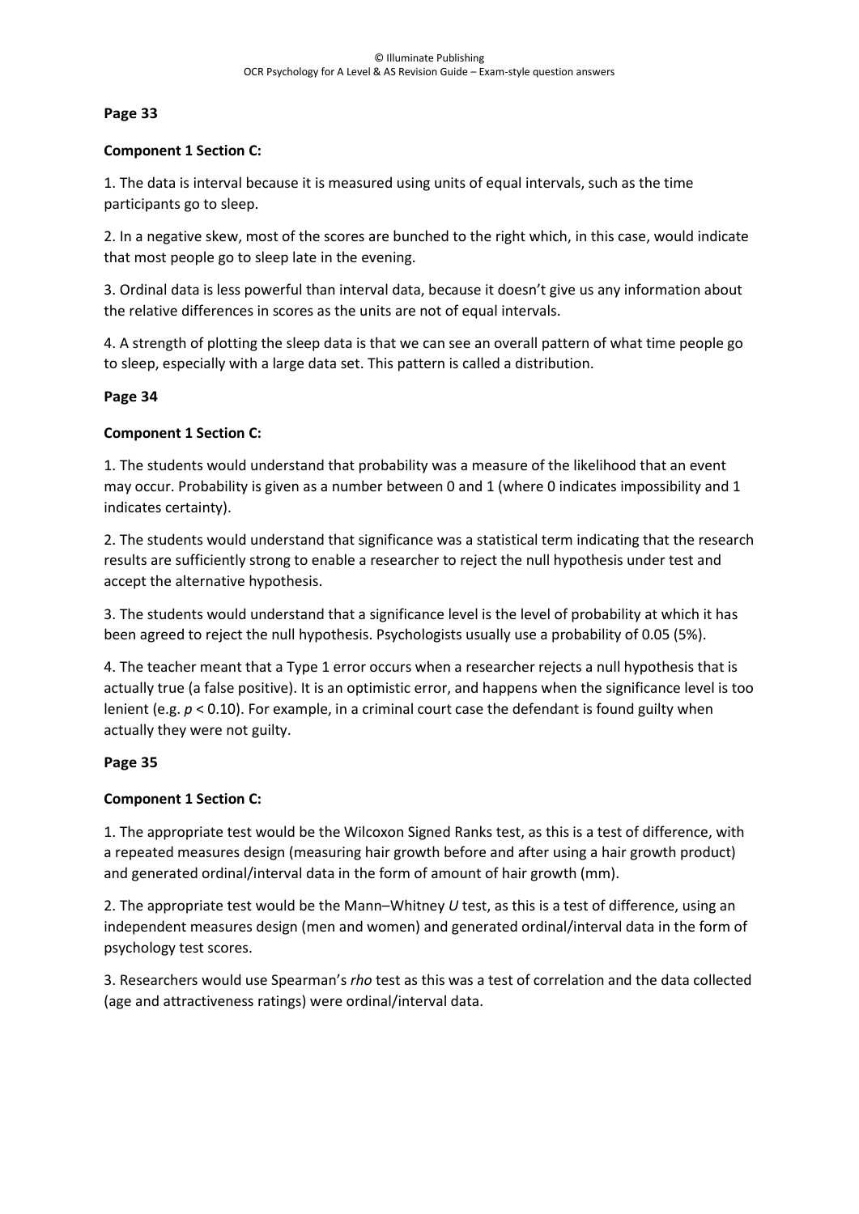**Page 33**

**Component 1 Section C:**

1. The data is interval because it is measured using units of equal intervals, such as the time participants go to sleep.

2. In a negative skew, most of the scores are bunched to the right which, in this case, would indicate that most people go to sleep late in the evening.

3. Ordinal data is less powerful than interval data, because it doesn't give us any information about the relative differences in scores as the units are not of equal intervals.

4. A strength of plotting the sleep data is that we can see an overall pattern of what time people go to sleep, especially with a large data set. This pattern is called a distribution.

**Page 34**

**Component 1 Section C:**

1. The students would understand that probability was a measure of the likelihood that an event may occur. Probability is given as a number between 0 and 1 (where 0 indicates impossibility and 1 indicates certainty).

2. The students would understand that significance was a statistical term indicating that the research results are sufficiently strong to enable a researcher to reject the null hypothesis under test and accept the alternative hypothesis.

3. The students would understand that a significance level is the level of probability at which it has been agreed to reject the null hypothesis. Psychologists usually use a probability of 0.05 (5%).

4. The teacher meant that a Type 1 error occurs when a researcher rejects a null hypothesis that is actually true (a false positive). It is an optimistic error, and happens when the significance level is too lenient (e.g. $p < 0.10$). For example, in a criminal court case the defendant is found guilty when actually they were not guilty.

**Page 35**

**Component 1 Section C:**

1. The appropriate test would be the Wilcoxon Signed Ranks test, as this is a test of difference, with a repeated measures design (measuring hair growth before and after using a hair growth product) and generated ordinal/interval data in the form of amount of hair growth (mm).

2. The appropriate test would be the Mann–Whitney *U* test, as this is a test of difference, using an independent measures design (men and women) and generated ordinal/interval data in the form of psychology test scores.

3. Researchers would use Spearman's *rho* test as this was a test of correlation and the data collected (age and attractiveness ratings) were ordinal/interval data.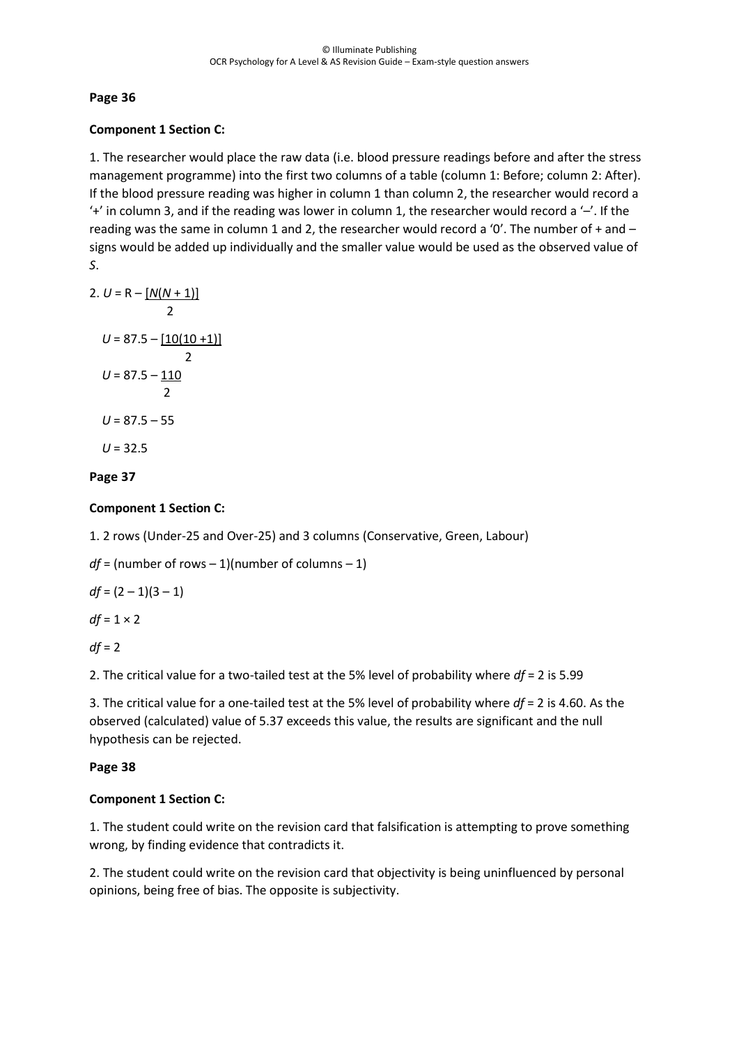## Page 36

**Component 1 Section C:**

1. The researcher would place the raw data (i.e. blood pressure readings before and after the stress management programme) into the first two columns of a table (column 1: Before; column 2: After). If the blood pressure reading was higher in column 1 than column 2, the researcher would record a '+' in column 3, and if the reading was lower in column 1, the researcher would record a '–'. If the reading was the same in column 1 and 2, the researcher would record a '0'. The number of + and – signs would be added up individually and the smaller value would be used as the observed value of *S*.

2. $U = R - \dfrac{[N(N + 1)]}{2}$

$$U = 87.5 - \frac{[10(10 + 1)]}{2}$$

$$U = 87.5 - \frac{110}{2}$$

$$U = 87.5 - 55$$

$$U = 32.5$$

## Page 37

**Component 1 Section C:**

1. 2 rows (Under-25 and Over-25) and 3 columns (Conservative, Green, Labour)

$df$ = (number of rows – 1)(number of columns – 1)

$df = (2 - 1)(3 - 1)$

$df = 1 \times 2$

$df = 2$

2. The critical value for a two-tailed test at the 5% level of probability where $df = 2$ is 5.99

3. The critical value for a one-tailed test at the 5% level of probability where $df = 2$ is 4.60. As the observed (calculated) value of 5.37 exceeds this value, the results are significant and the null hypothesis can be rejected.

## Page 38

**Component 1 Section C:**

1. The student could write on the revision card that falsification is attempting to prove something wrong, by finding evidence that contradicts it.

2. The student could write on the revision card that objectivity is being uninfluenced by personal opinions, being free of bias. The opposite is subjectivity.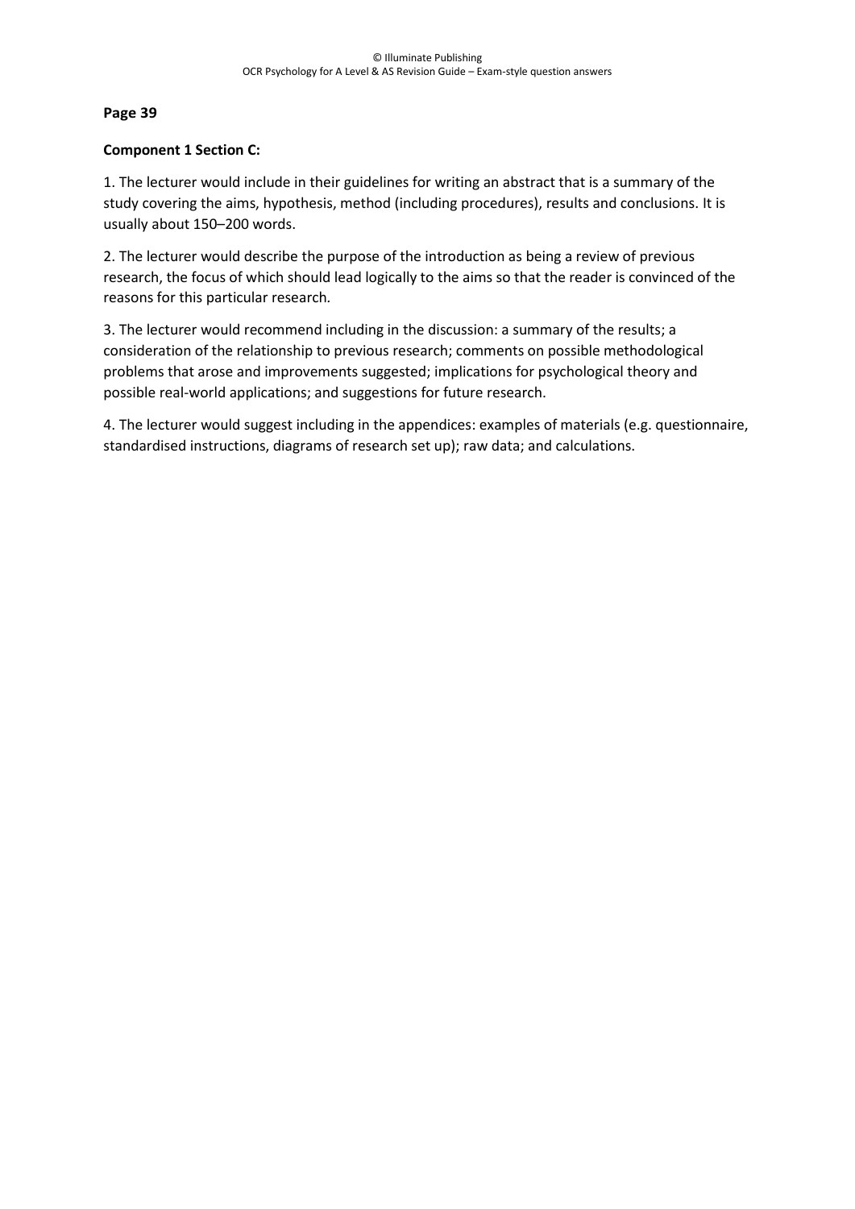**Page 39**

**Component 1 Section C:**

1. The lecturer would include in their guidelines for writing an abstract that is a summary of the study covering the aims, hypothesis, method (including procedures), results and conclusions. It is usually about 150–200 words.

2. The lecturer would describe the purpose of the introduction as being a review of previous research, the focus of which should lead logically to the aims so that the reader is convinced of the reasons for this particular research.

3. The lecturer would recommend including in the discussion: a summary of the results; a consideration of the relationship to previous research; comments on possible methodological problems that arose and improvements suggested; implications for psychological theory and possible real-world applications; and suggestions for future research.

4. The lecturer would suggest including in the appendices: examples of materials (e.g. questionnaire, standardised instructions, diagrams of research set up); raw data; and calculations.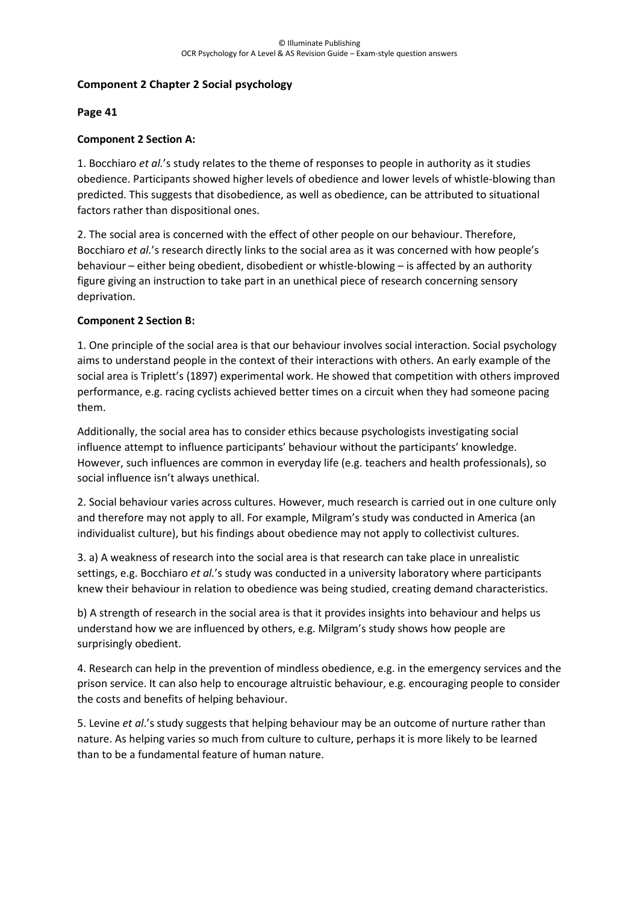**Component 2 Chapter 2 Social psychology**

**Page 41**

**Component 2 Section A:**

1. Bocchiaro *et al.*'s study relates to the theme of responses to people in authority as it studies obedience. Participants showed higher levels of obedience and lower levels of whistle-blowing than predicted. This suggests that disobedience, as well as obedience, can be attributed to situational factors rather than dispositional ones.

2. The social area is concerned with the effect of other people on our behaviour. Therefore, Bocchiaro *et al.*'s research directly links to the social area as it was concerned with how people's behaviour – either being obedient, disobedient or whistle-blowing – is affected by an authority figure giving an instruction to take part in an unethical piece of research concerning sensory deprivation.

**Component 2 Section B:**

1. One principle of the social area is that our behaviour involves social interaction. Social psychology aims to understand people in the context of their interactions with others. An early example of the social area is Triplett's (1897) experimental work. He showed that competition with others improved performance, e.g. racing cyclists achieved better times on a circuit when they had someone pacing them.

Additionally, the social area has to consider ethics because psychologists investigating social influence attempt to influence participants' behaviour without the participants' knowledge. However, such influences are common in everyday life (e.g. teachers and health professionals), so social influence isn't always unethical.

2. Social behaviour varies across cultures. However, much research is carried out in one culture only and therefore may not apply to all. For example, Milgram's study was conducted in America (an individualist culture), but his findings about obedience may not apply to collectivist cultures.

3. a) A weakness of research into the social area is that research can take place in unrealistic settings, e.g. Bocchiaro *et al.*'s study was conducted in a university laboratory where participants knew their behaviour in relation to obedience was being studied, creating demand characteristics.

b) A strength of research in the social area is that it provides insights into behaviour and helps us understand how we are influenced by others, e.g. Milgram's study shows how people are surprisingly obedient.

4. Research can help in the prevention of mindless obedience, e.g. in the emergency services and the prison service. It can also help to encourage altruistic behaviour, e.g. encouraging people to consider the costs and benefits of helping behaviour.

5. Levine *et al*.'s study suggests that helping behaviour may be an outcome of nurture rather than nature. As helping varies so much from culture to culture, perhaps it is more likely to be learned than to be a fundamental feature of human nature.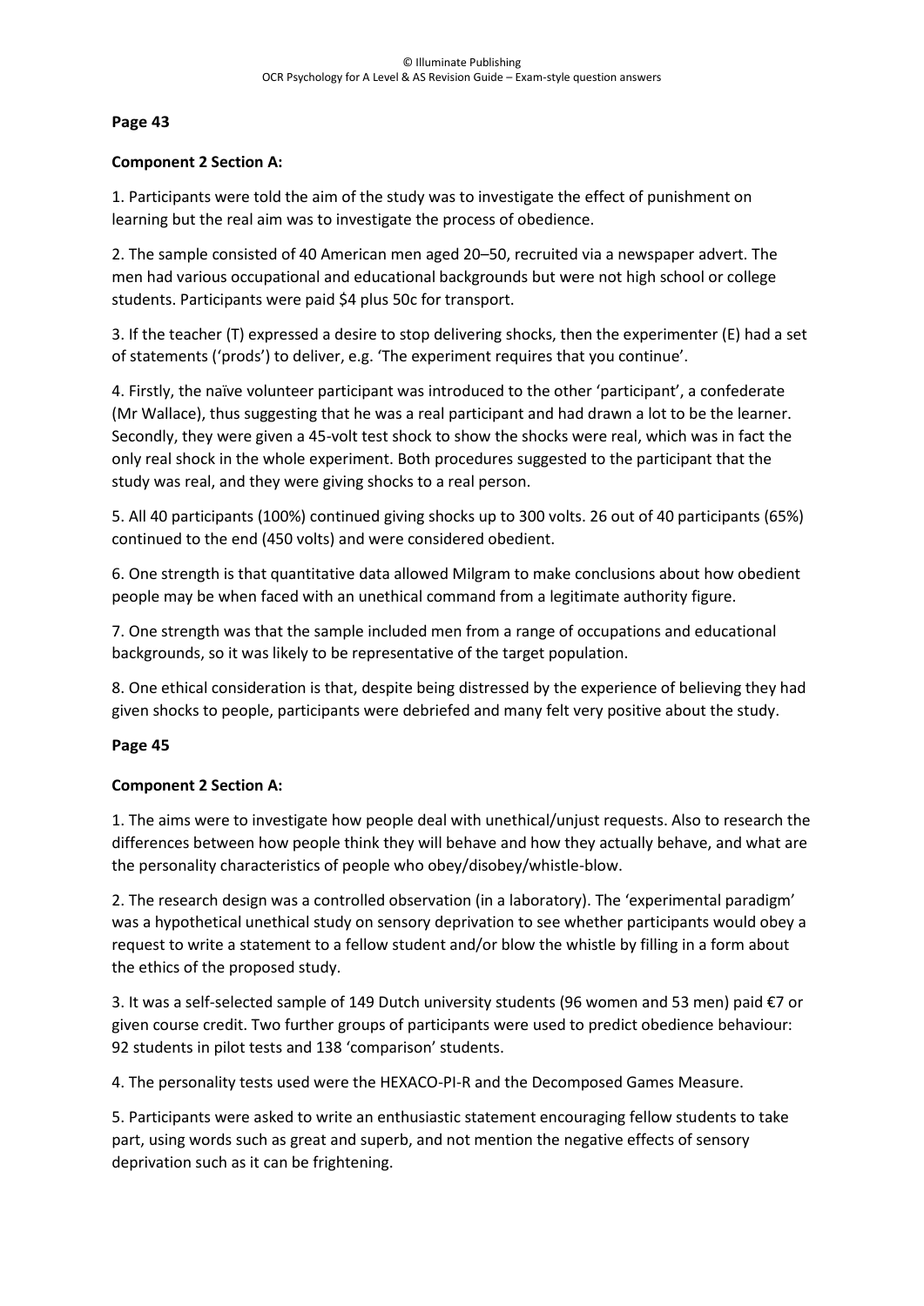**Page 43**

**Component 2 Section A:**

1. Participants were told the aim of the study was to investigate the effect of punishment on learning but the real aim was to investigate the process of obedience.

2. The sample consisted of 40 American men aged 20–50, recruited via a newspaper advert. The men had various occupational and educational backgrounds but were not high school or college students. Participants were paid $4 plus 50c for transport.

3. If the teacher (T) expressed a desire to stop delivering shocks, then the experimenter (E) had a set of statements ('prods') to deliver, e.g. 'The experiment requires that you continue'.

4. Firstly, the naïve volunteer participant was introduced to the other 'participant', a confederate (Mr Wallace), thus suggesting that he was a real participant and had drawn a lot to be the learner. Secondly, they were given a 45-volt test shock to show the shocks were real, which was in fact the only real shock in the whole experiment. Both procedures suggested to the participant that the study was real, and they were giving shocks to a real person.

5. All 40 participants (100%) continued giving shocks up to 300 volts. 26 out of 40 participants (65%) continued to the end (450 volts) and were considered obedient.

6. One strength is that quantitative data allowed Milgram to make conclusions about how obedient people may be when faced with an unethical command from a legitimate authority figure.

7. One strength was that the sample included men from a range of occupations and educational backgrounds, so it was likely to be representative of the target population.

8. One ethical consideration is that, despite being distressed by the experience of believing they had given shocks to people, participants were debriefed and many felt very positive about the study.

**Page 45**

**Component 2 Section A:**

1. The aims were to investigate how people deal with unethical/unjust requests. Also to research the differences between how people think they will behave and how they actually behave, and what are the personality characteristics of people who obey/disobey/whistle-blow.

2. The research design was a controlled observation (in a laboratory). The 'experimental paradigm' was a hypothetical unethical study on sensory deprivation to see whether participants would obey a request to write a statement to a fellow student and/or blow the whistle by filling in a form about the ethics of the proposed study.

3. It was a self-selected sample of 149 Dutch university students (96 women and 53 men) paid €7 or given course credit. Two further groups of participants were used to predict obedience behaviour: 92 students in pilot tests and 138 'comparison' students.

4. The personality tests used were the HEXACO-PI-R and the Decomposed Games Measure.

5. Participants were asked to write an enthusiastic statement encouraging fellow students to take part, using words such as great and superb, and not mention the negative effects of sensory deprivation such as it can be frightening.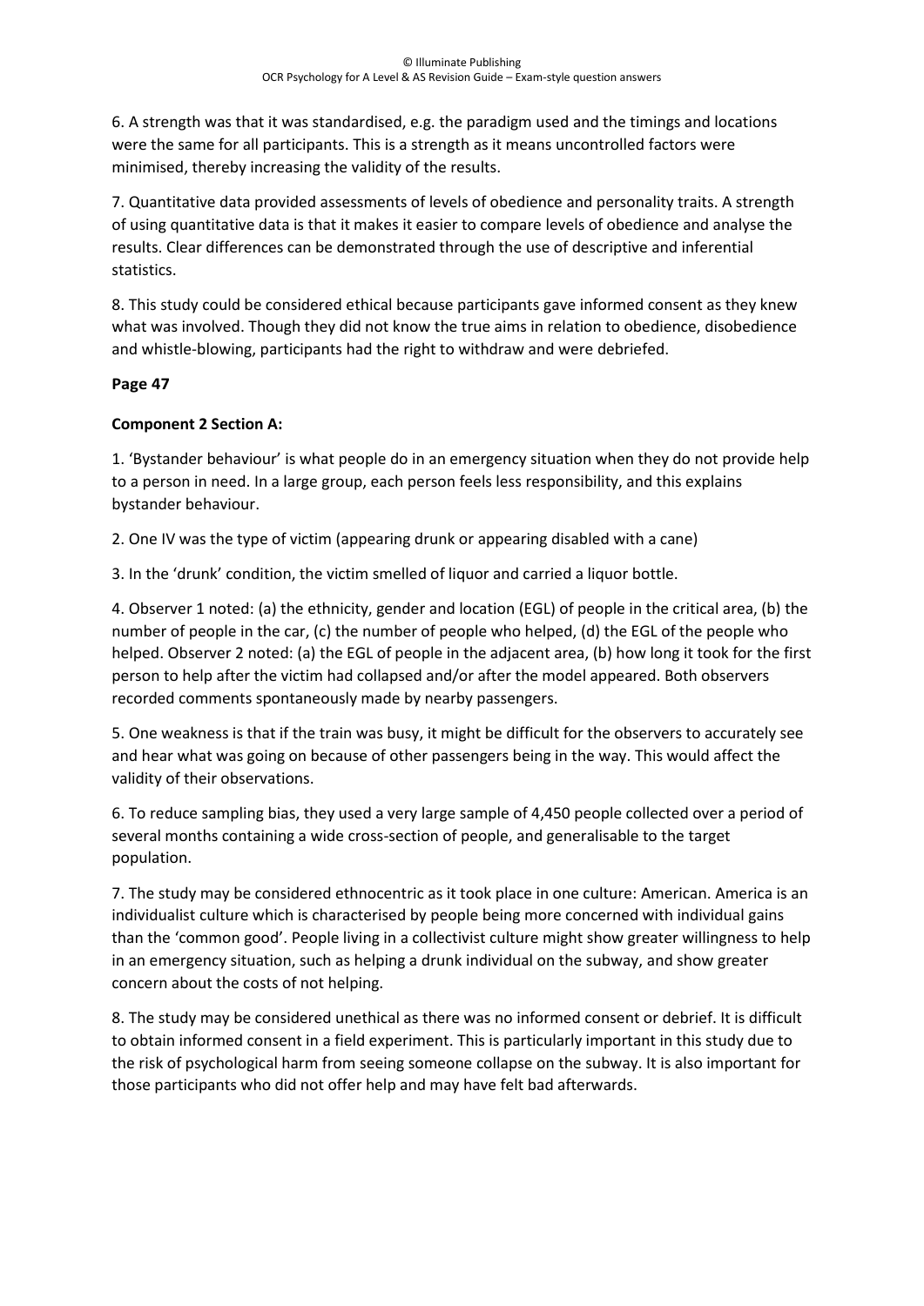6. A strength was that it was standardised, e.g. the paradigm used and the timings and locations were the same for all participants. This is a strength as it means uncontrolled factors were minimised, thereby increasing the validity of the results.

7. Quantitative data provided assessments of levels of obedience and personality traits. A strength of using quantitative data is that it makes it easier to compare levels of obedience and analyse the results. Clear differences can be demonstrated through the use of descriptive and inferential statistics.

8. This study could be considered ethical because participants gave informed consent as they knew what was involved. Though they did not know the true aims in relation to obedience, disobedience and whistle-blowing, participants had the right to withdraw and were debriefed.

**Page 47**

**Component 2 Section A:**

1. 'Bystander behaviour' is what people do in an emergency situation when they do not provide help to a person in need. In a large group, each person feels less responsibility, and this explains bystander behaviour.

2. One IV was the type of victim (appearing drunk or appearing disabled with a cane)

3. In the 'drunk' condition, the victim smelled of liquor and carried a liquor bottle.

4. Observer 1 noted: (a) the ethnicity, gender and location (EGL) of people in the critical area, (b) the number of people in the car, (c) the number of people who helped, (d) the EGL of the people who helped. Observer 2 noted: (a) the EGL of people in the adjacent area, (b) how long it took for the first person to help after the victim had collapsed and/or after the model appeared. Both observers recorded comments spontaneously made by nearby passengers.

5. One weakness is that if the train was busy, it might be difficult for the observers to accurately see and hear what was going on because of other passengers being in the way. This would affect the validity of their observations.

6. To reduce sampling bias, they used a very large sample of 4,450 people collected over a period of several months containing a wide cross-section of people, and generalisable to the target population.

7. The study may be considered ethnocentric as it took place in one culture: American. America is an individualist culture which is characterised by people being more concerned with individual gains than the 'common good'. People living in a collectivist culture might show greater willingness to help in an emergency situation, such as helping a drunk individual on the subway, and show greater concern about the costs of not helping.

8. The study may be considered unethical as there was no informed consent or debrief. It is difficult to obtain informed consent in a field experiment. This is particularly important in this study due to the risk of psychological harm from seeing someone collapse on the subway. It is also important for those participants who did not offer help and may have felt bad afterwards.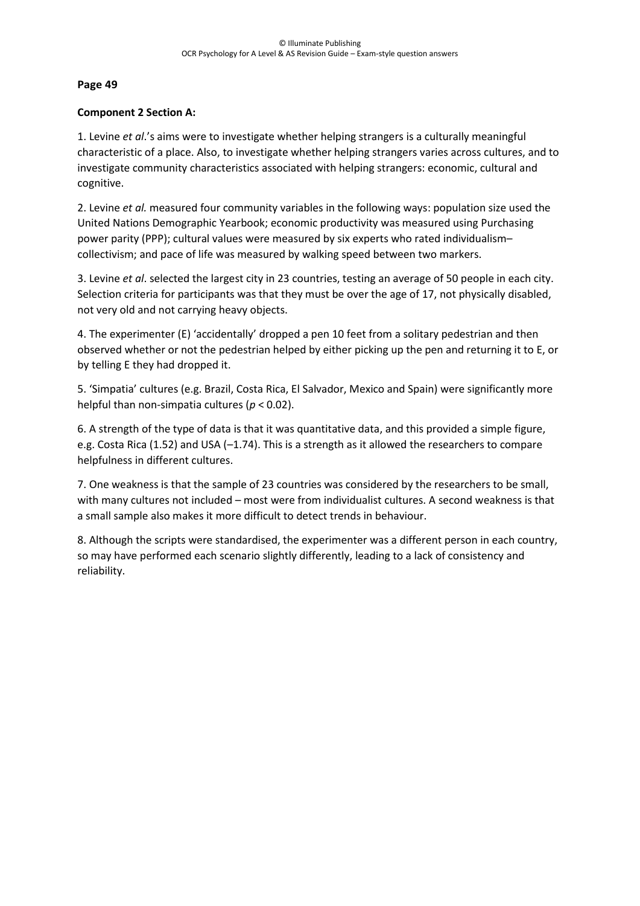**Page 49**

**Component 2 Section A:**

1. Levine *et al*.'s aims were to investigate whether helping strangers is a culturally meaningful characteristic of a place. Also, to investigate whether helping strangers varies across cultures, and to investigate community characteristics associated with helping strangers: economic, cultural and cognitive.

2. Levine *et al.* measured four community variables in the following ways: population size used the United Nations Demographic Yearbook; economic productivity was measured using Purchasing power parity (PPP); cultural values were measured by six experts who rated individualism–collectivism; and pace of life was measured by walking speed between two markers.

3. Levine *et al*. selected the largest city in 23 countries, testing an average of 50 people in each city. Selection criteria for participants was that they must be over the age of 17, not physically disabled, not very old and not carrying heavy objects.

4. The experimenter (E) 'accidentally' dropped a pen 10 feet from a solitary pedestrian and then observed whether or not the pedestrian helped by either picking up the pen and returning it to E, or by telling E they had dropped it.

5. 'Simpatia' cultures (e.g. Brazil, Costa Rica, El Salvador, Mexico and Spain) were significantly more helpful than non-simpatia cultures ($p < 0.02$).

6. A strength of the type of data is that it was quantitative data, and this provided a simple figure, e.g. Costa Rica (1.52) and USA (–1.74). This is a strength as it allowed the researchers to compare helpfulness in different cultures.

7. One weakness is that the sample of 23 countries was considered by the researchers to be small, with many cultures not included – most were from individualist cultures. A second weakness is that a small sample also makes it more difficult to detect trends in behaviour.

8. Although the scripts were standardised, the experimenter was a different person in each country, so may have performed each scenario slightly differently, leading to a lack of consistency and reliability.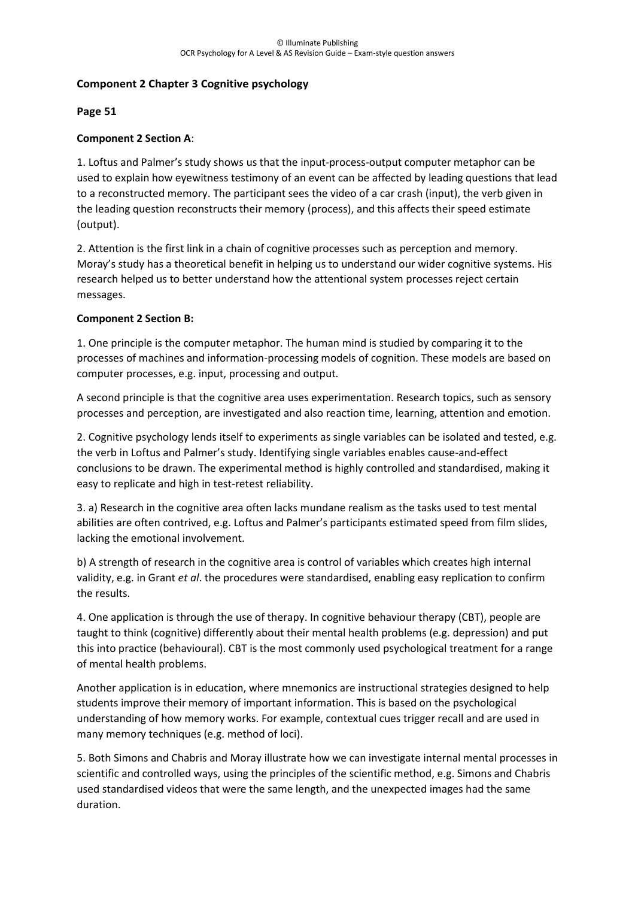**Component 2 Chapter 3 Cognitive psychology**

**Page 51**

**Component 2 Section A**:

1. Loftus and Palmer's study shows us that the input-process-output computer metaphor can be used to explain how eyewitness testimony of an event can be affected by leading questions that lead to a reconstructed memory. The participant sees the video of a car crash (input), the verb given in the leading question reconstructs their memory (process), and this affects their speed estimate (output).

2. Attention is the first link in a chain of cognitive processes such as perception and memory. Moray's study has a theoretical benefit in helping us to understand our wider cognitive systems. His research helped us to better understand how the attentional system processes reject certain messages.

**Component 2 Section B:**

1. One principle is the computer metaphor. The human mind is studied by comparing it to the processes of machines and information-processing models of cognition. These models are based on computer processes, e.g. input, processing and output.

A second principle is that the cognitive area uses experimentation. Research topics, such as sensory processes and perception, are investigated and also reaction time, learning, attention and emotion.

2. Cognitive psychology lends itself to experiments as single variables can be isolated and tested, e.g. the verb in Loftus and Palmer's study. Identifying single variables enables cause-and-effect conclusions to be drawn. The experimental method is highly controlled and standardised, making it easy to replicate and high in test-retest reliability.

3. a) Research in the cognitive area often lacks mundane realism as the tasks used to test mental abilities are often contrived, e.g. Loftus and Palmer's participants estimated speed from film slides, lacking the emotional involvement.

b) A strength of research in the cognitive area is control of variables which creates high internal validity, e.g. in Grant *et al*. the procedures were standardised, enabling easy replication to confirm the results.

4. One application is through the use of therapy. In cognitive behaviour therapy (CBT), people are taught to think (cognitive) differently about their mental health problems (e.g. depression) and put this into practice (behavioural). CBT is the most commonly used psychological treatment for a range of mental health problems.

Another application is in education, where mnemonics are instructional strategies designed to help students improve their memory of important information. This is based on the psychological understanding of how memory works. For example, contextual cues trigger recall and are used in many memory techniques (e.g. method of loci).

5. Both Simons and Chabris and Moray illustrate how we can investigate internal mental processes in scientific and controlled ways, using the principles of the scientific method, e.g. Simons and Chabris used standardised videos that were the same length, and the unexpected images had the same duration.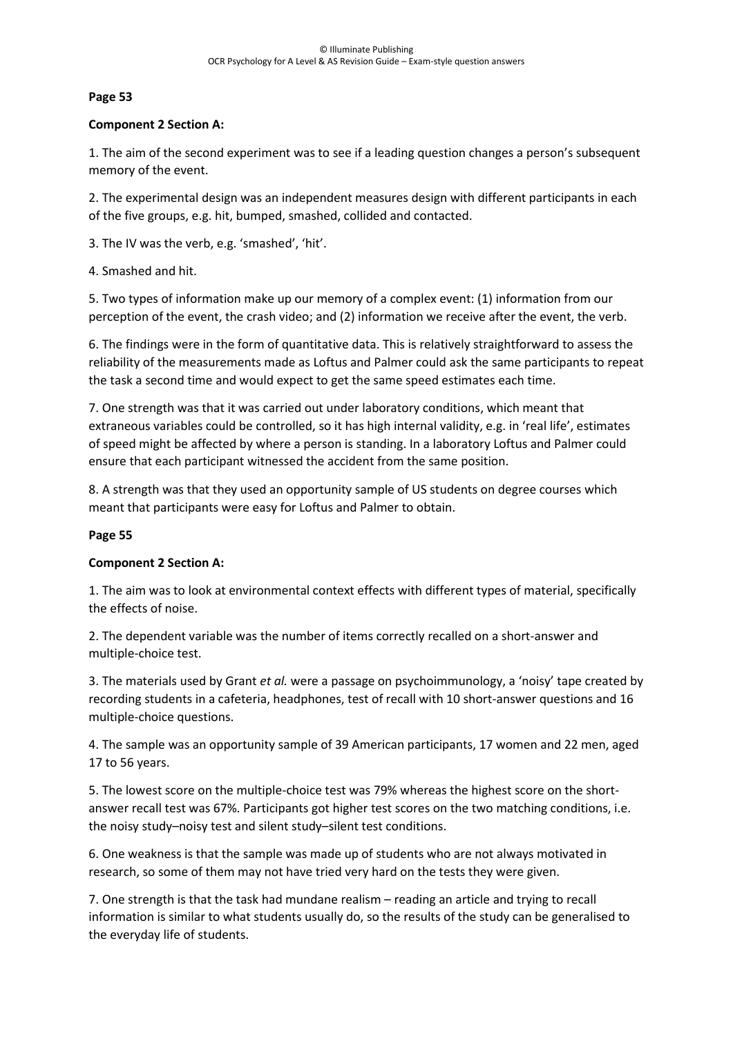**Page 53**

**Component 2 Section A:**

1. The aim of the second experiment was to see if a leading question changes a person's subsequent memory of the event.

2. The experimental design was an independent measures design with different participants in each of the five groups, e.g. hit, bumped, smashed, collided and contacted.

3. The IV was the verb, e.g. 'smashed', 'hit'.

4. Smashed and hit.

5. Two types of information make up our memory of a complex event: (1) information from our perception of the event, the crash video; and (2) information we receive after the event, the verb.

6. The findings were in the form of quantitative data. This is relatively straightforward to assess the reliability of the measurements made as Loftus and Palmer could ask the same participants to repeat the task a second time and would expect to get the same speed estimates each time.

7. One strength was that it was carried out under laboratory conditions, which meant that extraneous variables could be controlled, so it has high internal validity, e.g. in 'real life', estimates of speed might be affected by where a person is standing. In a laboratory Loftus and Palmer could ensure that each participant witnessed the accident from the same position.

8. A strength was that they used an opportunity sample of US students on degree courses which meant that participants were easy for Loftus and Palmer to obtain.

**Page 55**

**Component 2 Section A:**

1. The aim was to look at environmental context effects with different types of material, specifically the effects of noise.

2. The dependent variable was the number of items correctly recalled on a short-answer and multiple-choice test.

3. The materials used by Grant *et al.* were a passage on psychoimmunology, a 'noisy' tape created by recording students in a cafeteria, headphones, test of recall with 10 short-answer questions and 16 multiple-choice questions.

4. The sample was an opportunity sample of 39 American participants, 17 women and 22 men, aged 17 to 56 years.

5. The lowest score on the multiple-choice test was 79% whereas the highest score on the short-answer recall test was 67%. Participants got higher test scores on the two matching conditions, i.e. the noisy study–noisy test and silent study–silent test conditions.

6. One weakness is that the sample was made up of students who are not always motivated in research, so some of them may not have tried very hard on the tests they were given.

7. One strength is that the task had mundane realism – reading an article and trying to recall information is similar to what students usually do, so the results of the study can be generalised to the everyday life of students.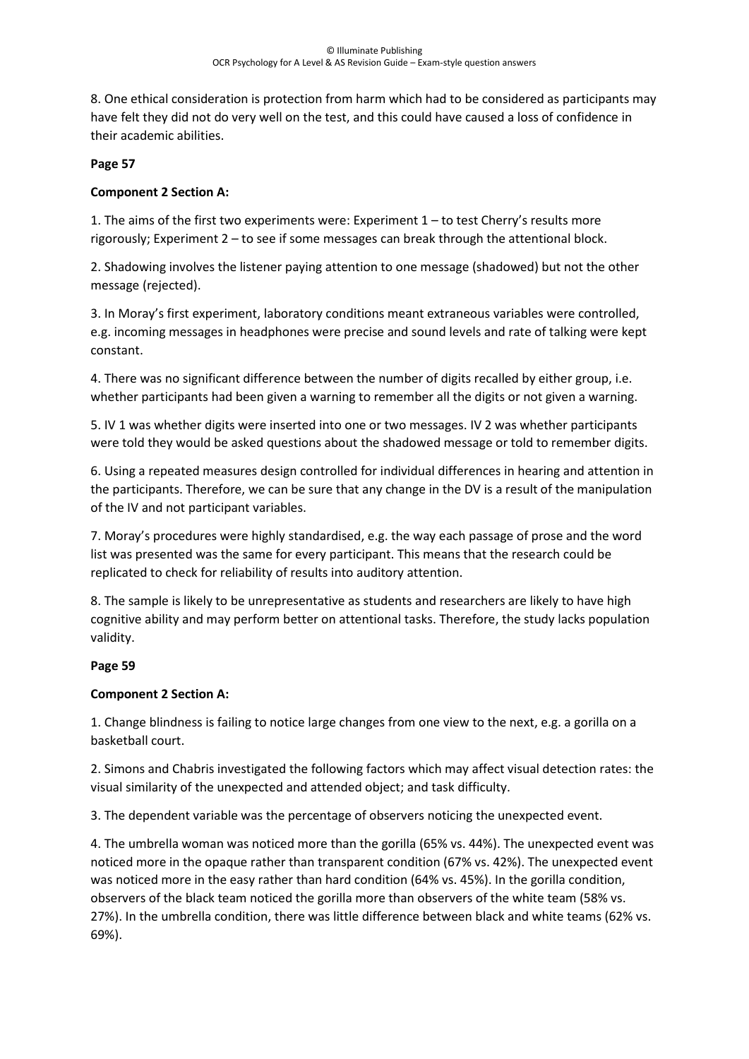8. One ethical consideration is protection from harm which had to be considered as participants may have felt they did not do very well on the test, and this could have caused a loss of confidence in their academic abilities.

**Page 57**

**Component 2 Section A:**

1. The aims of the first two experiments were: Experiment 1 – to test Cherry's results more rigorously; Experiment 2 – to see if some messages can break through the attentional block.

2. Shadowing involves the listener paying attention to one message (shadowed) but not the other message (rejected).

3. In Moray's first experiment, laboratory conditions meant extraneous variables were controlled, e.g. incoming messages in headphones were precise and sound levels and rate of talking were kept constant.

4. There was no significant difference between the number of digits recalled by either group, i.e. whether participants had been given a warning to remember all the digits or not given a warning.

5. IV 1 was whether digits were inserted into one or two messages. IV 2 was whether participants were told they would be asked questions about the shadowed message or told to remember digits.

6. Using a repeated measures design controlled for individual differences in hearing and attention in the participants. Therefore, we can be sure that any change in the DV is a result of the manipulation of the IV and not participant variables.

7. Moray's procedures were highly standardised, e.g. the way each passage of prose and the word list was presented was the same for every participant. This means that the research could be replicated to check for reliability of results into auditory attention.

8. The sample is likely to be unrepresentative as students and researchers are likely to have high cognitive ability and may perform better on attentional tasks. Therefore, the study lacks population validity.

**Page 59**

**Component 2 Section A:**

1. Change blindness is failing to notice large changes from one view to the next, e.g. a gorilla on a basketball court.

2. Simons and Chabris investigated the following factors which may affect visual detection rates: the visual similarity of the unexpected and attended object; and task difficulty.

3. The dependent variable was the percentage of observers noticing the unexpected event.

4. The umbrella woman was noticed more than the gorilla (65% vs. 44%). The unexpected event was noticed more in the opaque rather than transparent condition (67% vs. 42%). The unexpected event was noticed more in the easy rather than hard condition (64% vs. 45%). In the gorilla condition, observers of the black team noticed the gorilla more than observers of the white team (58% vs. 27%). In the umbrella condition, there was little difference between black and white teams (62% vs. 69%).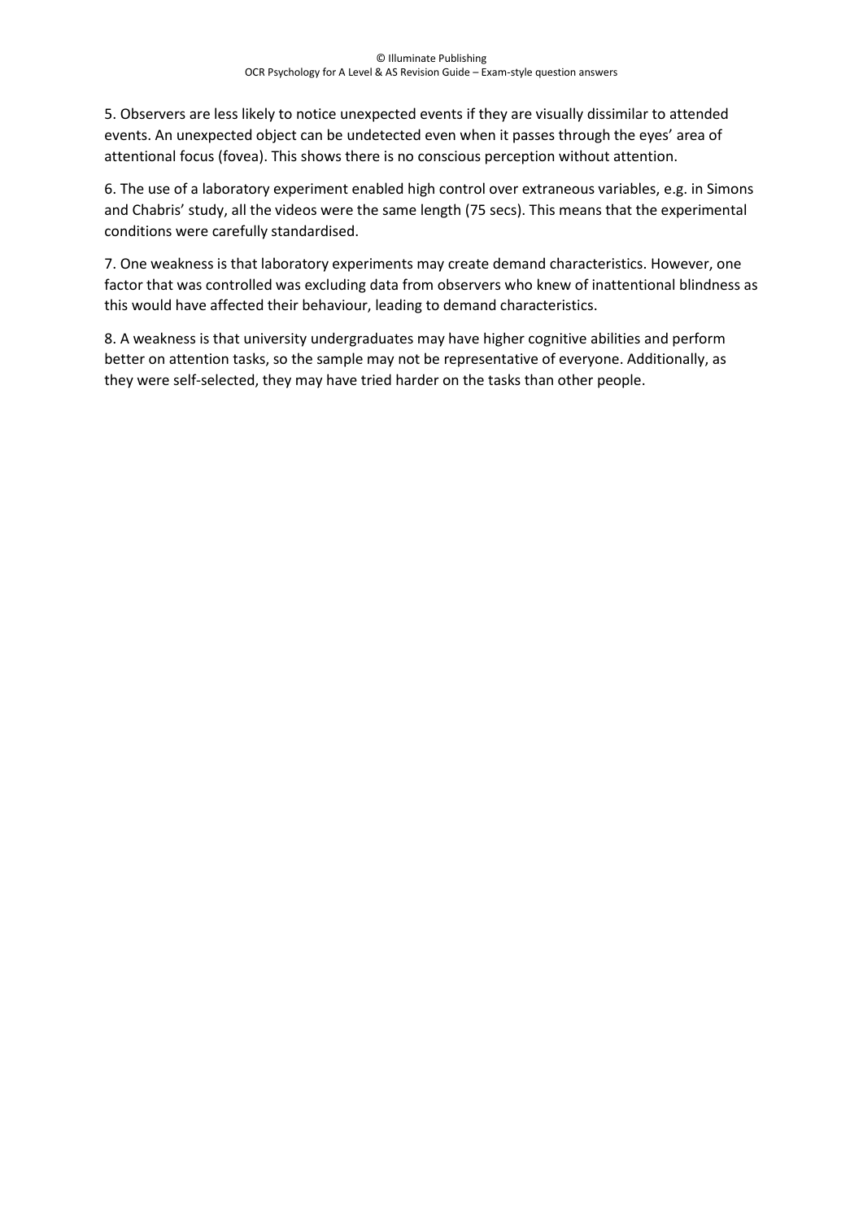5. Observers are less likely to notice unexpected events if they are visually dissimilar to attended events. An unexpected object can be undetected even when it passes through the eyes' area of attentional focus (fovea). This shows there is no conscious perception without attention.

6. The use of a laboratory experiment enabled high control over extraneous variables, e.g. in Simons and Chabris' study, all the videos were the same length (75 secs). This means that the experimental conditions were carefully standardised.

7. One weakness is that laboratory experiments may create demand characteristics. However, one factor that was controlled was excluding data from observers who knew of inattentional blindness as this would have affected their behaviour, leading to demand characteristics.

8. A weakness is that university undergraduates may have higher cognitive abilities and perform better on attention tasks, so the sample may not be representative of everyone. Additionally, as they were self-selected, they may have tried harder on the tasks than other people.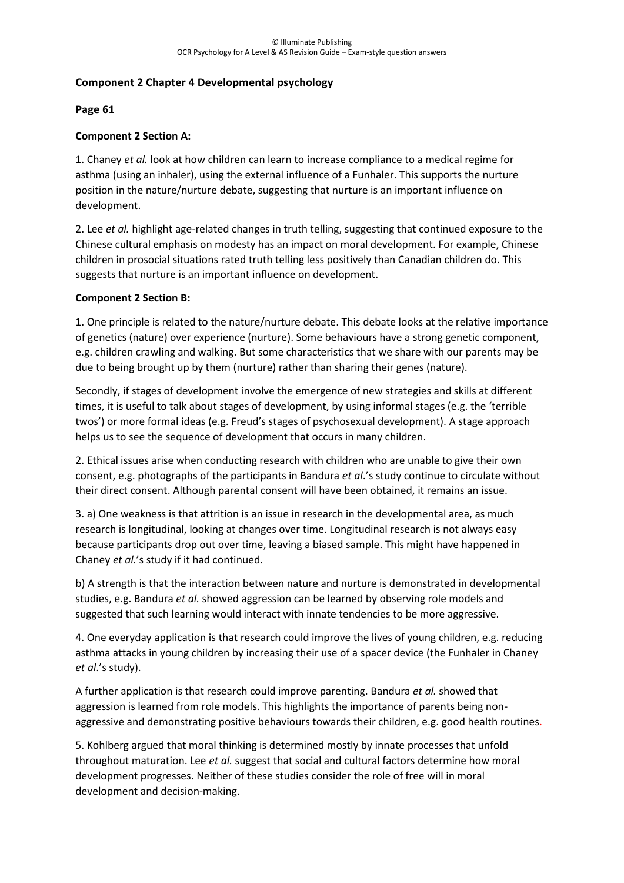**Component 2 Chapter 4 Developmental psychology**

**Page 61**

**Component 2 Section A:**

1. Chaney *et al.* look at how children can learn to increase compliance to a medical regime for asthma (using an inhaler), using the external influence of a Funhaler. This supports the nurture position in the nature/nurture debate, suggesting that nurture is an important influence on development.

2. Lee *et al.* highlight age-related changes in truth telling, suggesting that continued exposure to the Chinese cultural emphasis on modesty has an impact on moral development. For example, Chinese children in prosocial situations rated truth telling less positively than Canadian children do. This suggests that nurture is an important influence on development.

**Component 2 Section B:**

1. One principle is related to the nature/nurture debate. This debate looks at the relative importance of genetics (nature) over experience (nurture). Some behaviours have a strong genetic component, e.g. children crawling and walking. But some characteristics that we share with our parents may be due to being brought up by them (nurture) rather than sharing their genes (nature).

Secondly, if stages of development involve the emergence of new strategies and skills at different times, it is useful to talk about stages of development, by using informal stages (e.g. the 'terrible twos') or more formal ideas (e.g. Freud's stages of psychosexual development). A stage approach helps us to see the sequence of development that occurs in many children.

2. Ethical issues arise when conducting research with children who are unable to give their own consent, e.g. photographs of the participants in Bandura *et al*.'s study continue to circulate without their direct consent. Although parental consent will have been obtained, it remains an issue.

3. a) One weakness is that attrition is an issue in research in the developmental area, as much research is longitudinal, looking at changes over time. Longitudinal research is not always easy because participants drop out over time, leaving a biased sample. This might have happened in Chaney *et al*.'s study if it had continued.

b) A strength is that the interaction between nature and nurture is demonstrated in developmental studies, e.g. Bandura *et al.* showed aggression can be learned by observing role models and suggested that such learning would interact with innate tendencies to be more aggressive.

4. One everyday application is that research could improve the lives of young children, e.g. reducing asthma attacks in young children by increasing their use of a spacer device (the Funhaler in Chaney *et al*.'s study).

A further application is that research could improve parenting. Bandura *et al.* showed that aggression is learned from role models. This highlights the importance of parents being non-aggressive and demonstrating positive behaviours towards their children, e.g. good health routines.

5. Kohlberg argued that moral thinking is determined mostly by innate processes that unfold throughout maturation. Lee *et al.* suggest that social and cultural factors determine how moral development progresses. Neither of these studies consider the role of free will in moral development and decision-making.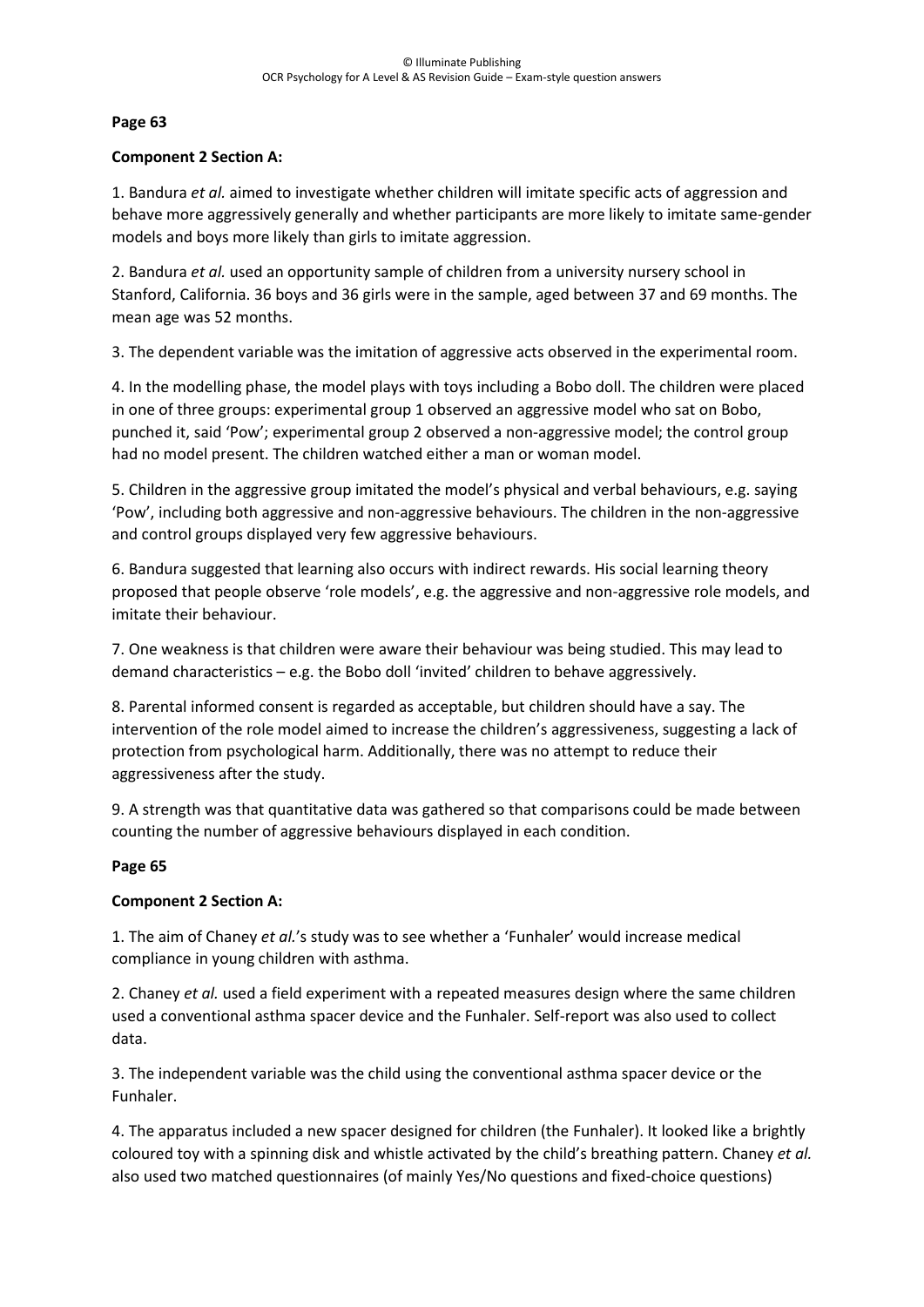**Page 63**

**Component 2 Section A:**

1. Bandura *et al.* aimed to investigate whether children will imitate specific acts of aggression and behave more aggressively generally and whether participants are more likely to imitate same-gender models and boys more likely than girls to imitate aggression.

2. Bandura *et al.* used an opportunity sample of children from a university nursery school in Stanford, California. 36 boys and 36 girls were in the sample, aged between 37 and 69 months. The mean age was 52 months.

3. The dependent variable was the imitation of aggressive acts observed in the experimental room.

4. In the modelling phase, the model plays with toys including a Bobo doll. The children were placed in one of three groups: experimental group 1 observed an aggressive model who sat on Bobo, punched it, said 'Pow'; experimental group 2 observed a non-aggressive model; the control group had no model present. The children watched either a man or woman model.

5. Children in the aggressive group imitated the model's physical and verbal behaviours, e.g. saying 'Pow', including both aggressive and non-aggressive behaviours. The children in the non-aggressive and control groups displayed very few aggressive behaviours.

6. Bandura suggested that learning also occurs with indirect rewards. His social learning theory proposed that people observe 'role models', e.g. the aggressive and non-aggressive role models, and imitate their behaviour.

7. One weakness is that children were aware their behaviour was being studied. This may lead to demand characteristics – e.g. the Bobo doll 'invited' children to behave aggressively.

8. Parental informed consent is regarded as acceptable, but children should have a say. The intervention of the role model aimed to increase the children's aggressiveness, suggesting a lack of protection from psychological harm. Additionally, there was no attempt to reduce their aggressiveness after the study.

9. A strength was that quantitative data was gathered so that comparisons could be made between counting the number of aggressive behaviours displayed in each condition.

**Page 65**

**Component 2 Section A:**

1. The aim of Chaney *et al.*'s study was to see whether a 'Funhaler' would increase medical compliance in young children with asthma.

2. Chaney *et al.* used a field experiment with a repeated measures design where the same children used a conventional asthma spacer device and the Funhaler. Self-report was also used to collect data.

3. The independent variable was the child using the conventional asthma spacer device or the Funhaler.

4. The apparatus included a new spacer designed for children (the Funhaler). It looked like a brightly coloured toy with a spinning disk and whistle activated by the child's breathing pattern. Chaney *et al.* also used two matched questionnaires (of mainly Yes/No questions and fixed-choice questions)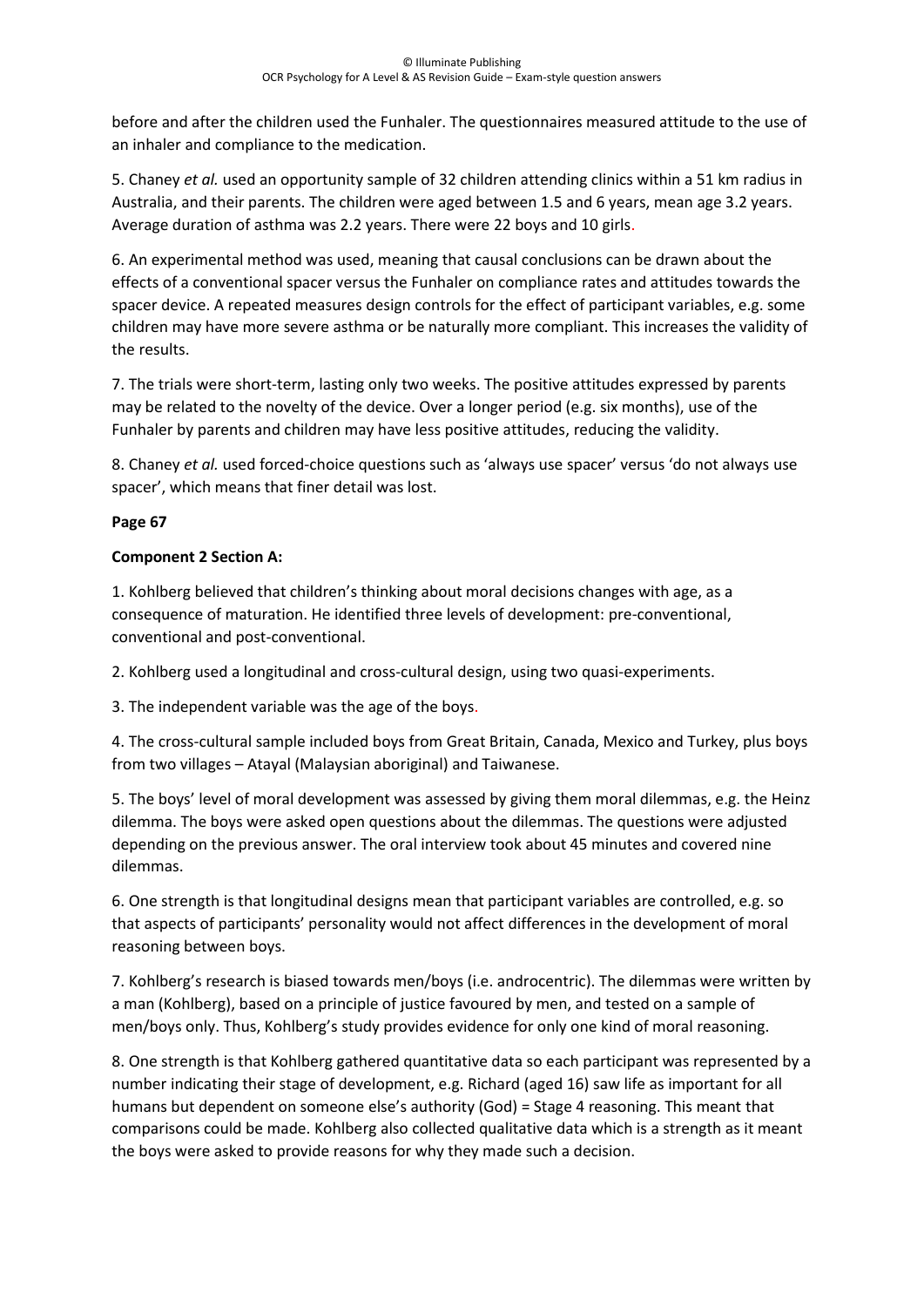before and after the children used the Funhaler. The questionnaires measured attitude to the use of an inhaler and compliance to the medication.

5. Chaney *et al.* used an opportunity sample of 32 children attending clinics within a 51 km radius in Australia, and their parents. The children were aged between 1.5 and 6 years, mean age 3.2 years. Average duration of asthma was 2.2 years. There were 22 boys and 10 girls.

6. An experimental method was used, meaning that causal conclusions can be drawn about the effects of a conventional spacer versus the Funhaler on compliance rates and attitudes towards the spacer device. A repeated measures design controls for the effect of participant variables, e.g. some children may have more severe asthma or be naturally more compliant. This increases the validity of the results.

7. The trials were short-term, lasting only two weeks. The positive attitudes expressed by parents may be related to the novelty of the device. Over a longer period (e.g. six months), use of the Funhaler by parents and children may have less positive attitudes, reducing the validity.

8. Chaney *et al.* used forced-choice questions such as 'always use spacer' versus 'do not always use spacer', which means that finer detail was lost.

**Page 67**

**Component 2 Section A:**

1. Kohlberg believed that children's thinking about moral decisions changes with age, as a consequence of maturation. He identified three levels of development: pre-conventional, conventional and post-conventional.

2. Kohlberg used a longitudinal and cross-cultural design, using two quasi-experiments.

3. The independent variable was the age of the boys.

4. The cross-cultural sample included boys from Great Britain, Canada, Mexico and Turkey, plus boys from two villages – Atayal (Malaysian aboriginal) and Taiwanese.

5. The boys' level of moral development was assessed by giving them moral dilemmas, e.g. the Heinz dilemma. The boys were asked open questions about the dilemmas. The questions were adjusted depending on the previous answer. The oral interview took about 45 minutes and covered nine dilemmas.

6. One strength is that longitudinal designs mean that participant variables are controlled, e.g. so that aspects of participants' personality would not affect differences in the development of moral reasoning between boys.

7. Kohlberg's research is biased towards men/boys (i.e. androcentric). The dilemmas were written by a man (Kohlberg), based on a principle of justice favoured by men, and tested on a sample of men/boys only. Thus, Kohlberg's study provides evidence for only one kind of moral reasoning.

8. One strength is that Kohlberg gathered quantitative data so each participant was represented by a number indicating their stage of development, e.g. Richard (aged 16) saw life as important for all humans but dependent on someone else's authority (God) = Stage 4 reasoning. This meant that comparisons could be made. Kohlberg also collected qualitative data which is a strength as it meant the boys were asked to provide reasons for why they made such a decision.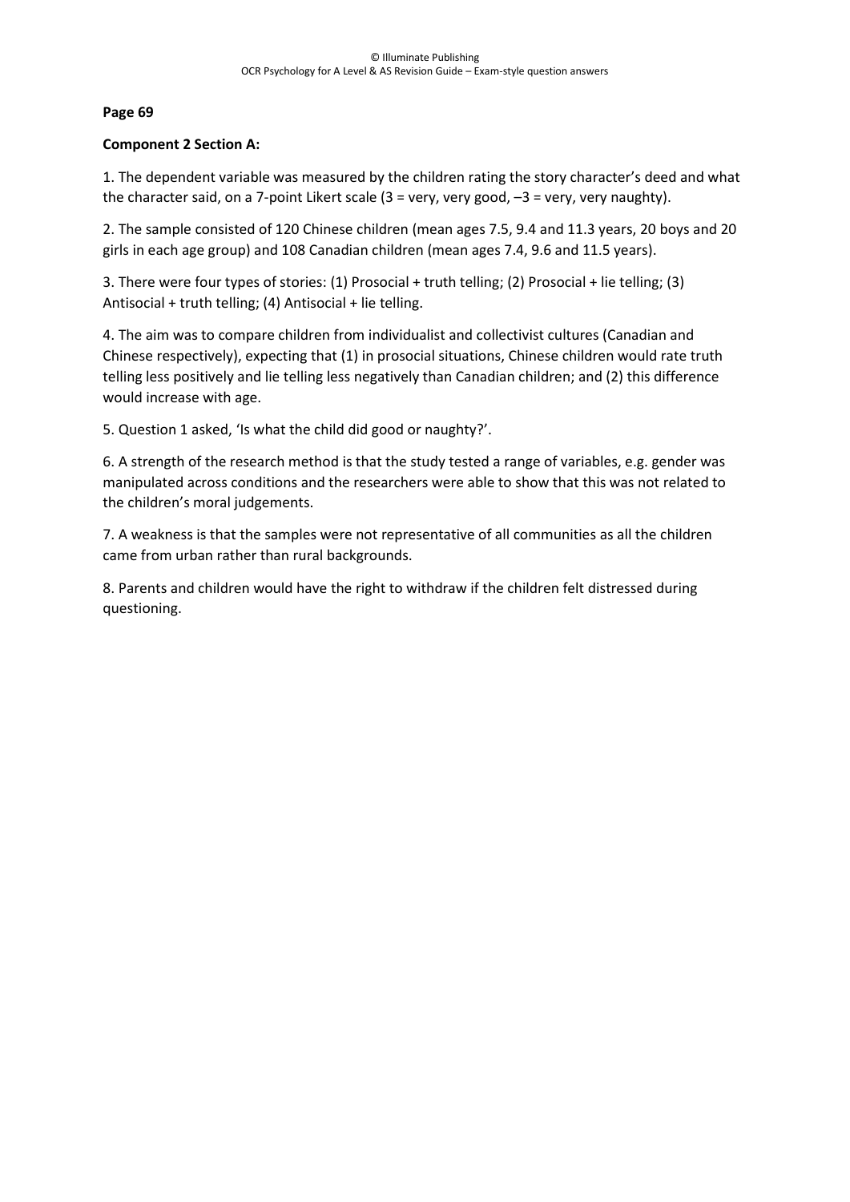**Page 69**

**Component 2 Section A:**

1. The dependent variable was measured by the children rating the story character's deed and what the character said, on a 7-point Likert scale (3 = very, very good, –3 = very, very naughty).

2. The sample consisted of 120 Chinese children (mean ages 7.5, 9.4 and 11.3 years, 20 boys and 20 girls in each age group) and 108 Canadian children (mean ages 7.4, 9.6 and 11.5 years).

3. There were four types of stories: (1) Prosocial + truth telling; (2) Prosocial + lie telling; (3) Antisocial + truth telling; (4) Antisocial + lie telling.

4. The aim was to compare children from individualist and collectivist cultures (Canadian and Chinese respectively), expecting that (1) in prosocial situations, Chinese children would rate truth telling less positively and lie telling less negatively than Canadian children; and (2) this difference would increase with age.

5. Question 1 asked, 'Is what the child did good or naughty?'.

6. A strength of the research method is that the study tested a range of variables, e.g. gender was manipulated across conditions and the researchers were able to show that this was not related to the children's moral judgements.

7. A weakness is that the samples were not representative of all communities as all the children came from urban rather than rural backgrounds.

8. Parents and children would have the right to withdraw if the children felt distressed during questioning.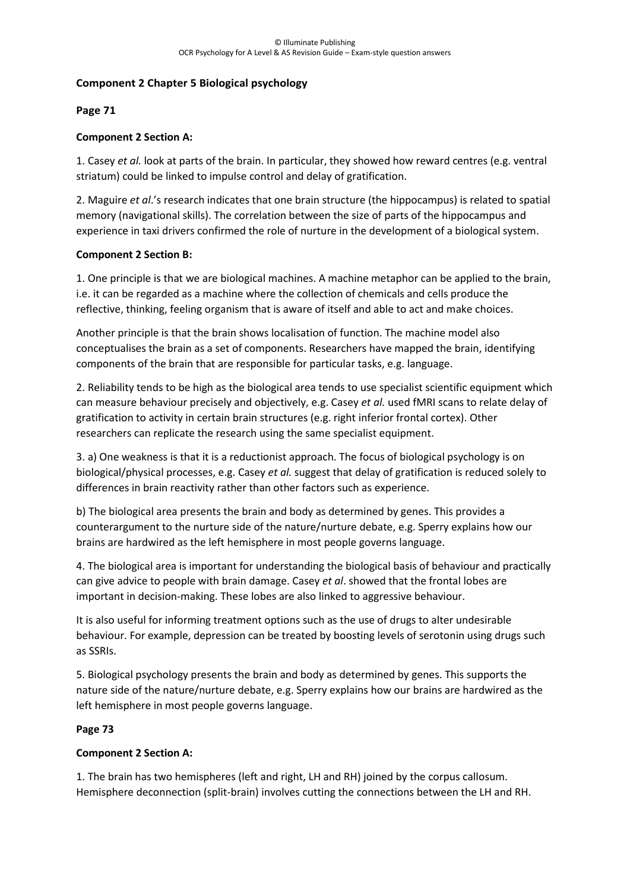**Component 2 Chapter 5 Biological psychology**

**Page 71**

**Component 2 Section A:**

1. Casey *et al.* look at parts of the brain. In particular, they showed how reward centres (e.g. ventral striatum) could be linked to impulse control and delay of gratification.

2. Maguire *et al*.'s research indicates that one brain structure (the hippocampus) is related to spatial memory (navigational skills). The correlation between the size of parts of the hippocampus and experience in taxi drivers confirmed the role of nurture in the development of a biological system.

**Component 2 Section B:**

1. One principle is that we are biological machines. A machine metaphor can be applied to the brain, i.e. it can be regarded as a machine where the collection of chemicals and cells produce the reflective, thinking, feeling organism that is aware of itself and able to act and make choices.

Another principle is that the brain shows localisation of function. The machine model also conceptualises the brain as a set of components. Researchers have mapped the brain, identifying components of the brain that are responsible for particular tasks, e.g. language.

2. Reliability tends to be high as the biological area tends to use specialist scientific equipment which can measure behaviour precisely and objectively, e.g. Casey *et al.* used fMRI scans to relate delay of gratification to activity in certain brain structures (e.g. right inferior frontal cortex). Other researchers can replicate the research using the same specialist equipment.

3. a) One weakness is that it is a reductionist approach. The focus of biological psychology is on biological/physical processes, e.g. Casey *et al.* suggest that delay of gratification is reduced solely to differences in brain reactivity rather than other factors such as experience.

b) The biological area presents the brain and body as determined by genes. This provides a counterargument to the nurture side of the nature/nurture debate, e.g. Sperry explains how our brains are hardwired as the left hemisphere in most people governs language.

4. The biological area is important for understanding the biological basis of behaviour and practically can give advice to people with brain damage. Casey *et al*. showed that the frontal lobes are important in decision-making. These lobes are also linked to aggressive behaviour.

It is also useful for informing treatment options such as the use of drugs to alter undesirable behaviour. For example, depression can be treated by boosting levels of serotonin using drugs such as SSRIs.

5. Biological psychology presents the brain and body as determined by genes. This supports the nature side of the nature/nurture debate, e.g. Sperry explains how our brains are hardwired as the left hemisphere in most people governs language.

**Page 73**

**Component 2 Section A:**

1. The brain has two hemispheres (left and right, LH and RH) joined by the corpus callosum. Hemisphere deconnection (split-brain) involves cutting the connections between the LH and RH.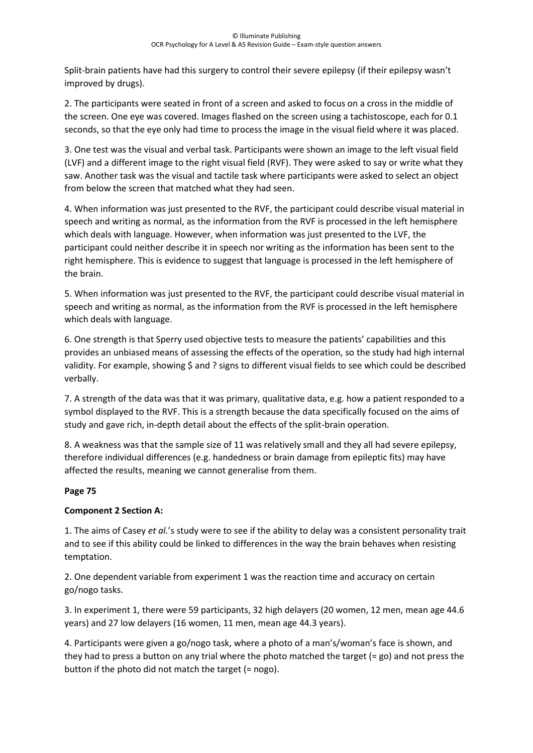Split-brain patients have had this surgery to control their severe epilepsy (if their epilepsy wasn't improved by drugs).

2. The participants were seated in front of a screen and asked to focus on a cross in the middle of the screen. One eye was covered. Images flashed on the screen using a tachistoscope, each for 0.1 seconds, so that the eye only had time to process the image in the visual field where it was placed.

3. One test was the visual and verbal task. Participants were shown an image to the left visual field (LVF) and a different image to the right visual field (RVF). They were asked to say or write what they saw. Another task was the visual and tactile task where participants were asked to select an object from below the screen that matched what they had seen.

4. When information was just presented to the RVF, the participant could describe visual material in speech and writing as normal, as the information from the RVF is processed in the left hemisphere which deals with language. However, when information was just presented to the LVF, the participant could neither describe it in speech nor writing as the information has been sent to the right hemisphere. This is evidence to suggest that language is processed in the left hemisphere of the brain.

5. When information was just presented to the RVF, the participant could describe visual material in speech and writing as normal, as the information from the RVF is processed in the left hemisphere which deals with language.

6. One strength is that Sperry used objective tests to measure the patients' capabilities and this provides an unbiased means of assessing the effects of the operation, so the study had high internal validity. For example, showing $ and ? signs to different visual fields to see which could be described verbally.

7. A strength of the data was that it was primary, qualitative data, e.g. how a patient responded to a symbol displayed to the RVF. This is a strength because the data specifically focused on the aims of study and gave rich, in-depth detail about the effects of the split-brain operation.

8. A weakness was that the sample size of 11 was relatively small and they all had severe epilepsy, therefore individual differences (e.g. handedness or brain damage from epileptic fits) may have affected the results, meaning we cannot generalise from them.

**Page 75**

**Component 2 Section A:**

1. The aims of Casey *et al.*'s study were to see if the ability to delay was a consistent personality trait and to see if this ability could be linked to differences in the way the brain behaves when resisting temptation.

2. One dependent variable from experiment 1 was the reaction time and accuracy on certain go/nogo tasks.

3. In experiment 1, there were 59 participants, 32 high delayers (20 women, 12 men, mean age 44.6 years) and 27 low delayers (16 women, 11 men, mean age 44.3 years).

4. Participants were given a go/nogo task, where a photo of a man's/woman's face is shown, and they had to press a button on any trial where the photo matched the target (= go) and not press the button if the photo did not match the target (= nogo).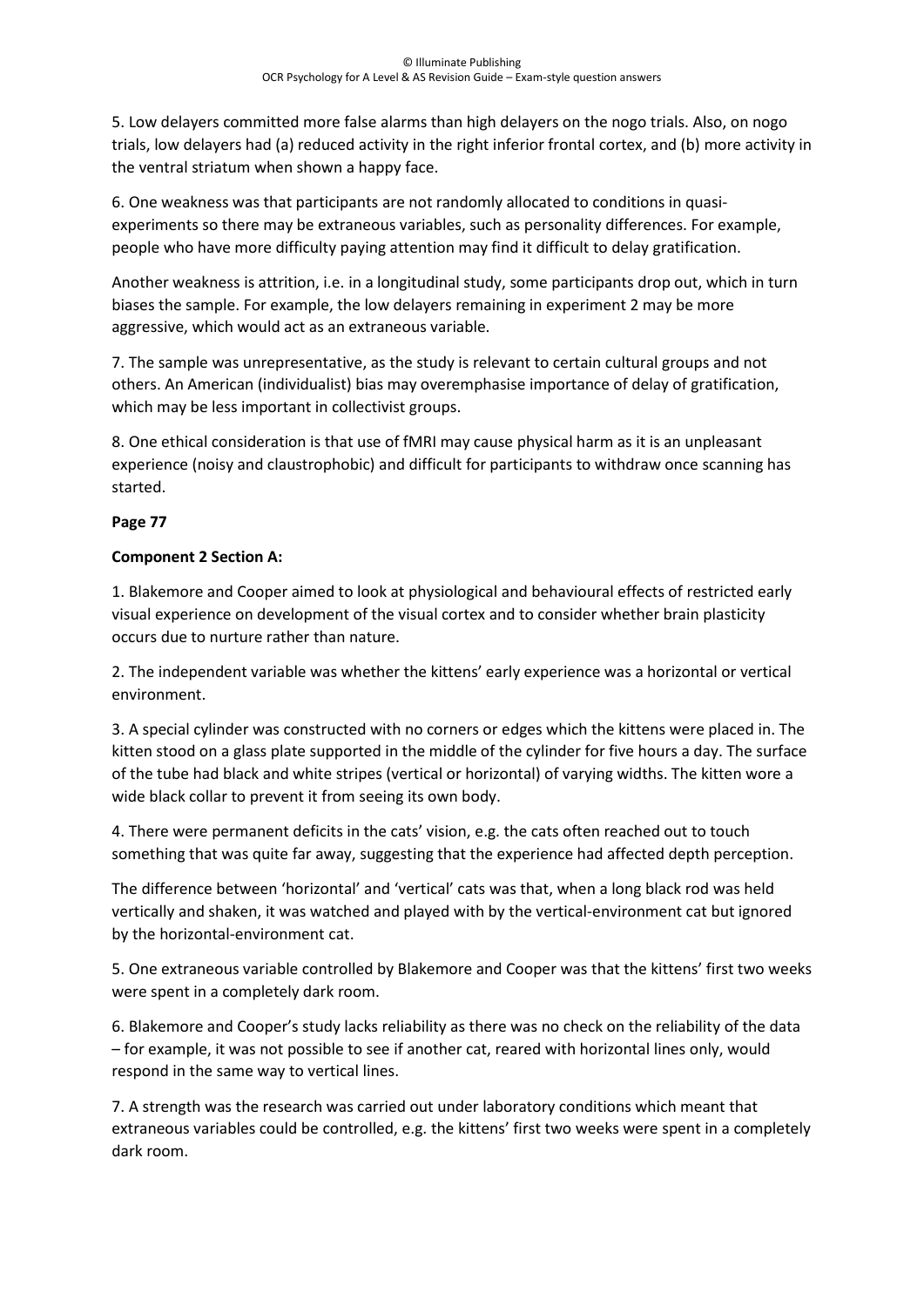5. Low delayers committed more false alarms than high delayers on the nogo trials. Also, on nogo trials, low delayers had (a) reduced activity in the right inferior frontal cortex, and (b) more activity in the ventral striatum when shown a happy face.

6. One weakness was that participants are not randomly allocated to conditions in quasi-experiments so there may be extraneous variables, such as personality differences. For example, people who have more difficulty paying attention may find it difficult to delay gratification.

Another weakness is attrition, i.e. in a longitudinal study, some participants drop out, which in turn biases the sample. For example, the low delayers remaining in experiment 2 may be more aggressive, which would act as an extraneous variable.

7. The sample was unrepresentative, as the study is relevant to certain cultural groups and not others. An American (individualist) bias may overemphasise importance of delay of gratification, which may be less important in collectivist groups.

8. One ethical consideration is that use of fMRI may cause physical harm as it is an unpleasant experience (noisy and claustrophobic) and difficult for participants to withdraw once scanning has started.

**Page 77**

**Component 2 Section A:**

1. Blakemore and Cooper aimed to look at physiological and behavioural effects of restricted early visual experience on development of the visual cortex and to consider whether brain plasticity occurs due to nurture rather than nature.

2. The independent variable was whether the kittens' early experience was a horizontal or vertical environment.

3. A special cylinder was constructed with no corners or edges which the kittens were placed in. The kitten stood on a glass plate supported in the middle of the cylinder for five hours a day. The surface of the tube had black and white stripes (vertical or horizontal) of varying widths. The kitten wore a wide black collar to prevent it from seeing its own body.

4. There were permanent deficits in the cats' vision, e.g. the cats often reached out to touch something that was quite far away, suggesting that the experience had affected depth perception.

The difference between 'horizontal' and 'vertical' cats was that, when a long black rod was held vertically and shaken, it was watched and played with by the vertical-environment cat but ignored by the horizontal-environment cat.

5. One extraneous variable controlled by Blakemore and Cooper was that the kittens' first two weeks were spent in a completely dark room.

6. Blakemore and Cooper's study lacks reliability as there was no check on the reliability of the data – for example, it was not possible to see if another cat, reared with horizontal lines only, would respond in the same way to vertical lines.

7. A strength was the research was carried out under laboratory conditions which meant that extraneous variables could be controlled, e.g. the kittens' first two weeks were spent in a completely dark room.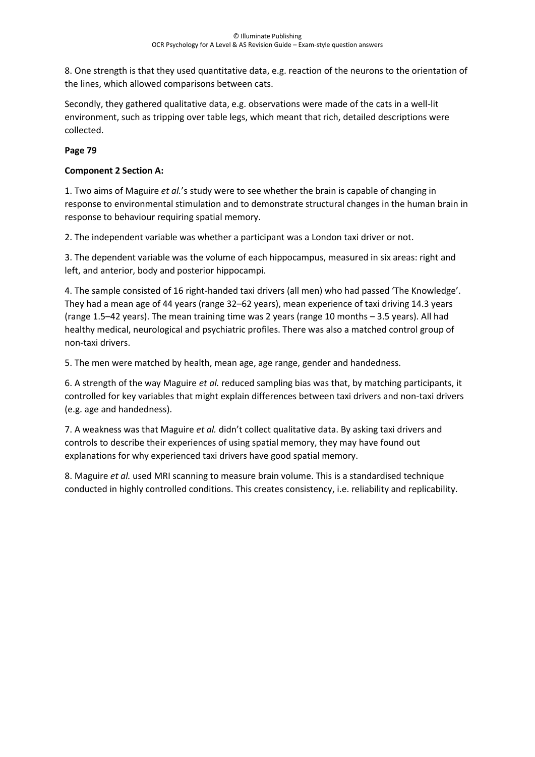8. One strength is that they used quantitative data, e.g. reaction of the neurons to the orientation of the lines, which allowed comparisons between cats.

Secondly, they gathered qualitative data, e.g. observations were made of the cats in a well-lit environment, such as tripping over table legs, which meant that rich, detailed descriptions were collected.

**Page 79**

**Component 2 Section A:**

1. Two aims of Maguire *et al.*'s study were to see whether the brain is capable of changing in response to environmental stimulation and to demonstrate structural changes in the human brain in response to behaviour requiring spatial memory.

2. The independent variable was whether a participant was a London taxi driver or not.

3. The dependent variable was the volume of each hippocampus, measured in six areas: right and left, and anterior, body and posterior hippocampi.

4. The sample consisted of 16 right-handed taxi drivers (all men) who had passed 'The Knowledge'. They had a mean age of 44 years (range 32–62 years), mean experience of taxi driving 14.3 years (range 1.5–42 years). The mean training time was 2 years (range 10 months – 3.5 years). All had healthy medical, neurological and psychiatric profiles. There was also a matched control group of non-taxi drivers.

5. The men were matched by health, mean age, age range, gender and handedness.

6. A strength of the way Maguire *et al.* reduced sampling bias was that, by matching participants, it controlled for key variables that might explain differences between taxi drivers and non-taxi drivers (e.g. age and handedness).

7. A weakness was that Maguire *et al.* didn't collect qualitative data. By asking taxi drivers and controls to describe their experiences of using spatial memory, they may have found out explanations for why experienced taxi drivers have good spatial memory.

8. Maguire *et al.* used MRI scanning to measure brain volume. This is a standardised technique conducted in highly controlled conditions. This creates consistency, i.e. reliability and replicability.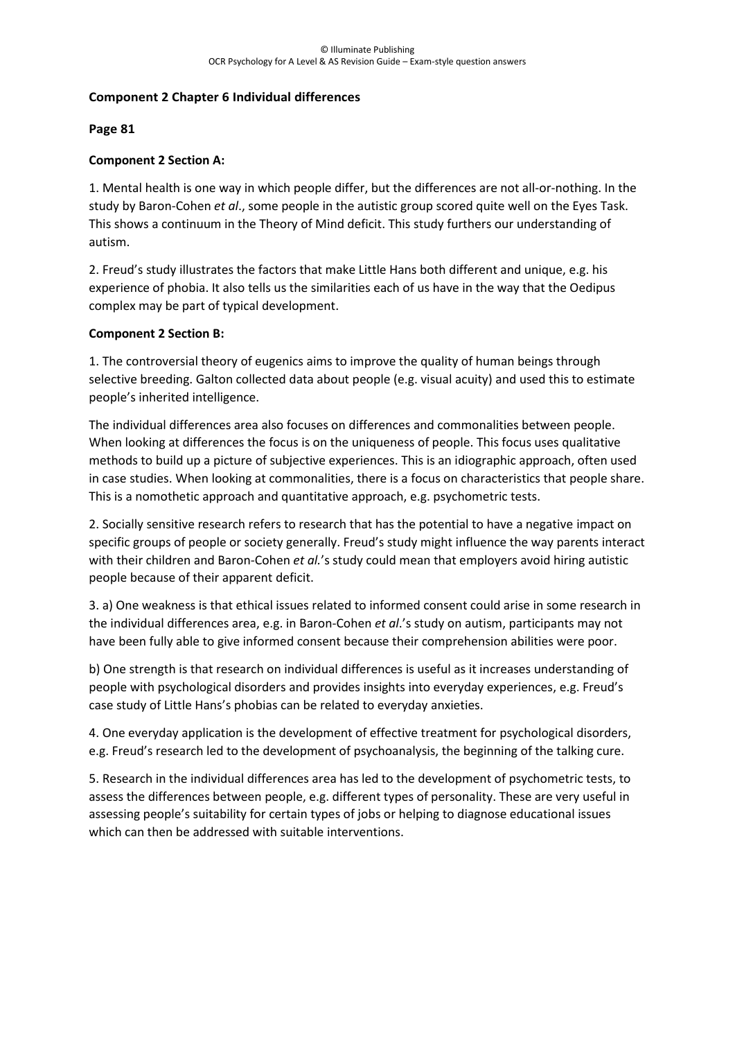## Component 2 Chapter 6 Individual differences

**Page 81**

**Component 2 Section A:**

1. Mental health is one way in which people differ, but the differences are not all-or-nothing. In the study by Baron-Cohen *et al*., some people in the autistic group scored quite well on the Eyes Task. This shows a continuum in the Theory of Mind deficit. This study furthers our understanding of autism.

2. Freud's study illustrates the factors that make Little Hans both different and unique, e.g. his experience of phobia. It also tells us the similarities each of us have in the way that the Oedipus complex may be part of typical development.

**Component 2 Section B:**

1. The controversial theory of eugenics aims to improve the quality of human beings through selective breeding. Galton collected data about people (e.g. visual acuity) and used this to estimate people's inherited intelligence.

The individual differences area also focuses on differences and commonalities between people. When looking at differences the focus is on the uniqueness of people. This focus uses qualitative methods to build up a picture of subjective experiences. This is an idiographic approach, often used in case studies. When looking at commonalities, there is a focus on characteristics that people share. This is a nomothetic approach and quantitative approach, e.g. psychometric tests.

2. Socially sensitive research refers to research that has the potential to have a negative impact on specific groups of people or society generally. Freud's study might influence the way parents interact with their children and Baron-Cohen *et al.*'s study could mean that employers avoid hiring autistic people because of their apparent deficit.

3. a) One weakness is that ethical issues related to informed consent could arise in some research in the individual differences area, e.g. in Baron-Cohen *et al*.'s study on autism, participants may not have been fully able to give informed consent because their comprehension abilities were poor.

b) One strength is that research on individual differences is useful as it increases understanding of people with psychological disorders and provides insights into everyday experiences, e.g. Freud's case study of Little Hans's phobias can be related to everyday anxieties.

4. One everyday application is the development of effective treatment for psychological disorders, e.g. Freud's research led to the development of psychoanalysis, the beginning of the talking cure.

5. Research in the individual differences area has led to the development of psychometric tests, to assess the differences between people, e.g. different types of personality. These are very useful in assessing people's suitability for certain types of jobs or helping to diagnose educational issues which can then be addressed with suitable interventions.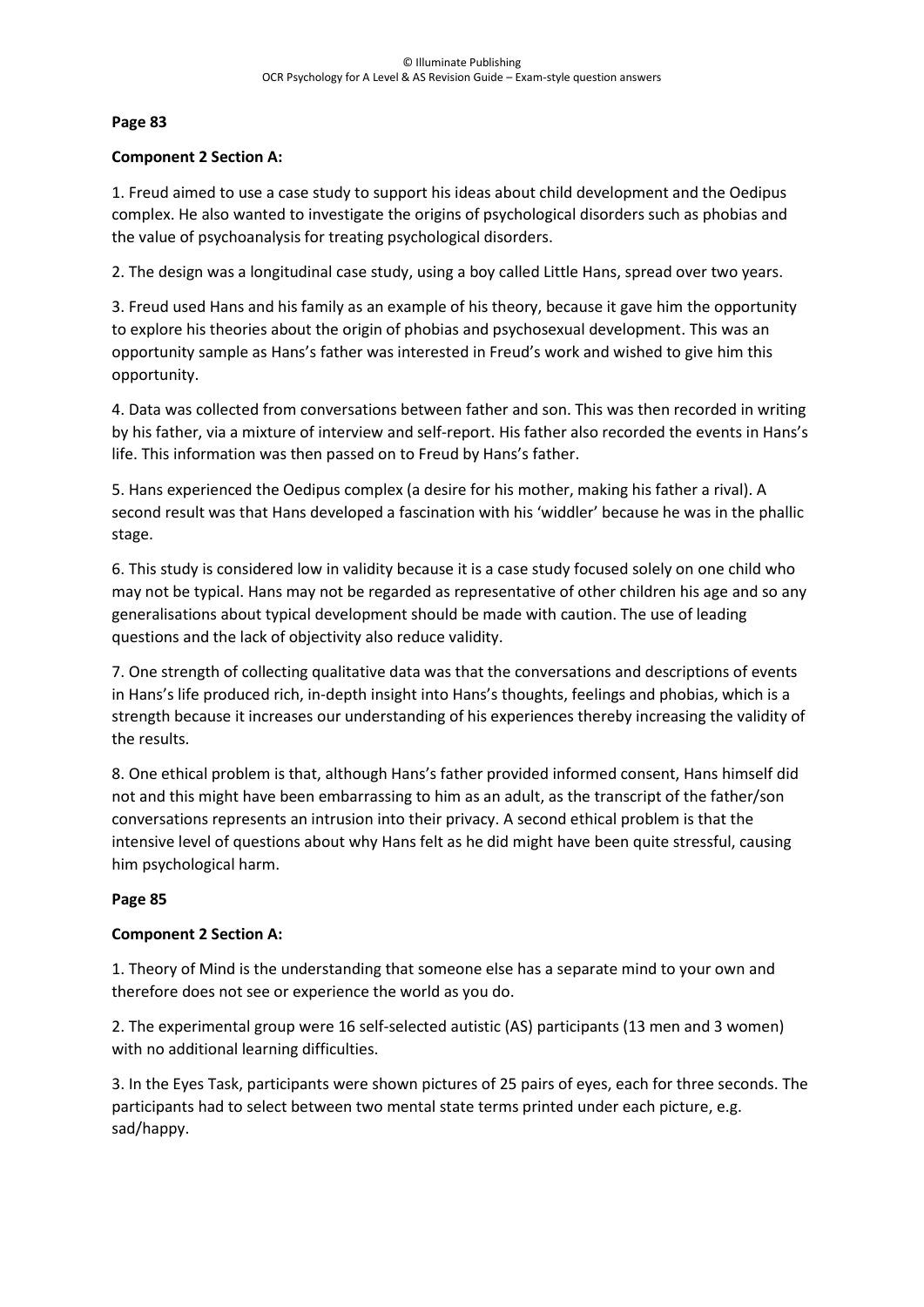**Page 83**

**Component 2 Section A:**

1. Freud aimed to use a case study to support his ideas about child development and the Oedipus complex. He also wanted to investigate the origins of psychological disorders such as phobias and the value of psychoanalysis for treating psychological disorders.

2. The design was a longitudinal case study, using a boy called Little Hans, spread over two years.

3. Freud used Hans and his family as an example of his theory, because it gave him the opportunity to explore his theories about the origin of phobias and psychosexual development. This was an opportunity sample as Hans's father was interested in Freud's work and wished to give him this opportunity.

4. Data was collected from conversations between father and son. This was then recorded in writing by his father, via a mixture of interview and self-report. His father also recorded the events in Hans's life. This information was then passed on to Freud by Hans's father.

5. Hans experienced the Oedipus complex (a desire for his mother, making his father a rival). A second result was that Hans developed a fascination with his 'widdler' because he was in the phallic stage.

6. This study is considered low in validity because it is a case study focused solely on one child who may not be typical. Hans may not be regarded as representative of other children his age and so any generalisations about typical development should be made with caution. The use of leading questions and the lack of objectivity also reduce validity.

7. One strength of collecting qualitative data was that the conversations and descriptions of events in Hans's life produced rich, in-depth insight into Hans's thoughts, feelings and phobias, which is a strength because it increases our understanding of his experiences thereby increasing the validity of the results.

8. One ethical problem is that, although Hans's father provided informed consent, Hans himself did not and this might have been embarrassing to him as an adult, as the transcript of the father/son conversations represents an intrusion into their privacy. A second ethical problem is that the intensive level of questions about why Hans felt as he did might have been quite stressful, causing him psychological harm.

**Page 85**

**Component 2 Section A:**

1. Theory of Mind is the understanding that someone else has a separate mind to your own and therefore does not see or experience the world as you do.

2. The experimental group were 16 self-selected autistic (AS) participants (13 men and 3 women) with no additional learning difficulties.

3. In the Eyes Task, participants were shown pictures of 25 pairs of eyes, each for three seconds. The participants had to select between two mental state terms printed under each picture, e.g. sad/happy.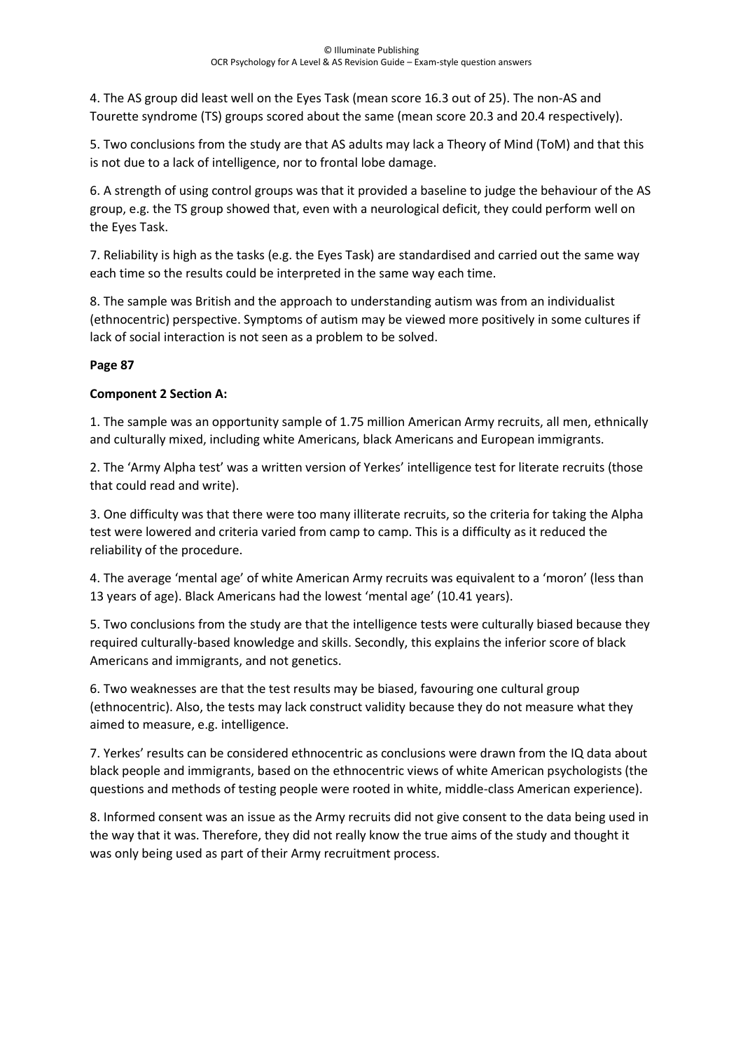4. The AS group did least well on the Eyes Task (mean score 16.3 out of 25). The non-AS and Tourette syndrome (TS) groups scored about the same (mean score 20.3 and 20.4 respectively).

5. Two conclusions from the study are that AS adults may lack a Theory of Mind (ToM) and that this is not due to a lack of intelligence, nor to frontal lobe damage.

6. A strength of using control groups was that it provided a baseline to judge the behaviour of the AS group, e.g. the TS group showed that, even with a neurological deficit, they could perform well on the Eyes Task.

7. Reliability is high as the tasks (e.g. the Eyes Task) are standardised and carried out the same way each time so the results could be interpreted in the same way each time.

8. The sample was British and the approach to understanding autism was from an individualist (ethnocentric) perspective. Symptoms of autism may be viewed more positively in some cultures if lack of social interaction is not seen as a problem to be solved.

**Page 87**

**Component 2 Section A:**

1. The sample was an opportunity sample of 1.75 million American Army recruits, all men, ethnically and culturally mixed, including white Americans, black Americans and European immigrants.

2. The 'Army Alpha test' was a written version of Yerkes' intelligence test for literate recruits (those that could read and write).

3. One difficulty was that there were too many illiterate recruits, so the criteria for taking the Alpha test were lowered and criteria varied from camp to camp. This is a difficulty as it reduced the reliability of the procedure.

4. The average 'mental age' of white American Army recruits was equivalent to a 'moron' (less than 13 years of age). Black Americans had the lowest 'mental age' (10.41 years).

5. Two conclusions from the study are that the intelligence tests were culturally biased because they required culturally-based knowledge and skills. Secondly, this explains the inferior score of black Americans and immigrants, and not genetics.

6. Two weaknesses are that the test results may be biased, favouring one cultural group (ethnocentric). Also, the tests may lack construct validity because they do not measure what they aimed to measure, e.g. intelligence.

7. Yerkes' results can be considered ethnocentric as conclusions were drawn from the IQ data about black people and immigrants, based on the ethnocentric views of white American psychologists (the questions and methods of testing people were rooted in white, middle-class American experience).

8. Informed consent was an issue as the Army recruits did not give consent to the data being used in the way that it was. Therefore, they did not really know the true aims of the study and thought it was only being used as part of their Army recruitment process.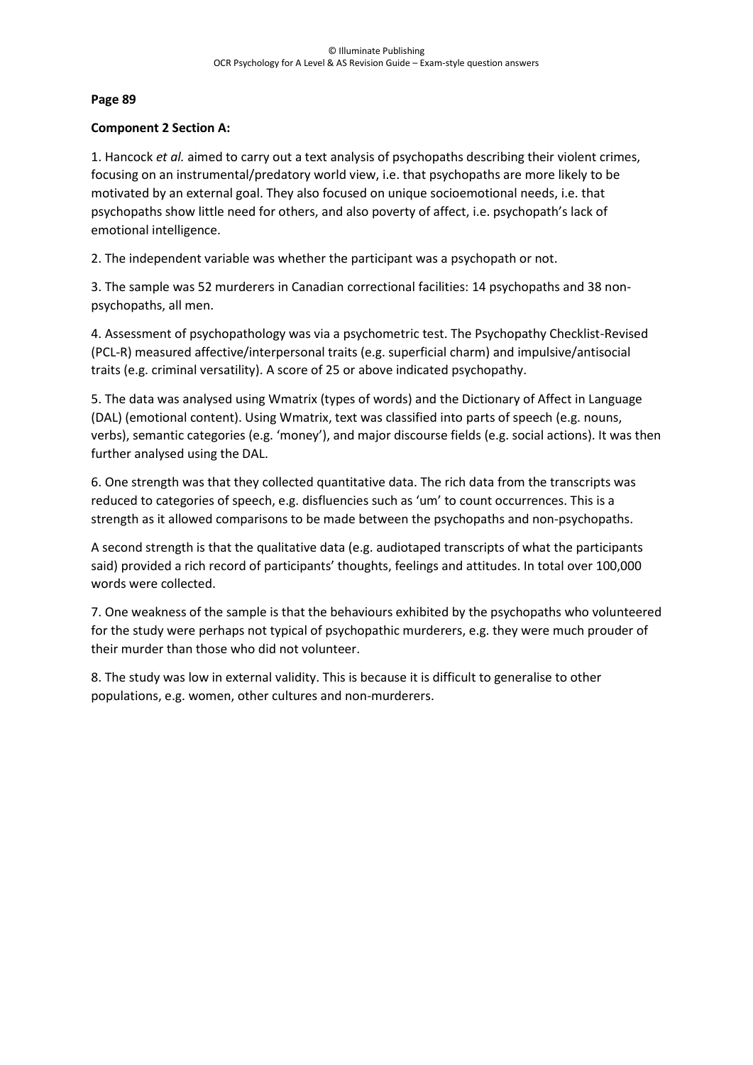**Page 89**

**Component 2 Section A:**

1. Hancock *et al.* aimed to carry out a text analysis of psychopaths describing their violent crimes, focusing on an instrumental/predatory world view, i.e. that psychopaths are more likely to be motivated by an external goal. They also focused on unique socioemotional needs, i.e. that psychopaths show little need for others, and also poverty of affect, i.e. psychopath's lack of emotional intelligence.

2. The independent variable was whether the participant was a psychopath or not.

3. The sample was 52 murderers in Canadian correctional facilities: 14 psychopaths and 38 non-psychopaths, all men.

4. Assessment of psychopathology was via a psychometric test. The Psychopathy Checklist-Revised (PCL-R) measured affective/interpersonal traits (e.g. superficial charm) and impulsive/antisocial traits (e.g. criminal versatility). A score of 25 or above indicated psychopathy.

5. The data was analysed using Wmatrix (types of words) and the Dictionary of Affect in Language (DAL) (emotional content). Using Wmatrix, text was classified into parts of speech (e.g. nouns, verbs), semantic categories (e.g. 'money'), and major discourse fields (e.g. social actions). It was then further analysed using the DAL.

6. One strength was that they collected quantitative data. The rich data from the transcripts was reduced to categories of speech, e.g. disfluencies such as 'um' to count occurrences. This is a strength as it allowed comparisons to be made between the psychopaths and non-psychopaths.

A second strength is that the qualitative data (e.g. audiotaped transcripts of what the participants said) provided a rich record of participants' thoughts, feelings and attitudes. In total over 100,000 words were collected.

7. One weakness of the sample is that the behaviours exhibited by the psychopaths who volunteered for the study were perhaps not typical of psychopathic murderers, e.g. they were much prouder of their murder than those who did not volunteer.

8. The study was low in external validity. This is because it is difficult to generalise to other populations, e.g. women, other cultures and non-murderers.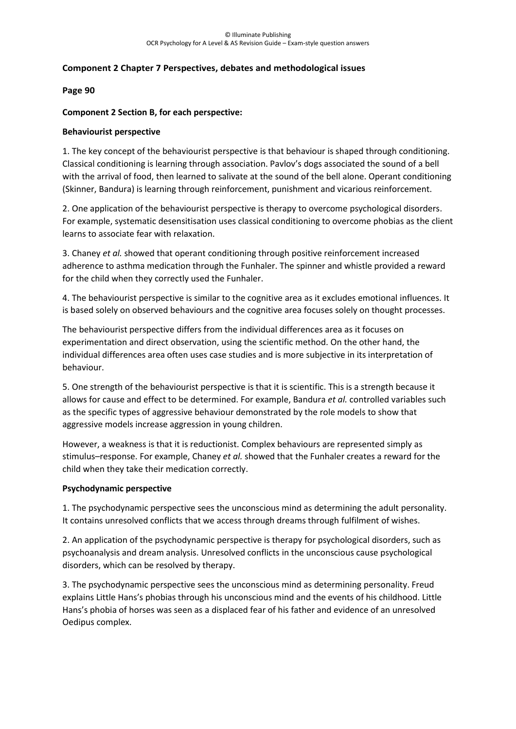**Component 2 Chapter 7 Perspectives, debates and methodological issues**

**Page 90**

**Component 2 Section B, for each perspective:**

**Behaviourist perspective**

1. The key concept of the behaviourist perspective is that behaviour is shaped through conditioning. Classical conditioning is learning through association. Pavlov's dogs associated the sound of a bell with the arrival of food, then learned to salivate at the sound of the bell alone. Operant conditioning (Skinner, Bandura) is learning through reinforcement, punishment and vicarious reinforcement.

2. One application of the behaviourist perspective is therapy to overcome psychological disorders. For example, systematic desensitisation uses classical conditioning to overcome phobias as the client learns to associate fear with relaxation.

3. Chaney *et al.* showed that operant conditioning through positive reinforcement increased adherence to asthma medication through the Funhaler. The spinner and whistle provided a reward for the child when they correctly used the Funhaler.

4. The behaviourist perspective is similar to the cognitive area as it excludes emotional influences. It is based solely on observed behaviours and the cognitive area focuses solely on thought processes.

The behaviourist perspective differs from the individual differences area as it focuses on experimentation and direct observation, using the scientific method. On the other hand, the individual differences area often uses case studies and is more subjective in its interpretation of behaviour.

5. One strength of the behaviourist perspective is that it is scientific. This is a strength because it allows for cause and effect to be determined. For example, Bandura *et al.* controlled variables such as the specific types of aggressive behaviour demonstrated by the role models to show that aggressive models increase aggression in young children.

However, a weakness is that it is reductionist. Complex behaviours are represented simply as stimulus–response. For example, Chaney *et al.* showed that the Funhaler creates a reward for the child when they take their medication correctly.

**Psychodynamic perspective**

1. The psychodynamic perspective sees the unconscious mind as determining the adult personality. It contains unresolved conflicts that we access through dreams through fulfilment of wishes.

2. An application of the psychodynamic perspective is therapy for psychological disorders, such as psychoanalysis and dream analysis. Unresolved conflicts in the unconscious cause psychological disorders, which can be resolved by therapy.

3. The psychodynamic perspective sees the unconscious mind as determining personality. Freud explains Little Hans's phobias through his unconscious mind and the events of his childhood. Little Hans's phobia of horses was seen as a displaced fear of his father and evidence of an unresolved Oedipus complex.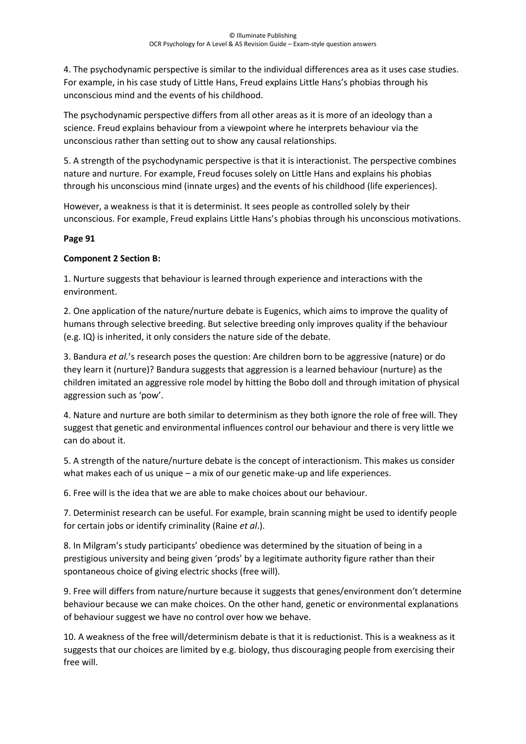4. The psychodynamic perspective is similar to the individual differences area as it uses case studies. For example, in his case study of Little Hans, Freud explains Little Hans's phobias through his unconscious mind and the events of his childhood.

The psychodynamic perspective differs from all other areas as it is more of an ideology than a science. Freud explains behaviour from a viewpoint where he interprets behaviour via the unconscious rather than setting out to show any causal relationships.

5. A strength of the psychodynamic perspective is that it is interactionist. The perspective combines nature and nurture. For example, Freud focuses solely on Little Hans and explains his phobias through his unconscious mind (innate urges) and the events of his childhood (life experiences).

However, a weakness is that it is determinist. It sees people as controlled solely by their unconscious. For example, Freud explains Little Hans's phobias through his unconscious motivations.

**Page 91**

**Component 2 Section B:**

1. Nurture suggests that behaviour is learned through experience and interactions with the environment.

2. One application of the nature/nurture debate is Eugenics, which aims to improve the quality of humans through selective breeding. But selective breeding only improves quality if the behaviour (e.g. IQ) is inherited, it only considers the nature side of the debate.

3. Bandura *et al.*'s research poses the question: Are children born to be aggressive (nature) or do they learn it (nurture)? Bandura suggests that aggression is a learned behaviour (nurture) as the children imitated an aggressive role model by hitting the Bobo doll and through imitation of physical aggression such as 'pow'.

4. Nature and nurture are both similar to determinism as they both ignore the role of free will. They suggest that genetic and environmental influences control our behaviour and there is very little we can do about it.

5. A strength of the nature/nurture debate is the concept of interactionism. This makes us consider what makes each of us unique – a mix of our genetic make-up and life experiences.

6. Free will is the idea that we are able to make choices about our behaviour.

7. Determinist research can be useful. For example, brain scanning might be used to identify people for certain jobs or identify criminality (Raine *et al.*).

8. In Milgram's study participants' obedience was determined by the situation of being in a prestigious university and being given 'prods' by a legitimate authority figure rather than their spontaneous choice of giving electric shocks (free will).

9. Free will differs from nature/nurture because it suggests that genes/environment don't determine behaviour because we can make choices. On the other hand, genetic or environmental explanations of behaviour suggest we have no control over how we behave.

10. A weakness of the free will/determinism debate is that it is reductionist. This is a weakness as it suggests that our choices are limited by e.g. biology, thus discouraging people from exercising their free will.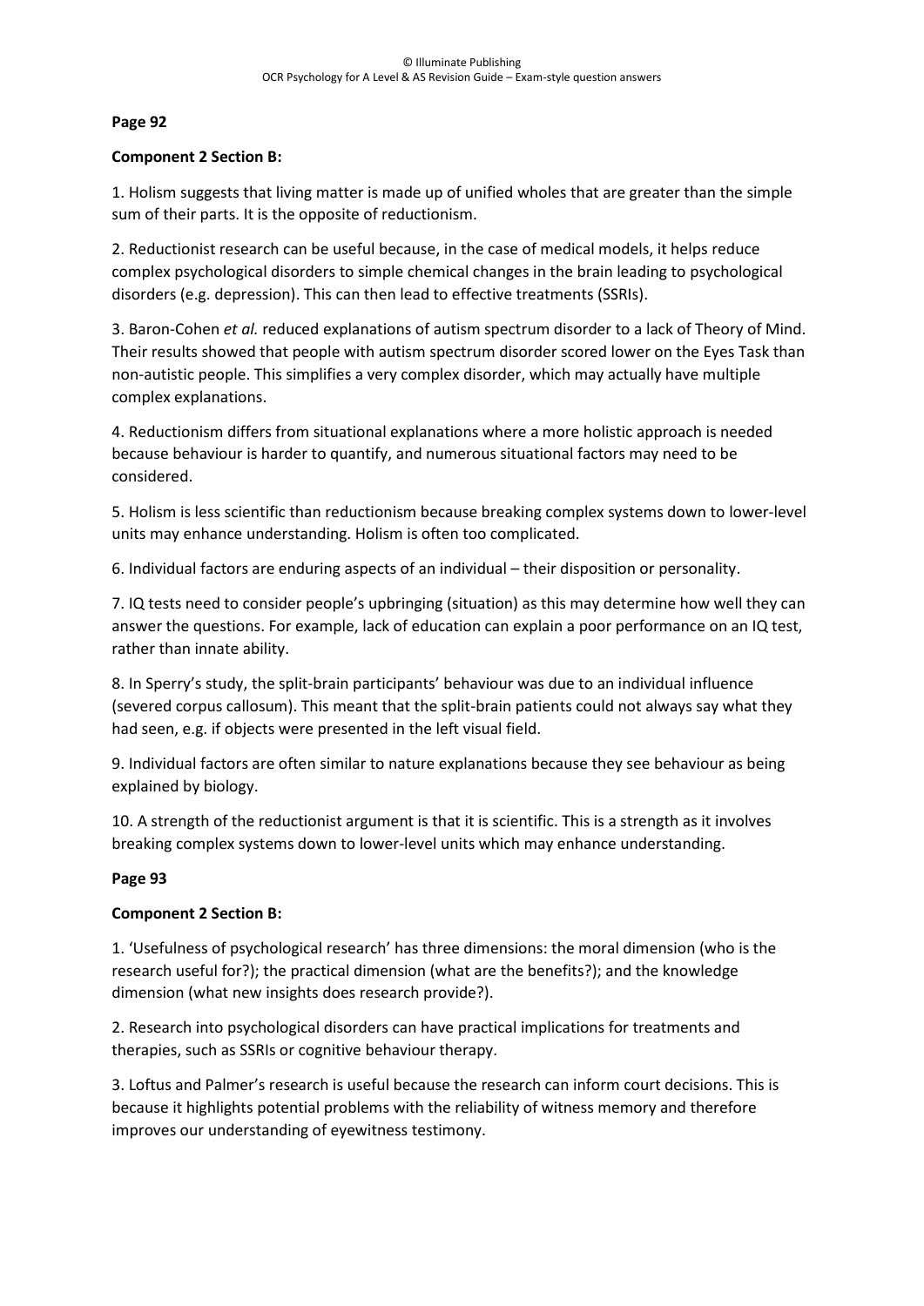**Page 92**

**Component 2 Section B:**

1. Holism suggests that living matter is made up of unified wholes that are greater than the simple sum of their parts. It is the opposite of reductionism.

2. Reductionist research can be useful because, in the case of medical models, it helps reduce complex psychological disorders to simple chemical changes in the brain leading to psychological disorders (e.g. depression). This can then lead to effective treatments (SSRIs).

3. Baron-Cohen *et al.* reduced explanations of autism spectrum disorder to a lack of Theory of Mind. Their results showed that people with autism spectrum disorder scored lower on the Eyes Task than non-autistic people. This simplifies a very complex disorder, which may actually have multiple complex explanations.

4. Reductionism differs from situational explanations where a more holistic approach is needed because behaviour is harder to quantify, and numerous situational factors may need to be considered.

5. Holism is less scientific than reductionism because breaking complex systems down to lower-level units may enhance understanding. Holism is often too complicated.

6. Individual factors are enduring aspects of an individual – their disposition or personality.

7. IQ tests need to consider people's upbringing (situation) as this may determine how well they can answer the questions. For example, lack of education can explain a poor performance on an IQ test, rather than innate ability.

8. In Sperry's study, the split-brain participants' behaviour was due to an individual influence (severed corpus callosum). This meant that the split-brain patients could not always say what they had seen, e.g. if objects were presented in the left visual field.

9. Individual factors are often similar to nature explanations because they see behaviour as being explained by biology.

10. A strength of the reductionist argument is that it is scientific. This is a strength as it involves breaking complex systems down to lower-level units which may enhance understanding.

**Page 93**

**Component 2 Section B:**

1. 'Usefulness of psychological research' has three dimensions: the moral dimension (who is the research useful for?); the practical dimension (what are the benefits?); and the knowledge dimension (what new insights does research provide?).

2. Research into psychological disorders can have practical implications for treatments and therapies, such as SSRIs or cognitive behaviour therapy.

3. Loftus and Palmer's research is useful because the research can inform court decisions. This is because it highlights potential problems with the reliability of witness memory and therefore improves our understanding of eyewitness testimony.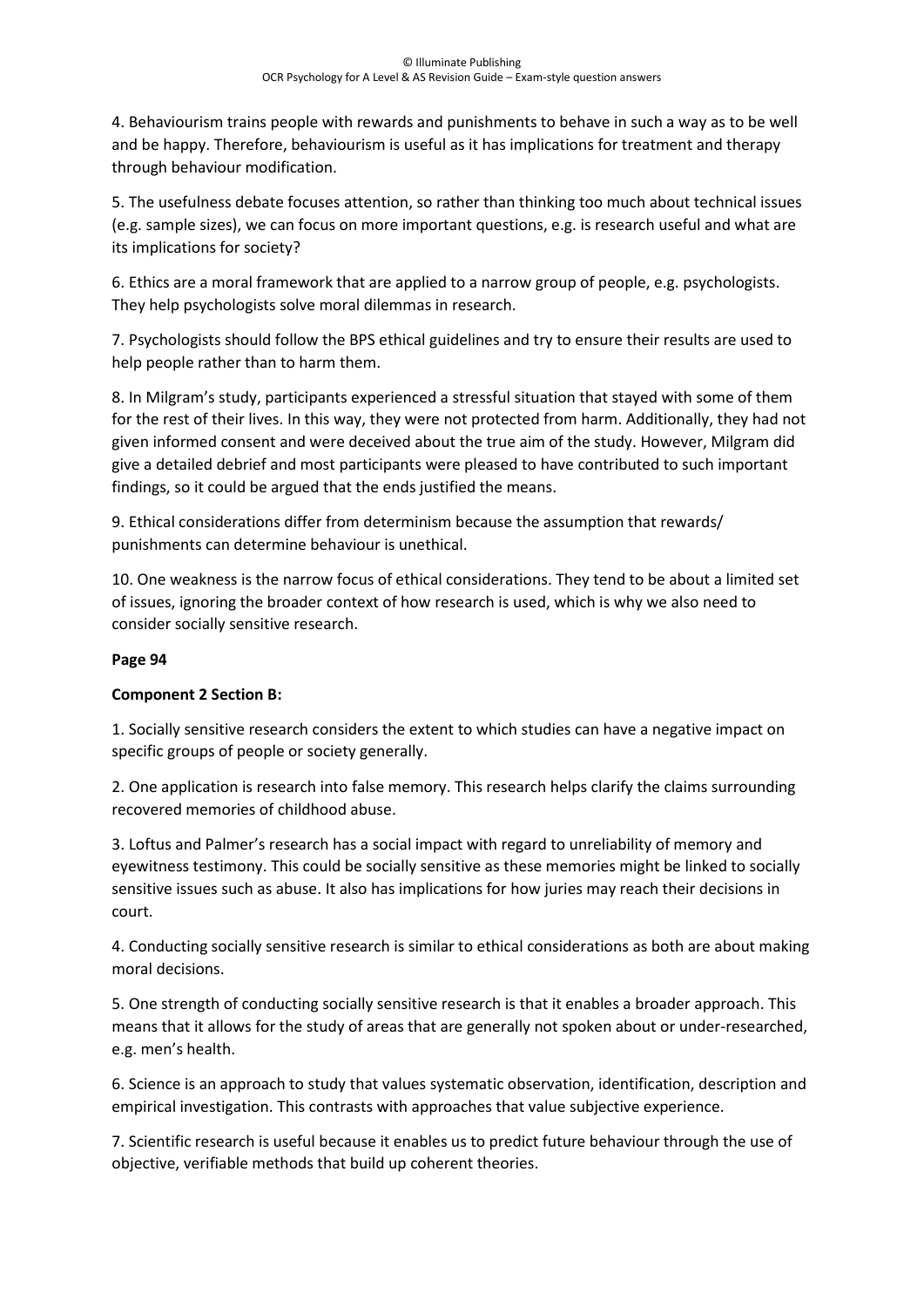4. Behaviourism trains people with rewards and punishments to behave in such a way as to be well and be happy. Therefore, behaviourism is useful as it has implications for treatment and therapy through behaviour modification.

5. The usefulness debate focuses attention, so rather than thinking too much about technical issues (e.g. sample sizes), we can focus on more important questions, e.g. is research useful and what are its implications for society?

6. Ethics are a moral framework that are applied to a narrow group of people, e.g. psychologists. They help psychologists solve moral dilemmas in research.

7. Psychologists should follow the BPS ethical guidelines and try to ensure their results are used to help people rather than to harm them.

8. In Milgram's study, participants experienced a stressful situation that stayed with some of them for the rest of their lives. In this way, they were not protected from harm. Additionally, they had not given informed consent and were deceived about the true aim of the study. However, Milgram did give a detailed debrief and most participants were pleased to have contributed to such important findings, so it could be argued that the ends justified the means.

9. Ethical considerations differ from determinism because the assumption that rewards/ punishments can determine behaviour is unethical.

10. One weakness is the narrow focus of ethical considerations. They tend to be about a limited set of issues, ignoring the broader context of how research is used, which is why we also need to consider socially sensitive research.

**Page 94**

**Component 2 Section B:**

1. Socially sensitive research considers the extent to which studies can have a negative impact on specific groups of people or society generally.

2. One application is research into false memory. This research helps clarify the claims surrounding recovered memories of childhood abuse.

3. Loftus and Palmer's research has a social impact with regard to unreliability of memory and eyewitness testimony. This could be socially sensitive as these memories might be linked to socially sensitive issues such as abuse. It also has implications for how juries may reach their decisions in court.

4. Conducting socially sensitive research is similar to ethical considerations as both are about making moral decisions.

5. One strength of conducting socially sensitive research is that it enables a broader approach. This means that it allows for the study of areas that are generally not spoken about or under-researched, e.g. men's health.

6. Science is an approach to study that values systematic observation, identification, description and empirical investigation. This contrasts with approaches that value subjective experience.

7. Scientific research is useful because it enables us to predict future behaviour through the use of objective, verifiable methods that build up coherent theories.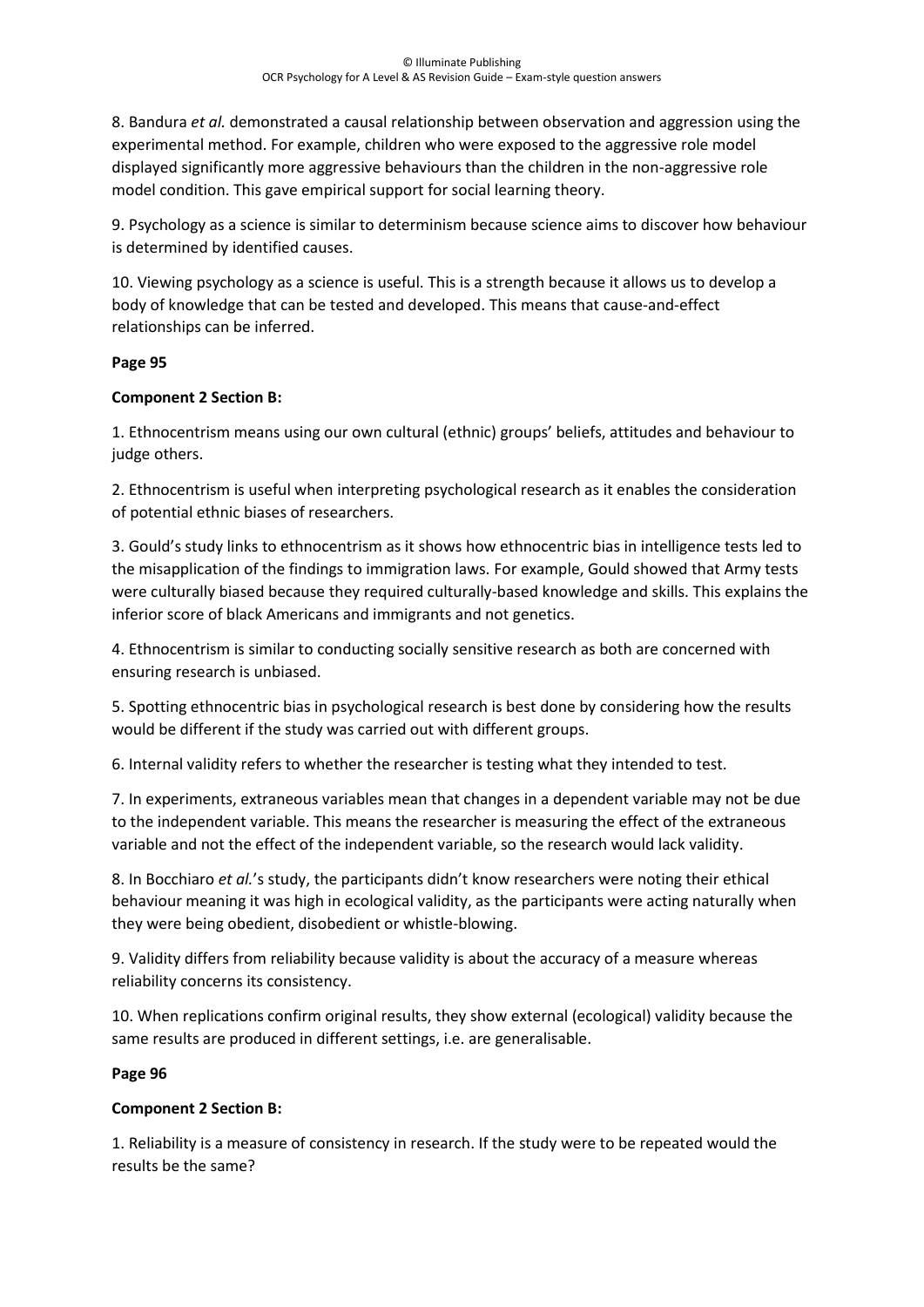8. Bandura *et al.* demonstrated a causal relationship between observation and aggression using the experimental method. For example, children who were exposed to the aggressive role model displayed significantly more aggressive behaviours than the children in the non-aggressive role model condition. This gave empirical support for social learning theory.

9. Psychology as a science is similar to determinism because science aims to discover how behaviour is determined by identified causes.

10. Viewing psychology as a science is useful. This is a strength because it allows us to develop a body of knowledge that can be tested and developed. This means that cause-and-effect relationships can be inferred.

**Page 95**

**Component 2 Section B:**

1. Ethnocentrism means using our own cultural (ethnic) groups' beliefs, attitudes and behaviour to judge others.

2. Ethnocentrism is useful when interpreting psychological research as it enables the consideration of potential ethnic biases of researchers.

3. Gould's study links to ethnocentrism as it shows how ethnocentric bias in intelligence tests led to the misapplication of the findings to immigration laws. For example, Gould showed that Army tests were culturally biased because they required culturally-based knowledge and skills. This explains the inferior score of black Americans and immigrants and not genetics.

4. Ethnocentrism is similar to conducting socially sensitive research as both are concerned with ensuring research is unbiased.

5. Spotting ethnocentric bias in psychological research is best done by considering how the results would be different if the study was carried out with different groups.

6. Internal validity refers to whether the researcher is testing what they intended to test.

7. In experiments, extraneous variables mean that changes in a dependent variable may not be due to the independent variable. This means the researcher is measuring the effect of the extraneous variable and not the effect of the independent variable, so the research would lack validity.

8. In Bocchiaro *et al.*'s study, the participants didn't know researchers were noting their ethical behaviour meaning it was high in ecological validity, as the participants were acting naturally when they were being obedient, disobedient or whistle-blowing.

9. Validity differs from reliability because validity is about the accuracy of a measure whereas reliability concerns its consistency.

10. When replications confirm original results, they show external (ecological) validity because the same results are produced in different settings, i.e. are generalisable.

**Page 96**

**Component 2 Section B:**

1. Reliability is a measure of consistency in research. If the study were to be repeated would the results be the same?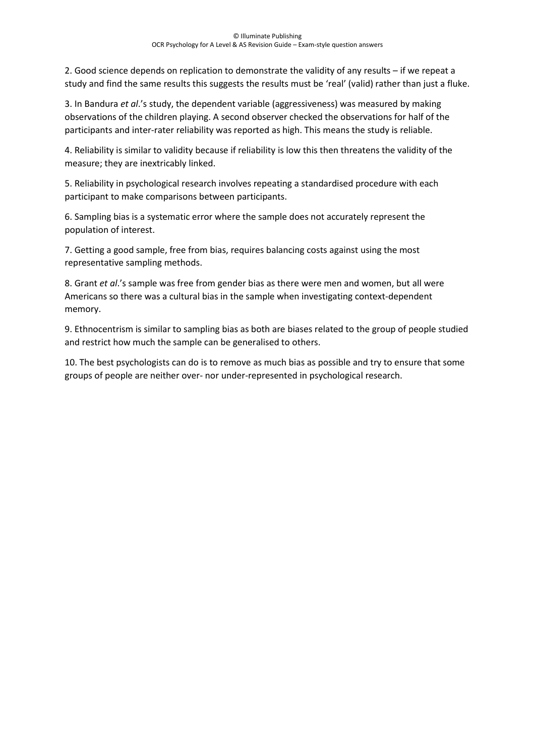2. Good science depends on replication to demonstrate the validity of any results – if we repeat a study and find the same results this suggests the results must be 'real' (valid) rather than just a fluke.

3. In Bandura *et al*.'s study, the dependent variable (aggressiveness) was measured by making observations of the children playing. A second observer checked the observations for half of the participants and inter-rater reliability was reported as high. This means the study is reliable.

4. Reliability is similar to validity because if reliability is low this then threatens the validity of the measure; they are inextricably linked.

5. Reliability in psychological research involves repeating a standardised procedure with each participant to make comparisons between participants.

6. Sampling bias is a systematic error where the sample does not accurately represent the population of interest.

7. Getting a good sample, free from bias, requires balancing costs against using the most representative sampling methods.

8. Grant *et al*.'s sample was free from gender bias as there were men and women, but all were Americans so there was a cultural bias in the sample when investigating context-dependent memory.

9. Ethnocentrism is similar to sampling bias as both are biases related to the group of people studied and restrict how much the sample can be generalised to others.

10. The best psychologists can do is to remove as much bias as possible and try to ensure that some groups of people are neither over- nor under-represented in psychological research.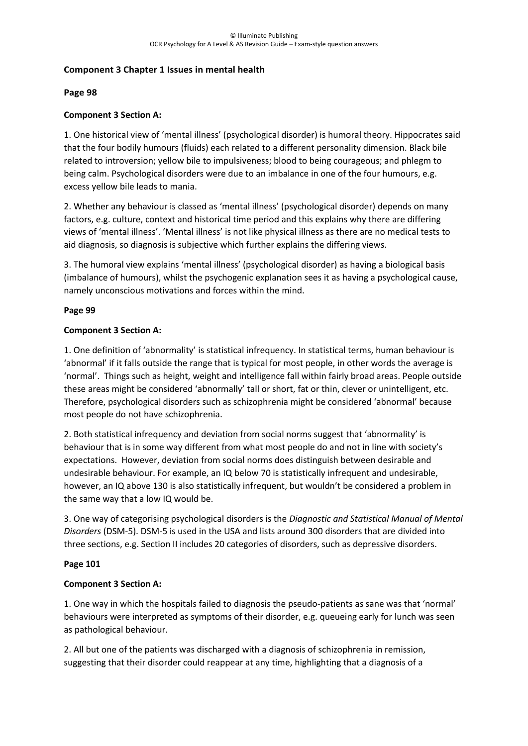**Component 3 Chapter 1 Issues in mental health**

**Page 98**

**Component 3 Section A:**

1. One historical view of 'mental illness' (psychological disorder) is humoral theory. Hippocrates said that the four bodily humours (fluids) each related to a different personality dimension. Black bile related to introversion; yellow bile to impulsiveness; blood to being courageous; and phlegm to being calm. Psychological disorders were due to an imbalance in one of the four humours, e.g. excess yellow bile leads to mania.

2. Whether any behaviour is classed as 'mental illness' (psychological disorder) depends on many factors, e.g. culture, context and historical time period and this explains why there are differing views of 'mental illness'. 'Mental illness' is not like physical illness as there are no medical tests to aid diagnosis, so diagnosis is subjective which further explains the differing views.

3. The humoral view explains 'mental illness' (psychological disorder) as having a biological basis (imbalance of humours), whilst the psychogenic explanation sees it as having a psychological cause, namely unconscious motivations and forces within the mind.

**Page 99**

**Component 3 Section A:**

1. One definition of 'abnormality' is statistical infrequency. In statistical terms, human behaviour is 'abnormal' if it falls outside the range that is typical for most people, in other words the average is 'normal'. Things such as height, weight and intelligence fall within fairly broad areas. People outside these areas might be considered 'abnormally' tall or short, fat or thin, clever or unintelligent, etc. Therefore, psychological disorders such as schizophrenia might be considered 'abnormal' because most people do not have schizophrenia.

2. Both statistical infrequency and deviation from social norms suggest that 'abnormality' is behaviour that is in some way different from what most people do and not in line with society's expectations. However, deviation from social norms does distinguish between desirable and undesirable behaviour. For example, an IQ below 70 is statistically infrequent and undesirable, however, an IQ above 130 is also statistically infrequent, but wouldn't be considered a problem in the same way that a low IQ would be.

3. One way of categorising psychological disorders is the *Diagnostic and Statistical Manual of Mental Disorders* (DSM-5). DSM-5 is used in the USA and lists around 300 disorders that are divided into three sections, e.g. Section II includes 20 categories of disorders, such as depressive disorders.

**Page 101**

**Component 3 Section A:**

1. One way in which the hospitals failed to diagnosis the pseudo-patients as sane was that 'normal' behaviours were interpreted as symptoms of their disorder, e.g. queueing early for lunch was seen as pathological behaviour.

2. All but one of the patients was discharged with a diagnosis of schizophrenia in remission, suggesting that their disorder could reappear at any time, highlighting that a diagnosis of a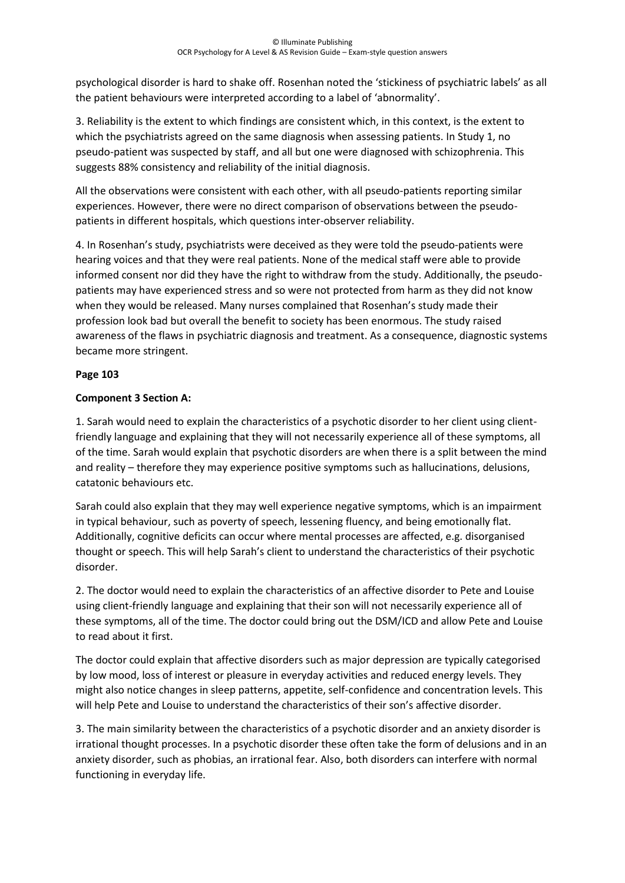psychological disorder is hard to shake off. Rosenhan noted the 'stickiness of psychiatric labels' as all the patient behaviours were interpreted according to a label of 'abnormality'.

3. Reliability is the extent to which findings are consistent which, in this context, is the extent to which the psychiatrists agreed on the same diagnosis when assessing patients. In Study 1, no pseudo-patient was suspected by staff, and all but one were diagnosed with schizophrenia. This suggests 88% consistency and reliability of the initial diagnosis.

All the observations were consistent with each other, with all pseudo-patients reporting similar experiences. However, there were no direct comparison of observations between the pseudo-patients in different hospitals, which questions inter-observer reliability.

4. In Rosenhan's study, psychiatrists were deceived as they were told the pseudo-patients were hearing voices and that they were real patients. None of the medical staff were able to provide informed consent nor did they have the right to withdraw from the study. Additionally, the pseudo-patients may have experienced stress and so were not protected from harm as they did not know when they would be released. Many nurses complained that Rosenhan's study made their profession look bad but overall the benefit to society has been enormous. The study raised awareness of the flaws in psychiatric diagnosis and treatment. As a consequence, diagnostic systems became more stringent.

**Page 103**

**Component 3 Section A:**

1. Sarah would need to explain the characteristics of a psychotic disorder to her client using client-friendly language and explaining that they will not necessarily experience all of these symptoms, all of the time. Sarah would explain that psychotic disorders are when there is a split between the mind and reality – therefore they may experience positive symptoms such as hallucinations, delusions, catatonic behaviours etc.

Sarah could also explain that they may well experience negative symptoms, which is an impairment in typical behaviour, such as poverty of speech, lessening fluency, and being emotionally flat. Additionally, cognitive deficits can occur where mental processes are affected, e.g. disorganised thought or speech. This will help Sarah's client to understand the characteristics of their psychotic disorder.

2. The doctor would need to explain the characteristics of an affective disorder to Pete and Louise using client-friendly language and explaining that their son will not necessarily experience all of these symptoms, all of the time. The doctor could bring out the DSM/ICD and allow Pete and Louise to read about it first.

The doctor could explain that affective disorders such as major depression are typically categorised by low mood, loss of interest or pleasure in everyday activities and reduced energy levels. They might also notice changes in sleep patterns, appetite, self-confidence and concentration levels. This will help Pete and Louise to understand the characteristics of their son's affective disorder.

3. The main similarity between the characteristics of a psychotic disorder and an anxiety disorder is irrational thought processes. In a psychotic disorder these often take the form of delusions and in an anxiety disorder, such as phobias, an irrational fear. Also, both disorders can interfere with normal functioning in everyday life.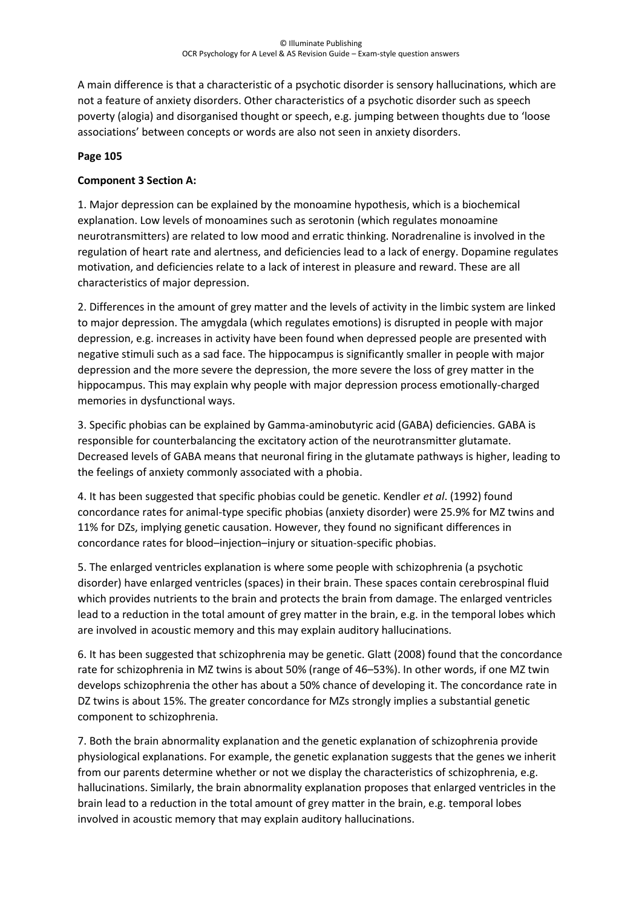A main difference is that a characteristic of a psychotic disorder is sensory hallucinations, which are not a feature of anxiety disorders. Other characteristics of a psychotic disorder such as speech poverty (alogia) and disorganised thought or speech, e.g. jumping between thoughts due to 'loose associations' between concepts or words are also not seen in anxiety disorders.

**Page 105**

**Component 3 Section A:**

1. Major depression can be explained by the monoamine hypothesis, which is a biochemical explanation. Low levels of monoamines such as serotonin (which regulates monoamine neurotransmitters) are related to low mood and erratic thinking. Noradrenaline is involved in the regulation of heart rate and alertness, and deficiencies lead to a lack of energy. Dopamine regulates motivation, and deficiencies relate to a lack of interest in pleasure and reward. These are all characteristics of major depression.

2. Differences in the amount of grey matter and the levels of activity in the limbic system are linked to major depression. The amygdala (which regulates emotions) is disrupted in people with major depression, e.g. increases in activity have been found when depressed people are presented with negative stimuli such as a sad face. The hippocampus is significantly smaller in people with major depression and the more severe the depression, the more severe the loss of grey matter in the hippocampus. This may explain why people with major depression process emotionally-charged memories in dysfunctional ways.

3. Specific phobias can be explained by Gamma-aminobutyric acid (GABA) deficiencies. GABA is responsible for counterbalancing the excitatory action of the neurotransmitter glutamate. Decreased levels of GABA means that neuronal firing in the glutamate pathways is higher, leading to the feelings of anxiety commonly associated with a phobia.

4. It has been suggested that specific phobias could be genetic. Kendler *et al*. (1992) found concordance rates for animal-type specific phobias (anxiety disorder) were 25.9% for MZ twins and 11% for DZs, implying genetic causation. However, they found no significant differences in concordance rates for blood–injection–injury or situation-specific phobias.

5. The enlarged ventricles explanation is where some people with schizophrenia (a psychotic disorder) have enlarged ventricles (spaces) in their brain. These spaces contain cerebrospinal fluid which provides nutrients to the brain and protects the brain from damage. The enlarged ventricles lead to a reduction in the total amount of grey matter in the brain, e.g. in the temporal lobes which are involved in acoustic memory and this may explain auditory hallucinations.

6. It has been suggested that schizophrenia may be genetic. Glatt (2008) found that the concordance rate for schizophrenia in MZ twins is about 50% (range of 46–53%). In other words, if one MZ twin develops schizophrenia the other has about a 50% chance of developing it. The concordance rate in DZ twins is about 15%. The greater concordance for MZs strongly implies a substantial genetic component to schizophrenia.

7. Both the brain abnormality explanation and the genetic explanation of schizophrenia provide physiological explanations. For example, the genetic explanation suggests that the genes we inherit from our parents determine whether or not we display the characteristics of schizophrenia, e.g. hallucinations. Similarly, the brain abnormality explanation proposes that enlarged ventricles in the brain lead to a reduction in the total amount of grey matter in the brain, e.g. temporal lobes involved in acoustic memory that may explain auditory hallucinations.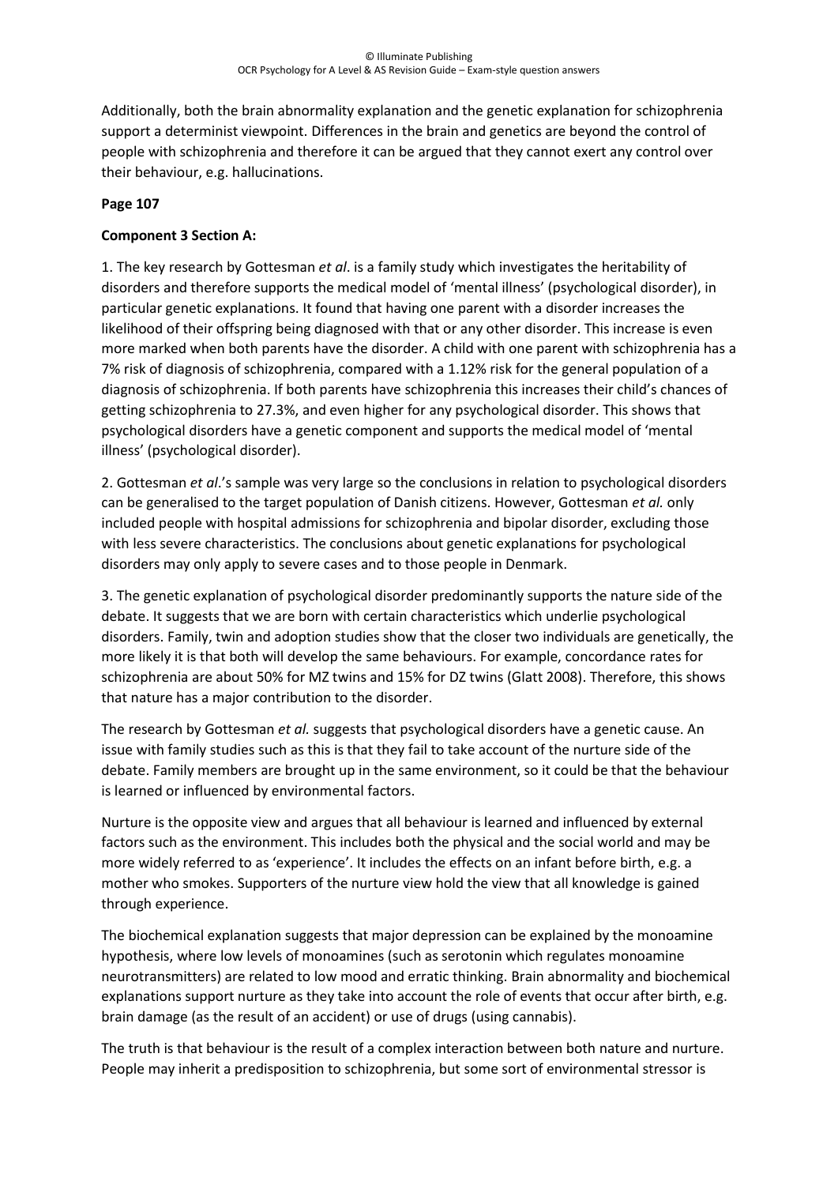Additionally, both the brain abnormality explanation and the genetic explanation for schizophrenia support a determinist viewpoint. Differences in the brain and genetics are beyond the control of people with schizophrenia and therefore it can be argued that they cannot exert any control over their behaviour, e.g. hallucinations.

**Page 107**

**Component 3 Section A:**

1. The key research by Gottesman *et al*. is a family study which investigates the heritability of disorders and therefore supports the medical model of 'mental illness' (psychological disorder), in particular genetic explanations. It found that having one parent with a disorder increases the likelihood of their offspring being diagnosed with that or any other disorder. This increase is even more marked when both parents have the disorder. A child with one parent with schizophrenia has a 7% risk of diagnosis of schizophrenia, compared with a 1.12% risk for the general population of a diagnosis of schizophrenia. If both parents have schizophrenia this increases their child's chances of getting schizophrenia to 27.3%, and even higher for any psychological disorder. This shows that psychological disorders have a genetic component and supports the medical model of 'mental illness' (psychological disorder).

2. Gottesman *et al*.'s sample was very large so the conclusions in relation to psychological disorders can be generalised to the target population of Danish citizens. However, Gottesman *et al.* only included people with hospital admissions for schizophrenia and bipolar disorder, excluding those with less severe characteristics. The conclusions about genetic explanations for psychological disorders may only apply to severe cases and to those people in Denmark.

3. The genetic explanation of psychological disorder predominantly supports the nature side of the debate. It suggests that we are born with certain characteristics which underlie psychological disorders. Family, twin and adoption studies show that the closer two individuals are genetically, the more likely it is that both will develop the same behaviours. For example, concordance rates for schizophrenia are about 50% for MZ twins and 15% for DZ twins (Glatt 2008). Therefore, this shows that nature has a major contribution to the disorder.

The research by Gottesman *et al.* suggests that psychological disorders have a genetic cause. An issue with family studies such as this is that they fail to take account of the nurture side of the debate. Family members are brought up in the same environment, so it could be that the behaviour is learned or influenced by environmental factors.

Nurture is the opposite view and argues that all behaviour is learned and influenced by external factors such as the environment. This includes both the physical and the social world and may be more widely referred to as 'experience'. It includes the effects on an infant before birth, e.g. a mother who smokes. Supporters of the nurture view hold the view that all knowledge is gained through experience.

The biochemical explanation suggests that major depression can be explained by the monoamine hypothesis, where low levels of monoamines (such as serotonin which regulates monoamine neurotransmitters) are related to low mood and erratic thinking. Brain abnormality and biochemical explanations support nurture as they take into account the role of events that occur after birth, e.g. brain damage (as the result of an accident) or use of drugs (using cannabis).

The truth is that behaviour is the result of a complex interaction between both nature and nurture. People may inherit a predisposition to schizophrenia, but some sort of environmental stressor is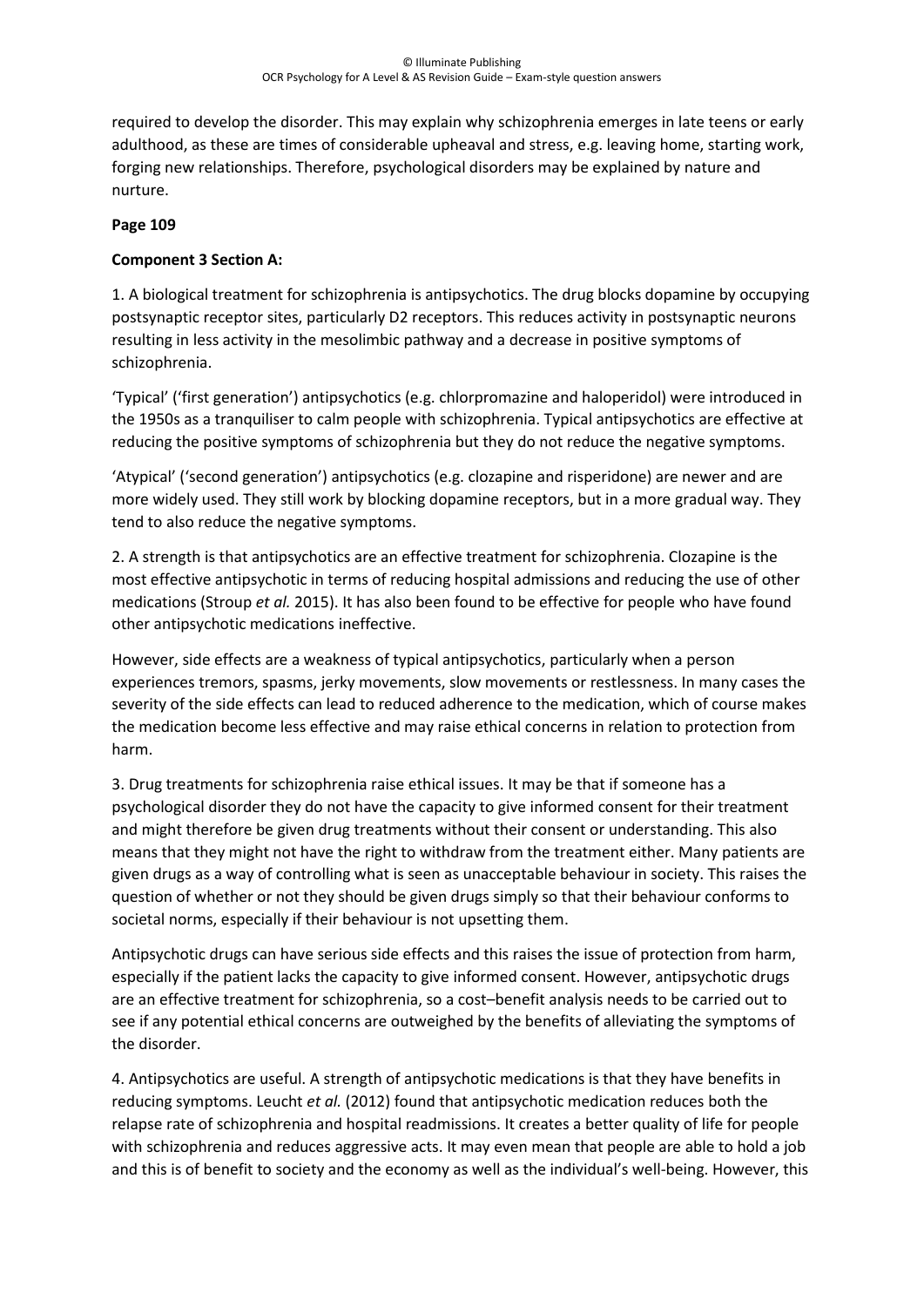required to develop the disorder. This may explain why schizophrenia emerges in late teens or early adulthood, as these are times of considerable upheaval and stress, e.g. leaving home, starting work, forging new relationships. Therefore, psychological disorders may be explained by nature and nurture.

**Page 109**

**Component 3 Section A:**

1. A biological treatment for schizophrenia is antipsychotics. The drug blocks dopamine by occupying postsynaptic receptor sites, particularly D2 receptors. This reduces activity in postsynaptic neurons resulting in less activity in the mesolimbic pathway and a decrease in positive symptoms of schizophrenia.

'Typical' ('first generation') antipsychotics (e.g. chlorpromazine and haloperidol) were introduced in the 1950s as a tranquiliser to calm people with schizophrenia. Typical antipsychotics are effective at reducing the positive symptoms of schizophrenia but they do not reduce the negative symptoms.

'Atypical' ('second generation') antipsychotics (e.g. clozapine and risperidone) are newer and are more widely used. They still work by blocking dopamine receptors, but in a more gradual way. They tend to also reduce the negative symptoms.

2. A strength is that antipsychotics are an effective treatment for schizophrenia. Clozapine is the most effective antipsychotic in terms of reducing hospital admissions and reducing the use of other medications (Stroup *et al.* 2015). It has also been found to be effective for people who have found other antipsychotic medications ineffective.

However, side effects are a weakness of typical antipsychotics, particularly when a person experiences tremors, spasms, jerky movements, slow movements or restlessness. In many cases the severity of the side effects can lead to reduced adherence to the medication, which of course makes the medication become less effective and may raise ethical concerns in relation to protection from harm.

3. Drug treatments for schizophrenia raise ethical issues. It may be that if someone has a psychological disorder they do not have the capacity to give informed consent for their treatment and might therefore be given drug treatments without their consent or understanding. This also means that they might not have the right to withdraw from the treatment either. Many patients are given drugs as a way of controlling what is seen as unacceptable behaviour in society. This raises the question of whether or not they should be given drugs simply so that their behaviour conforms to societal norms, especially if their behaviour is not upsetting them.

Antipsychotic drugs can have serious side effects and this raises the issue of protection from harm, especially if the patient lacks the capacity to give informed consent. However, antipsychotic drugs are an effective treatment for schizophrenia, so a cost–benefit analysis needs to be carried out to see if any potential ethical concerns are outweighed by the benefits of alleviating the symptoms of the disorder.

4. Antipsychotics are useful. A strength of antipsychotic medications is that they have benefits in reducing symptoms. Leucht *et al.* (2012) found that antipsychotic medication reduces both the relapse rate of schizophrenia and hospital readmissions. It creates a better quality of life for people with schizophrenia and reduces aggressive acts. It may even mean that people are able to hold a job and this is of benefit to society and the economy as well as the individual's well-being. However, this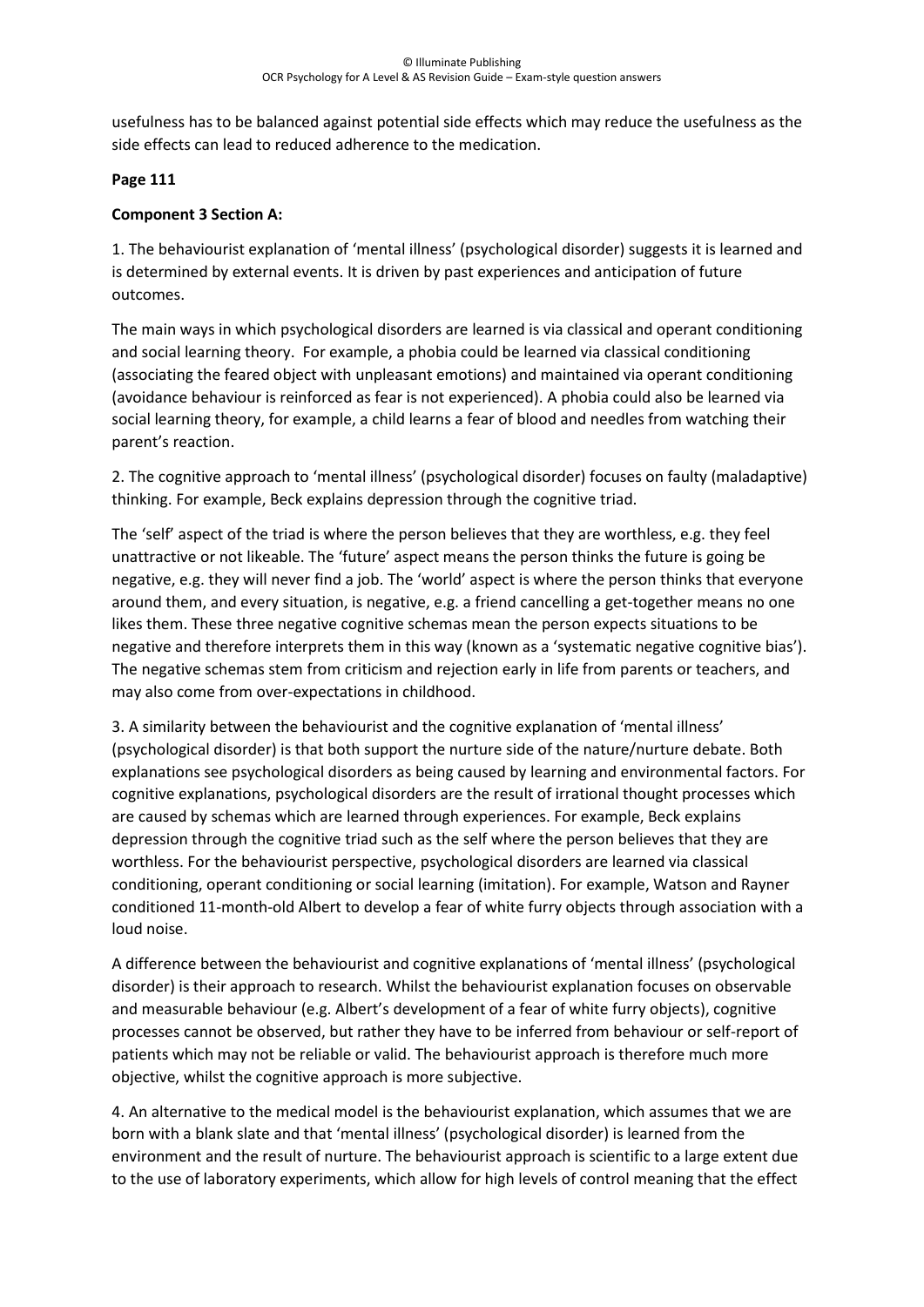usefulness has to be balanced against potential side effects which may reduce the usefulness as the side effects can lead to reduced adherence to the medication.

**Page 111**

**Component 3 Section A:**

1. The behaviourist explanation of 'mental illness' (psychological disorder) suggests it is learned and is determined by external events. It is driven by past experiences and anticipation of future outcomes.

The main ways in which psychological disorders are learned is via classical and operant conditioning and social learning theory. For example, a phobia could be learned via classical conditioning (associating the feared object with unpleasant emotions) and maintained via operant conditioning (avoidance behaviour is reinforced as fear is not experienced). A phobia could also be learned via social learning theory, for example, a child learns a fear of blood and needles from watching their parent's reaction.

2. The cognitive approach to 'mental illness' (psychological disorder) focuses on faulty (maladaptive) thinking. For example, Beck explains depression through the cognitive triad.

The 'self' aspect of the triad is where the person believes that they are worthless, e.g. they feel unattractive or not likeable. The 'future' aspect means the person thinks the future is going be negative, e.g. they will never find a job. The 'world' aspect is where the person thinks that everyone around them, and every situation, is negative, e.g. a friend cancelling a get-together means no one likes them. These three negative cognitive schemas mean the person expects situations to be negative and therefore interprets them in this way (known as a 'systematic negative cognitive bias'). The negative schemas stem from criticism and rejection early in life from parents or teachers, and may also come from over-expectations in childhood.

3. A similarity between the behaviourist and the cognitive explanation of 'mental illness' (psychological disorder) is that both support the nurture side of the nature/nurture debate. Both explanations see psychological disorders as being caused by learning and environmental factors. For cognitive explanations, psychological disorders are the result of irrational thought processes which are caused by schemas which are learned through experiences. For example, Beck explains depression through the cognitive triad such as the self where the person believes that they are worthless. For the behaviourist perspective, psychological disorders are learned via classical conditioning, operant conditioning or social learning (imitation). For example, Watson and Rayner conditioned 11-month-old Albert to develop a fear of white furry objects through association with a loud noise.

A difference between the behaviourist and cognitive explanations of 'mental illness' (psychological disorder) is their approach to research. Whilst the behaviourist explanation focuses on observable and measurable behaviour (e.g. Albert's development of a fear of white furry objects), cognitive processes cannot be observed, but rather they have to be inferred from behaviour or self-report of patients which may not be reliable or valid. The behaviourist approach is therefore much more objective, whilst the cognitive approach is more subjective.

4. An alternative to the medical model is the behaviourist explanation, which assumes that we are born with a blank slate and that 'mental illness' (psychological disorder) is learned from the environment and the result of nurture. The behaviourist approach is scientific to a large extent due to the use of laboratory experiments, which allow for high levels of control meaning that the effect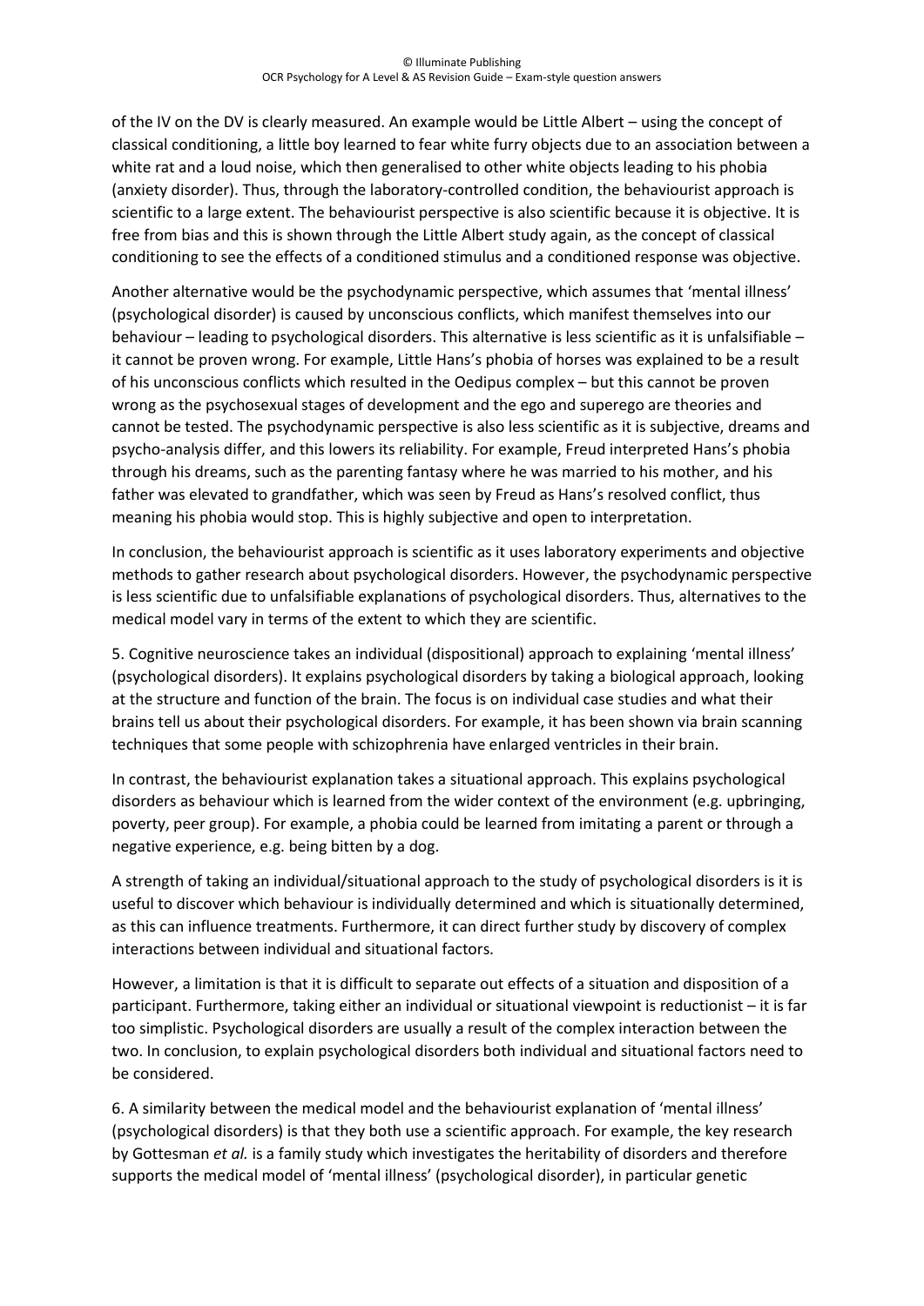of the IV on the DV is clearly measured. An example would be Little Albert – using the concept of classical conditioning, a little boy learned to fear white furry objects due to an association between a white rat and a loud noise, which then generalised to other white objects leading to his phobia (anxiety disorder). Thus, through the laboratory-controlled condition, the behaviourist approach is scientific to a large extent. The behaviourist perspective is also scientific because it is objective. It is free from bias and this is shown through the Little Albert study again, as the concept of classical conditioning to see the effects of a conditioned stimulus and a conditioned response was objective.

Another alternative would be the psychodynamic perspective, which assumes that 'mental illness' (psychological disorder) is caused by unconscious conflicts, which manifest themselves into our behaviour – leading to psychological disorders. This alternative is less scientific as it is unfalsifiable – it cannot be proven wrong. For example, Little Hans's phobia of horses was explained to be a result of his unconscious conflicts which resulted in the Oedipus complex – but this cannot be proven wrong as the psychosexual stages of development and the ego and superego are theories and cannot be tested. The psychodynamic perspective is also less scientific as it is subjective, dreams and psycho-analysis differ, and this lowers its reliability. For example, Freud interpreted Hans's phobia through his dreams, such as the parenting fantasy where he was married to his mother, and his father was elevated to grandfather, which was seen by Freud as Hans's resolved conflict, thus meaning his phobia would stop. This is highly subjective and open to interpretation.

In conclusion, the behaviourist approach is scientific as it uses laboratory experiments and objective methods to gather research about psychological disorders. However, the psychodynamic perspective is less scientific due to unfalsifiable explanations of psychological disorders. Thus, alternatives to the medical model vary in terms of the extent to which they are scientific.

5. Cognitive neuroscience takes an individual (dispositional) approach to explaining 'mental illness' (psychological disorders). It explains psychological disorders by taking a biological approach, looking at the structure and function of the brain. The focus is on individual case studies and what their brains tell us about their psychological disorders. For example, it has been shown via brain scanning techniques that some people with schizophrenia have enlarged ventricles in their brain.

In contrast, the behaviourist explanation takes a situational approach. This explains psychological disorders as behaviour which is learned from the wider context of the environment (e.g. upbringing, poverty, peer group). For example, a phobia could be learned from imitating a parent or through a negative experience, e.g. being bitten by a dog.

A strength of taking an individual/situational approach to the study of psychological disorders is it is useful to discover which behaviour is individually determined and which is situationally determined, as this can influence treatments. Furthermore, it can direct further study by discovery of complex interactions between individual and situational factors.

However, a limitation is that it is difficult to separate out effects of a situation and disposition of a participant. Furthermore, taking either an individual or situational viewpoint is reductionist – it is far too simplistic. Psychological disorders are usually a result of the complex interaction between the two. In conclusion, to explain psychological disorders both individual and situational factors need to be considered.

6. A similarity between the medical model and the behaviourist explanation of 'mental illness' (psychological disorders) is that they both use a scientific approach. For example, the key research by Gottesman *et al.* is a family study which investigates the heritability of disorders and therefore supports the medical model of 'mental illness' (psychological disorder), in particular genetic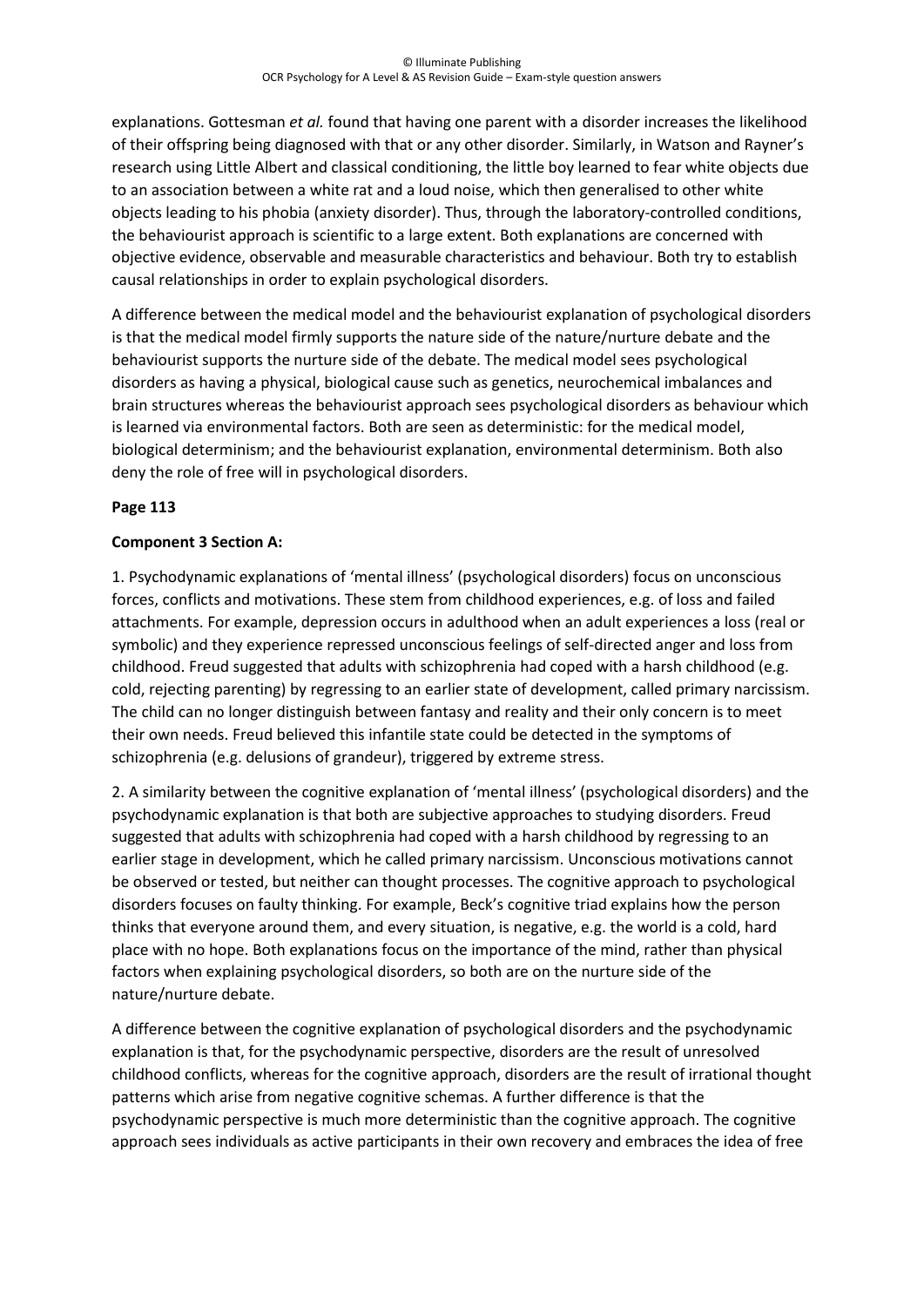explanations. Gottesman *et al.* found that having one parent with a disorder increases the likelihood of their offspring being diagnosed with that or any other disorder. Similarly, in Watson and Rayner's research using Little Albert and classical conditioning, the little boy learned to fear white objects due to an association between a white rat and a loud noise, which then generalised to other white objects leading to his phobia (anxiety disorder). Thus, through the laboratory-controlled conditions, the behaviourist approach is scientific to a large extent. Both explanations are concerned with objective evidence, observable and measurable characteristics and behaviour. Both try to establish causal relationships in order to explain psychological disorders.

A difference between the medical model and the behaviourist explanation of psychological disorders is that the medical model firmly supports the nature side of the nature/nurture debate and the behaviourist supports the nurture side of the debate. The medical model sees psychological disorders as having a physical, biological cause such as genetics, neurochemical imbalances and brain structures whereas the behaviourist approach sees psychological disorders as behaviour which is learned via environmental factors. Both are seen as deterministic: for the medical model, biological determinism; and the behaviourist explanation, environmental determinism. Both also deny the role of free will in psychological disorders.

**Page 113**

**Component 3 Section A:**

1. Psychodynamic explanations of 'mental illness' (psychological disorders) focus on unconscious forces, conflicts and motivations. These stem from childhood experiences, e.g. of loss and failed attachments. For example, depression occurs in adulthood when an adult experiences a loss (real or symbolic) and they experience repressed unconscious feelings of self-directed anger and loss from childhood. Freud suggested that adults with schizophrenia had coped with a harsh childhood (e.g. cold, rejecting parenting) by regressing to an earlier state of development, called primary narcissism. The child can no longer distinguish between fantasy and reality and their only concern is to meet their own needs. Freud believed this infantile state could be detected in the symptoms of schizophrenia (e.g. delusions of grandeur), triggered by extreme stress.

2. A similarity between the cognitive explanation of 'mental illness' (psychological disorders) and the psychodynamic explanation is that both are subjective approaches to studying disorders. Freud suggested that adults with schizophrenia had coped with a harsh childhood by regressing to an earlier stage in development, which he called primary narcissism. Unconscious motivations cannot be observed or tested, but neither can thought processes. The cognitive approach to psychological disorders focuses on faulty thinking. For example, Beck's cognitive triad explains how the person thinks that everyone around them, and every situation, is negative, e.g. the world is a cold, hard place with no hope. Both explanations focus on the importance of the mind, rather than physical factors when explaining psychological disorders, so both are on the nurture side of the nature/nurture debate.

A difference between the cognitive explanation of psychological disorders and the psychodynamic explanation is that, for the psychodynamic perspective, disorders are the result of unresolved childhood conflicts, whereas for the cognitive approach, disorders are the result of irrational thought patterns which arise from negative cognitive schemas. A further difference is that the psychodynamic perspective is much more deterministic than the cognitive approach. The cognitive approach sees individuals as active participants in their own recovery and embraces the idea of free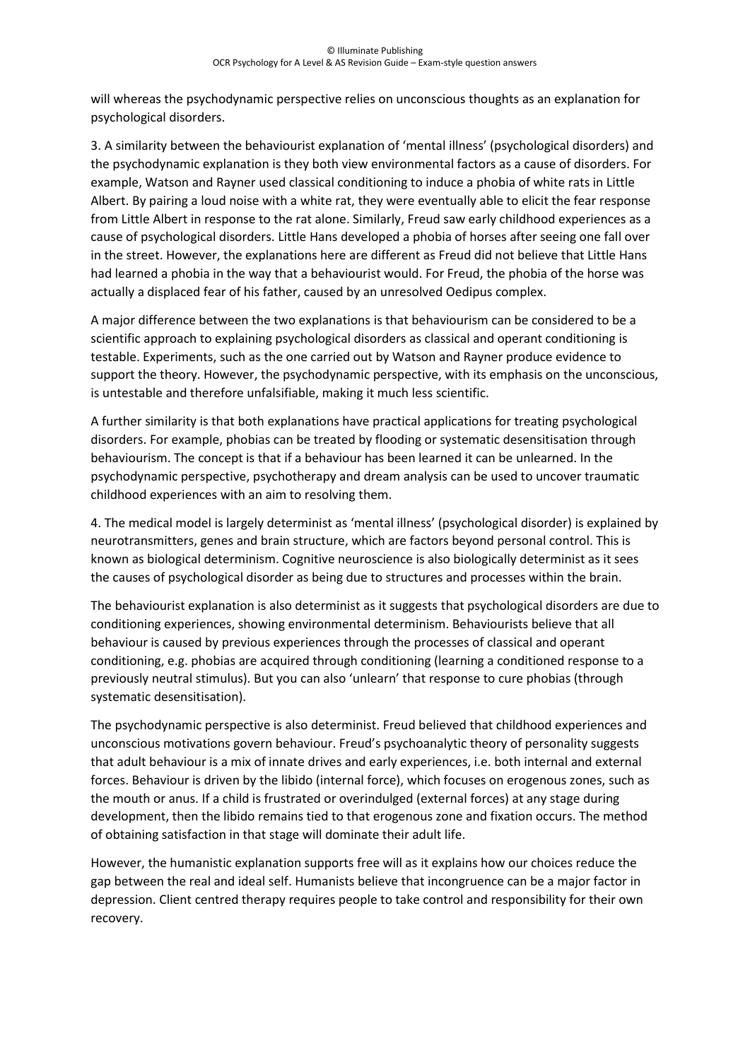will whereas the psychodynamic perspective relies on unconscious thoughts as an explanation for psychological disorders.

3. A similarity between the behaviourist explanation of 'mental illness' (psychological disorders) and the psychodynamic explanation is they both view environmental factors as a cause of disorders. For example, Watson and Rayner used classical conditioning to induce a phobia of white rats in Little Albert. By pairing a loud noise with a white rat, they were eventually able to elicit the fear response from Little Albert in response to the rat alone. Similarly, Freud saw early childhood experiences as a cause of psychological disorders. Little Hans developed a phobia of horses after seeing one fall over in the street. However, the explanations here are different as Freud did not believe that Little Hans had learned a phobia in the way that a behaviourist would. For Freud, the phobia of the horse was actually a displaced fear of his father, caused by an unresolved Oedipus complex.

A major difference between the two explanations is that behaviourism can be considered to be a scientific approach to explaining psychological disorders as classical and operant conditioning is testable. Experiments, such as the one carried out by Watson and Rayner produce evidence to support the theory. However, the psychodynamic perspective, with its emphasis on the unconscious, is untestable and therefore unfalsifiable, making it much less scientific.

A further similarity is that both explanations have practical applications for treating psychological disorders. For example, phobias can be treated by flooding or systematic desensitisation through behaviourism. The concept is that if a behaviour has been learned it can be unlearned. In the psychodynamic perspective, psychotherapy and dream analysis can be used to uncover traumatic childhood experiences with an aim to resolving them.

4. The medical model is largely determinist as 'mental illness' (psychological disorder) is explained by neurotransmitters, genes and brain structure, which are factors beyond personal control. This is known as biological determinism. Cognitive neuroscience is also biologically determinist as it sees the causes of psychological disorder as being due to structures and processes within the brain.

The behaviourist explanation is also determinist as it suggests that psychological disorders are due to conditioning experiences, showing environmental determinism. Behaviourists believe that all behaviour is caused by previous experiences through the processes of classical and operant conditioning, e.g. phobias are acquired through conditioning (learning a conditioned response to a previously neutral stimulus). But you can also 'unlearn' that response to cure phobias (through systematic desensitisation).

The psychodynamic perspective is also determinist. Freud believed that childhood experiences and unconscious motivations govern behaviour. Freud's psychoanalytic theory of personality suggests that adult behaviour is a mix of innate drives and early experiences, i.e. both internal and external forces. Behaviour is driven by the libido (internal force), which focuses on erogenous zones, such as the mouth or anus. If a child is frustrated or overindulged (external forces) at any stage during development, then the libido remains tied to that erogenous zone and fixation occurs. The method of obtaining satisfaction in that stage will dominate their adult life.

However, the humanistic explanation supports free will as it explains how our choices reduce the gap between the real and ideal self. Humanists believe that incongruence can be a major factor in depression. Client centred therapy requires people to take control and responsibility for their own recovery.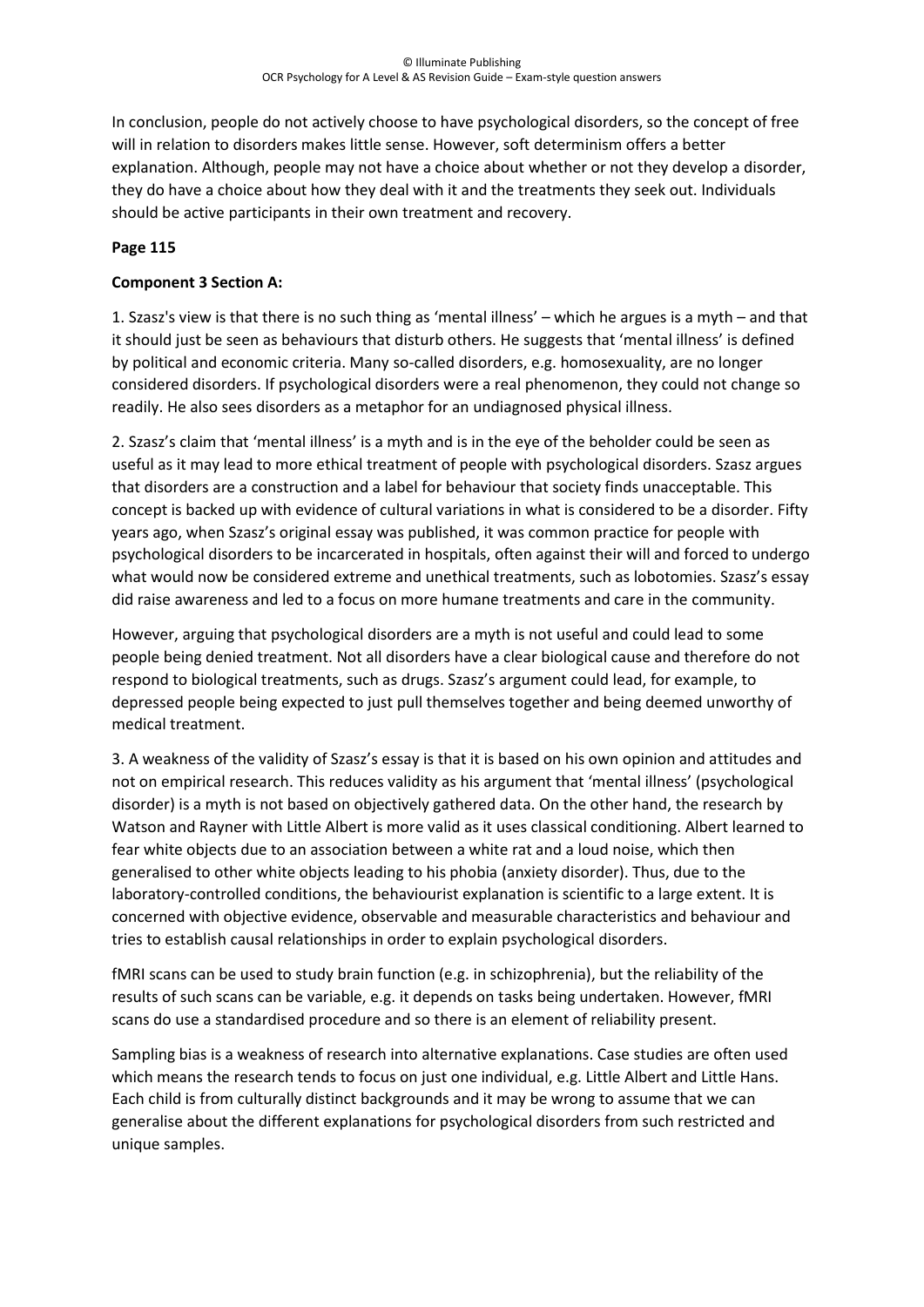In conclusion, people do not actively choose to have psychological disorders, so the concept of free will in relation to disorders makes little sense. However, soft determinism offers a better explanation. Although, people may not have a choice about whether or not they develop a disorder, they do have a choice about how they deal with it and the treatments they seek out. Individuals should be active participants in their own treatment and recovery.

**Page 115**

**Component 3 Section A:**

1. Szasz's view is that there is no such thing as 'mental illness' – which he argues is a myth – and that it should just be seen as behaviours that disturb others. He suggests that 'mental illness' is defined by political and economic criteria. Many so-called disorders, e.g. homosexuality, are no longer considered disorders. If psychological disorders were a real phenomenon, they could not change so readily. He also sees disorders as a metaphor for an undiagnosed physical illness.

2. Szasz's claim that 'mental illness' is a myth and is in the eye of the beholder could be seen as useful as it may lead to more ethical treatment of people with psychological disorders. Szasz argues that disorders are a construction and a label for behaviour that society finds unacceptable. This concept is backed up with evidence of cultural variations in what is considered to be a disorder. Fifty years ago, when Szasz's original essay was published, it was common practice for people with psychological disorders to be incarcerated in hospitals, often against their will and forced to undergo what would now be considered extreme and unethical treatments, such as lobotomies. Szasz's essay did raise awareness and led to a focus on more humane treatments and care in the community.

However, arguing that psychological disorders are a myth is not useful and could lead to some people being denied treatment. Not all disorders have a clear biological cause and therefore do not respond to biological treatments, such as drugs. Szasz's argument could lead, for example, to depressed people being expected to just pull themselves together and being deemed unworthy of medical treatment.

3. A weakness of the validity of Szasz's essay is that it is based on his own opinion and attitudes and not on empirical research. This reduces validity as his argument that 'mental illness' (psychological disorder) is a myth is not based on objectively gathered data. On the other hand, the research by Watson and Rayner with Little Albert is more valid as it uses classical conditioning. Albert learned to fear white objects due to an association between a white rat and a loud noise, which then generalised to other white objects leading to his phobia (anxiety disorder). Thus, due to the laboratory-controlled conditions, the behaviourist explanation is scientific to a large extent. It is concerned with objective evidence, observable and measurable characteristics and behaviour and tries to establish causal relationships in order to explain psychological disorders.

fMRI scans can be used to study brain function (e.g. in schizophrenia), but the reliability of the results of such scans can be variable, e.g. it depends on tasks being undertaken. However, fMRI scans do use a standardised procedure and so there is an element of reliability present.

Sampling bias is a weakness of research into alternative explanations. Case studies are often used which means the research tends to focus on just one individual, e.g. Little Albert and Little Hans. Each child is from culturally distinct backgrounds and it may be wrong to assume that we can generalise about the different explanations for psychological disorders from such restricted and unique samples.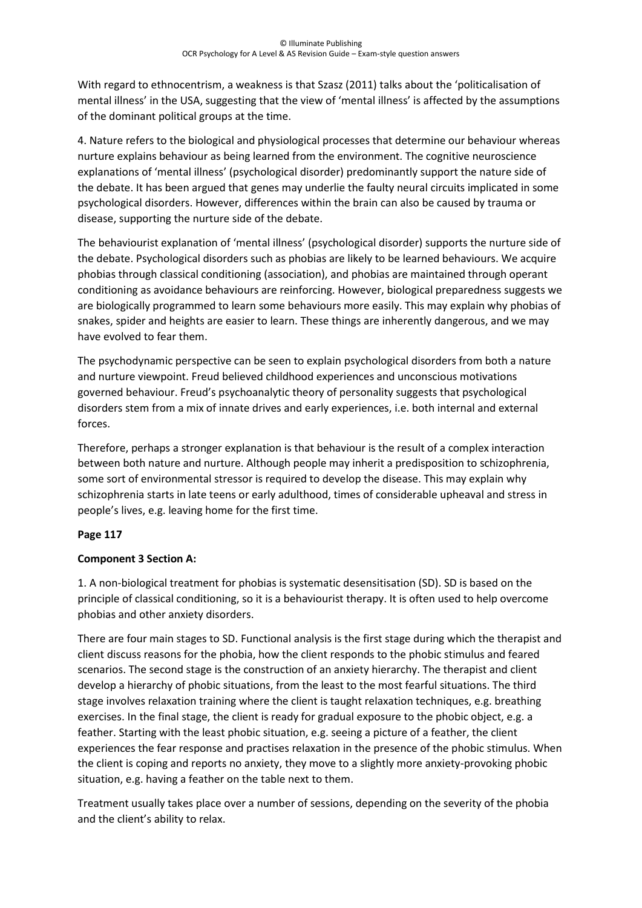With regard to ethnocentrism, a weakness is that Szasz (2011) talks about the 'politicalisation of mental illness' in the USA, suggesting that the view of 'mental illness' is affected by the assumptions of the dominant political groups at the time.

4. Nature refers to the biological and physiological processes that determine our behaviour whereas nurture explains behaviour as being learned from the environment. The cognitive neuroscience explanations of 'mental illness' (psychological disorder) predominantly support the nature side of the debate. It has been argued that genes may underlie the faulty neural circuits implicated in some psychological disorders. However, differences within the brain can also be caused by trauma or disease, supporting the nurture side of the debate.

The behaviourist explanation of 'mental illness' (psychological disorder) supports the nurture side of the debate. Psychological disorders such as phobias are likely to be learned behaviours. We acquire phobias through classical conditioning (association), and phobias are maintained through operant conditioning as avoidance behaviours are reinforcing. However, biological preparedness suggests we are biologically programmed to learn some behaviours more easily. This may explain why phobias of snakes, spider and heights are easier to learn. These things are inherently dangerous, and we may have evolved to fear them.

The psychodynamic perspective can be seen to explain psychological disorders from both a nature and nurture viewpoint. Freud believed childhood experiences and unconscious motivations governed behaviour. Freud's psychoanalytic theory of personality suggests that psychological disorders stem from a mix of innate drives and early experiences, i.e. both internal and external forces.

Therefore, perhaps a stronger explanation is that behaviour is the result of a complex interaction between both nature and nurture. Although people may inherit a predisposition to schizophrenia, some sort of environmental stressor is required to develop the disease. This may explain why schizophrenia starts in late teens or early adulthood, times of considerable upheaval and stress in people's lives, e.g. leaving home for the first time.

**Page 117**

**Component 3 Section A:**

1. A non-biological treatment for phobias is systematic desensitisation (SD). SD is based on the principle of classical conditioning, so it is a behaviourist therapy. It is often used to help overcome phobias and other anxiety disorders.

There are four main stages to SD. Functional analysis is the first stage during which the therapist and client discuss reasons for the phobia, how the client responds to the phobic stimulus and feared scenarios. The second stage is the construction of an anxiety hierarchy. The therapist and client develop a hierarchy of phobic situations, from the least to the most fearful situations. The third stage involves relaxation training where the client is taught relaxation techniques, e.g. breathing exercises. In the final stage, the client is ready for gradual exposure to the phobic object, e.g. a feather. Starting with the least phobic situation, e.g. seeing a picture of a feather, the client experiences the fear response and practises relaxation in the presence of the phobic stimulus. When the client is coping and reports no anxiety, they move to a slightly more anxiety-provoking phobic situation, e.g. having a feather on the table next to them.

Treatment usually takes place over a number of sessions, depending on the severity of the phobia and the client's ability to relax.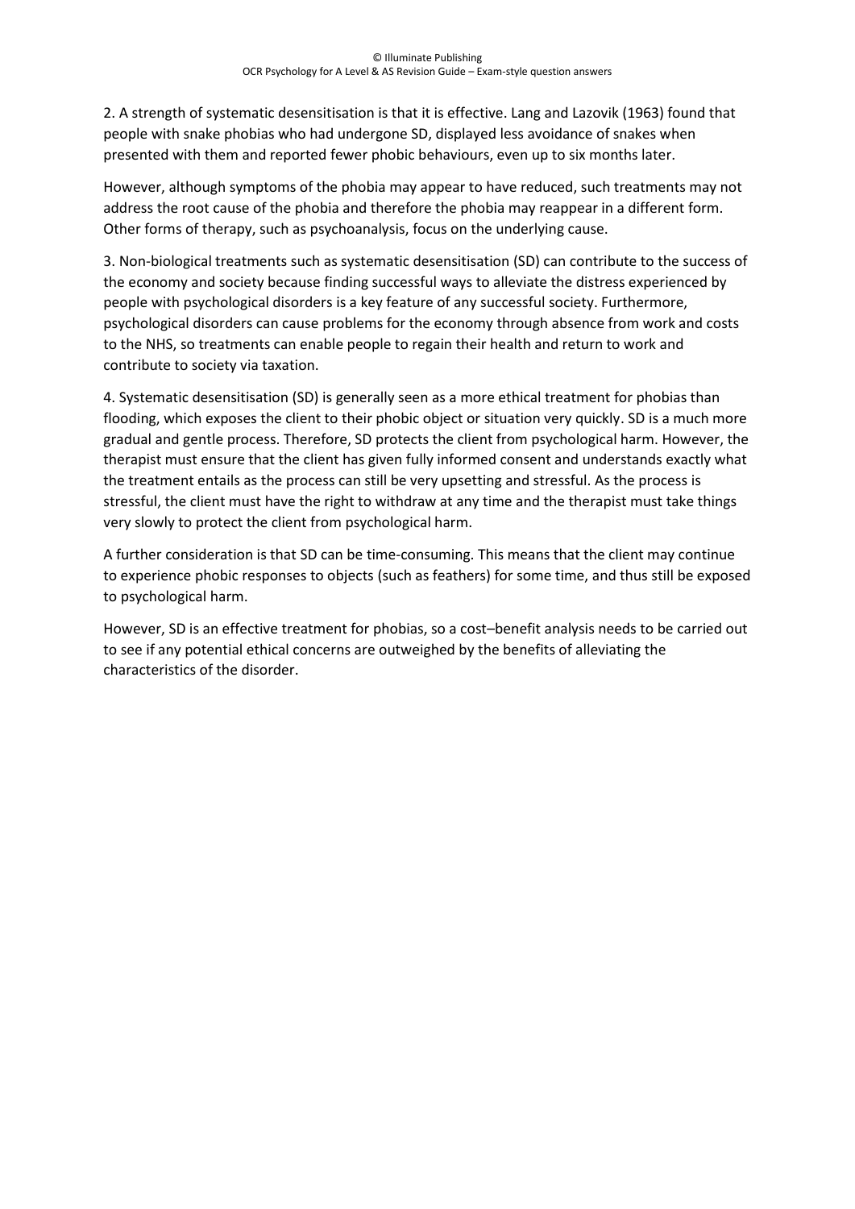2. A strength of systematic desensitisation is that it is effective. Lang and Lazovik (1963) found that people with snake phobias who had undergone SD, displayed less avoidance of snakes when presented with them and reported fewer phobic behaviours, even up to six months later.

However, although symptoms of the phobia may appear to have reduced, such treatments may not address the root cause of the phobia and therefore the phobia may reappear in a different form. Other forms of therapy, such as psychoanalysis, focus on the underlying cause.

3. Non-biological treatments such as systematic desensitisation (SD) can contribute to the success of the economy and society because finding successful ways to alleviate the distress experienced by people with psychological disorders is a key feature of any successful society. Furthermore, psychological disorders can cause problems for the economy through absence from work and costs to the NHS, so treatments can enable people to regain their health and return to work and contribute to society via taxation.

4. Systematic desensitisation (SD) is generally seen as a more ethical treatment for phobias than flooding, which exposes the client to their phobic object or situation very quickly. SD is a much more gradual and gentle process. Therefore, SD protects the client from psychological harm. However, the therapist must ensure that the client has given fully informed consent and understands exactly what the treatment entails as the process can still be very upsetting and stressful. As the process is stressful, the client must have the right to withdraw at any time and the therapist must take things very slowly to protect the client from psychological harm.

A further consideration is that SD can be time-consuming. This means that the client may continue to experience phobic responses to objects (such as feathers) for some time, and thus still be exposed to psychological harm.

However, SD is an effective treatment for phobias, so a cost–benefit analysis needs to be carried out to see if any potential ethical concerns are outweighed by the benefits of alleviating the characteristics of the disorder.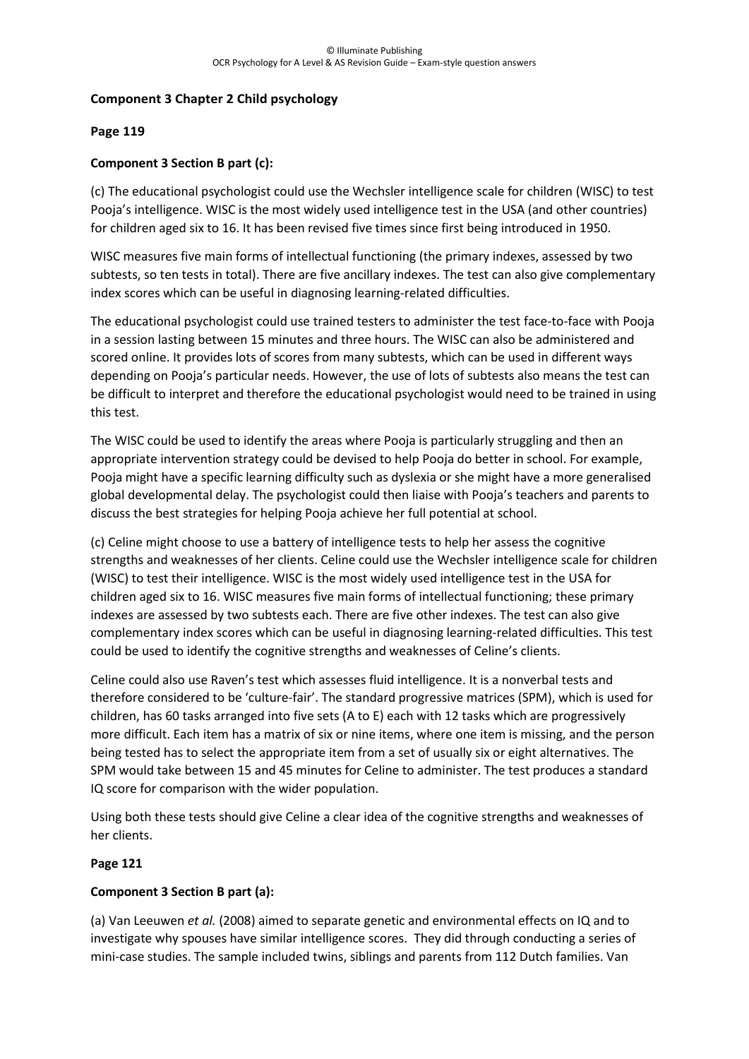**Component 3 Chapter 2 Child psychology**

**Page 119**

**Component 3 Section B part (c):**

(c) The educational psychologist could use the Wechsler intelligence scale for children (WISC) to test Pooja's intelligence. WISC is the most widely used intelligence test in the USA (and other countries) for children aged six to 16. It has been revised five times since first being introduced in 1950.

WISC measures five main forms of intellectual functioning (the primary indexes, assessed by two subtests, so ten tests in total). There are five ancillary indexes. The test can also give complementary index scores which can be useful in diagnosing learning-related difficulties.

The educational psychologist could use trained testers to administer the test face-to-face with Pooja in a session lasting between 15 minutes and three hours. The WISC can also be administered and scored online. It provides lots of scores from many subtests, which can be used in different ways depending on Pooja's particular needs. However, the use of lots of subtests also means the test can be difficult to interpret and therefore the educational psychologist would need to be trained in using this test.

The WISC could be used to identify the areas where Pooja is particularly struggling and then an appropriate intervention strategy could be devised to help Pooja do better in school. For example, Pooja might have a specific learning difficulty such as dyslexia or she might have a more generalised global developmental delay. The psychologist could then liaise with Pooja's teachers and parents to discuss the best strategies for helping Pooja achieve her full potential at school.

(c) Celine might choose to use a battery of intelligence tests to help her assess the cognitive strengths and weaknesses of her clients. Celine could use the Wechsler intelligence scale for children (WISC) to test their intelligence. WISC is the most widely used intelligence test in the USA for children aged six to 16. WISC measures five main forms of intellectual functioning; these primary indexes are assessed by two subtests each. There are five other indexes. The test can also give complementary index scores which can be useful in diagnosing learning-related difficulties. This test could be used to identify the cognitive strengths and weaknesses of Celine's clients.

Celine could also use Raven's test which assesses fluid intelligence. It is a nonverbal tests and therefore considered to be 'culture-fair'. The standard progressive matrices (SPM), which is used for children, has 60 tasks arranged into five sets (A to E) each with 12 tasks which are progressively more difficult. Each item has a matrix of six or nine items, where one item is missing, and the person being tested has to select the appropriate item from a set of usually six or eight alternatives. The SPM would take between 15 and 45 minutes for Celine to administer. The test produces a standard IQ score for comparison with the wider population.

Using both these tests should give Celine a clear idea of the cognitive strengths and weaknesses of her clients.

**Page 121**

**Component 3 Section B part (a):**

(a) Van Leeuwen *et al.* (2008) aimed to separate genetic and environmental effects on IQ and to investigate why spouses have similar intelligence scores. They did through conducting a series of mini-case studies. The sample included twins, siblings and parents from 112 Dutch families. Van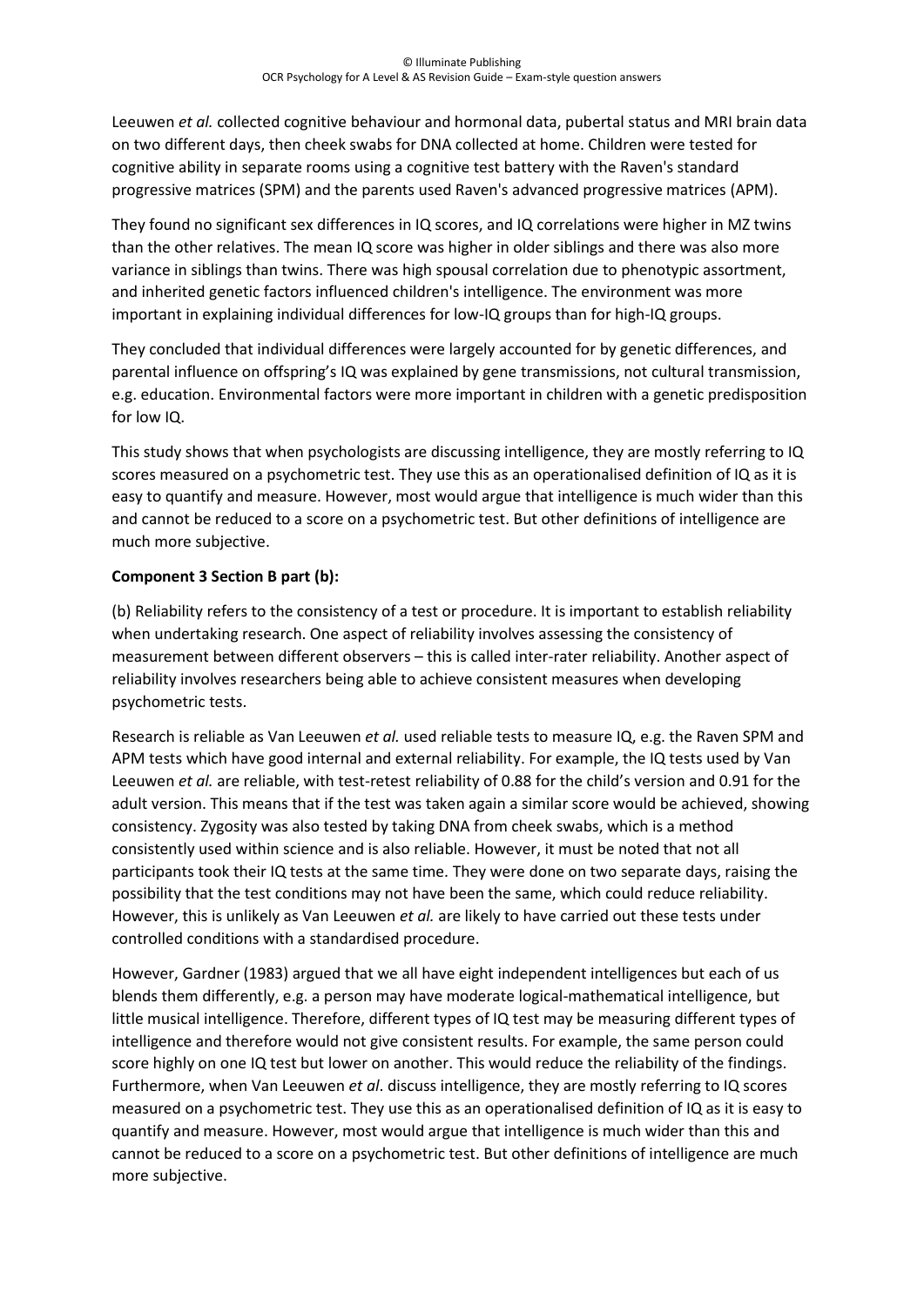Leeuwen *et al.* collected cognitive behaviour and hormonal data, pubertal status and MRI brain data on two different days, then cheek swabs for DNA collected at home. Children were tested for cognitive ability in separate rooms using a cognitive test battery with the Raven's standard progressive matrices (SPM) and the parents used Raven's advanced progressive matrices (APM).

They found no significant sex differences in IQ scores, and IQ correlations were higher in MZ twins than the other relatives. The mean IQ score was higher in older siblings and there was also more variance in siblings than twins. There was high spousal correlation due to phenotypic assortment, and inherited genetic factors influenced children's intelligence. The environment was more important in explaining individual differences for low-IQ groups than for high-IQ groups.

They concluded that individual differences were largely accounted for by genetic differences, and parental influence on offspring's IQ was explained by gene transmissions, not cultural transmission, e.g. education. Environmental factors were more important in children with a genetic predisposition for low IQ.

This study shows that when psychologists are discussing intelligence, they are mostly referring to IQ scores measured on a psychometric test. They use this as an operationalised definition of IQ as it is easy to quantify and measure. However, most would argue that intelligence is much wider than this and cannot be reduced to a score on a psychometric test. But other definitions of intelligence are much more subjective.

**Component 3 Section B part (b):**

(b) Reliability refers to the consistency of a test or procedure. It is important to establish reliability when undertaking research. One aspect of reliability involves assessing the consistency of measurement between different observers – this is called inter-rater reliability. Another aspect of reliability involves researchers being able to achieve consistent measures when developing psychometric tests.

Research is reliable as Van Leeuwen *et al.* used reliable tests to measure IQ, e.g. the Raven SPM and APM tests which have good internal and external reliability. For example, the IQ tests used by Van Leeuwen *et al.* are reliable, with test-retest reliability of 0.88 for the child's version and 0.91 for the adult version. This means that if the test was taken again a similar score would be achieved, showing consistency. Zygosity was also tested by taking DNA from cheek swabs, which is a method consistently used within science and is also reliable. However, it must be noted that not all participants took their IQ tests at the same time. They were done on two separate days, raising the possibility that the test conditions may not have been the same, which could reduce reliability. However, this is unlikely as Van Leeuwen *et al.* are likely to have carried out these tests under controlled conditions with a standardised procedure.

However, Gardner (1983) argued that we all have eight independent intelligences but each of us blends them differently, e.g. a person may have moderate logical-mathematical intelligence, but little musical intelligence. Therefore, different types of IQ test may be measuring different types of intelligence and therefore would not give consistent results. For example, the same person could score highly on one IQ test but lower on another. This would reduce the reliability of the findings. Furthermore, when Van Leeuwen *et al*. discuss intelligence, they are mostly referring to IQ scores measured on a psychometric test. They use this as an operationalised definition of IQ as it is easy to quantify and measure. However, most would argue that intelligence is much wider than this and cannot be reduced to a score on a psychometric test. But other definitions of intelligence are much more subjective.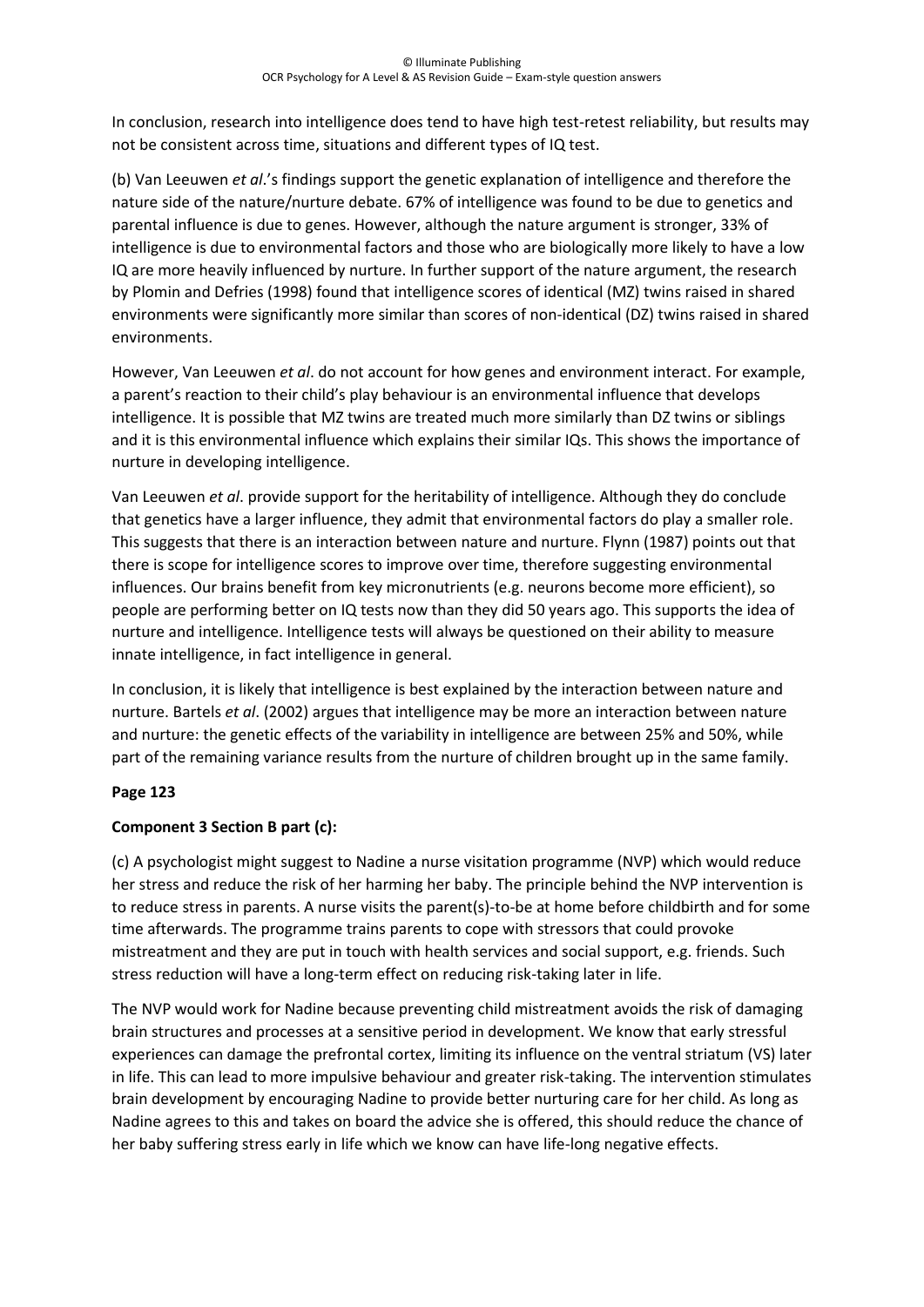In conclusion, research into intelligence does tend to have high test-retest reliability, but results may not be consistent across time, situations and different types of IQ test.

(b) Van Leeuwen *et al*.'s findings support the genetic explanation of intelligence and therefore the nature side of the nature/nurture debate. 67% of intelligence was found to be due to genetics and parental influence is due to genes. However, although the nature argument is stronger, 33% of intelligence is due to environmental factors and those who are biologically more likely to have a low IQ are more heavily influenced by nurture. In further support of the nature argument, the research by Plomin and Defries (1998) found that intelligence scores of identical (MZ) twins raised in shared environments were significantly more similar than scores of non-identical (DZ) twins raised in shared environments.

However, Van Leeuwen *et al*. do not account for how genes and environment interact. For example, a parent's reaction to their child's play behaviour is an environmental influence that develops intelligence. It is possible that MZ twins are treated much more similarly than DZ twins or siblings and it is this environmental influence which explains their similar IQs. This shows the importance of nurture in developing intelligence.

Van Leeuwen *et al*. provide support for the heritability of intelligence. Although they do conclude that genetics have a larger influence, they admit that environmental factors do play a smaller role. This suggests that there is an interaction between nature and nurture. Flynn (1987) points out that there is scope for intelligence scores to improve over time, therefore suggesting environmental influences. Our brains benefit from key micronutrients (e.g. neurons become more efficient), so people are performing better on IQ tests now than they did 50 years ago. This supports the idea of nurture and intelligence. Intelligence tests will always be questioned on their ability to measure innate intelligence, in fact intelligence in general.

In conclusion, it is likely that intelligence is best explained by the interaction between nature and nurture. Bartels *et al*. (2002) argues that intelligence may be more an interaction between nature and nurture: the genetic effects of the variability in intelligence are between 25% and 50%, while part of the remaining variance results from the nurture of children brought up in the same family.

**Page 123**

**Component 3 Section B part (c):**

(c) A psychologist might suggest to Nadine a nurse visitation programme (NVP) which would reduce her stress and reduce the risk of her harming her baby. The principle behind the NVP intervention is to reduce stress in parents. A nurse visits the parent(s)-to-be at home before childbirth and for some time afterwards. The programme trains parents to cope with stressors that could provoke mistreatment and they are put in touch with health services and social support, e.g. friends. Such stress reduction will have a long-term effect on reducing risk-taking later in life.

The NVP would work for Nadine because preventing child mistreatment avoids the risk of damaging brain structures and processes at a sensitive period in development. We know that early stressful experiences can damage the prefrontal cortex, limiting its influence on the ventral striatum (VS) later in life. This can lead to more impulsive behaviour and greater risk-taking. The intervention stimulates brain development by encouraging Nadine to provide better nurturing care for her child. As long as Nadine agrees to this and takes on board the advice she is offered, this should reduce the chance of her baby suffering stress early in life which we know can have life-long negative effects.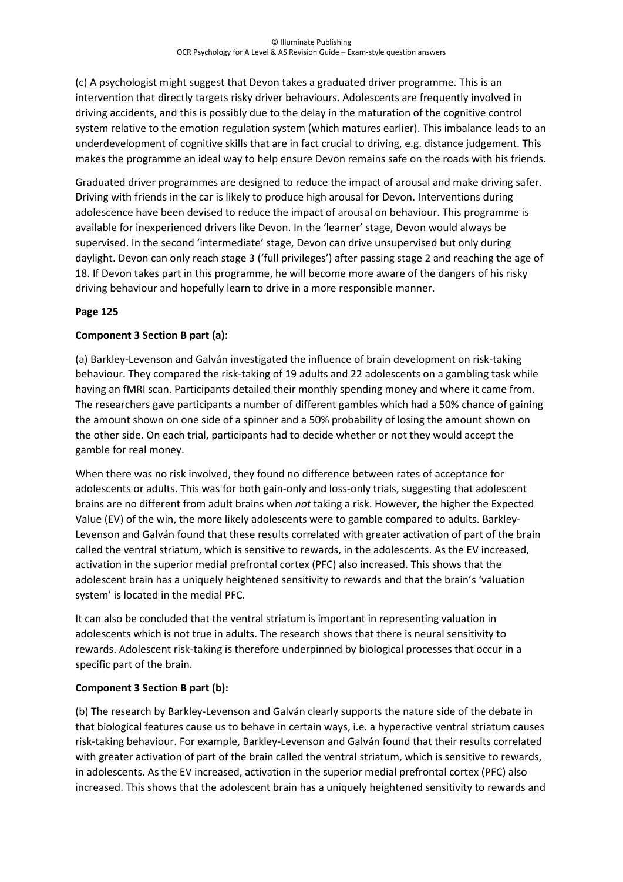(c) A psychologist might suggest that Devon takes a graduated driver programme. This is an intervention that directly targets risky driver behaviours. Adolescents are frequently involved in driving accidents, and this is possibly due to the delay in the maturation of the cognitive control system relative to the emotion regulation system (which matures earlier). This imbalance leads to an underdevelopment of cognitive skills that are in fact crucial to driving, e.g. distance judgement. This makes the programme an ideal way to help ensure Devon remains safe on the roads with his friends.

Graduated driver programmes are designed to reduce the impact of arousal and make driving safer. Driving with friends in the car is likely to produce high arousal for Devon. Interventions during adolescence have been devised to reduce the impact of arousal on behaviour. This programme is available for inexperienced drivers like Devon. In the 'learner' stage, Devon would always be supervised. In the second 'intermediate' stage, Devon can drive unsupervised but only during daylight. Devon can only reach stage 3 ('full privileges') after passing stage 2 and reaching the age of 18. If Devon takes part in this programme, he will become more aware of the dangers of his risky driving behaviour and hopefully learn to drive in a more responsible manner.

**Page 125**

**Component 3 Section B part (a):**

(a) Barkley-Levenson and Galván investigated the influence of brain development on risk-taking behaviour. They compared the risk-taking of 19 adults and 22 adolescents on a gambling task while having an fMRI scan. Participants detailed their monthly spending money and where it came from. The researchers gave participants a number of different gambles which had a 50% chance of gaining the amount shown on one side of a spinner and a 50% probability of losing the amount shown on the other side. On each trial, participants had to decide whether or not they would accept the gamble for real money.

When there was no risk involved, they found no difference between rates of acceptance for adolescents or adults. This was for both gain-only and loss-only trials, suggesting that adolescent brains are no different from adult brains when *not* taking a risk. However, the higher the Expected Value (EV) of the win, the more likely adolescents were to gamble compared to adults. Barkley-Levenson and Galván found that these results correlated with greater activation of part of the brain called the ventral striatum, which is sensitive to rewards, in the adolescents. As the EV increased, activation in the superior medial prefrontal cortex (PFC) also increased. This shows that the adolescent brain has a uniquely heightened sensitivity to rewards and that the brain's 'valuation system' is located in the medial PFC.

It can also be concluded that the ventral striatum is important in representing valuation in adolescents which is not true in adults. The research shows that there is neural sensitivity to rewards. Adolescent risk-taking is therefore underpinned by biological processes that occur in a specific part of the brain.

**Component 3 Section B part (b):**

(b) The research by Barkley-Levenson and Galván clearly supports the nature side of the debate in that biological features cause us to behave in certain ways, i.e. a hyperactive ventral striatum causes risk-taking behaviour. For example, Barkley-Levenson and Galván found that their results correlated with greater activation of part of the brain called the ventral striatum, which is sensitive to rewards, in adolescents. As the EV increased, activation in the superior medial prefrontal cortex (PFC) also increased. This shows that the adolescent brain has a uniquely heightened sensitivity to rewards and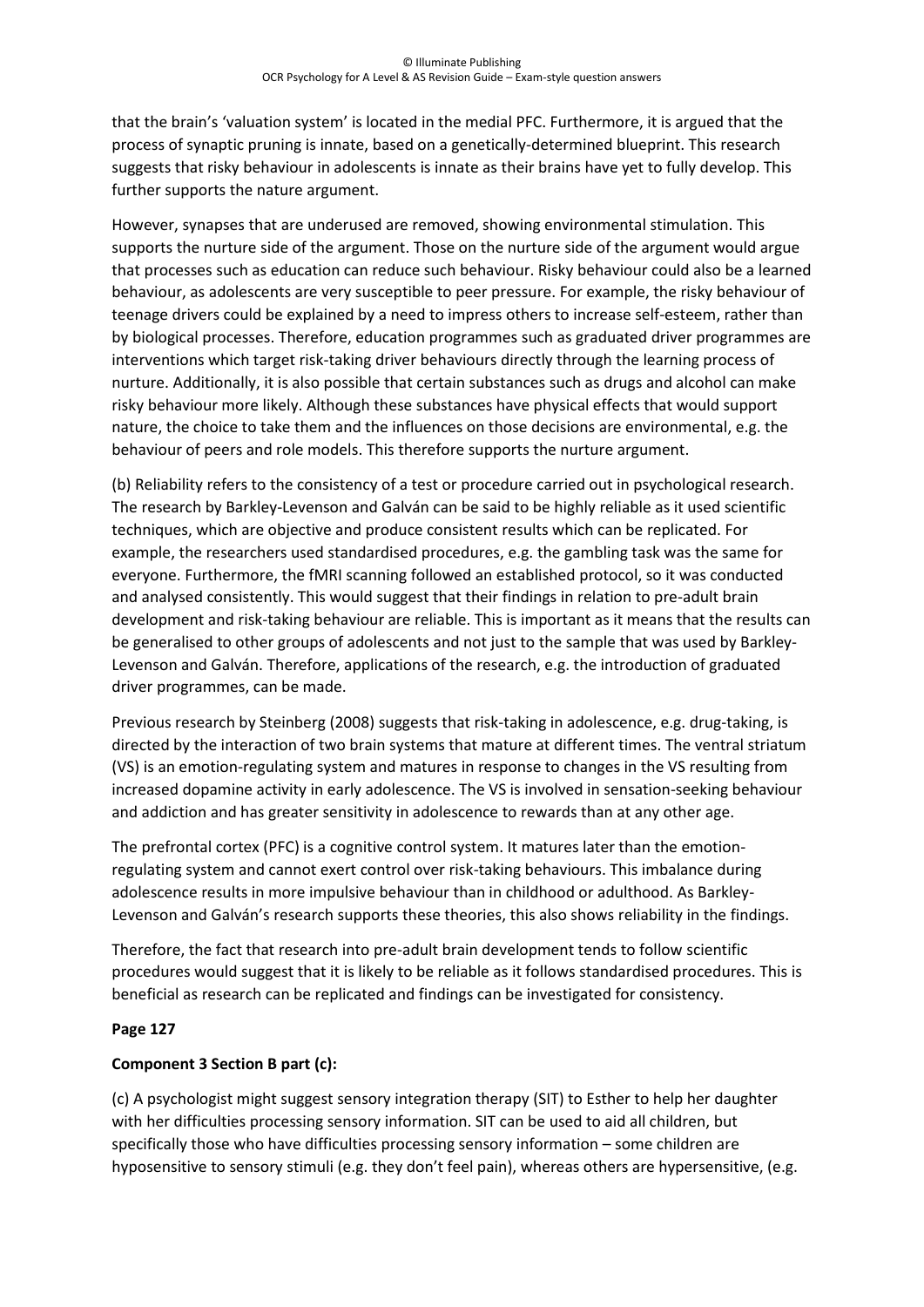that the brain's 'valuation system' is located in the medial PFC. Furthermore, it is argued that the process of synaptic pruning is innate, based on a genetically-determined blueprint. This research suggests that risky behaviour in adolescents is innate as their brains have yet to fully develop. This further supports the nature argument.

However, synapses that are underused are removed, showing environmental stimulation. This supports the nurture side of the argument. Those on the nurture side of the argument would argue that processes such as education can reduce such behaviour. Risky behaviour could also be a learned behaviour, as adolescents are very susceptible to peer pressure. For example, the risky behaviour of teenage drivers could be explained by a need to impress others to increase self-esteem, rather than by biological processes. Therefore, education programmes such as graduated driver programmes are interventions which target risk-taking driver behaviours directly through the learning process of nurture. Additionally, it is also possible that certain substances such as drugs and alcohol can make risky behaviour more likely. Although these substances have physical effects that would support nature, the choice to take them and the influences on those decisions are environmental, e.g. the behaviour of peers and role models. This therefore supports the nurture argument.

(b) Reliability refers to the consistency of a test or procedure carried out in psychological research. The research by Barkley-Levenson and Galván can be said to be highly reliable as it used scientific techniques, which are objective and produce consistent results which can be replicated. For example, the researchers used standardised procedures, e.g. the gambling task was the same for everyone. Furthermore, the fMRI scanning followed an established protocol, so it was conducted and analysed consistently. This would suggest that their findings in relation to pre-adult brain development and risk-taking behaviour are reliable. This is important as it means that the results can be generalised to other groups of adolescents and not just to the sample that was used by Barkley-Levenson and Galván. Therefore, applications of the research, e.g. the introduction of graduated driver programmes, can be made.

Previous research by Steinberg (2008) suggests that risk-taking in adolescence, e.g. drug-taking, is directed by the interaction of two brain systems that mature at different times. The ventral striatum (VS) is an emotion-regulating system and matures in response to changes in the VS resulting from increased dopamine activity in early adolescence. The VS is involved in sensation-seeking behaviour and addiction and has greater sensitivity in adolescence to rewards than at any other age.

The prefrontal cortex (PFC) is a cognitive control system. It matures later than the emotion-regulating system and cannot exert control over risk-taking behaviours. This imbalance during adolescence results in more impulsive behaviour than in childhood or adulthood. As Barkley-Levenson and Galván's research supports these theories, this also shows reliability in the findings.

Therefore, the fact that research into pre-adult brain development tends to follow scientific procedures would suggest that it is likely to be reliable as it follows standardised procedures. This is beneficial as research can be replicated and findings can be investigated for consistency.

**Page 127**

**Component 3 Section B part (c):**

(c) A psychologist might suggest sensory integration therapy (SIT) to Esther to help her daughter with her difficulties processing sensory information. SIT can be used to aid all children, but specifically those who have difficulties processing sensory information – some children are hyposensitive to sensory stimuli (e.g. they don't feel pain), whereas others are hypersensitive, (e.g.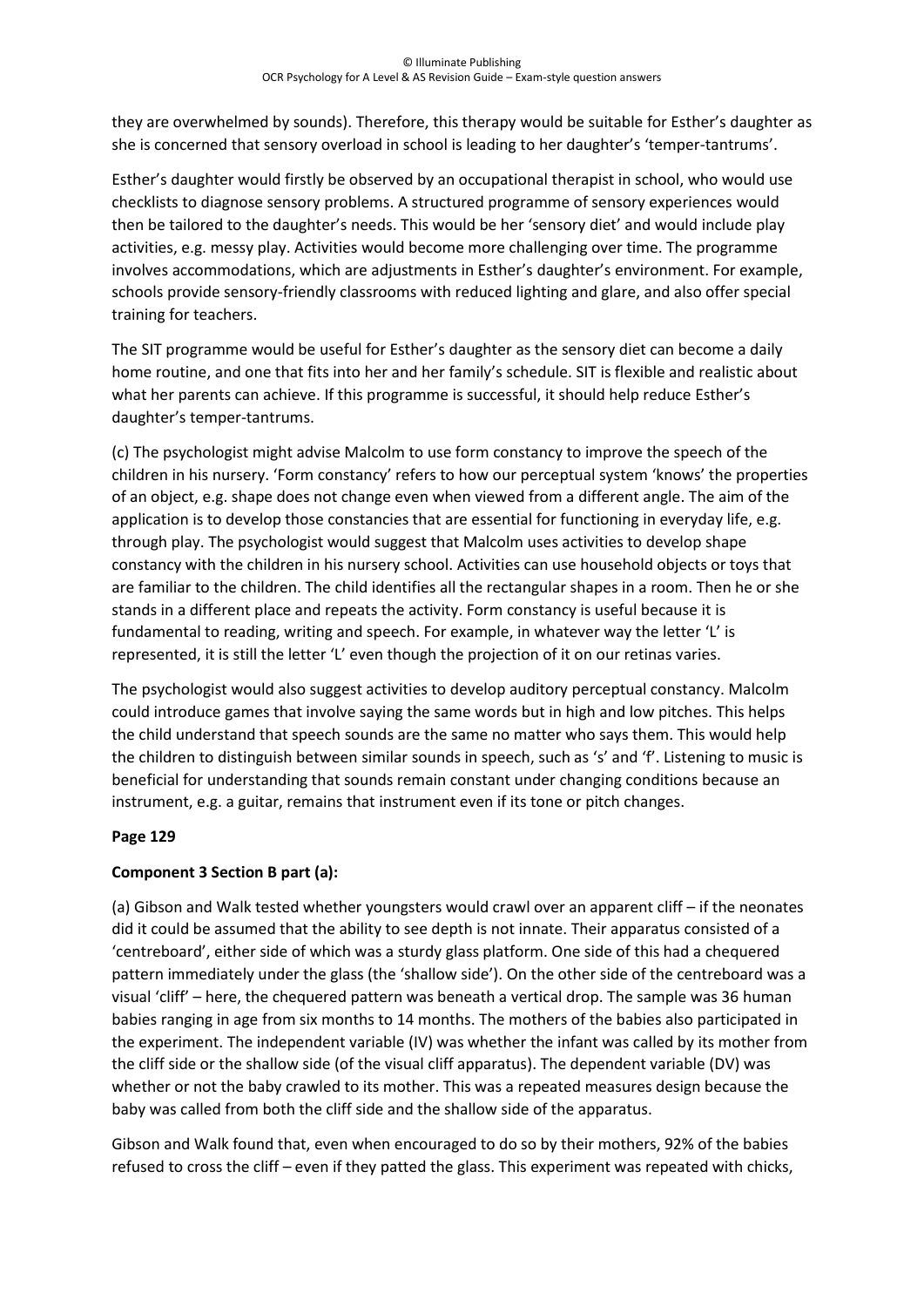they are overwhelmed by sounds). Therefore, this therapy would be suitable for Esther's daughter as she is concerned that sensory overload in school is leading to her daughter's 'temper-tantrums'.

Esther's daughter would firstly be observed by an occupational therapist in school, who would use checklists to diagnose sensory problems. A structured programme of sensory experiences would then be tailored to the daughter's needs. This would be her 'sensory diet' and would include play activities, e.g. messy play. Activities would become more challenging over time. The programme involves accommodations, which are adjustments in Esther's daughter's environment. For example, schools provide sensory-friendly classrooms with reduced lighting and glare, and also offer special training for teachers.

The SIT programme would be useful for Esther's daughter as the sensory diet can become a daily home routine, and one that fits into her and her family's schedule. SIT is flexible and realistic about what her parents can achieve. If this programme is successful, it should help reduce Esther's daughter's temper-tantrums.

(c) The psychologist might advise Malcolm to use form constancy to improve the speech of the children in his nursery. 'Form constancy' refers to how our perceptual system 'knows' the properties of an object, e.g. shape does not change even when viewed from a different angle. The aim of the application is to develop those constancies that are essential for functioning in everyday life, e.g. through play. The psychologist would suggest that Malcolm uses activities to develop shape constancy with the children in his nursery school. Activities can use household objects or toys that are familiar to the children. The child identifies all the rectangular shapes in a room. Then he or she stands in a different place and repeats the activity. Form constancy is useful because it is fundamental to reading, writing and speech. For example, in whatever way the letter 'L' is represented, it is still the letter 'L' even though the projection of it on our retinas varies.

The psychologist would also suggest activities to develop auditory perceptual constancy. Malcolm could introduce games that involve saying the same words but in high and low pitches. This helps the child understand that speech sounds are the same no matter who says them. This would help the children to distinguish between similar sounds in speech, such as 's' and 'f'. Listening to music is beneficial for understanding that sounds remain constant under changing conditions because an instrument, e.g. a guitar, remains that instrument even if its tone or pitch changes.

**Page 129**

**Component 3 Section B part (a):**

(a) Gibson and Walk tested whether youngsters would crawl over an apparent cliff – if the neonates did it could be assumed that the ability to see depth is not innate. Their apparatus consisted of a 'centreboard', either side of which was a sturdy glass platform. One side of this had a chequered pattern immediately under the glass (the 'shallow side'). On the other side of the centreboard was a visual 'cliff' – here, the chequered pattern was beneath a vertical drop. The sample was 36 human babies ranging in age from six months to 14 months. The mothers of the babies also participated in the experiment. The independent variable (IV) was whether the infant was called by its mother from the cliff side or the shallow side (of the visual cliff apparatus). The dependent variable (DV) was whether or not the baby crawled to its mother. This was a repeated measures design because the baby was called from both the cliff side and the shallow side of the apparatus.

Gibson and Walk found that, even when encouraged to do so by their mothers, 92% of the babies refused to cross the cliff – even if they patted the glass. This experiment was repeated with chicks,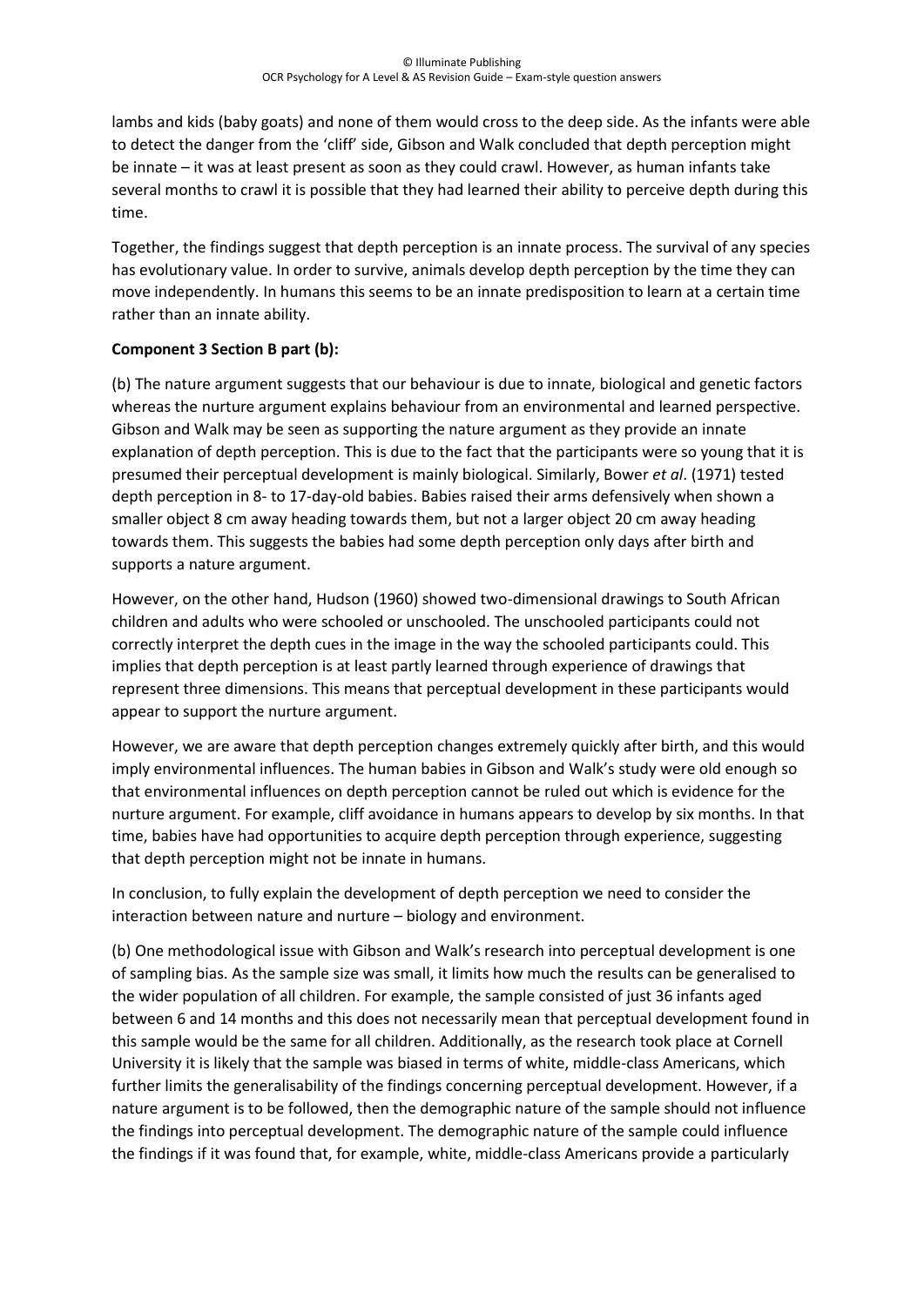lambs and kids (baby goats) and none of them would cross to the deep side. As the infants were able to detect the danger from the 'cliff' side, Gibson and Walk concluded that depth perception might be innate – it was at least present as soon as they could crawl. However, as human infants take several months to crawl it is possible that they had learned their ability to perceive depth during this time.

Together, the findings suggest that depth perception is an innate process. The survival of any species has evolutionary value. In order to survive, animals develop depth perception by the time they can move independently. In humans this seems to be an innate predisposition to learn at a certain time rather than an innate ability.

**Component 3 Section B part (b):**

(b) The nature argument suggests that our behaviour is due to innate, biological and genetic factors whereas the nurture argument explains behaviour from an environmental and learned perspective. Gibson and Walk may be seen as supporting the nature argument as they provide an innate explanation of depth perception. This is due to the fact that the participants were so young that it is presumed their perceptual development is mainly biological. Similarly, Bower *et al*. (1971) tested depth perception in 8- to 17-day-old babies. Babies raised their arms defensively when shown a smaller object 8 cm away heading towards them, but not a larger object 20 cm away heading towards them. This suggests the babies had some depth perception only days after birth and supports a nature argument.

However, on the other hand, Hudson (1960) showed two-dimensional drawings to South African children and adults who were schooled or unschooled. The unschooled participants could not correctly interpret the depth cues in the image in the way the schooled participants could. This implies that depth perception is at least partly learned through experience of drawings that represent three dimensions. This means that perceptual development in these participants would appear to support the nurture argument.

However, we are aware that depth perception changes extremely quickly after birth, and this would imply environmental influences. The human babies in Gibson and Walk's study were old enough so that environmental influences on depth perception cannot be ruled out which is evidence for the nurture argument. For example, cliff avoidance in humans appears to develop by six months. In that time, babies have had opportunities to acquire depth perception through experience, suggesting that depth perception might not be innate in humans.

In conclusion, to fully explain the development of depth perception we need to consider the interaction between nature and nurture – biology and environment.

(b) One methodological issue with Gibson and Walk's research into perceptual development is one of sampling bias. As the sample size was small, it limits how much the results can be generalised to the wider population of all children. For example, the sample consisted of just 36 infants aged between 6 and 14 months and this does not necessarily mean that perceptual development found in this sample would be the same for all children. Additionally, as the research took place at Cornell University it is likely that the sample was biased in terms of white, middle-class Americans, which further limits the generalisability of the findings concerning perceptual development. However, if a nature argument is to be followed, then the demographic nature of the sample should not influence the findings into perceptual development. The demographic nature of the sample could influence the findings if it was found that, for example, white, middle-class Americans provide a particularly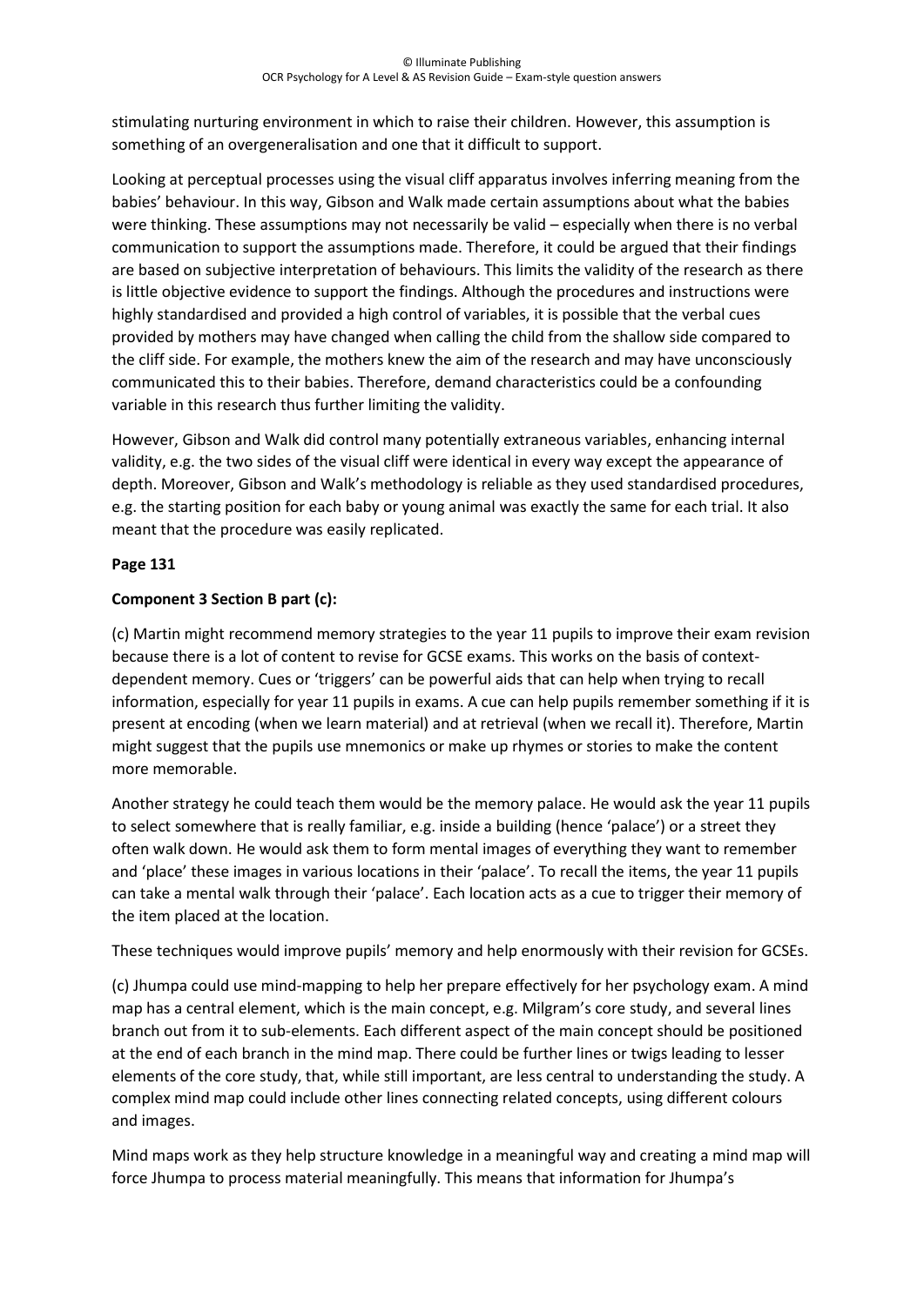stimulating nurturing environment in which to raise their children. However, this assumption is something of an overgeneralisation and one that it difficult to support.

Looking at perceptual processes using the visual cliff apparatus involves inferring meaning from the babies' behaviour. In this way, Gibson and Walk made certain assumptions about what the babies were thinking. These assumptions may not necessarily be valid – especially when there is no verbal communication to support the assumptions made. Therefore, it could be argued that their findings are based on subjective interpretation of behaviours. This limits the validity of the research as there is little objective evidence to support the findings. Although the procedures and instructions were highly standardised and provided a high control of variables, it is possible that the verbal cues provided by mothers may have changed when calling the child from the shallow side compared to the cliff side. For example, the mothers knew the aim of the research and may have unconsciously communicated this to their babies. Therefore, demand characteristics could be a confounding variable in this research thus further limiting the validity.

However, Gibson and Walk did control many potentially extraneous variables, enhancing internal validity, e.g. the two sides of the visual cliff were identical in every way except the appearance of depth. Moreover, Gibson and Walk's methodology is reliable as they used standardised procedures, e.g. the starting position for each baby or young animal was exactly the same for each trial. It also meant that the procedure was easily replicated.

**Page 131**

**Component 3 Section B part (c):**

(c) Martin might recommend memory strategies to the year 11 pupils to improve their exam revision because there is a lot of content to revise for GCSE exams. This works on the basis of context-dependent memory. Cues or 'triggers' can be powerful aids that can help when trying to recall information, especially for year 11 pupils in exams. A cue can help pupils remember something if it is present at encoding (when we learn material) and at retrieval (when we recall it). Therefore, Martin might suggest that the pupils use mnemonics or make up rhymes or stories to make the content more memorable.

Another strategy he could teach them would be the memory palace. He would ask the year 11 pupils to select somewhere that is really familiar, e.g. inside a building (hence 'palace') or a street they often walk down. He would ask them to form mental images of everything they want to remember and 'place' these images in various locations in their 'palace'. To recall the items, the year 11 pupils can take a mental walk through their 'palace'. Each location acts as a cue to trigger their memory of the item placed at the location.

These techniques would improve pupils' memory and help enormously with their revision for GCSEs.

(c) Jhumpa could use mind-mapping to help her prepare effectively for her psychology exam. A mind map has a central element, which is the main concept, e.g. Milgram's core study, and several lines branch out from it to sub-elements. Each different aspect of the main concept should be positioned at the end of each branch in the mind map. There could be further lines or twigs leading to lesser elements of the core study, that, while still important, are less central to understanding the study. A complex mind map could include other lines connecting related concepts, using different colours and images.

Mind maps work as they help structure knowledge in a meaningful way and creating a mind map will force Jhumpa to process material meaningfully. This means that information for Jhumpa's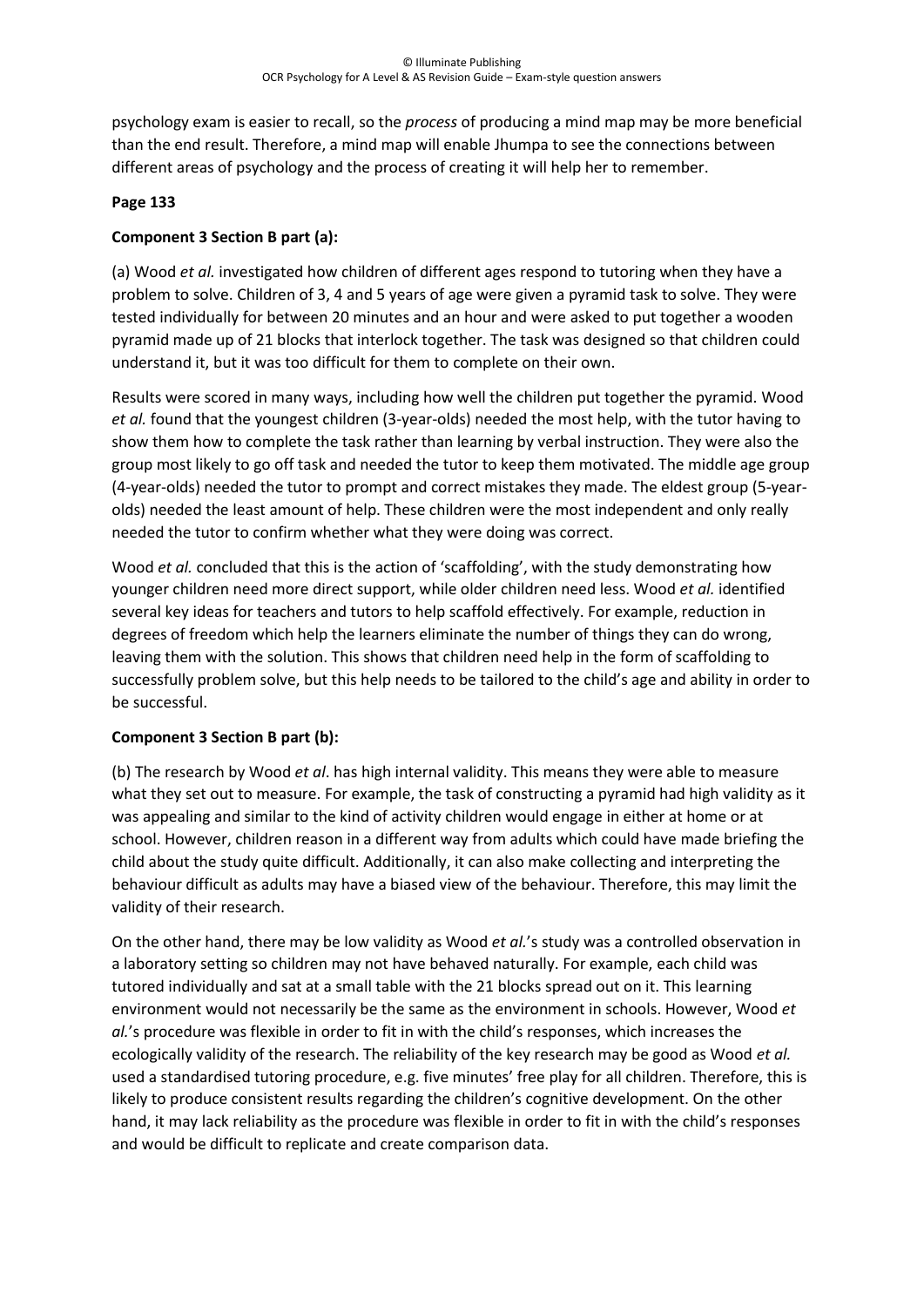psychology exam is easier to recall, so the *process* of producing a mind map may be more beneficial than the end result. Therefore, a mind map will enable Jhumpa to see the connections between different areas of psychology and the process of creating it will help her to remember.

**Page 133**

**Component 3 Section B part (a):**

(a) Wood *et al.* investigated how children of different ages respond to tutoring when they have a problem to solve. Children of 3, 4 and 5 years of age were given a pyramid task to solve. They were tested individually for between 20 minutes and an hour and were asked to put together a wooden pyramid made up of 21 blocks that interlock together. The task was designed so that children could understand it, but it was too difficult for them to complete on their own.

Results were scored in many ways, including how well the children put together the pyramid. Wood *et al.* found that the youngest children (3-year-olds) needed the most help, with the tutor having to show them how to complete the task rather than learning by verbal instruction. They were also the group most likely to go off task and needed the tutor to keep them motivated. The middle age group (4-year-olds) needed the tutor to prompt and correct mistakes they made. The eldest group (5-year-olds) needed the least amount of help. These children were the most independent and only really needed the tutor to confirm whether what they were doing was correct.

Wood *et al.* concluded that this is the action of 'scaffolding', with the study demonstrating how younger children need more direct support, while older children need less. Wood *et al.* identified several key ideas for teachers and tutors to help scaffold effectively. For example, reduction in degrees of freedom which help the learners eliminate the number of things they can do wrong, leaving them with the solution. This shows that children need help in the form of scaffolding to successfully problem solve, but this help needs to be tailored to the child's age and ability in order to be successful.

**Component 3 Section B part (b):**

(b) The research by Wood *et al*. has high internal validity. This means they were able to measure what they set out to measure. For example, the task of constructing a pyramid had high validity as it was appealing and similar to the kind of activity children would engage in either at home or at school. However, children reason in a different way from adults which could have made briefing the child about the study quite difficult. Additionally, it can also make collecting and interpreting the behaviour difficult as adults may have a biased view of the behaviour. Therefore, this may limit the validity of their research.

On the other hand, there may be low validity as Wood *et al.*'s study was a controlled observation in a laboratory setting so children may not have behaved naturally. For example, each child was tutored individually and sat at a small table with the 21 blocks spread out on it. This learning environment would not necessarily be the same as the environment in schools. However, Wood *et al.*'s procedure was flexible in order to fit in with the child's responses, which increases the ecologically validity of the research. The reliability of the key research may be good as Wood *et al.* used a standardised tutoring procedure, e.g. five minutes' free play for all children. Therefore, this is likely to produce consistent results regarding the children's cognitive development. On the other hand, it may lack reliability as the procedure was flexible in order to fit in with the child's responses and would be difficult to replicate and create comparison data.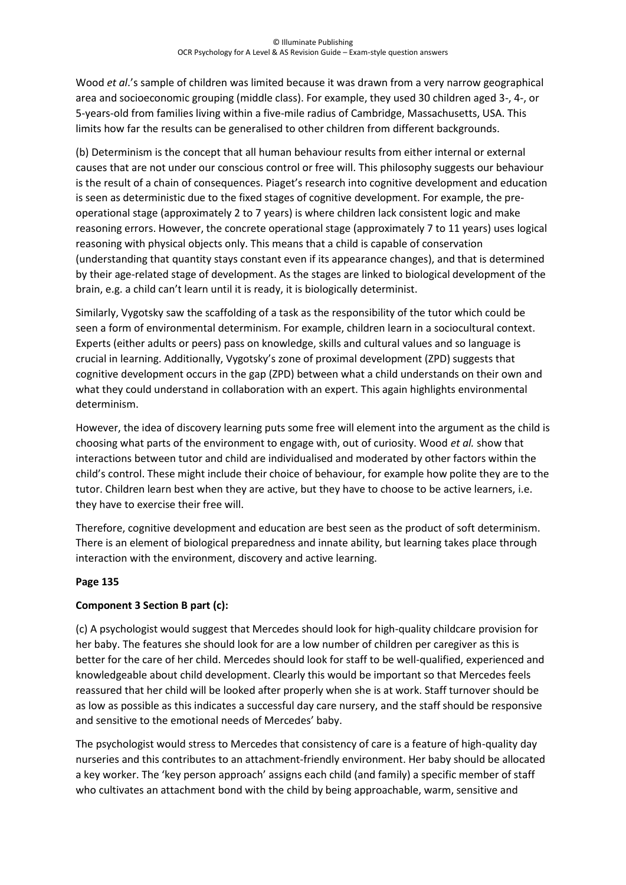Wood *et al*.'s sample of children was limited because it was drawn from a very narrow geographical area and socioeconomic grouping (middle class). For example, they used 30 children aged 3-, 4-, or 5-years-old from families living within a five-mile radius of Cambridge, Massachusetts, USA. This limits how far the results can be generalised to other children from different backgrounds.

(b) Determinism is the concept that all human behaviour results from either internal or external causes that are not under our conscious control or free will. This philosophy suggests our behaviour is the result of a chain of consequences. Piaget's research into cognitive development and education is seen as deterministic due to the fixed stages of cognitive development. For example, the pre-operational stage (approximately 2 to 7 years) is where children lack consistent logic and make reasoning errors. However, the concrete operational stage (approximately 7 to 11 years) uses logical reasoning with physical objects only. This means that a child is capable of conservation (understanding that quantity stays constant even if its appearance changes), and that is determined by their age-related stage of development. As the stages are linked to biological development of the brain, e.g. a child can't learn until it is ready, it is biologically determinist.

Similarly, Vygotsky saw the scaffolding of a task as the responsibility of the tutor which could be seen a form of environmental determinism. For example, children learn in a sociocultural context. Experts (either adults or peers) pass on knowledge, skills and cultural values and so language is crucial in learning. Additionally, Vygotsky's zone of proximal development (ZPD) suggests that cognitive development occurs in the gap (ZPD) between what a child understands on their own and what they could understand in collaboration with an expert. This again highlights environmental determinism.

However, the idea of discovery learning puts some free will element into the argument as the child is choosing what parts of the environment to engage with, out of curiosity. Wood *et al.* show that interactions between tutor and child are individualised and moderated by other factors within the child's control. These might include their choice of behaviour, for example how polite they are to the tutor. Children learn best when they are active, but they have to choose to be active learners, i.e. they have to exercise their free will.

Therefore, cognitive development and education are best seen as the product of soft determinism. There is an element of biological preparedness and innate ability, but learning takes place through interaction with the environment, discovery and active learning.

**Page 135**

**Component 3 Section B part (c):**

(c) A psychologist would suggest that Mercedes should look for high-quality childcare provision for her baby. The features she should look for are a low number of children per caregiver as this is better for the care of her child. Mercedes should look for staff to be well-qualified, experienced and knowledgeable about child development. Clearly this would be important so that Mercedes feels reassured that her child will be looked after properly when she is at work. Staff turnover should be as low as possible as this indicates a successful day care nursery, and the staff should be responsive and sensitive to the emotional needs of Mercedes' baby.

The psychologist would stress to Mercedes that consistency of care is a feature of high-quality day nurseries and this contributes to an attachment-friendly environment. Her baby should be allocated a key worker. The 'key person approach' assigns each child (and family) a specific member of staff who cultivates an attachment bond with the child by being approachable, warm, sensitive and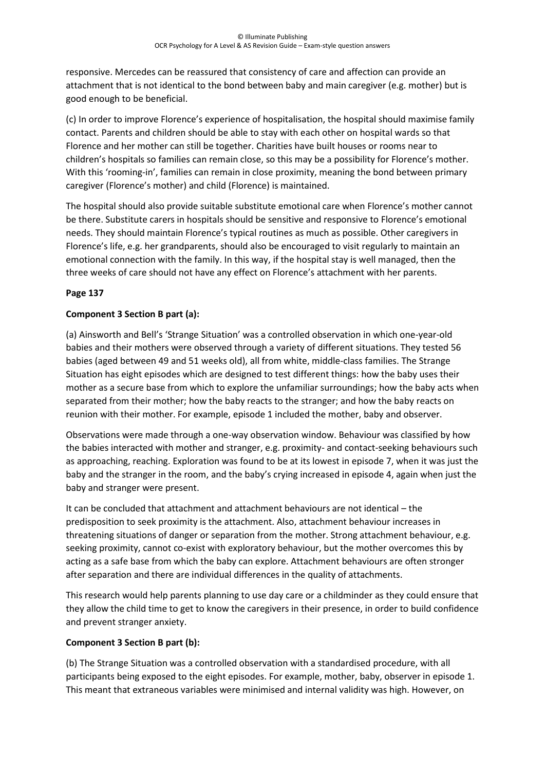responsive. Mercedes can be reassured that consistency of care and affection can provide an attachment that is not identical to the bond between baby and main caregiver (e.g. mother) but is good enough to be beneficial.

(c) In order to improve Florence's experience of hospitalisation, the hospital should maximise family contact. Parents and children should be able to stay with each other on hospital wards so that Florence and her mother can still be together. Charities have built houses or rooms near to children's hospitals so families can remain close, so this may be a possibility for Florence's mother. With this 'rooming-in', families can remain in close proximity, meaning the bond between primary caregiver (Florence's mother) and child (Florence) is maintained.

The hospital should also provide suitable substitute emotional care when Florence's mother cannot be there. Substitute carers in hospitals should be sensitive and responsive to Florence's emotional needs. They should maintain Florence's typical routines as much as possible. Other caregivers in Florence's life, e.g. her grandparents, should also be encouraged to visit regularly to maintain an emotional connection with the family. In this way, if the hospital stay is well managed, then the three weeks of care should not have any effect on Florence's attachment with her parents.

**Page 137**

**Component 3 Section B part (a):**

(a) Ainsworth and Bell's 'Strange Situation' was a controlled observation in which one-year-old babies and their mothers were observed through a variety of different situations. They tested 56 babies (aged between 49 and 51 weeks old), all from white, middle-class families. The Strange Situation has eight episodes which are designed to test different things: how the baby uses their mother as a secure base from which to explore the unfamiliar surroundings; how the baby acts when separated from their mother; how the baby reacts to the stranger; and how the baby reacts on reunion with their mother. For example, episode 1 included the mother, baby and observer.

Observations were made through a one-way observation window. Behaviour was classified by how the babies interacted with mother and stranger, e.g. proximity- and contact-seeking behaviours such as approaching, reaching. Exploration was found to be at its lowest in episode 7, when it was just the baby and the stranger in the room, and the baby's crying increased in episode 4, again when just the baby and stranger were present.

It can be concluded that attachment and attachment behaviours are not identical – the predisposition to seek proximity is the attachment. Also, attachment behaviour increases in threatening situations of danger or separation from the mother. Strong attachment behaviour, e.g. seeking proximity, cannot co-exist with exploratory behaviour, but the mother overcomes this by acting as a safe base from which the baby can explore. Attachment behaviours are often stronger after separation and there are individual differences in the quality of attachments.

This research would help parents planning to use day care or a childminder as they could ensure that they allow the child time to get to know the caregivers in their presence, in order to build confidence and prevent stranger anxiety.

**Component 3 Section B part (b):**

(b) The Strange Situation was a controlled observation with a standardised procedure, with all participants being exposed to the eight episodes. For example, mother, baby, observer in episode 1. This meant that extraneous variables were minimised and internal validity was high. However, on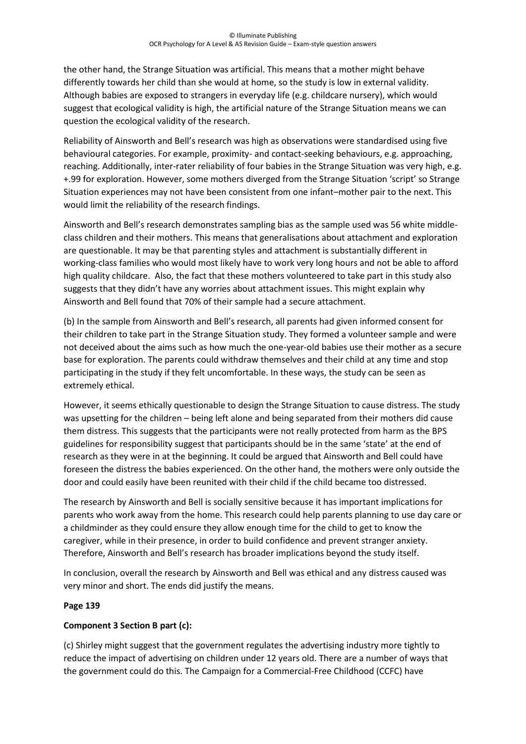the other hand, the Strange Situation was artificial. This means that a mother might behave differently towards her child than she would at home, so the study is low in external validity. Although babies are exposed to strangers in everyday life (e.g. childcare nursery), which would suggest that ecological validity is high, the artificial nature of the Strange Situation means we can question the ecological validity of the research.

Reliability of Ainsworth and Bell's research was high as observations were standardised using five behavioural categories. For example, proximity- and contact-seeking behaviours, e.g. approaching, reaching. Additionally, inter-rater reliability of four babies in the Strange Situation was very high, e.g. +.99 for exploration. However, some mothers diverged from the Strange Situation 'script' so Strange Situation experiences may not have been consistent from one infant–mother pair to the next. This would limit the reliability of the research findings.

Ainsworth and Bell's research demonstrates sampling bias as the sample used was 56 white middle-class children and their mothers. This means that generalisations about attachment and exploration are questionable. It may be that parenting styles and attachment is substantially different in working-class families who would most likely have to work very long hours and not be able to afford high quality childcare. Also, the fact that these mothers volunteered to take part in this study also suggests that they didn't have any worries about attachment issues. This might explain why Ainsworth and Bell found that 70% of their sample had a secure attachment.

(b) In the sample from Ainsworth and Bell's research, all parents had given informed consent for their children to take part in the Strange Situation study. They formed a volunteer sample and were not deceived about the aims such as how much the one-year-old babies use their mother as a secure base for exploration. The parents could withdraw themselves and their child at any time and stop participating in the study if they felt uncomfortable. In these ways, the study can be seen as extremely ethical.

However, it seems ethically questionable to design the Strange Situation to cause distress. The study was upsetting for the children – being left alone and being separated from their mothers did cause them distress. This suggests that the participants were not really protected from harm as the BPS guidelines for responsibility suggest that participants should be in the same 'state' at the end of research as they were in at the beginning. It could be argued that Ainsworth and Bell could have foreseen the distress the babies experienced. On the other hand, the mothers were only outside the door and could easily have been reunited with their child if the child became too distressed.

The research by Ainsworth and Bell is socially sensitive because it has important implications for parents who work away from the home. This research could help parents planning to use day care or a childminder as they could ensure they allow enough time for the child to get to know the caregiver, while in their presence, in order to build confidence and prevent stranger anxiety. Therefore, Ainsworth and Bell's research has broader implications beyond the study itself.

In conclusion, overall the research by Ainsworth and Bell was ethical and any distress caused was very minor and short. The ends did justify the means.

**Page 139**

**Component 3 Section B part (c):**

(c) Shirley might suggest that the government regulates the advertising industry more tightly to reduce the impact of advertising on children under 12 years old. There are a number of ways that the government could do this. The Campaign for a Commercial-Free Childhood (CCFC) have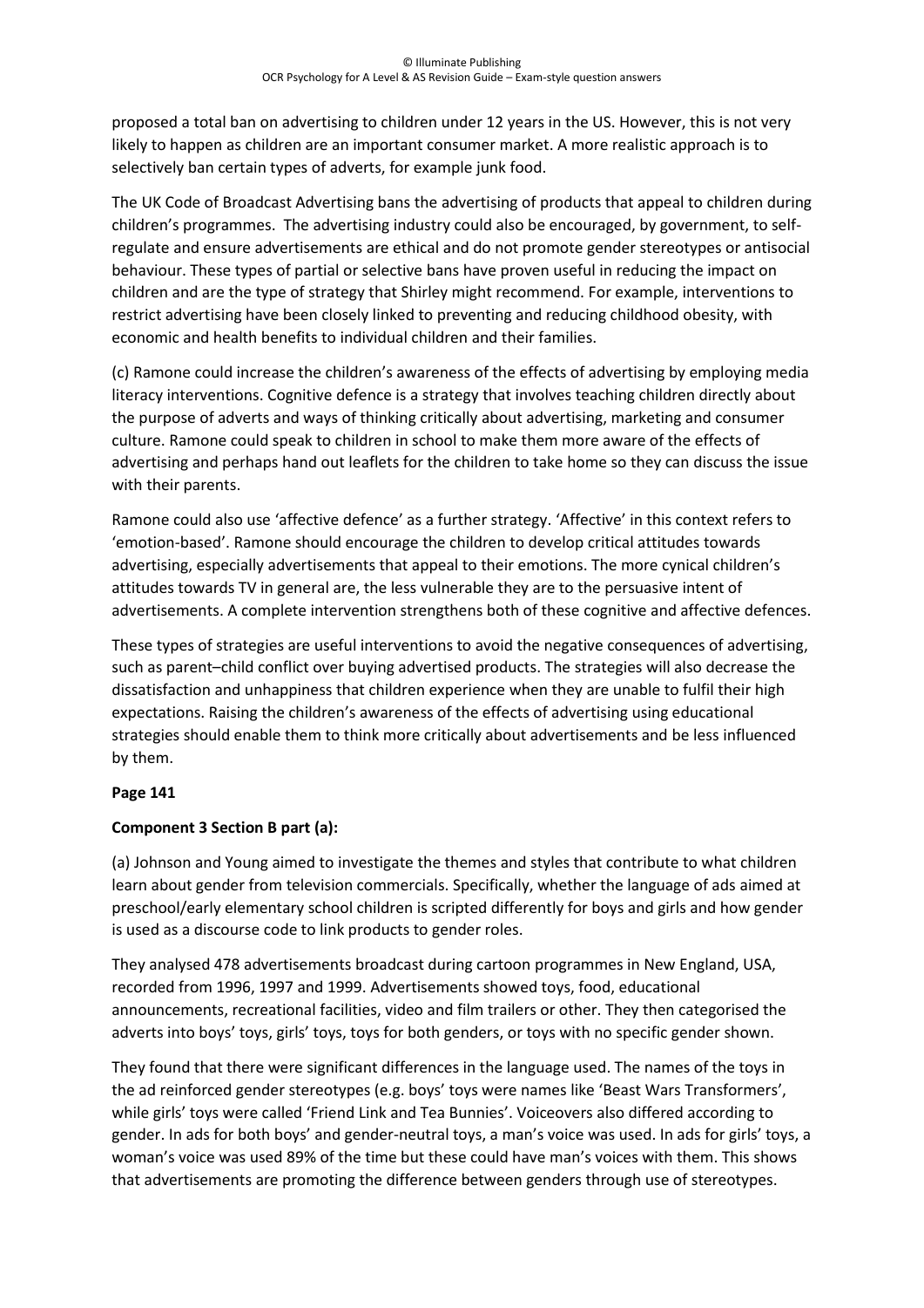proposed a total ban on advertising to children under 12 years in the US. However, this is not very likely to happen as children are an important consumer market. A more realistic approach is to selectively ban certain types of adverts, for example junk food.

The UK Code of Broadcast Advertising bans the advertising of products that appeal to children during children's programmes. The advertising industry could also be encouraged, by government, to self-regulate and ensure advertisements are ethical and do not promote gender stereotypes or antisocial behaviour. These types of partial or selective bans have proven useful in reducing the impact on children and are the type of strategy that Shirley might recommend. For example, interventions to restrict advertising have been closely linked to preventing and reducing childhood obesity, with economic and health benefits to individual children and their families.

(c) Ramone could increase the children's awareness of the effects of advertising by employing media literacy interventions. Cognitive defence is a strategy that involves teaching children directly about the purpose of adverts and ways of thinking critically about advertising, marketing and consumer culture. Ramone could speak to children in school to make them more aware of the effects of advertising and perhaps hand out leaflets for the children to take home so they can discuss the issue with their parents.

Ramone could also use 'affective defence' as a further strategy. 'Affective' in this context refers to 'emotion-based'. Ramone should encourage the children to develop critical attitudes towards advertising, especially advertisements that appeal to their emotions. The more cynical children's attitudes towards TV in general are, the less vulnerable they are to the persuasive intent of advertisements. A complete intervention strengthens both of these cognitive and affective defences.

These types of strategies are useful interventions to avoid the negative consequences of advertising, such as parent–child conflict over buying advertised products. The strategies will also decrease the dissatisfaction and unhappiness that children experience when they are unable to fulfil their high expectations. Raising the children's awareness of the effects of advertising using educational strategies should enable them to think more critically about advertisements and be less influenced by them.

**Page 141**

**Component 3 Section B part (a):**

(a) Johnson and Young aimed to investigate the themes and styles that contribute to what children learn about gender from television commercials. Specifically, whether the language of ads aimed at preschool/early elementary school children is scripted differently for boys and girls and how gender is used as a discourse code to link products to gender roles.

They analysed 478 advertisements broadcast during cartoon programmes in New England, USA, recorded from 1996, 1997 and 1999. Advertisements showed toys, food, educational announcements, recreational facilities, video and film trailers or other. They then categorised the adverts into boys' toys, girls' toys, toys for both genders, or toys with no specific gender shown.

They found that there were significant differences in the language used. The names of the toys in the ad reinforced gender stereotypes (e.g. boys' toys were names like 'Beast Wars Transformers', while girls' toys were called 'Friend Link and Tea Bunnies'. Voiceovers also differed according to gender. In ads for both boys' and gender-neutral toys, a man's voice was used. In ads for girls' toys, a woman's voice was used 89% of the time but these could have man's voices with them. This shows that advertisements are promoting the difference between genders through use of stereotypes.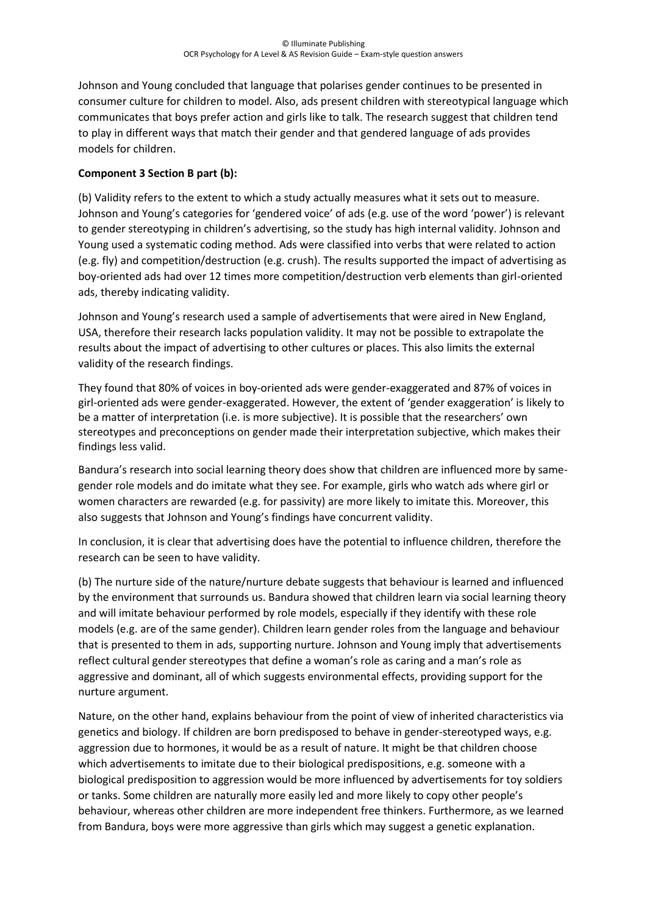Johnson and Young concluded that language that polarises gender continues to be presented in consumer culture for children to model. Also, ads present children with stereotypical language which communicates that boys prefer action and girls like to talk. The research suggest that children tend to play in different ways that match their gender and that gendered language of ads provides models for children.

**Component 3 Section B part (b):**

(b) Validity refers to the extent to which a study actually measures what it sets out to measure. Johnson and Young's categories for 'gendered voice' of ads (e.g. use of the word 'power') is relevant to gender stereotyping in children's advertising, so the study has high internal validity. Johnson and Young used a systematic coding method. Ads were classified into verbs that were related to action (e.g. fly) and competition/destruction (e.g. crush). The results supported the impact of advertising as boy-oriented ads had over 12 times more competition/destruction verb elements than girl-oriented ads, thereby indicating validity.

Johnson and Young's research used a sample of advertisements that were aired in New England, USA, therefore their research lacks population validity. It may not be possible to extrapolate the results about the impact of advertising to other cultures or places. This also limits the external validity of the research findings.

They found that 80% of voices in boy-oriented ads were gender-exaggerated and 87% of voices in girl-oriented ads were gender-exaggerated. However, the extent of 'gender exaggeration' is likely to be a matter of interpretation (i.e. is more subjective). It is possible that the researchers' own stereotypes and preconceptions on gender made their interpretation subjective, which makes their findings less valid.

Bandura's research into social learning theory does show that children are influenced more by same-gender role models and do imitate what they see. For example, girls who watch ads where girl or women characters are rewarded (e.g. for passivity) are more likely to imitate this. Moreover, this also suggests that Johnson and Young's findings have concurrent validity.

In conclusion, it is clear that advertising does have the potential to influence children, therefore the research can be seen to have validity.

(b) The nurture side of the nature/nurture debate suggests that behaviour is learned and influenced by the environment that surrounds us. Bandura showed that children learn via social learning theory and will imitate behaviour performed by role models, especially if they identify with these role models (e.g. are of the same gender). Children learn gender roles from the language and behaviour that is presented to them in ads, supporting nurture. Johnson and Young imply that advertisements reflect cultural gender stereotypes that define a woman's role as caring and a man's role as aggressive and dominant, all of which suggests environmental effects, providing support for the nurture argument.

Nature, on the other hand, explains behaviour from the point of view of inherited characteristics via genetics and biology. If children are born predisposed to behave in gender-stereotyped ways, e.g. aggression due to hormones, it would be as a result of nature. It might be that children choose which advertisements to imitate due to their biological predispositions, e.g. someone with a biological predisposition to aggression would be more influenced by advertisements for toy soldiers or tanks. Some children are naturally more easily led and more likely to copy other people's behaviour, whereas other children are more independent free thinkers. Furthermore, as we learned from Bandura, boys were more aggressive than girls which may suggest a genetic explanation.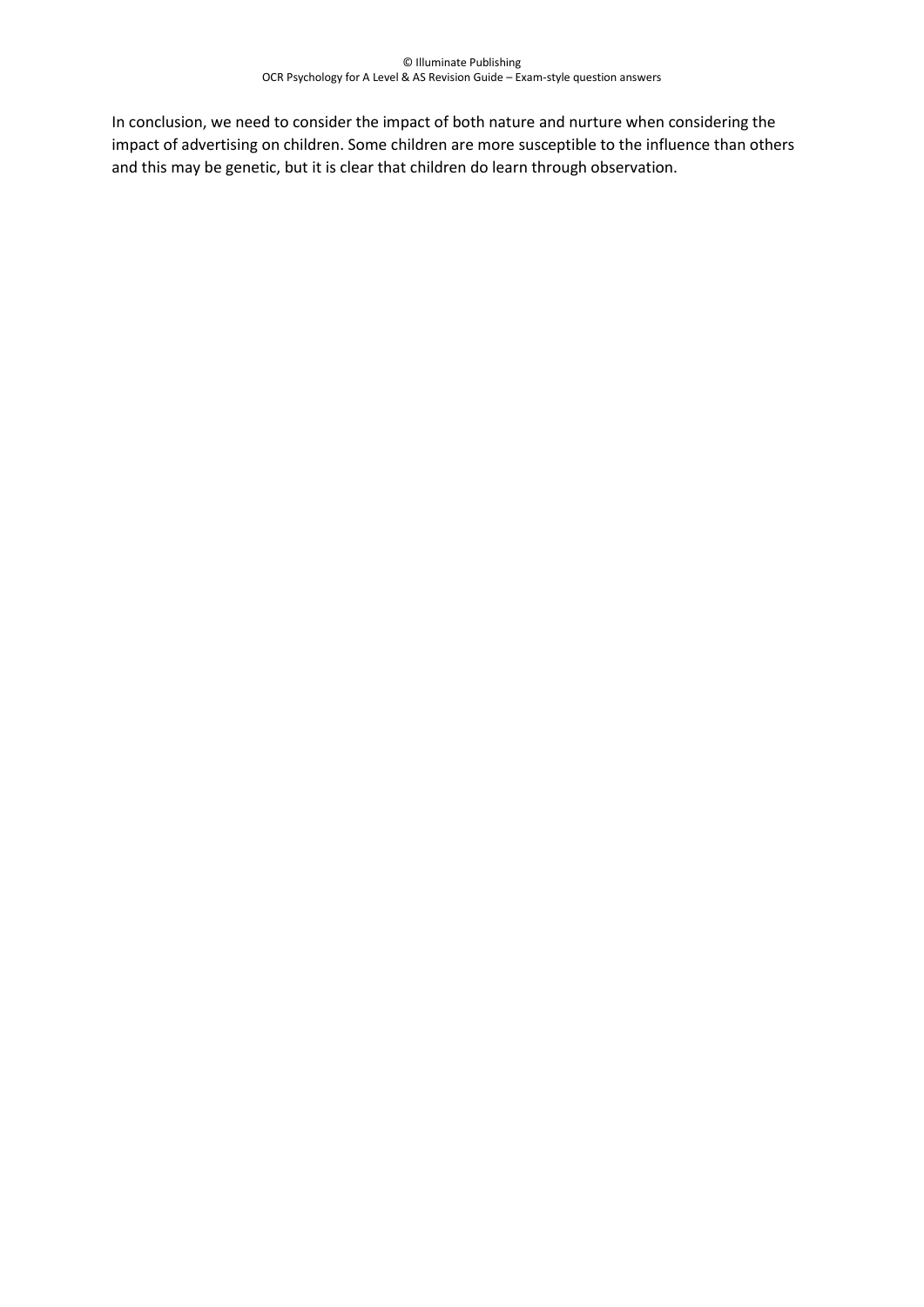In conclusion, we need to consider the impact of both nature and nurture when considering the impact of advertising on children. Some children are more susceptible to the influence than others and this may be genetic, but it is clear that children do learn through observation.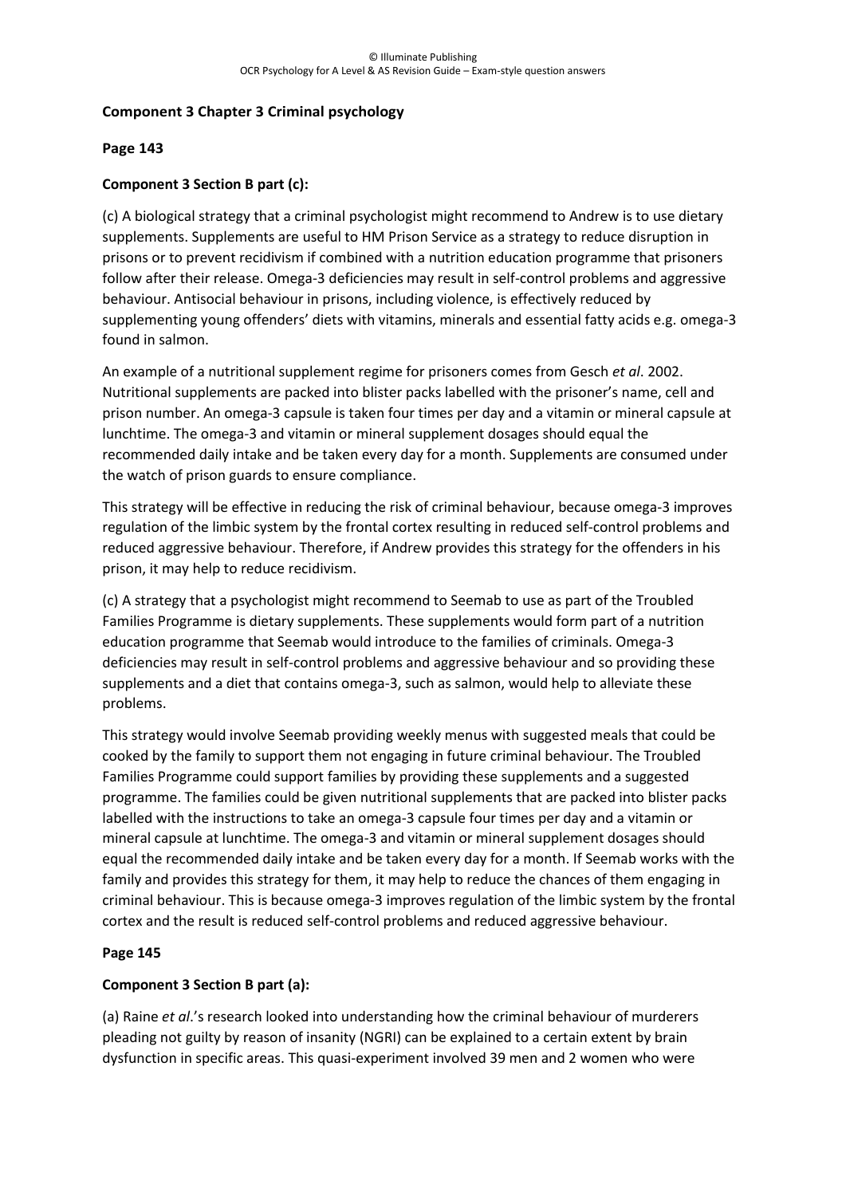**Component 3 Chapter 3 Criminal psychology**

**Page 143**

**Component 3 Section B part (c):**

(c) A biological strategy that a criminal psychologist might recommend to Andrew is to use dietary supplements. Supplements are useful to HM Prison Service as a strategy to reduce disruption in prisons or to prevent recidivism if combined with a nutrition education programme that prisoners follow after their release. Omega-3 deficiencies may result in self-control problems and aggressive behaviour. Antisocial behaviour in prisons, including violence, is effectively reduced by supplementing young offenders' diets with vitamins, minerals and essential fatty acids e.g. omega-3 found in salmon.

An example of a nutritional supplement regime for prisoners comes from Gesch *et al*. 2002. Nutritional supplements are packed into blister packs labelled with the prisoner's name, cell and prison number. An omega-3 capsule is taken four times per day and a vitamin or mineral capsule at lunchtime. The omega-3 and vitamin or mineral supplement dosages should equal the recommended daily intake and be taken every day for a month. Supplements are consumed under the watch of prison guards to ensure compliance.

This strategy will be effective in reducing the risk of criminal behaviour, because omega-3 improves regulation of the limbic system by the frontal cortex resulting in reduced self-control problems and reduced aggressive behaviour. Therefore, if Andrew provides this strategy for the offenders in his prison, it may help to reduce recidivism.

(c) A strategy that a psychologist might recommend to Seemab to use as part of the Troubled Families Programme is dietary supplements. These supplements would form part of a nutrition education programme that Seemab would introduce to the families of criminals. Omega-3 deficiencies may result in self-control problems and aggressive behaviour and so providing these supplements and a diet that contains omega-3, such as salmon, would help to alleviate these problems.

This strategy would involve Seemab providing weekly menus with suggested meals that could be cooked by the family to support them not engaging in future criminal behaviour. The Troubled Families Programme could support families by providing these supplements and a suggested programme. The families could be given nutritional supplements that are packed into blister packs labelled with the instructions to take an omega-3 capsule four times per day and a vitamin or mineral capsule at lunchtime. The omega-3 and vitamin or mineral supplement dosages should equal the recommended daily intake and be taken every day for a month. If Seemab works with the family and provides this strategy for them, it may help to reduce the chances of them engaging in criminal behaviour. This is because omega-3 improves regulation of the limbic system by the frontal cortex and the result is reduced self-control problems and reduced aggressive behaviour.

**Page 145**

**Component 3 Section B part (a):**

(a) Raine *et al*.'s research looked into understanding how the criminal behaviour of murderers pleading not guilty by reason of insanity (NGRI) can be explained to a certain extent by brain dysfunction in specific areas. This quasi-experiment involved 39 men and 2 women who were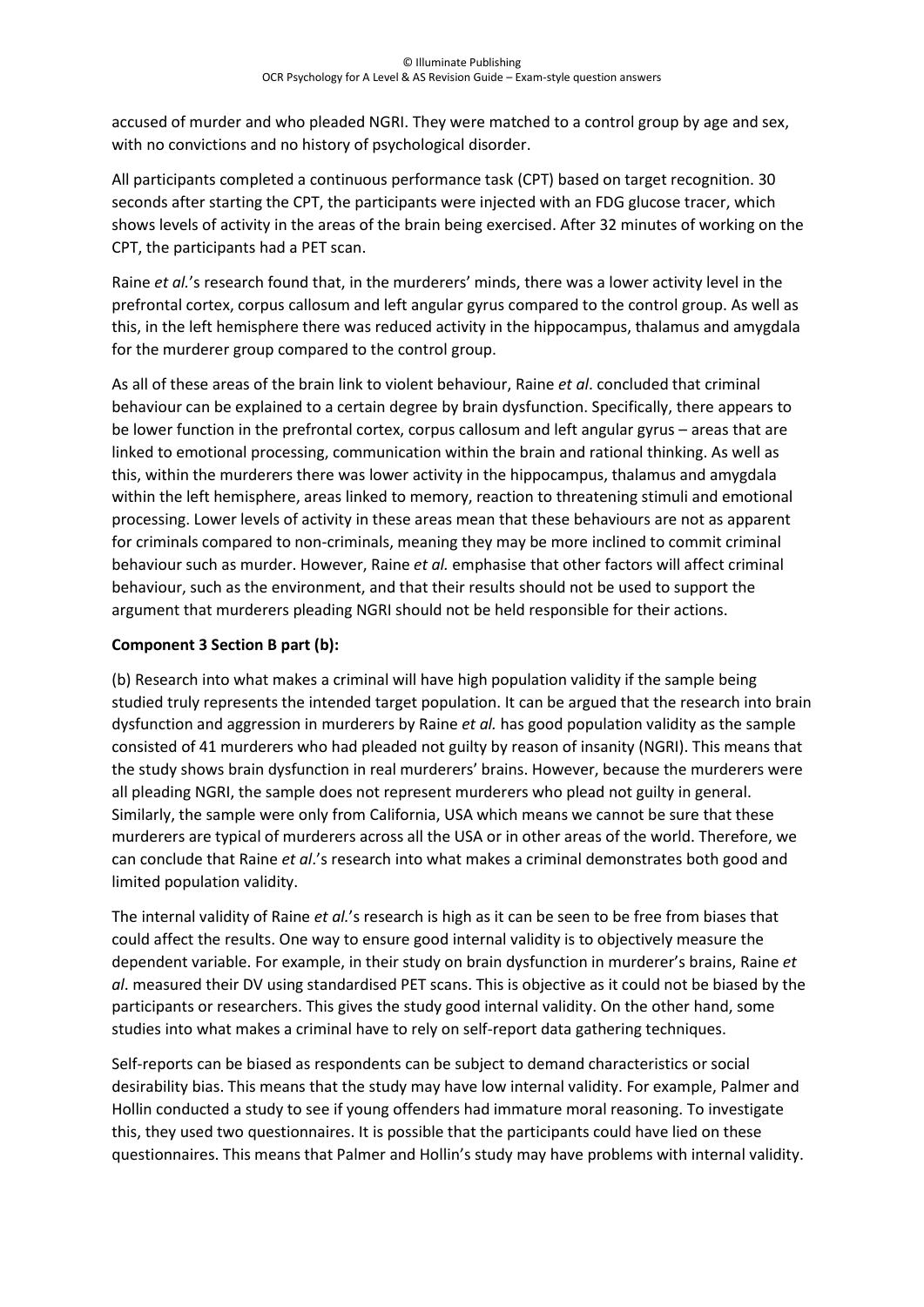accused of murder and who pleaded NGRI. They were matched to a control group by age and sex, with no convictions and no history of psychological disorder.

All participants completed a continuous performance task (CPT) based on target recognition. 30 seconds after starting the CPT, the participants were injected with an FDG glucose tracer, which shows levels of activity in the areas of the brain being exercised. After 32 minutes of working on the CPT, the participants had a PET scan.

Raine *et al.*'s research found that, in the murderers' minds, there was a lower activity level in the prefrontal cortex, corpus callosum and left angular gyrus compared to the control group. As well as this, in the left hemisphere there was reduced activity in the hippocampus, thalamus and amygdala for the murderer group compared to the control group.

As all of these areas of the brain link to violent behaviour, Raine *et al*. concluded that criminal behaviour can be explained to a certain degree by brain dysfunction. Specifically, there appears to be lower function in the prefrontal cortex, corpus callosum and left angular gyrus – areas that are linked to emotional processing, communication within the brain and rational thinking. As well as this, within the murderers there was lower activity in the hippocampus, thalamus and amygdala within the left hemisphere, areas linked to memory, reaction to threatening stimuli and emotional processing. Lower levels of activity in these areas mean that these behaviours are not as apparent for criminals compared to non-criminals, meaning they may be more inclined to commit criminal behaviour such as murder. However, Raine *et al.* emphasise that other factors will affect criminal behaviour, such as the environment, and that their results should not be used to support the argument that murderers pleading NGRI should not be held responsible for their actions.

**Component 3 Section B part (b):**

(b) Research into what makes a criminal will have high population validity if the sample being studied truly represents the intended target population. It can be argued that the research into brain dysfunction and aggression in murderers by Raine *et al.* has good population validity as the sample consisted of 41 murderers who had pleaded not guilty by reason of insanity (NGRI). This means that the study shows brain dysfunction in real murderers' brains. However, because the murderers were all pleading NGRI, the sample does not represent murderers who plead not guilty in general. Similarly, the sample were only from California, USA which means we cannot be sure that these murderers are typical of murderers across all the USA or in other areas of the world. Therefore, we can conclude that Raine *et al*.'s research into what makes a criminal demonstrates both good and limited population validity.

The internal validity of Raine *et al.*'s research is high as it can be seen to be free from biases that could affect the results. One way to ensure good internal validity is to objectively measure the dependent variable. For example, in their study on brain dysfunction in murderer's brains, Raine *et al*. measured their DV using standardised PET scans. This is objective as it could not be biased by the participants or researchers. This gives the study good internal validity. On the other hand, some studies into what makes a criminal have to rely on self-report data gathering techniques.

Self-reports can be biased as respondents can be subject to demand characteristics or social desirability bias. This means that the study may have low internal validity. For example, Palmer and Hollin conducted a study to see if young offenders had immature moral reasoning. To investigate this, they used two questionnaires. It is possible that the participants could have lied on these questionnaires. This means that Palmer and Hollin's study may have problems with internal validity.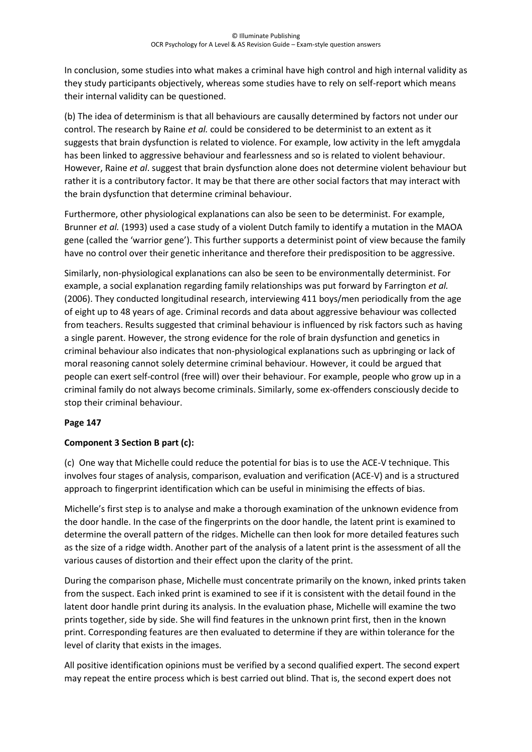In conclusion, some studies into what makes a criminal have high control and high internal validity as they study participants objectively, whereas some studies have to rely on self-report which means their internal validity can be questioned.

(b) The idea of determinism is that all behaviours are causally determined by factors not under our control. The research by Raine *et al.* could be considered to be determinist to an extent as it suggests that brain dysfunction is related to violence. For example, low activity in the left amygdala has been linked to aggressive behaviour and fearlessness and so is related to violent behaviour. However, Raine *et al*. suggest that brain dysfunction alone does not determine violent behaviour but rather it is a contributory factor. It may be that there are other social factors that may interact with the brain dysfunction that determine criminal behaviour.

Furthermore, other physiological explanations can also be seen to be determinist. For example, Brunner *et al.* (1993) used a case study of a violent Dutch family to identify a mutation in the MAOA gene (called the 'warrior gene'). This further supports a determinist point of view because the family have no control over their genetic inheritance and therefore their predisposition to be aggressive.

Similarly, non-physiological explanations can also be seen to be environmentally determinist. For example, a social explanation regarding family relationships was put forward by Farrington *et al.* (2006). They conducted longitudinal research, interviewing 411 boys/men periodically from the age of eight up to 48 years of age. Criminal records and data about aggressive behaviour was collected from teachers. Results suggested that criminal behaviour is influenced by risk factors such as having a single parent. However, the strong evidence for the role of brain dysfunction and genetics in criminal behaviour also indicates that non-physiological explanations such as upbringing or lack of moral reasoning cannot solely determine criminal behaviour. However, it could be argued that people can exert self-control (free will) over their behaviour. For example, people who grow up in a criminal family do not always become criminals. Similarly, some ex-offenders consciously decide to stop their criminal behaviour.

**Page 147**

**Component 3 Section B part (c):**

(c) One way that Michelle could reduce the potential for bias is to use the ACE-V technique. This involves four stages of analysis, comparison, evaluation and verification (ACE-V) and is a structured approach to fingerprint identification which can be useful in minimising the effects of bias.

Michelle's first step is to analyse and make a thorough examination of the unknown evidence from the door handle. In the case of the fingerprints on the door handle, the latent print is examined to determine the overall pattern of the ridges. Michelle can then look for more detailed features such as the size of a ridge width. Another part of the analysis of a latent print is the assessment of all the various causes of distortion and their effect upon the clarity of the print.

During the comparison phase, Michelle must concentrate primarily on the known, inked prints taken from the suspect. Each inked print is examined to see if it is consistent with the detail found in the latent door handle print during its analysis. In the evaluation phase, Michelle will examine the two prints together, side by side. She will find features in the unknown print first, then in the known print. Corresponding features are then evaluated to determine if they are within tolerance for the level of clarity that exists in the images.

All positive identification opinions must be verified by a second qualified expert. The second expert may repeat the entire process which is best carried out blind. That is, the second expert does not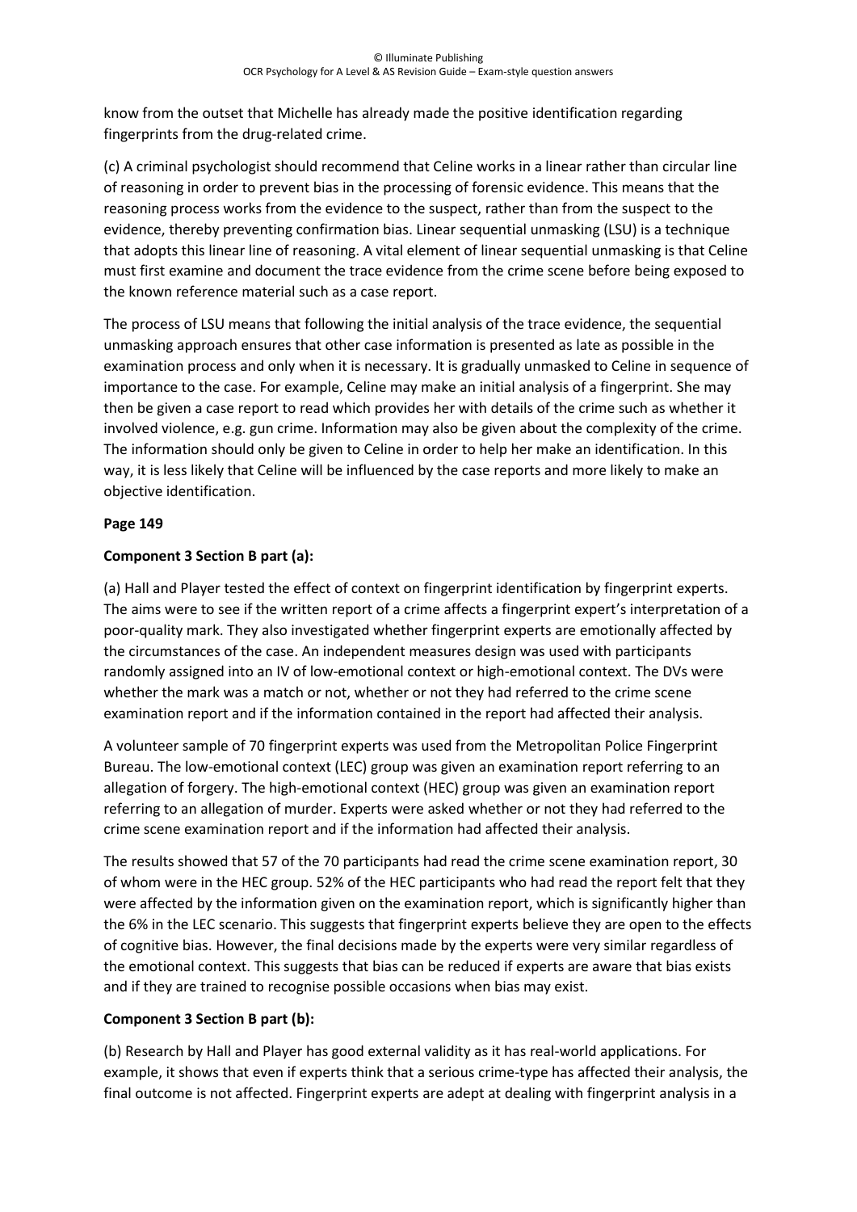know from the outset that Michelle has already made the positive identification regarding fingerprints from the drug-related crime.

(c) A criminal psychologist should recommend that Celine works in a linear rather than circular line of reasoning in order to prevent bias in the processing of forensic evidence. This means that the reasoning process works from the evidence to the suspect, rather than from the suspect to the evidence, thereby preventing confirmation bias. Linear sequential unmasking (LSU) is a technique that adopts this linear line of reasoning. A vital element of linear sequential unmasking is that Celine must first examine and document the trace evidence from the crime scene before being exposed to the known reference material such as a case report.

The process of LSU means that following the initial analysis of the trace evidence, the sequential unmasking approach ensures that other case information is presented as late as possible in the examination process and only when it is necessary. It is gradually unmasked to Celine in sequence of importance to the case. For example, Celine may make an initial analysis of a fingerprint. She may then be given a case report to read which provides her with details of the crime such as whether it involved violence, e.g. gun crime. Information may also be given about the complexity of the crime. The information should only be given to Celine in order to help her make an identification. In this way, it is less likely that Celine will be influenced by the case reports and more likely to make an objective identification.

**Page 149**

**Component 3 Section B part (a):**

(a) Hall and Player tested the effect of context on fingerprint identification by fingerprint experts. The aims were to see if the written report of a crime affects a fingerprint expert's interpretation of a poor-quality mark. They also investigated whether fingerprint experts are emotionally affected by the circumstances of the case. An independent measures design was used with participants randomly assigned into an IV of low-emotional context or high-emotional context. The DVs were whether the mark was a match or not, whether or not they had referred to the crime scene examination report and if the information contained in the report had affected their analysis.

A volunteer sample of 70 fingerprint experts was used from the Metropolitan Police Fingerprint Bureau. The low-emotional context (LEC) group was given an examination report referring to an allegation of forgery. The high-emotional context (HEC) group was given an examination report referring to an allegation of murder. Experts were asked whether or not they had referred to the crime scene examination report and if the information had affected their analysis.

The results showed that 57 of the 70 participants had read the crime scene examination report, 30 of whom were in the HEC group. 52% of the HEC participants who had read the report felt that they were affected by the information given on the examination report, which is significantly higher than the 6% in the LEC scenario. This suggests that fingerprint experts believe they are open to the effects of cognitive bias. However, the final decisions made by the experts were very similar regardless of the emotional context. This suggests that bias can be reduced if experts are aware that bias exists and if they are trained to recognise possible occasions when bias may exist.

**Component 3 Section B part (b):**

(b) Research by Hall and Player has good external validity as it has real-world applications. For example, it shows that even if experts think that a serious crime-type has affected their analysis, the final outcome is not affected. Fingerprint experts are adept at dealing with fingerprint analysis in a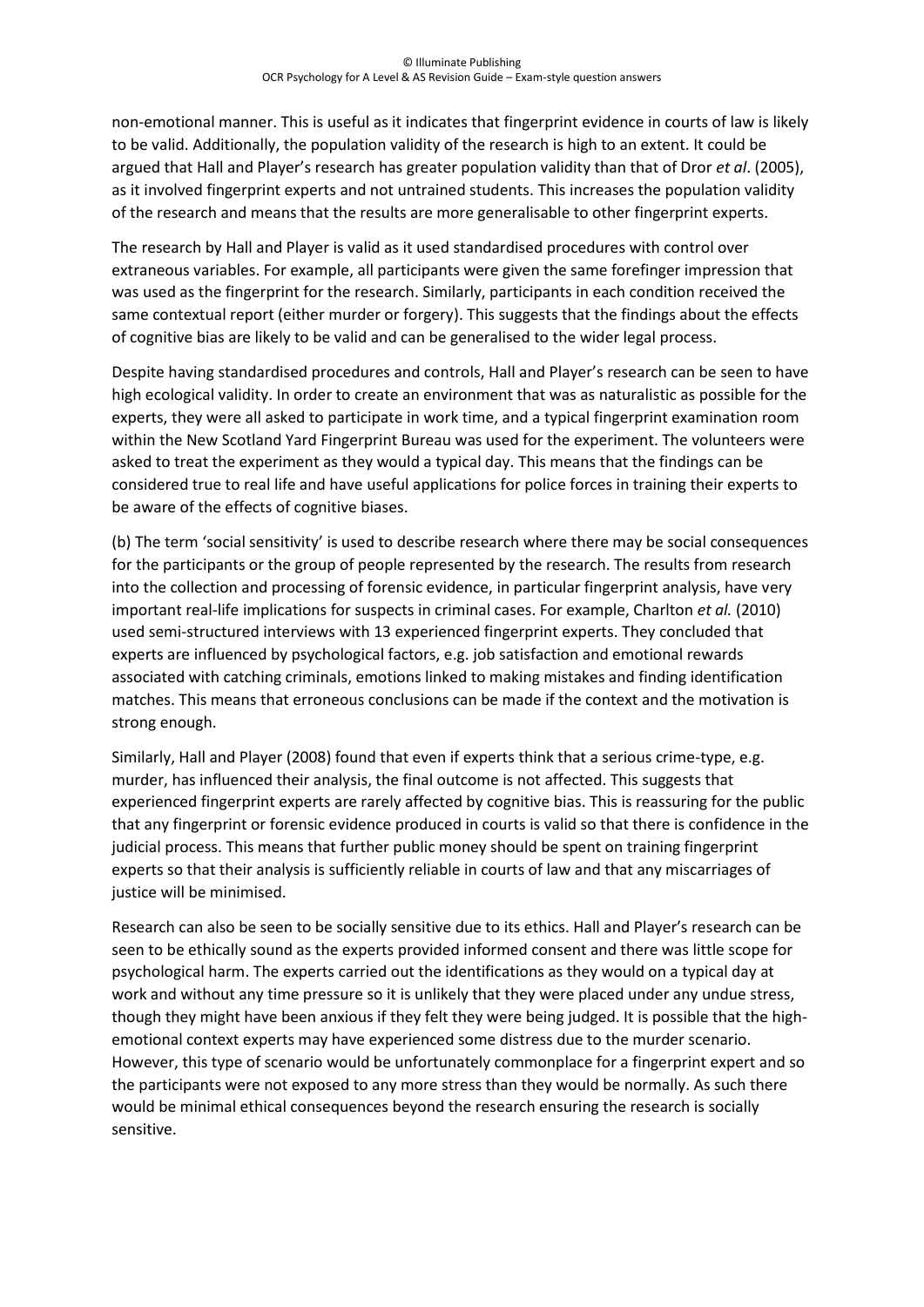non-emotional manner. This is useful as it indicates that fingerprint evidence in courts of law is likely to be valid. Additionally, the population validity of the research is high to an extent. It could be argued that Hall and Player's research has greater population validity than that of Dror *et al*. (2005), as it involved fingerprint experts and not untrained students. This increases the population validity of the research and means that the results are more generalisable to other fingerprint experts.

The research by Hall and Player is valid as it used standardised procedures with control over extraneous variables. For example, all participants were given the same forefinger impression that was used as the fingerprint for the research. Similarly, participants in each condition received the same contextual report (either murder or forgery). This suggests that the findings about the effects of cognitive bias are likely to be valid and can be generalised to the wider legal process.

Despite having standardised procedures and controls, Hall and Player's research can be seen to have high ecological validity. In order to create an environment that was as naturalistic as possible for the experts, they were all asked to participate in work time, and a typical fingerprint examination room within the New Scotland Yard Fingerprint Bureau was used for the experiment. The volunteers were asked to treat the experiment as they would a typical day. This means that the findings can be considered true to real life and have useful applications for police forces in training their experts to be aware of the effects of cognitive biases.

(b) The term 'social sensitivity' is used to describe research where there may be social consequences for the participants or the group of people represented by the research. The results from research into the collection and processing of forensic evidence, in particular fingerprint analysis, have very important real-life implications for suspects in criminal cases. For example, Charlton *et al.* (2010) used semi-structured interviews with 13 experienced fingerprint experts. They concluded that experts are influenced by psychological factors, e.g. job satisfaction and emotional rewards associated with catching criminals, emotions linked to making mistakes and finding identification matches. This means that erroneous conclusions can be made if the context and the motivation is strong enough.

Similarly, Hall and Player (2008) found that even if experts think that a serious crime-type, e.g. murder, has influenced their analysis, the final outcome is not affected. This suggests that experienced fingerprint experts are rarely affected by cognitive bias. This is reassuring for the public that any fingerprint or forensic evidence produced in courts is valid so that there is confidence in the judicial process. This means that further public money should be spent on training fingerprint experts so that their analysis is sufficiently reliable in courts of law and that any miscarriages of justice will be minimised.

Research can also be seen to be socially sensitive due to its ethics. Hall and Player's research can be seen to be ethically sound as the experts provided informed consent and there was little scope for psychological harm. The experts carried out the identifications as they would on a typical day at work and without any time pressure so it is unlikely that they were placed under any undue stress, though they might have been anxious if they felt they were being judged. It is possible that the high-emotional context experts may have experienced some distress due to the murder scenario. However, this type of scenario would be unfortunately commonplace for a fingerprint expert and so the participants were not exposed to any more stress than they would be normally. As such there would be minimal ethical consequences beyond the research ensuring the research is socially sensitive.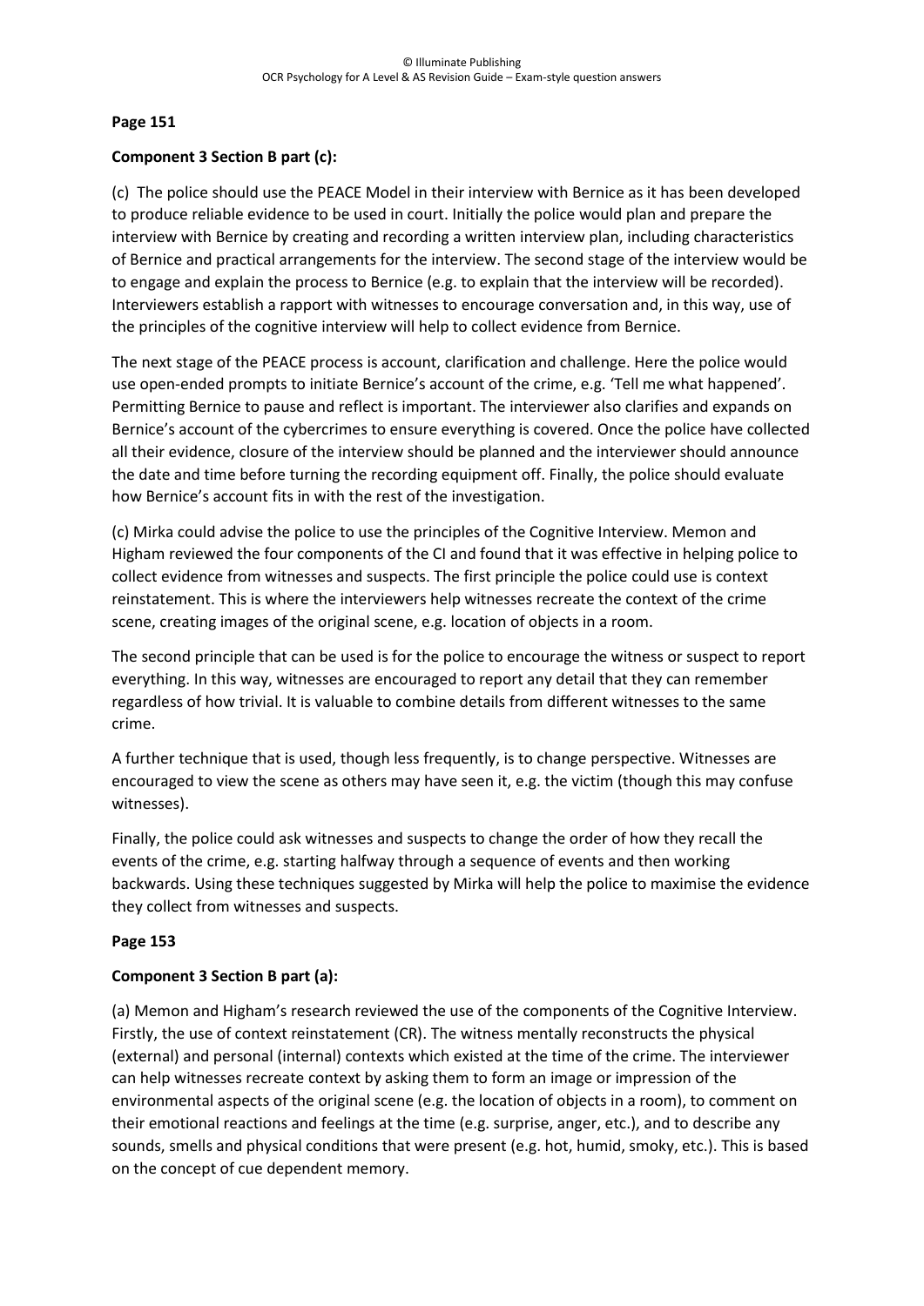**Page 151**

**Component 3 Section B part (c):**

(c) The police should use the PEACE Model in their interview with Bernice as it has been developed to produce reliable evidence to be used in court. Initially the police would plan and prepare the interview with Bernice by creating and recording a written interview plan, including characteristics of Bernice and practical arrangements for the interview. The second stage of the interview would be to engage and explain the process to Bernice (e.g. to explain that the interview will be recorded). Interviewers establish a rapport with witnesses to encourage conversation and, in this way, use of the principles of the cognitive interview will help to collect evidence from Bernice.

The next stage of the PEACE process is account, clarification and challenge. Here the police would use open-ended prompts to initiate Bernice's account of the crime, e.g. 'Tell me what happened'. Permitting Bernice to pause and reflect is important. The interviewer also clarifies and expands on Bernice's account of the cybercrimes to ensure everything is covered. Once the police have collected all their evidence, closure of the interview should be planned and the interviewer should announce the date and time before turning the recording equipment off. Finally, the police should evaluate how Bernice's account fits in with the rest of the investigation.

(c) Mirka could advise the police to use the principles of the Cognitive Interview. Memon and Higham reviewed the four components of the CI and found that it was effective in helping police to collect evidence from witnesses and suspects. The first principle the police could use is context reinstatement. This is where the interviewers help witnesses recreate the context of the crime scene, creating images of the original scene, e.g. location of objects in a room.

The second principle that can be used is for the police to encourage the witness or suspect to report everything. In this way, witnesses are encouraged to report any detail that they can remember regardless of how trivial. It is valuable to combine details from different witnesses to the same crime.

A further technique that is used, though less frequently, is to change perspective. Witnesses are encouraged to view the scene as others may have seen it, e.g. the victim (though this may confuse witnesses).

Finally, the police could ask witnesses and suspects to change the order of how they recall the events of the crime, e.g. starting halfway through a sequence of events and then working backwards. Using these techniques suggested by Mirka will help the police to maximise the evidence they collect from witnesses and suspects.

**Page 153**

**Component 3 Section B part (a):**

(a) Memon and Higham's research reviewed the use of the components of the Cognitive Interview. Firstly, the use of context reinstatement (CR). The witness mentally reconstructs the physical (external) and personal (internal) contexts which existed at the time of the crime. The interviewer can help witnesses recreate context by asking them to form an image or impression of the environmental aspects of the original scene (e.g. the location of objects in a room), to comment on their emotional reactions and feelings at the time (e.g. surprise, anger, etc.), and to describe any sounds, smells and physical conditions that were present (e.g. hot, humid, smoky, etc.). This is based on the concept of cue dependent memory.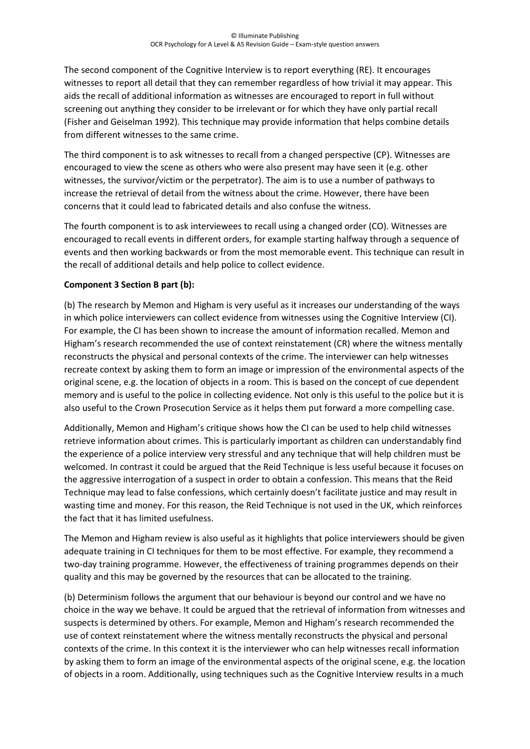The second component of the Cognitive Interview is to report everything (RE). It encourages witnesses to report all detail that they can remember regardless of how trivial it may appear. This aids the recall of additional information as witnesses are encouraged to report in full without screening out anything they consider to be irrelevant or for which they have only partial recall (Fisher and Geiselman 1992). This technique may provide information that helps combine details from different witnesses to the same crime.

The third component is to ask witnesses to recall from a changed perspective (CP). Witnesses are encouraged to view the scene as others who were also present may have seen it (e.g. other witnesses, the survivor/victim or the perpetrator). The aim is to use a number of pathways to increase the retrieval of detail from the witness about the crime. However, there have been concerns that it could lead to fabricated details and also confuse the witness.

The fourth component is to ask interviewees to recall using a changed order (CO). Witnesses are encouraged to recall events in different orders, for example starting halfway through a sequence of events and then working backwards or from the most memorable event. This technique can result in the recall of additional details and help police to collect evidence.

**Component 3 Section B part (b):**

(b) The research by Memon and Higham is very useful as it increases our understanding of the ways in which police interviewers can collect evidence from witnesses using the Cognitive Interview (CI). For example, the CI has been shown to increase the amount of information recalled. Memon and Higham's research recommended the use of context reinstatement (CR) where the witness mentally reconstructs the physical and personal contexts of the crime. The interviewer can help witnesses recreate context by asking them to form an image or impression of the environmental aspects of the original scene, e.g. the location of objects in a room. This is based on the concept of cue dependent memory and is useful to the police in collecting evidence. Not only is this useful to the police but it is also useful to the Crown Prosecution Service as it helps them put forward a more compelling case.

Additionally, Memon and Higham's critique shows how the CI can be used to help child witnesses retrieve information about crimes. This is particularly important as children can understandably find the experience of a police interview very stressful and any technique that will help children must be welcomed. In contrast it could be argued that the Reid Technique is less useful because it focuses on the aggressive interrogation of a suspect in order to obtain a confession. This means that the Reid Technique may lead to false confessions, which certainly doesn't facilitate justice and may result in wasting time and money. For this reason, the Reid Technique is not used in the UK, which reinforces the fact that it has limited usefulness.

The Memon and Higham review is also useful as it highlights that police interviewers should be given adequate training in CI techniques for them to be most effective. For example, they recommend a two-day training programme. However, the effectiveness of training programmes depends on their quality and this may be governed by the resources that can be allocated to the training.

(b) Determinism follows the argument that our behaviour is beyond our control and we have no choice in the way we behave. It could be argued that the retrieval of information from witnesses and suspects is determined by others. For example, Memon and Higham's research recommended the use of context reinstatement where the witness mentally reconstructs the physical and personal contexts of the crime. In this context it is the interviewer who can help witnesses recall information by asking them to form an image of the environmental aspects of the original scene, e.g. the location of objects in a room. Additionally, using techniques such as the Cognitive Interview results in a much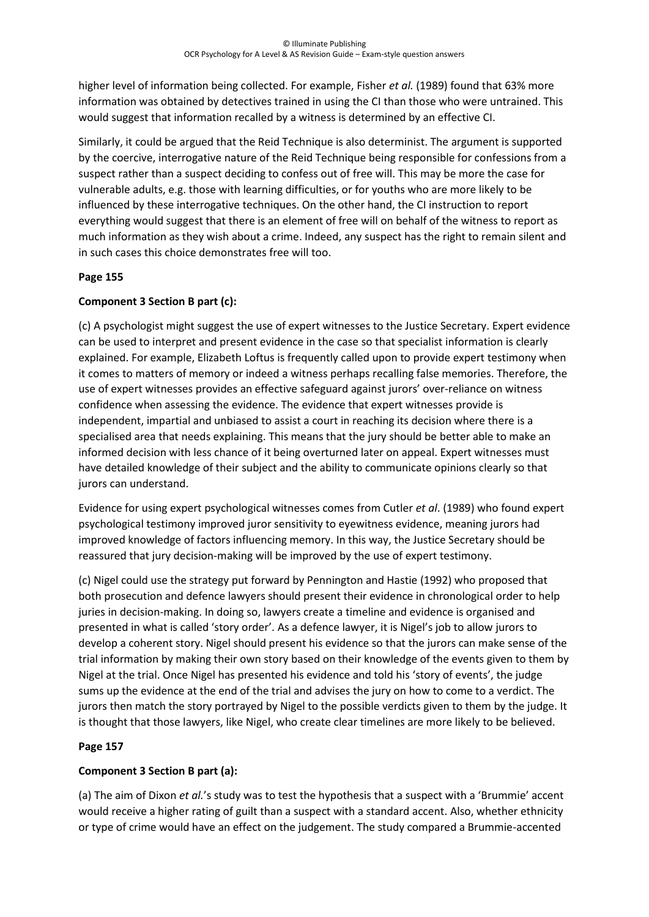higher level of information being collected. For example, Fisher *et al.* (1989) found that 63% more information was obtained by detectives trained in using the CI than those who were untrained. This would suggest that information recalled by a witness is determined by an effective CI.

Similarly, it could be argued that the Reid Technique is also determinist. The argument is supported by the coercive, interrogative nature of the Reid Technique being responsible for confessions from a suspect rather than a suspect deciding to confess out of free will. This may be more the case for vulnerable adults, e.g. those with learning difficulties, or for youths who are more likely to be influenced by these interrogative techniques. On the other hand, the CI instruction to report everything would suggest that there is an element of free will on behalf of the witness to report as much information as they wish about a crime. Indeed, any suspect has the right to remain silent and in such cases this choice demonstrates free will too.

**Page 155**

**Component 3 Section B part (c):**

(c) A psychologist might suggest the use of expert witnesses to the Justice Secretary. Expert evidence can be used to interpret and present evidence in the case so that specialist information is clearly explained. For example, Elizabeth Loftus is frequently called upon to provide expert testimony when it comes to matters of memory or indeed a witness perhaps recalling false memories. Therefore, the use of expert witnesses provides an effective safeguard against jurors' over-reliance on witness confidence when assessing the evidence. The evidence that expert witnesses provide is independent, impartial and unbiased to assist a court in reaching its decision where there is a specialised area that needs explaining. This means that the jury should be better able to make an informed decision with less chance of it being overturned later on appeal. Expert witnesses must have detailed knowledge of their subject and the ability to communicate opinions clearly so that jurors can understand.

Evidence for using expert psychological witnesses comes from Cutler *et al*. (1989) who found expert psychological testimony improved juror sensitivity to eyewitness evidence, meaning jurors had improved knowledge of factors influencing memory. In this way, the Justice Secretary should be reassured that jury decision-making will be improved by the use of expert testimony.

(c) Nigel could use the strategy put forward by Pennington and Hastie (1992) who proposed that both prosecution and defence lawyers should present their evidence in chronological order to help juries in decision-making. In doing so, lawyers create a timeline and evidence is organised and presented in what is called 'story order'. As a defence lawyer, it is Nigel's job to allow jurors to develop a coherent story. Nigel should present his evidence so that the jurors can make sense of the trial information by making their own story based on their knowledge of the events given to them by Nigel at the trial. Once Nigel has presented his evidence and told his 'story of events', the judge sums up the evidence at the end of the trial and advises the jury on how to come to a verdict. The jurors then match the story portrayed by Nigel to the possible verdicts given to them by the judge. It is thought that those lawyers, like Nigel, who create clear timelines are more likely to be believed.

**Page 157**

**Component 3 Section B part (a):**

(a) The aim of Dixon *et al.*'s study was to test the hypothesis that a suspect with a 'Brummie' accent would receive a higher rating of guilt than a suspect with a standard accent. Also, whether ethnicity or type of crime would have an effect on the judgement. The study compared a Brummie-accented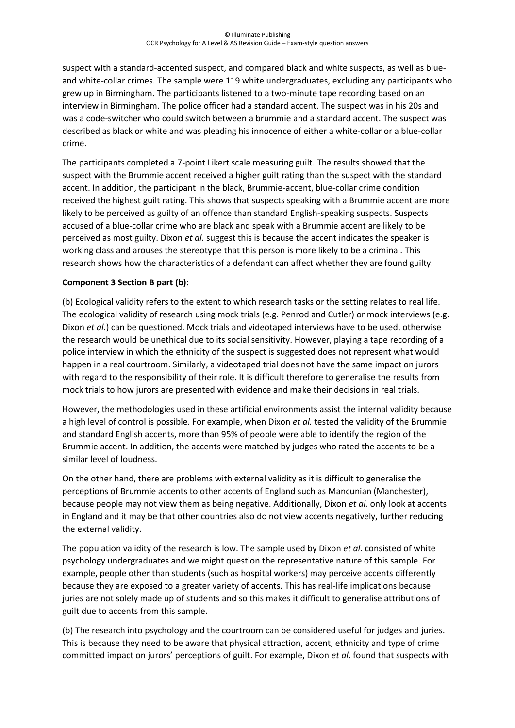suspect with a standard-accented suspect, and compared black and white suspects, as well as blue- and white-collar crimes. The sample were 119 white undergraduates, excluding any participants who grew up in Birmingham. The participants listened to a two-minute tape recording based on an interview in Birmingham. The police officer had a standard accent. The suspect was in his 20s and was a code-switcher who could switch between a brummie and a standard accent. The suspect was described as black or white and was pleading his innocence of either a white-collar or a blue-collar crime.

The participants completed a 7-point Likert scale measuring guilt. The results showed that the suspect with the Brummie accent received a higher guilt rating than the suspect with the standard accent. In addition, the participant in the black, Brummie-accent, blue-collar crime condition received the highest guilt rating. This shows that suspects speaking with a Brummie accent are more likely to be perceived as guilty of an offence than standard English-speaking suspects. Suspects accused of a blue-collar crime who are black and speak with a Brummie accent are likely to be perceived as most guilty. Dixon *et al.* suggest this is because the accent indicates the speaker is working class and arouses the stereotype that this person is more likely to be a criminal. This research shows how the characteristics of a defendant can affect whether they are found guilty.

**Component 3 Section B part (b):**

(b) Ecological validity refers to the extent to which research tasks or the setting relates to real life. The ecological validity of research using mock trials (e.g. Penrod and Cutler) or mock interviews (e.g. Dixon *et al*.) can be questioned. Mock trials and videotaped interviews have to be used, otherwise the research would be unethical due to its social sensitivity. However, playing a tape recording of a police interview in which the ethnicity of the suspect is suggested does not represent what would happen in a real courtroom. Similarly, a videotaped trial does not have the same impact on jurors with regard to the responsibility of their role. It is difficult therefore to generalise the results from mock trials to how jurors are presented with evidence and make their decisions in real trials.

However, the methodologies used in these artificial environments assist the internal validity because a high level of control is possible. For example, when Dixon *et al.* tested the validity of the Brummie and standard English accents, more than 95% of people were able to identify the region of the Brummie accent. In addition, the accents were matched by judges who rated the accents to be a similar level of loudness.

On the other hand, there are problems with external validity as it is difficult to generalise the perceptions of Brummie accents to other accents of England such as Mancunian (Manchester), because people may not view them as being negative. Additionally, Dixon *et al.* only look at accents in England and it may be that other countries also do not view accents negatively, further reducing the external validity.

The population validity of the research is low. The sample used by Dixon *et al.* consisted of white psychology undergraduates and we might question the representative nature of this sample. For example, people other than students (such as hospital workers) may perceive accents differently because they are exposed to a greater variety of accents. This has real-life implications because juries are not solely made up of students and so this makes it difficult to generalise attributions of guilt due to accents from this sample.

(b) The research into psychology and the courtroom can be considered useful for judges and juries. This is because they need to be aware that physical attraction, accent, ethnicity and type of crime committed impact on jurors' perceptions of guilt. For example, Dixon *et al*. found that suspects with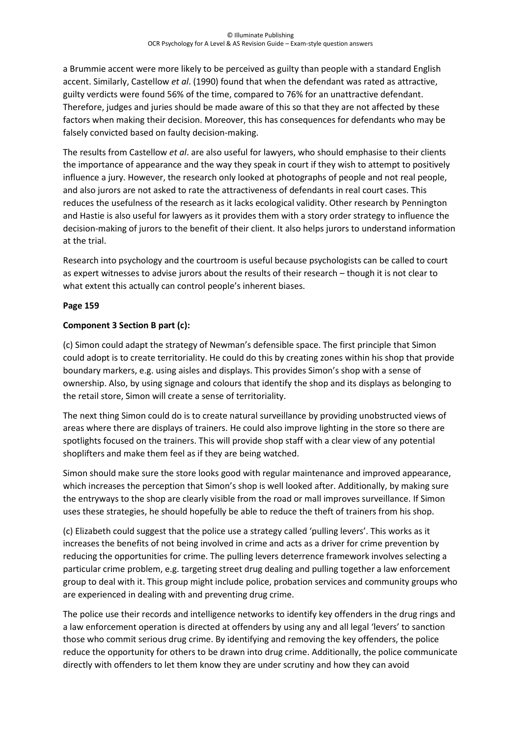a Brummie accent were more likely to be perceived as guilty than people with a standard English accent. Similarly, Castellow *et al*. (1990) found that when the defendant was rated as attractive, guilty verdicts were found 56% of the time, compared to 76% for an unattractive defendant. Therefore, judges and juries should be made aware of this so that they are not affected by these factors when making their decision. Moreover, this has consequences for defendants who may be falsely convicted based on faulty decision-making.

The results from Castellow *et al*. are also useful for lawyers, who should emphasise to their clients the importance of appearance and the way they speak in court if they wish to attempt to positively influence a jury. However, the research only looked at photographs of people and not real people, and also jurors are not asked to rate the attractiveness of defendants in real court cases. This reduces the usefulness of the research as it lacks ecological validity. Other research by Pennington and Hastie is also useful for lawyers as it provides them with a story order strategy to influence the decision-making of jurors to the benefit of their client. It also helps jurors to understand information at the trial.

Research into psychology and the courtroom is useful because psychologists can be called to court as expert witnesses to advise jurors about the results of their research – though it is not clear to what extent this actually can control people's inherent biases.

**Page 159**

**Component 3 Section B part (c):**

(c) Simon could adapt the strategy of Newman's defensible space. The first principle that Simon could adopt is to create territoriality. He could do this by creating zones within his shop that provide boundary markers, e.g. using aisles and displays. This provides Simon's shop with a sense of ownership. Also, by using signage and colours that identify the shop and its displays as belonging to the retail store, Simon will create a sense of territoriality.

The next thing Simon could do is to create natural surveillance by providing unobstructed views of areas where there are displays of trainers. He could also improve lighting in the store so there are spotlights focused on the trainers. This will provide shop staff with a clear view of any potential shoplifters and make them feel as if they are being watched.

Simon should make sure the store looks good with regular maintenance and improved appearance, which increases the perception that Simon's shop is well looked after. Additionally, by making sure the entryways to the shop are clearly visible from the road or mall improves surveillance. If Simon uses these strategies, he should hopefully be able to reduce the theft of trainers from his shop.

(c) Elizabeth could suggest that the police use a strategy called 'pulling levers'. This works as it increases the benefits of not being involved in crime and acts as a driver for crime prevention by reducing the opportunities for crime. The pulling levers deterrence framework involves selecting a particular crime problem, e.g. targeting street drug dealing and pulling together a law enforcement group to deal with it. This group might include police, probation services and community groups who are experienced in dealing with and preventing drug crime.

The police use their records and intelligence networks to identify key offenders in the drug rings and a law enforcement operation is directed at offenders by using any and all legal 'levers' to sanction those who commit serious drug crime. By identifying and removing the key offenders, the police reduce the opportunity for others to be drawn into drug crime. Additionally, the police communicate directly with offenders to let them know they are under scrutiny and how they can avoid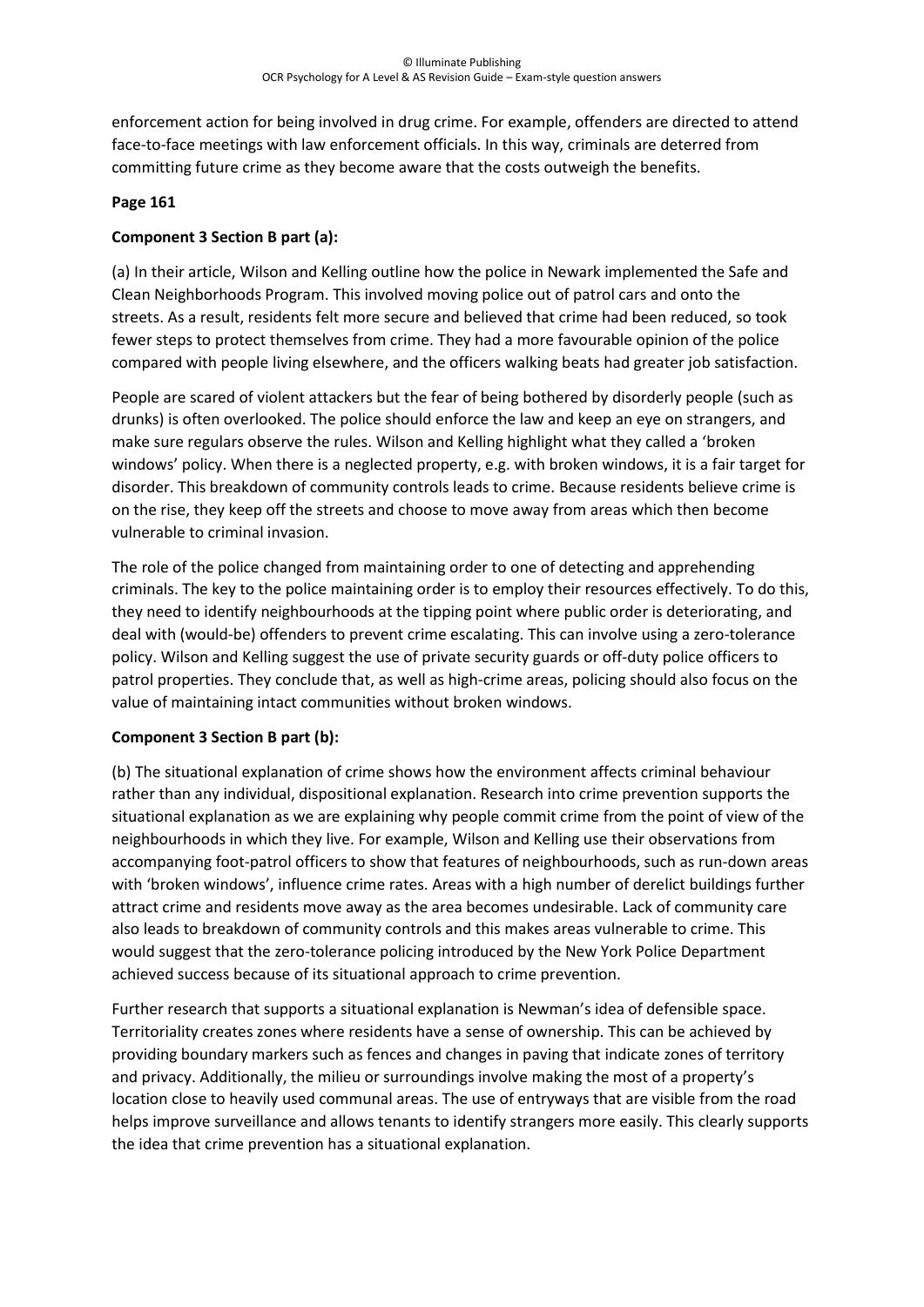enforcement action for being involved in drug crime. For example, offenders are directed to attend face-to-face meetings with law enforcement officials. In this way, criminals are deterred from committing future crime as they become aware that the costs outweigh the benefits.

**Page 161**

**Component 3 Section B part (a):**

(a) In their article, Wilson and Kelling outline how the police in Newark implemented the Safe and Clean Neighborhoods Program. This involved moving police out of patrol cars and onto the streets. As a result, residents felt more secure and believed that crime had been reduced, so took fewer steps to protect themselves from crime. They had a more favourable opinion of the police compared with people living elsewhere, and the officers walking beats had greater job satisfaction.

People are scared of violent attackers but the fear of being bothered by disorderly people (such as drunks) is often overlooked. The police should enforce the law and keep an eye on strangers, and make sure regulars observe the rules. Wilson and Kelling highlight what they called a 'broken windows' policy. When there is a neglected property, e.g. with broken windows, it is a fair target for disorder. This breakdown of community controls leads to crime. Because residents believe crime is on the rise, they keep off the streets and choose to move away from areas which then become vulnerable to criminal invasion.

The role of the police changed from maintaining order to one of detecting and apprehending criminals. The key to the police maintaining order is to employ their resources effectively. To do this, they need to identify neighbourhoods at the tipping point where public order is deteriorating, and deal with (would-be) offenders to prevent crime escalating. This can involve using a zero-tolerance policy. Wilson and Kelling suggest the use of private security guards or off-duty police officers to patrol properties. They conclude that, as well as high-crime areas, policing should also focus on the value of maintaining intact communities without broken windows.

**Component 3 Section B part (b):**

(b) The situational explanation of crime shows how the environment affects criminal behaviour rather than any individual, dispositional explanation. Research into crime prevention supports the situational explanation as we are explaining why people commit crime from the point of view of the neighbourhoods in which they live. For example, Wilson and Kelling use their observations from accompanying foot-patrol officers to show that features of neighbourhoods, such as run-down areas with 'broken windows', influence crime rates. Areas with a high number of derelict buildings further attract crime and residents move away as the area becomes undesirable. Lack of community care also leads to breakdown of community controls and this makes areas vulnerable to crime. This would suggest that the zero-tolerance policing introduced by the New York Police Department achieved success because of its situational approach to crime prevention.

Further research that supports a situational explanation is Newman's idea of defensible space. Territoriality creates zones where residents have a sense of ownership. This can be achieved by providing boundary markers such as fences and changes in paving that indicate zones of territory and privacy. Additionally, the milieu or surroundings involve making the most of a property's location close to heavily used communal areas. The use of entryways that are visible from the road helps improve surveillance and allows tenants to identify strangers more easily. This clearly supports the idea that crime prevention has a situational explanation.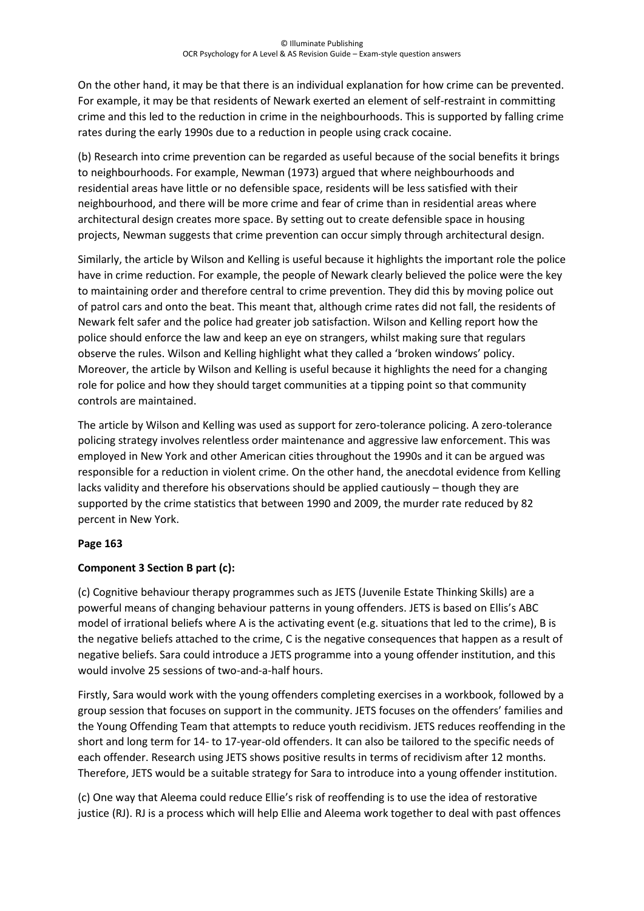On the other hand, it may be that there is an individual explanation for how crime can be prevented. For example, it may be that residents of Newark exerted an element of self-restraint in committing crime and this led to the reduction in crime in the neighbourhoods. This is supported by falling crime rates during the early 1990s due to a reduction in people using crack cocaine.

(b) Research into crime prevention can be regarded as useful because of the social benefits it brings to neighbourhoods. For example, Newman (1973) argued that where neighbourhoods and residential areas have little or no defensible space, residents will be less satisfied with their neighbourhood, and there will be more crime and fear of crime than in residential areas where architectural design creates more space. By setting out to create defensible space in housing projects, Newman suggests that crime prevention can occur simply through architectural design.

Similarly, the article by Wilson and Kelling is useful because it highlights the important role the police have in crime reduction. For example, the people of Newark clearly believed the police were the key to maintaining order and therefore central to crime prevention. They did this by moving police out of patrol cars and onto the beat. This meant that, although crime rates did not fall, the residents of Newark felt safer and the police had greater job satisfaction. Wilson and Kelling report how the police should enforce the law and keep an eye on strangers, whilst making sure that regulars observe the rules. Wilson and Kelling highlight what they called a 'broken windows' policy. Moreover, the article by Wilson and Kelling is useful because it highlights the need for a changing role for police and how they should target communities at a tipping point so that community controls are maintained.

The article by Wilson and Kelling was used as support for zero-tolerance policing. A zero-tolerance policing strategy involves relentless order maintenance and aggressive law enforcement. This was employed in New York and other American cities throughout the 1990s and it can be argued was responsible for a reduction in violent crime. On the other hand, the anecdotal evidence from Kelling lacks validity and therefore his observations should be applied cautiously – though they are supported by the crime statistics that between 1990 and 2009, the murder rate reduced by 82 percent in New York.

**Page 163**

**Component 3 Section B part (c):**

(c) Cognitive behaviour therapy programmes such as JETS (Juvenile Estate Thinking Skills) are a powerful means of changing behaviour patterns in young offenders. JETS is based on Ellis's ABC model of irrational beliefs where A is the activating event (e.g. situations that led to the crime), B is the negative beliefs attached to the crime, C is the negative consequences that happen as a result of negative beliefs. Sara could introduce a JETS programme into a young offender institution, and this would involve 25 sessions of two-and-a-half hours.

Firstly, Sara would work with the young offenders completing exercises in a workbook, followed by a group session that focuses on support in the community. JETS focuses on the offenders' families and the Young Offending Team that attempts to reduce youth recidivism. JETS reduces reoffending in the short and long term for 14- to 17-year-old offenders. It can also be tailored to the specific needs of each offender. Research using JETS shows positive results in terms of recidivism after 12 months. Therefore, JETS would be a suitable strategy for Sara to introduce into a young offender institution.

(c) One way that Aleema could reduce Ellie's risk of reoffending is to use the idea of restorative justice (RJ). RJ is a process which will help Ellie and Aleema work together to deal with past offences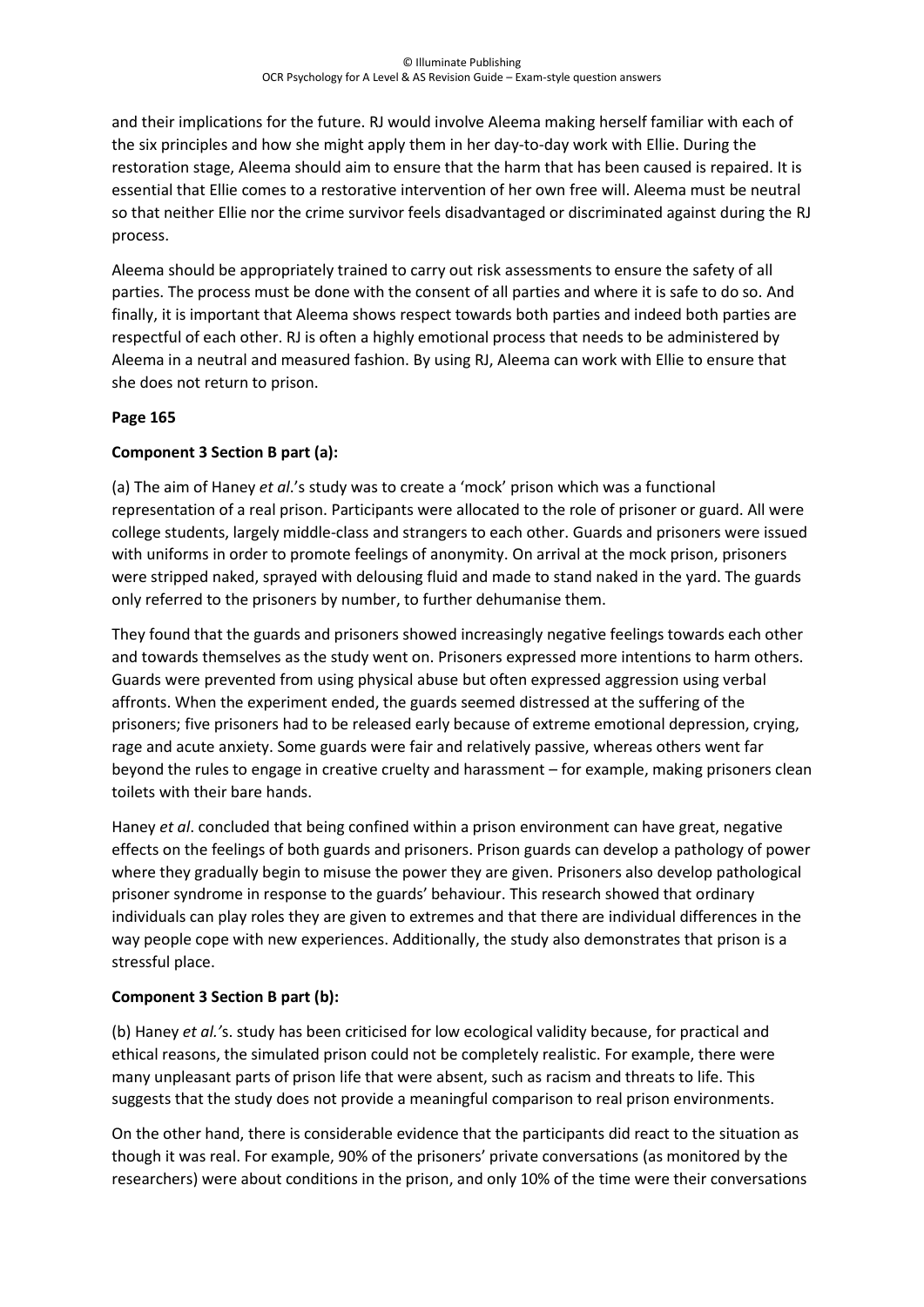and their implications for the future. RJ would involve Aleema making herself familiar with each of the six principles and how she might apply them in her day-to-day work with Ellie. During the restoration stage, Aleema should aim to ensure that the harm that has been caused is repaired. It is essential that Ellie comes to a restorative intervention of her own free will. Aleema must be neutral so that neither Ellie nor the crime survivor feels disadvantaged or discriminated against during the RJ process.

Aleema should be appropriately trained to carry out risk assessments to ensure the safety of all parties. The process must be done with the consent of all parties and where it is safe to do so. And finally, it is important that Aleema shows respect towards both parties and indeed both parties are respectful of each other. RJ is often a highly emotional process that needs to be administered by Aleema in a neutral and measured fashion. By using RJ, Aleema can work with Ellie to ensure that she does not return to prison.

**Page 165**

**Component 3 Section B part (a):**

(a) The aim of Haney *et al*.'s study was to create a 'mock' prison which was a functional representation of a real prison. Participants were allocated to the role of prisoner or guard. All were college students, largely middle-class and strangers to each other. Guards and prisoners were issued with uniforms in order to promote feelings of anonymity. On arrival at the mock prison, prisoners were stripped naked, sprayed with delousing fluid and made to stand naked in the yard. The guards only referred to the prisoners by number, to further dehumanise them.

They found that the guards and prisoners showed increasingly negative feelings towards each other and towards themselves as the study went on. Prisoners expressed more intentions to harm others. Guards were prevented from using physical abuse but often expressed aggression using verbal affronts. When the experiment ended, the guards seemed distressed at the suffering of the prisoners; five prisoners had to be released early because of extreme emotional depression, crying, rage and acute anxiety. Some guards were fair and relatively passive, whereas others went far beyond the rules to engage in creative cruelty and harassment – for example, making prisoners clean toilets with their bare hands.

Haney *et al*. concluded that being confined within a prison environment can have great, negative effects on the feelings of both guards and prisoners. Prison guards can develop a pathology of power where they gradually begin to misuse the power they are given. Prisoners also develop pathological prisoner syndrome in response to the guards' behaviour. This research showed that ordinary individuals can play roles they are given to extremes and that there are individual differences in the way people cope with new experiences. Additionally, the study also demonstrates that prison is a stressful place.

**Component 3 Section B part (b):**

(b) Haney *et al.'*s. study has been criticised for low ecological validity because, for practical and ethical reasons, the simulated prison could not be completely realistic. For example, there were many unpleasant parts of prison life that were absent, such as racism and threats to life. This suggests that the study does not provide a meaningful comparison to real prison environments.

On the other hand, there is considerable evidence that the participants did react to the situation as though it was real. For example, 90% of the prisoners' private conversations (as monitored by the researchers) were about conditions in the prison, and only 10% of the time were their conversations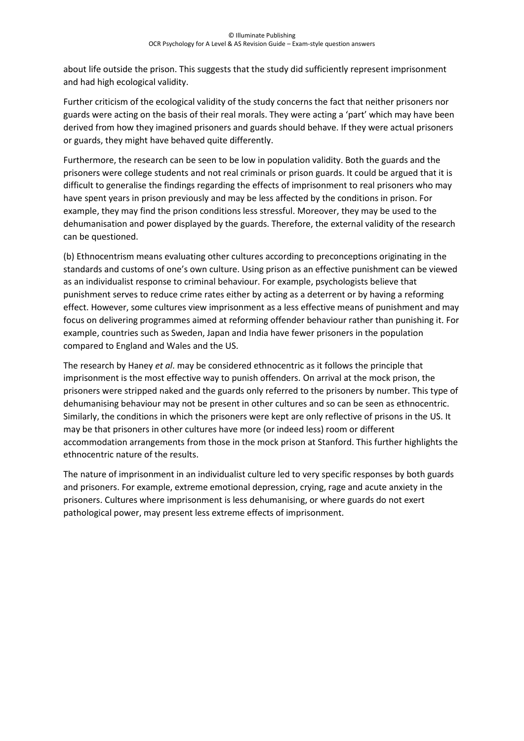about life outside the prison. This suggests that the study did sufficiently represent imprisonment and had high ecological validity.

Further criticism of the ecological validity of the study concerns the fact that neither prisoners nor guards were acting on the basis of their real morals. They were acting a 'part' which may have been derived from how they imagined prisoners and guards should behave. If they were actual prisoners or guards, they might have behaved quite differently.

Furthermore, the research can be seen to be low in population validity. Both the guards and the prisoners were college students and not real criminals or prison guards. It could be argued that it is difficult to generalise the findings regarding the effects of imprisonment to real prisoners who may have spent years in prison previously and may be less affected by the conditions in prison. For example, they may find the prison conditions less stressful. Moreover, they may be used to the dehumanisation and power displayed by the guards. Therefore, the external validity of the research can be questioned.

(b) Ethnocentrism means evaluating other cultures according to preconceptions originating in the standards and customs of one's own culture. Using prison as an effective punishment can be viewed as an individualist response to criminal behaviour. For example, psychologists believe that punishment serves to reduce crime rates either by acting as a deterrent or by having a reforming effect. However, some cultures view imprisonment as a less effective means of punishment and may focus on delivering programmes aimed at reforming offender behaviour rather than punishing it. For example, countries such as Sweden, Japan and India have fewer prisoners in the population compared to England and Wales and the US.

The research by Haney *et al*. may be considered ethnocentric as it follows the principle that imprisonment is the most effective way to punish offenders. On arrival at the mock prison, the prisoners were stripped naked and the guards only referred to the prisoners by number. This type of dehumanising behaviour may not be present in other cultures and so can be seen as ethnocentric. Similarly, the conditions in which the prisoners were kept are only reflective of prisons in the US. It may be that prisoners in other cultures have more (or indeed less) room or different accommodation arrangements from those in the mock prison at Stanford. This further highlights the ethnocentric nature of the results.

The nature of imprisonment in an individualist culture led to very specific responses by both guards and prisoners. For example, extreme emotional depression, crying, rage and acute anxiety in the prisoners. Cultures where imprisonment is less dehumanising, or where guards do not exert pathological power, may present less extreme effects of imprisonment.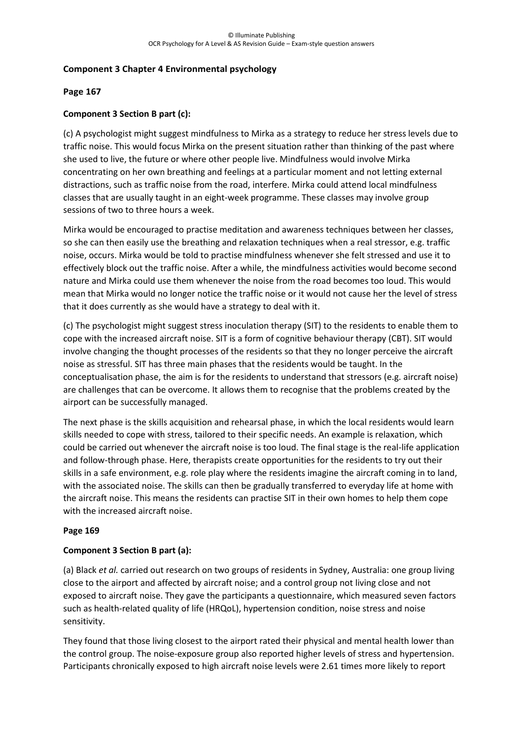**Component 3 Chapter 4 Environmental psychology**

**Page 167**

**Component 3 Section B part (c):**

(c) A psychologist might suggest mindfulness to Mirka as a strategy to reduce her stress levels due to traffic noise. This would focus Mirka on the present situation rather than thinking of the past where she used to live, the future or where other people live. Mindfulness would involve Mirka concentrating on her own breathing and feelings at a particular moment and not letting external distractions, such as traffic noise from the road, interfere. Mirka could attend local mindfulness classes that are usually taught in an eight-week programme. These classes may involve group sessions of two to three hours a week.

Mirka would be encouraged to practise meditation and awareness techniques between her classes, so she can then easily use the breathing and relaxation techniques when a real stressor, e.g. traffic noise, occurs. Mirka would be told to practise mindfulness whenever she felt stressed and use it to effectively block out the traffic noise. After a while, the mindfulness activities would become second nature and Mirka could use them whenever the noise from the road becomes too loud. This would mean that Mirka would no longer notice the traffic noise or it would not cause her the level of stress that it does currently as she would have a strategy to deal with it.

(c) The psychologist might suggest stress inoculation therapy (SIT) to the residents to enable them to cope with the increased aircraft noise. SIT is a form of cognitive behaviour therapy (CBT). SIT would involve changing the thought processes of the residents so that they no longer perceive the aircraft noise as stressful. SIT has three main phases that the residents would be taught. In the conceptualisation phase, the aim is for the residents to understand that stressors (e.g. aircraft noise) are challenges that can be overcome. It allows them to recognise that the problems created by the airport can be successfully managed.

The next phase is the skills acquisition and rehearsal phase, in which the local residents would learn skills needed to cope with stress, tailored to their specific needs. An example is relaxation, which could be carried out whenever the aircraft noise is too loud. The final stage is the real-life application and follow-through phase. Here, therapists create opportunities for the residents to try out their skills in a safe environment, e.g. role play where the residents imagine the aircraft coming in to land, with the associated noise. The skills can then be gradually transferred to everyday life at home with the aircraft noise. This means the residents can practise SIT in their own homes to help them cope with the increased aircraft noise.

**Page 169**

**Component 3 Section B part (a):**

(a) Black *et al.* carried out research on two groups of residents in Sydney, Australia: one group living close to the airport and affected by aircraft noise; and a control group not living close and not exposed to aircraft noise. They gave the participants a questionnaire, which measured seven factors such as health-related quality of life (HRQoL), hypertension condition, noise stress and noise sensitivity.

They found that those living closest to the airport rated their physical and mental health lower than the control group. The noise-exposure group also reported higher levels of stress and hypertension. Participants chronically exposed to high aircraft noise levels were 2.61 times more likely to report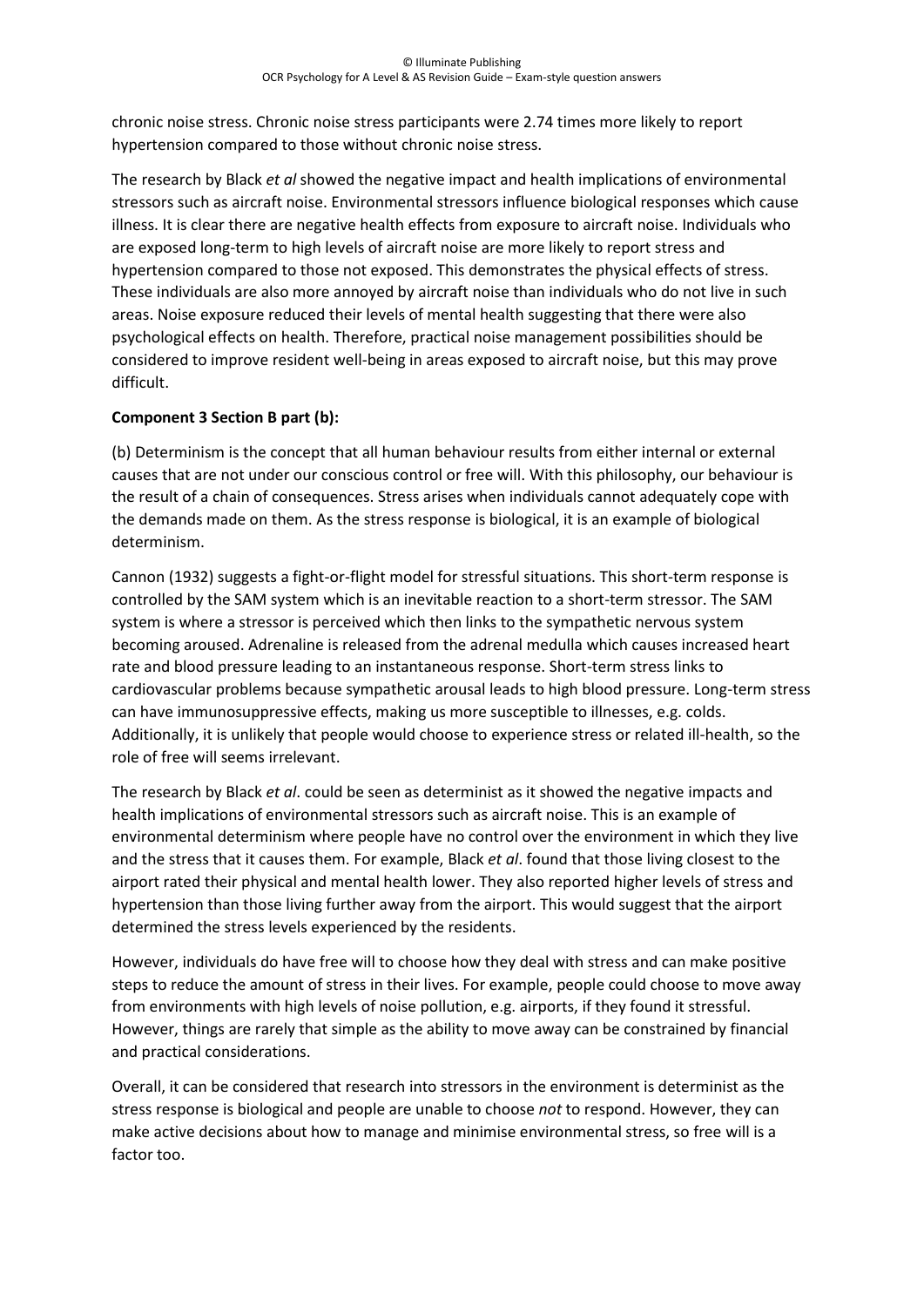chronic noise stress. Chronic noise stress participants were 2.74 times more likely to report hypertension compared to those without chronic noise stress.

The research by Black *et al* showed the negative impact and health implications of environmental stressors such as aircraft noise. Environmental stressors influence biological responses which cause illness. It is clear there are negative health effects from exposure to aircraft noise. Individuals who are exposed long-term to high levels of aircraft noise are more likely to report stress and hypertension compared to those not exposed. This demonstrates the physical effects of stress. These individuals are also more annoyed by aircraft noise than individuals who do not live in such areas. Noise exposure reduced their levels of mental health suggesting that there were also psychological effects on health. Therefore, practical noise management possibilities should be considered to improve resident well-being in areas exposed to aircraft noise, but this may prove difficult.

**Component 3 Section B part (b):**

(b) Determinism is the concept that all human behaviour results from either internal or external causes that are not under our conscious control or free will. With this philosophy, our behaviour is the result of a chain of consequences. Stress arises when individuals cannot adequately cope with the demands made on them. As the stress response is biological, it is an example of biological determinism.

Cannon (1932) suggests a fight-or-flight model for stressful situations. This short-term response is controlled by the SAM system which is an inevitable reaction to a short-term stressor. The SAM system is where a stressor is perceived which then links to the sympathetic nervous system becoming aroused. Adrenaline is released from the adrenal medulla which causes increased heart rate and blood pressure leading to an instantaneous response. Short-term stress links to cardiovascular problems because sympathetic arousal leads to high blood pressure. Long-term stress can have immunosuppressive effects, making us more susceptible to illnesses, e.g. colds. Additionally, it is unlikely that people would choose to experience stress or related ill-health, so the role of free will seems irrelevant.

The research by Black *et al*. could be seen as determinist as it showed the negative impacts and health implications of environmental stressors such as aircraft noise. This is an example of environmental determinism where people have no control over the environment in which they live and the stress that it causes them. For example, Black *et al*. found that those living closest to the airport rated their physical and mental health lower. They also reported higher levels of stress and hypertension than those living further away from the airport. This would suggest that the airport determined the stress levels experienced by the residents.

However, individuals do have free will to choose how they deal with stress and can make positive steps to reduce the amount of stress in their lives. For example, people could choose to move away from environments with high levels of noise pollution, e.g. airports, if they found it stressful. However, things are rarely that simple as the ability to move away can be constrained by financial and practical considerations.

Overall, it can be considered that research into stressors in the environment is determinist as the stress response is biological and people are unable to choose *not* to respond. However, they can make active decisions about how to manage and minimise environmental stress, so free will is a factor too.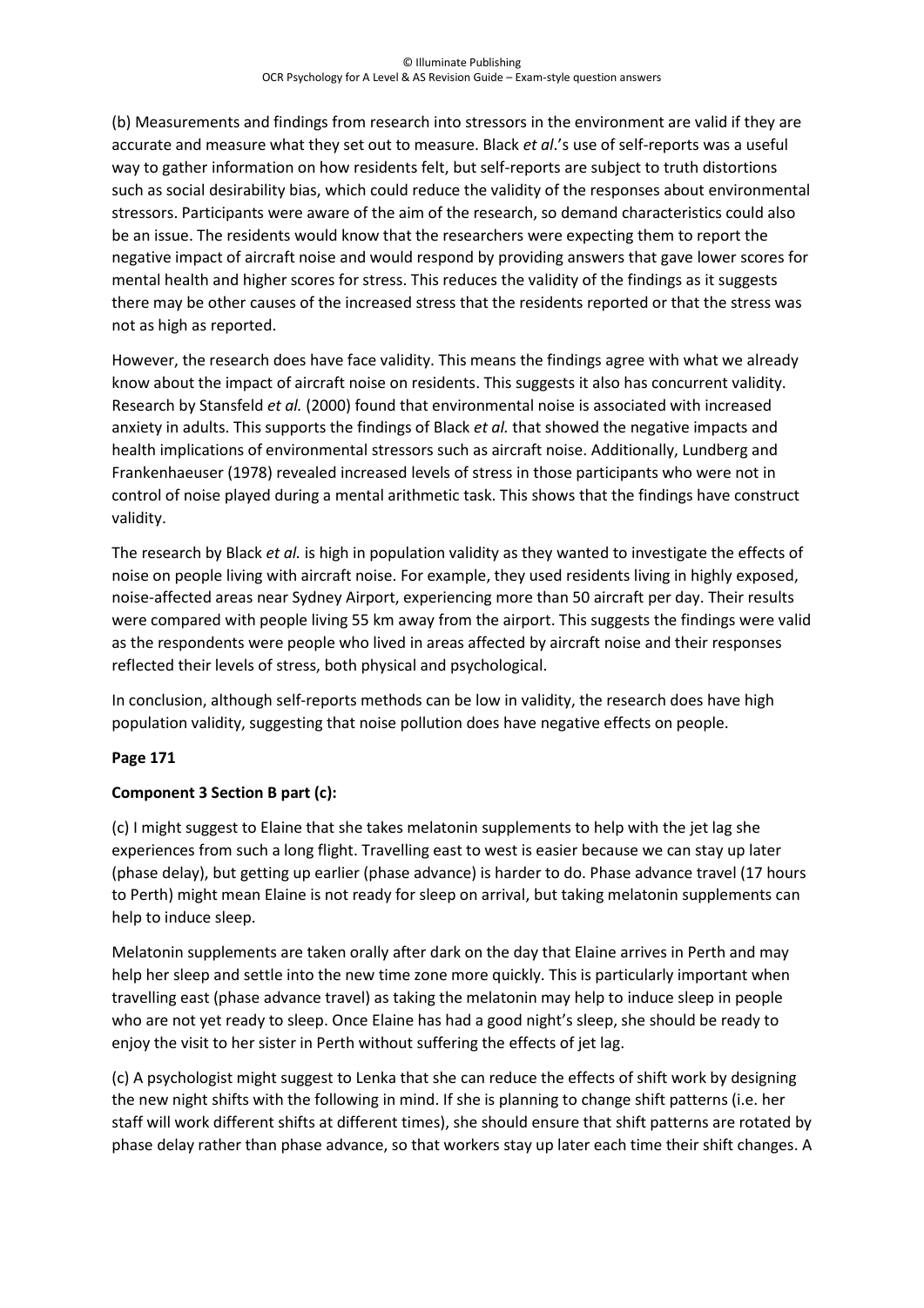(b) Measurements and findings from research into stressors in the environment are valid if they are accurate and measure what they set out to measure. Black *et al*.'s use of self-reports was a useful way to gather information on how residents felt, but self-reports are subject to truth distortions such as social desirability bias, which could reduce the validity of the responses about environmental stressors. Participants were aware of the aim of the research, so demand characteristics could also be an issue. The residents would know that the researchers were expecting them to report the negative impact of aircraft noise and would respond by providing answers that gave lower scores for mental health and higher scores for stress. This reduces the validity of the findings as it suggests there may be other causes of the increased stress that the residents reported or that the stress was not as high as reported.

However, the research does have face validity. This means the findings agree with what we already know about the impact of aircraft noise on residents. This suggests it also has concurrent validity. Research by Stansfeld *et al.* (2000) found that environmental noise is associated with increased anxiety in adults. This supports the findings of Black *et al.* that showed the negative impacts and health implications of environmental stressors such as aircraft noise. Additionally, Lundberg and Frankenhaeuser (1978) revealed increased levels of stress in those participants who were not in control of noise played during a mental arithmetic task. This shows that the findings have construct validity.

The research by Black *et al.* is high in population validity as they wanted to investigate the effects of noise on people living with aircraft noise. For example, they used residents living in highly exposed, noise-affected areas near Sydney Airport, experiencing more than 50 aircraft per day. Their results were compared with people living 55 km away from the airport. This suggests the findings were valid as the respondents were people who lived in areas affected by aircraft noise and their responses reflected their levels of stress, both physical and psychological.

In conclusion, although self-reports methods can be low in validity, the research does have high population validity, suggesting that noise pollution does have negative effects on people.

**Page 171**

**Component 3 Section B part (c):**

(c) I might suggest to Elaine that she takes melatonin supplements to help with the jet lag she experiences from such a long flight. Travelling east to west is easier because we can stay up later (phase delay), but getting up earlier (phase advance) is harder to do. Phase advance travel (17 hours to Perth) might mean Elaine is not ready for sleep on arrival, but taking melatonin supplements can help to induce sleep.

Melatonin supplements are taken orally after dark on the day that Elaine arrives in Perth and may help her sleep and settle into the new time zone more quickly. This is particularly important when travelling east (phase advance travel) as taking the melatonin may help to induce sleep in people who are not yet ready to sleep. Once Elaine has had a good night's sleep, she should be ready to enjoy the visit to her sister in Perth without suffering the effects of jet lag.

(c) A psychologist might suggest to Lenka that she can reduce the effects of shift work by designing the new night shifts with the following in mind. If she is planning to change shift patterns (i.e. her staff will work different shifts at different times), she should ensure that shift patterns are rotated by phase delay rather than phase advance, so that workers stay up later each time their shift changes. A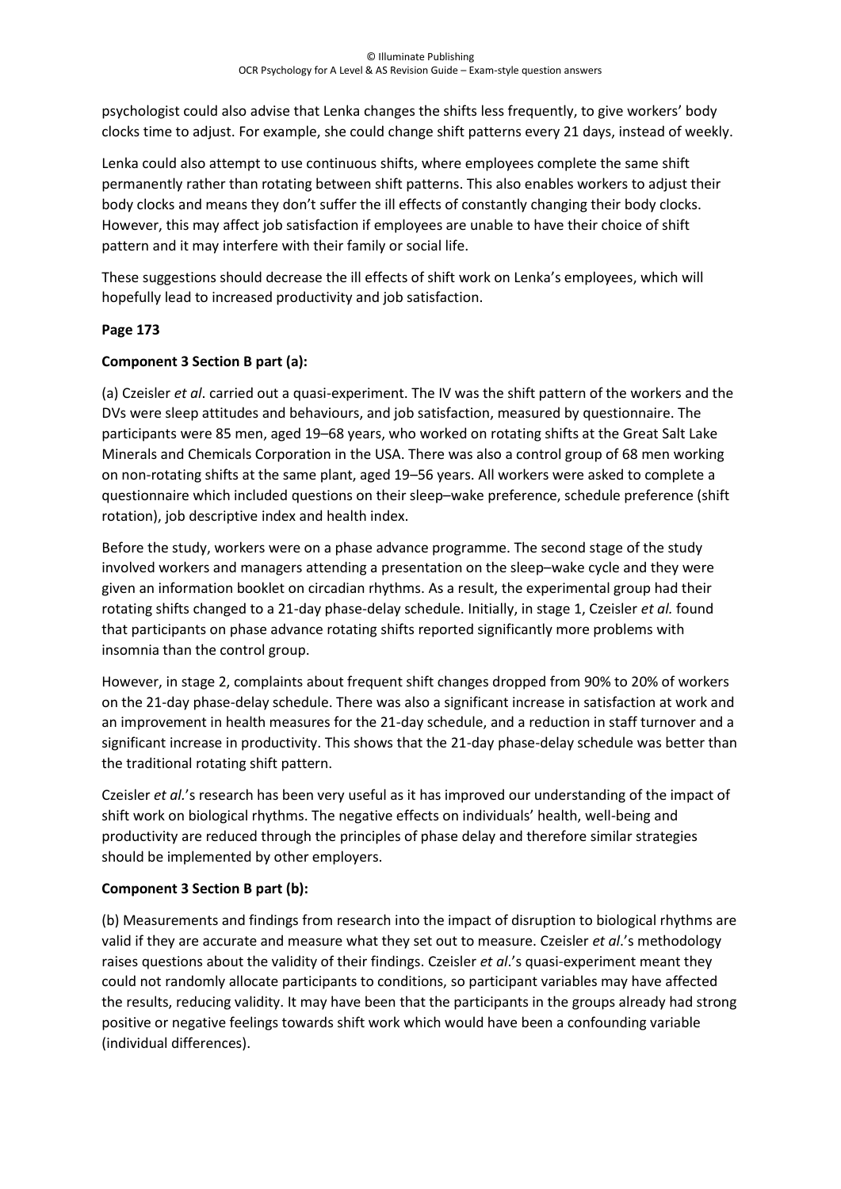psychologist could also advise that Lenka changes the shifts less frequently, to give workers' body clocks time to adjust. For example, she could change shift patterns every 21 days, instead of weekly.

Lenka could also attempt to use continuous shifts, where employees complete the same shift permanently rather than rotating between shift patterns. This also enables workers to adjust their body clocks and means they don't suffer the ill effects of constantly changing their body clocks. However, this may affect job satisfaction if employees are unable to have their choice of shift pattern and it may interfere with their family or social life.

These suggestions should decrease the ill effects of shift work on Lenka's employees, which will hopefully lead to increased productivity and job satisfaction.

**Page 173**

**Component 3 Section B part (a):**

(a) Czeisler *et al*. carried out a quasi-experiment. The IV was the shift pattern of the workers and the DVs were sleep attitudes and behaviours, and job satisfaction, measured by questionnaire. The participants were 85 men, aged 19–68 years, who worked on rotating shifts at the Great Salt Lake Minerals and Chemicals Corporation in the USA. There was also a control group of 68 men working on non-rotating shifts at the same plant, aged 19–56 years. All workers were asked to complete a questionnaire which included questions on their sleep–wake preference, schedule preference (shift rotation), job descriptive index and health index.

Before the study, workers were on a phase advance programme. The second stage of the study involved workers and managers attending a presentation on the sleep–wake cycle and they were given an information booklet on circadian rhythms. As a result, the experimental group had their rotating shifts changed to a 21-day phase-delay schedule. Initially, in stage 1, Czeisler *et al.* found that participants on phase advance rotating shifts reported significantly more problems with insomnia than the control group.

However, in stage 2, complaints about frequent shift changes dropped from 90% to 20% of workers on the 21-day phase-delay schedule. There was also a significant increase in satisfaction at work and an improvement in health measures for the 21-day schedule, and a reduction in staff turnover and a significant increase in productivity. This shows that the 21-day phase-delay schedule was better than the traditional rotating shift pattern.

Czeisler *et al.*'s research has been very useful as it has improved our understanding of the impact of shift work on biological rhythms. The negative effects on individuals' health, well-being and productivity are reduced through the principles of phase delay and therefore similar strategies should be implemented by other employers.

**Component 3 Section B part (b):**

(b) Measurements and findings from research into the impact of disruption to biological rhythms are valid if they are accurate and measure what they set out to measure. Czeisler *et al*.'s methodology raises questions about the validity of their findings. Czeisler *et al*.'s quasi-experiment meant they could not randomly allocate participants to conditions, so participant variables may have affected the results, reducing validity. It may have been that the participants in the groups already had strong positive or negative feelings towards shift work which would have been a confounding variable (individual differences).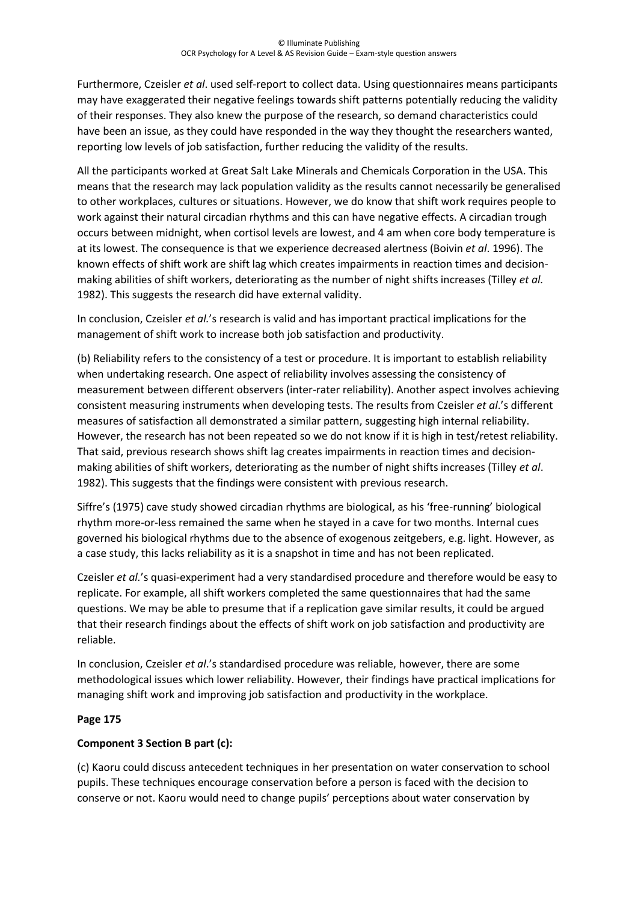Furthermore, Czeisler *et al*. used self-report to collect data. Using questionnaires means participants may have exaggerated their negative feelings towards shift patterns potentially reducing the validity of their responses. They also knew the purpose of the research, so demand characteristics could have been an issue, as they could have responded in the way they thought the researchers wanted, reporting low levels of job satisfaction, further reducing the validity of the results.

All the participants worked at Great Salt Lake Minerals and Chemicals Corporation in the USA. This means that the research may lack population validity as the results cannot necessarily be generalised to other workplaces, cultures or situations. However, we do know that shift work requires people to work against their natural circadian rhythms and this can have negative effects. A circadian trough occurs between midnight, when cortisol levels are lowest, and 4 am when core body temperature is at its lowest. The consequence is that we experience decreased alertness (Boivin *et al*. 1996). The known effects of shift work are shift lag which creates impairments in reaction times and decision-making abilities of shift workers, deteriorating as the number of night shifts increases (Tilley *et al.* 1982). This suggests the research did have external validity.

In conclusion, Czeisler *et al.*'s research is valid and has important practical implications for the management of shift work to increase both job satisfaction and productivity.

(b) Reliability refers to the consistency of a test or procedure. It is important to establish reliability when undertaking research. One aspect of reliability involves assessing the consistency of measurement between different observers (inter-rater reliability). Another aspect involves achieving consistent measuring instruments when developing tests. The results from Czeisler *et al*.'s different measures of satisfaction all demonstrated a similar pattern, suggesting high internal reliability. However, the research has not been repeated so we do not know if it is high in test/retest reliability. That said, previous research shows shift lag creates impairments in reaction times and decision-making abilities of shift workers, deteriorating as the number of night shifts increases (Tilley *et al*. 1982). This suggests that the findings were consistent with previous research.

Siffre's (1975) cave study showed circadian rhythms are biological, as his 'free-running' biological rhythm more-or-less remained the same when he stayed in a cave for two months. Internal cues governed his biological rhythms due to the absence of exogenous zeitgebers, e.g. light. However, as a case study, this lacks reliability as it is a snapshot in time and has not been replicated.

Czeisler *et al.*'s quasi-experiment had a very standardised procedure and therefore would be easy to replicate. For example, all shift workers completed the same questionnaires that had the same questions. We may be able to presume that if a replication gave similar results, it could be argued that their research findings about the effects of shift work on job satisfaction and productivity are reliable.

In conclusion, Czeisler *et al*.'s standardised procedure was reliable, however, there are some methodological issues which lower reliability. However, their findings have practical implications for managing shift work and improving job satisfaction and productivity in the workplace.

**Page 175**

**Component 3 Section B part (c):**

(c) Kaoru could discuss antecedent techniques in her presentation on water conservation to school pupils. These techniques encourage conservation before a person is faced with the decision to conserve or not. Kaoru would need to change pupils' perceptions about water conservation by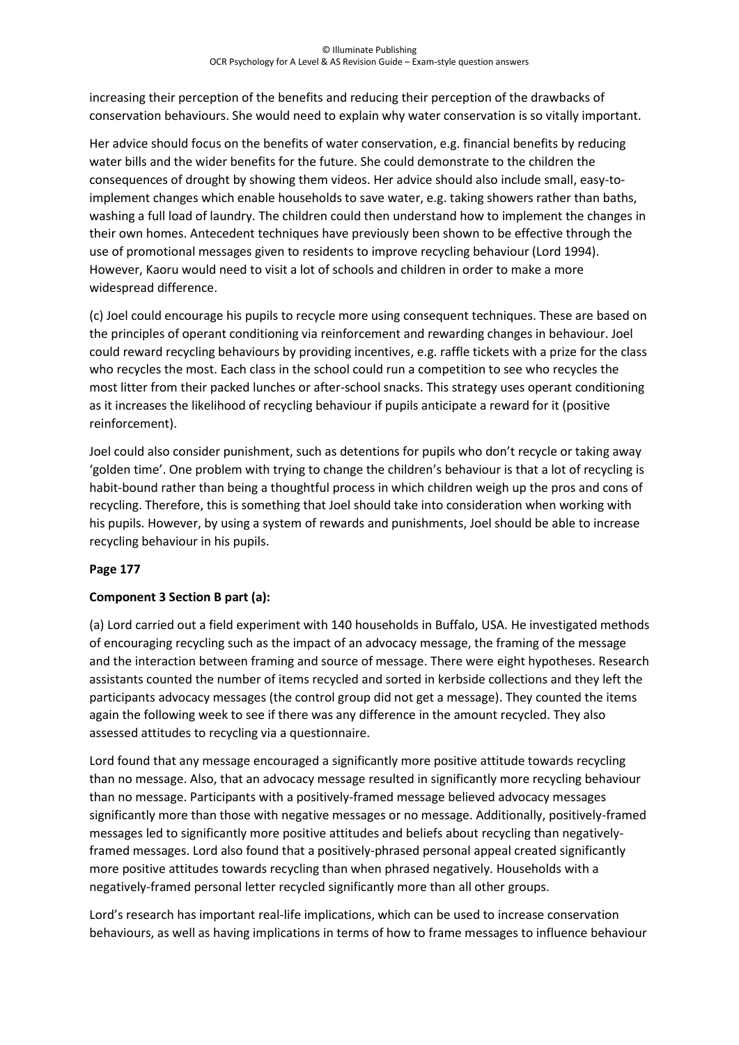increasing their perception of the benefits and reducing their perception of the drawbacks of conservation behaviours. She would need to explain why water conservation is so vitally important.

Her advice should focus on the benefits of water conservation, e.g. financial benefits by reducing water bills and the wider benefits for the future. She could demonstrate to the children the consequences of drought by showing them videos. Her advice should also include small, easy-to-implement changes which enable households to save water, e.g. taking showers rather than baths, washing a full load of laundry. The children could then understand how to implement the changes in their own homes. Antecedent techniques have previously been shown to be effective through the use of promotional messages given to residents to improve recycling behaviour (Lord 1994). However, Kaoru would need to visit a lot of schools and children in order to make a more widespread difference.

(c) Joel could encourage his pupils to recycle more using consequent techniques. These are based on the principles of operant conditioning via reinforcement and rewarding changes in behaviour. Joel could reward recycling behaviours by providing incentives, e.g. raffle tickets with a prize for the class who recycles the most. Each class in the school could run a competition to see who recycles the most litter from their packed lunches or after-school snacks. This strategy uses operant conditioning as it increases the likelihood of recycling behaviour if pupils anticipate a reward for it (positive reinforcement).

Joel could also consider punishment, such as detentions for pupils who don't recycle or taking away 'golden time'. One problem with trying to change the children's behaviour is that a lot of recycling is habit-bound rather than being a thoughtful process in which children weigh up the pros and cons of recycling. Therefore, this is something that Joel should take into consideration when working with his pupils. However, by using a system of rewards and punishments, Joel should be able to increase recycling behaviour in his pupils.

**Page 177**

**Component 3 Section B part (a):**

(a) Lord carried out a field experiment with 140 households in Buffalo, USA. He investigated methods of encouraging recycling such as the impact of an advocacy message, the framing of the message and the interaction between framing and source of message. There were eight hypotheses. Research assistants counted the number of items recycled and sorted in kerbside collections and they left the participants advocacy messages (the control group did not get a message). They counted the items again the following week to see if there was any difference in the amount recycled. They also assessed attitudes to recycling via a questionnaire.

Lord found that any message encouraged a significantly more positive attitude towards recycling than no message. Also, that an advocacy message resulted in significantly more recycling behaviour than no message. Participants with a positively-framed message believed advocacy messages significantly more than those with negative messages or no message. Additionally, positively-framed messages led to significantly more positive attitudes and beliefs about recycling than negatively-framed messages. Lord also found that a positively-phrased personal appeal created significantly more positive attitudes towards recycling than when phrased negatively. Households with a negatively-framed personal letter recycled significantly more than all other groups.

Lord's research has important real-life implications, which can be used to increase conservation behaviours, as well as having implications in terms of how to frame messages to influence behaviour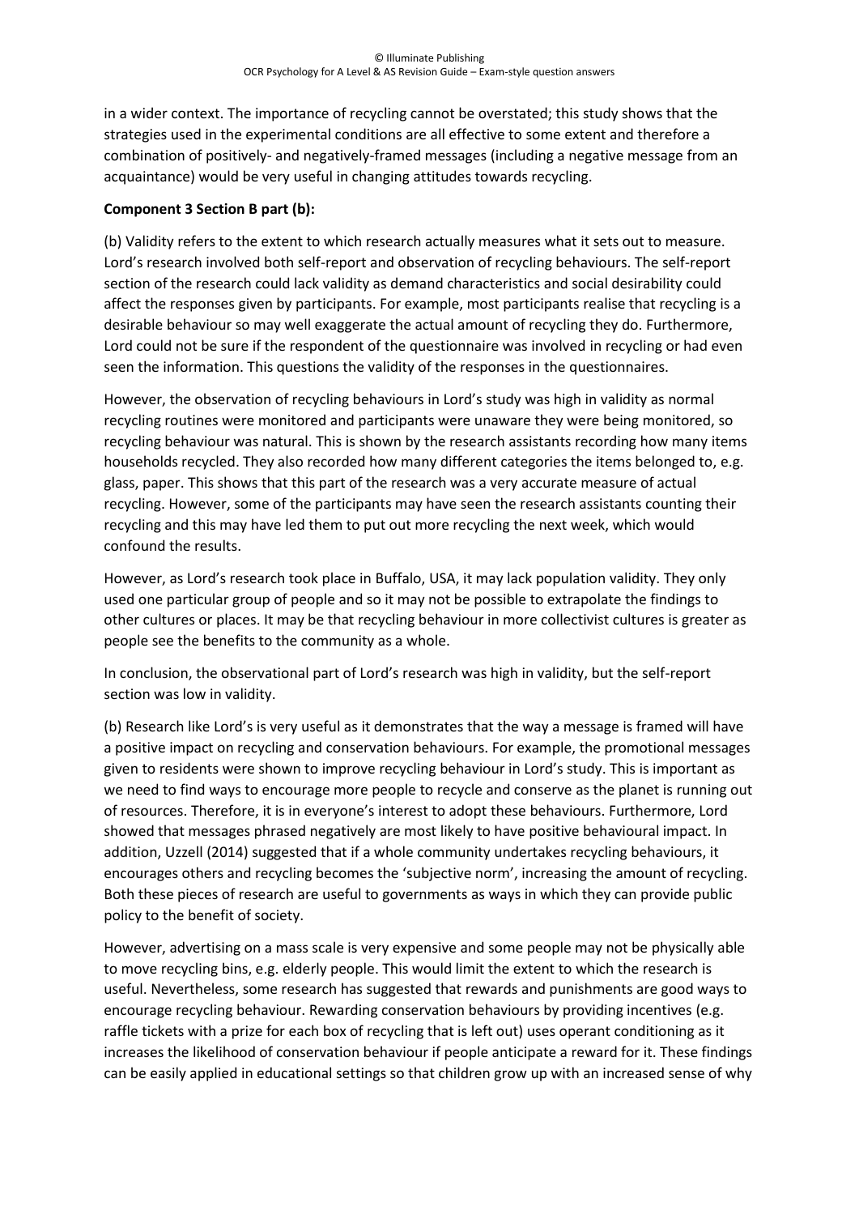in a wider context. The importance of recycling cannot be overstated; this study shows that the strategies used in the experimental conditions are all effective to some extent and therefore a combination of positively- and negatively-framed messages (including a negative message from an acquaintance) would be very useful in changing attitudes towards recycling.

**Component 3 Section B part (b):**

(b) Validity refers to the extent to which research actually measures what it sets out to measure. Lord's research involved both self-report and observation of recycling behaviours. The self-report section of the research could lack validity as demand characteristics and social desirability could affect the responses given by participants. For example, most participants realise that recycling is a desirable behaviour so may well exaggerate the actual amount of recycling they do. Furthermore, Lord could not be sure if the respondent of the questionnaire was involved in recycling or had even seen the information. This questions the validity of the responses in the questionnaires.

However, the observation of recycling behaviours in Lord's study was high in validity as normal recycling routines were monitored and participants were unaware they were being monitored, so recycling behaviour was natural. This is shown by the research assistants recording how many items households recycled. They also recorded how many different categories the items belonged to, e.g. glass, paper. This shows that this part of the research was a very accurate measure of actual recycling. However, some of the participants may have seen the research assistants counting their recycling and this may have led them to put out more recycling the next week, which would confound the results.

However, as Lord's research took place in Buffalo, USA, it may lack population validity. They only used one particular group of people and so it may not be possible to extrapolate the findings to other cultures or places. It may be that recycling behaviour in more collectivist cultures is greater as people see the benefits to the community as a whole.

In conclusion, the observational part of Lord's research was high in validity, but the self-report section was low in validity.

(b) Research like Lord's is very useful as it demonstrates that the way a message is framed will have a positive impact on recycling and conservation behaviours. For example, the promotional messages given to residents were shown to improve recycling behaviour in Lord's study. This is important as we need to find ways to encourage more people to recycle and conserve as the planet is running out of resources. Therefore, it is in everyone's interest to adopt these behaviours. Furthermore, Lord showed that messages phrased negatively are most likely to have positive behavioural impact. In addition, Uzzell (2014) suggested that if a whole community undertakes recycling behaviours, it encourages others and recycling becomes the 'subjective norm', increasing the amount of recycling. Both these pieces of research are useful to governments as ways in which they can provide public policy to the benefit of society.

However, advertising on a mass scale is very expensive and some people may not be physically able to move recycling bins, e.g. elderly people. This would limit the extent to which the research is useful. Nevertheless, some research has suggested that rewards and punishments are good ways to encourage recycling behaviour. Rewarding conservation behaviours by providing incentives (e.g. raffle tickets with a prize for each box of recycling that is left out) uses operant conditioning as it increases the likelihood of conservation behaviour if people anticipate a reward for it. These findings can be easily applied in educational settings so that children grow up with an increased sense of why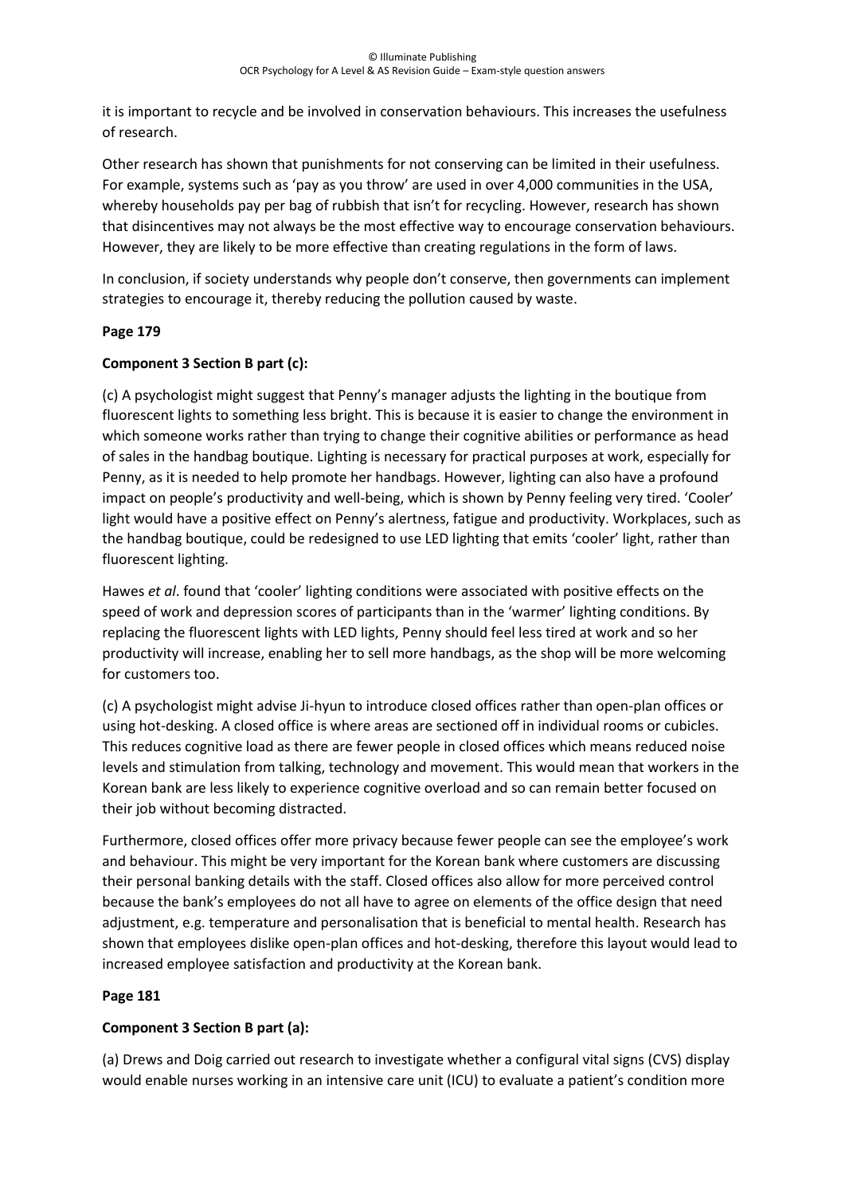it is important to recycle and be involved in conservation behaviours. This increases the usefulness of research.

Other research has shown that punishments for not conserving can be limited in their usefulness. For example, systems such as 'pay as you throw' are used in over 4,000 communities in the USA, whereby households pay per bag of rubbish that isn't for recycling. However, research has shown that disincentives may not always be the most effective way to encourage conservation behaviours. However, they are likely to be more effective than creating regulations in the form of laws.

In conclusion, if society understands why people don't conserve, then governments can implement strategies to encourage it, thereby reducing the pollution caused by waste.

**Page 179**

**Component 3 Section B part (c):**

(c) A psychologist might suggest that Penny's manager adjusts the lighting in the boutique from fluorescent lights to something less bright. This is because it is easier to change the environment in which someone works rather than trying to change their cognitive abilities or performance as head of sales in the handbag boutique. Lighting is necessary for practical purposes at work, especially for Penny, as it is needed to help promote her handbags. However, lighting can also have a profound impact on people's productivity and well-being, which is shown by Penny feeling very tired. 'Cooler' light would have a positive effect on Penny's alertness, fatigue and productivity. Workplaces, such as the handbag boutique, could be redesigned to use LED lighting that emits 'cooler' light, rather than fluorescent lighting.

Hawes *et al*. found that 'cooler' lighting conditions were associated with positive effects on the speed of work and depression scores of participants than in the 'warmer' lighting conditions. By replacing the fluorescent lights with LED lights, Penny should feel less tired at work and so her productivity will increase, enabling her to sell more handbags, as the shop will be more welcoming for customers too.

(c) A psychologist might advise Ji-hyun to introduce closed offices rather than open-plan offices or using hot-desking. A closed office is where areas are sectioned off in individual rooms or cubicles. This reduces cognitive load as there are fewer people in closed offices which means reduced noise levels and stimulation from talking, technology and movement. This would mean that workers in the Korean bank are less likely to experience cognitive overload and so can remain better focused on their job without becoming distracted.

Furthermore, closed offices offer more privacy because fewer people can see the employee's work and behaviour. This might be very important for the Korean bank where customers are discussing their personal banking details with the staff. Closed offices also allow for more perceived control because the bank's employees do not all have to agree on elements of the office design that need adjustment, e.g. temperature and personalisation that is beneficial to mental health. Research has shown that employees dislike open-plan offices and hot-desking, therefore this layout would lead to increased employee satisfaction and productivity at the Korean bank.

**Page 181**

**Component 3 Section B part (a):**

(a) Drews and Doig carried out research to investigate whether a configural vital signs (CVS) display would enable nurses working in an intensive care unit (ICU) to evaluate a patient's condition more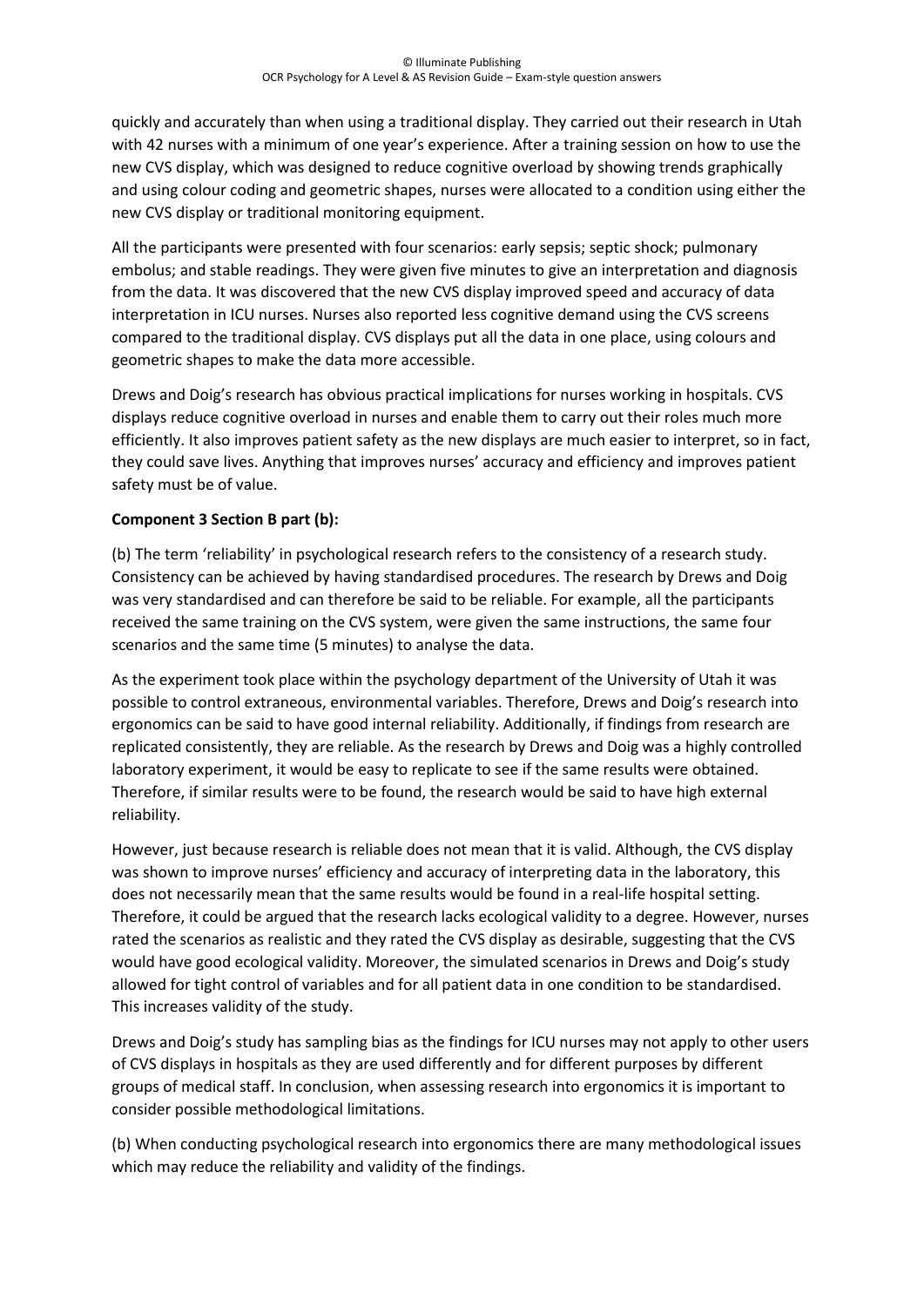quickly and accurately than when using a traditional display. They carried out their research in Utah with 42 nurses with a minimum of one year's experience. After a training session on how to use the new CVS display, which was designed to reduce cognitive overload by showing trends graphically and using colour coding and geometric shapes, nurses were allocated to a condition using either the new CVS display or traditional monitoring equipment.

All the participants were presented with four scenarios: early sepsis; septic shock; pulmonary embolus; and stable readings. They were given five minutes to give an interpretation and diagnosis from the data. It was discovered that the new CVS display improved speed and accuracy of data interpretation in ICU nurses. Nurses also reported less cognitive demand using the CVS screens compared to the traditional display. CVS displays put all the data in one place, using colours and geometric shapes to make the data more accessible.

Drews and Doig's research has obvious practical implications for nurses working in hospitals. CVS displays reduce cognitive overload in nurses and enable them to carry out their roles much more efficiently. It also improves patient safety as the new displays are much easier to interpret, so in fact, they could save lives. Anything that improves nurses' accuracy and efficiency and improves patient safety must be of value.

**Component 3 Section B part (b):**

(b) The term 'reliability' in psychological research refers to the consistency of a research study. Consistency can be achieved by having standardised procedures. The research by Drews and Doig was very standardised and can therefore be said to be reliable. For example, all the participants received the same training on the CVS system, were given the same instructions, the same four scenarios and the same time (5 minutes) to analyse the data.

As the experiment took place within the psychology department of the University of Utah it was possible to control extraneous, environmental variables. Therefore, Drews and Doig's research into ergonomics can be said to have good internal reliability. Additionally, if findings from research are replicated consistently, they are reliable. As the research by Drews and Doig was a highly controlled laboratory experiment, it would be easy to replicate to see if the same results were obtained. Therefore, if similar results were to be found, the research would be said to have high external reliability.

However, just because research is reliable does not mean that it is valid. Although, the CVS display was shown to improve nurses' efficiency and accuracy of interpreting data in the laboratory, this does not necessarily mean that the same results would be found in a real-life hospital setting. Therefore, it could be argued that the research lacks ecological validity to a degree. However, nurses rated the scenarios as realistic and they rated the CVS display as desirable, suggesting that the CVS would have good ecological validity. Moreover, the simulated scenarios in Drews and Doig's study allowed for tight control of variables and for all patient data in one condition to be standardised. This increases validity of the study.

Drews and Doig's study has sampling bias as the findings for ICU nurses may not apply to other users of CVS displays in hospitals as they are used differently and for different purposes by different groups of medical staff. In conclusion, when assessing research into ergonomics it is important to consider possible methodological limitations.

(b) When conducting psychological research into ergonomics there are many methodological issues which may reduce the reliability and validity of the findings.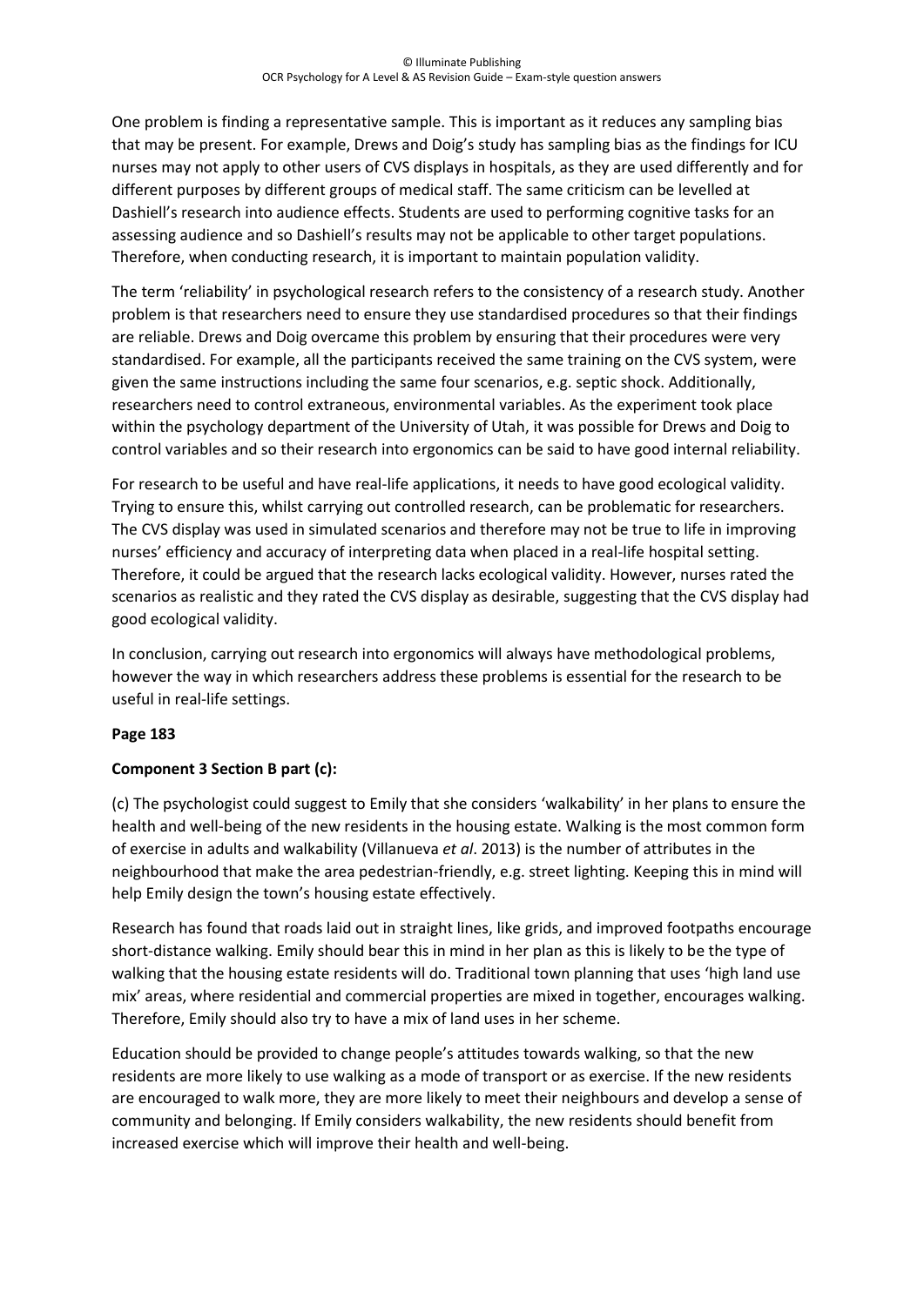One problem is finding a representative sample. This is important as it reduces any sampling bias that may be present. For example, Drews and Doig's study has sampling bias as the findings for ICU nurses may not apply to other users of CVS displays in hospitals, as they are used differently and for different purposes by different groups of medical staff. The same criticism can be levelled at Dashiell's research into audience effects. Students are used to performing cognitive tasks for an assessing audience and so Dashiell's results may not be applicable to other target populations. Therefore, when conducting research, it is important to maintain population validity.

The term 'reliability' in psychological research refers to the consistency of a research study. Another problem is that researchers need to ensure they use standardised procedures so that their findings are reliable. Drews and Doig overcame this problem by ensuring that their procedures were very standardised. For example, all the participants received the same training on the CVS system, were given the same instructions including the same four scenarios, e.g. septic shock. Additionally, researchers need to control extraneous, environmental variables. As the experiment took place within the psychology department of the University of Utah, it was possible for Drews and Doig to control variables and so their research into ergonomics can be said to have good internal reliability.

For research to be useful and have real-life applications, it needs to have good ecological validity. Trying to ensure this, whilst carrying out controlled research, can be problematic for researchers. The CVS display was used in simulated scenarios and therefore may not be true to life in improving nurses' efficiency and accuracy of interpreting data when placed in a real-life hospital setting. Therefore, it could be argued that the research lacks ecological validity. However, nurses rated the scenarios as realistic and they rated the CVS display as desirable, suggesting that the CVS display had good ecological validity.

In conclusion, carrying out research into ergonomics will always have methodological problems, however the way in which researchers address these problems is essential for the research to be useful in real-life settings.

**Page 183**

**Component 3 Section B part (c):**

(c) The psychologist could suggest to Emily that she considers 'walkability' in her plans to ensure the health and well-being of the new residents in the housing estate. Walking is the most common form of exercise in adults and walkability (Villanueva *et al*. 2013) is the number of attributes in the neighbourhood that make the area pedestrian-friendly, e.g. street lighting. Keeping this in mind will help Emily design the town's housing estate effectively.

Research has found that roads laid out in straight lines, like grids, and improved footpaths encourage short-distance walking. Emily should bear this in mind in her plan as this is likely to be the type of walking that the housing estate residents will do. Traditional town planning that uses 'high land use mix' areas, where residential and commercial properties are mixed in together, encourages walking. Therefore, Emily should also try to have a mix of land uses in her scheme.

Education should be provided to change people's attitudes towards walking, so that the new residents are more likely to use walking as a mode of transport or as exercise. If the new residents are encouraged to walk more, they are more likely to meet their neighbours and develop a sense of community and belonging. If Emily considers walkability, the new residents should benefit from increased exercise which will improve their health and well-being.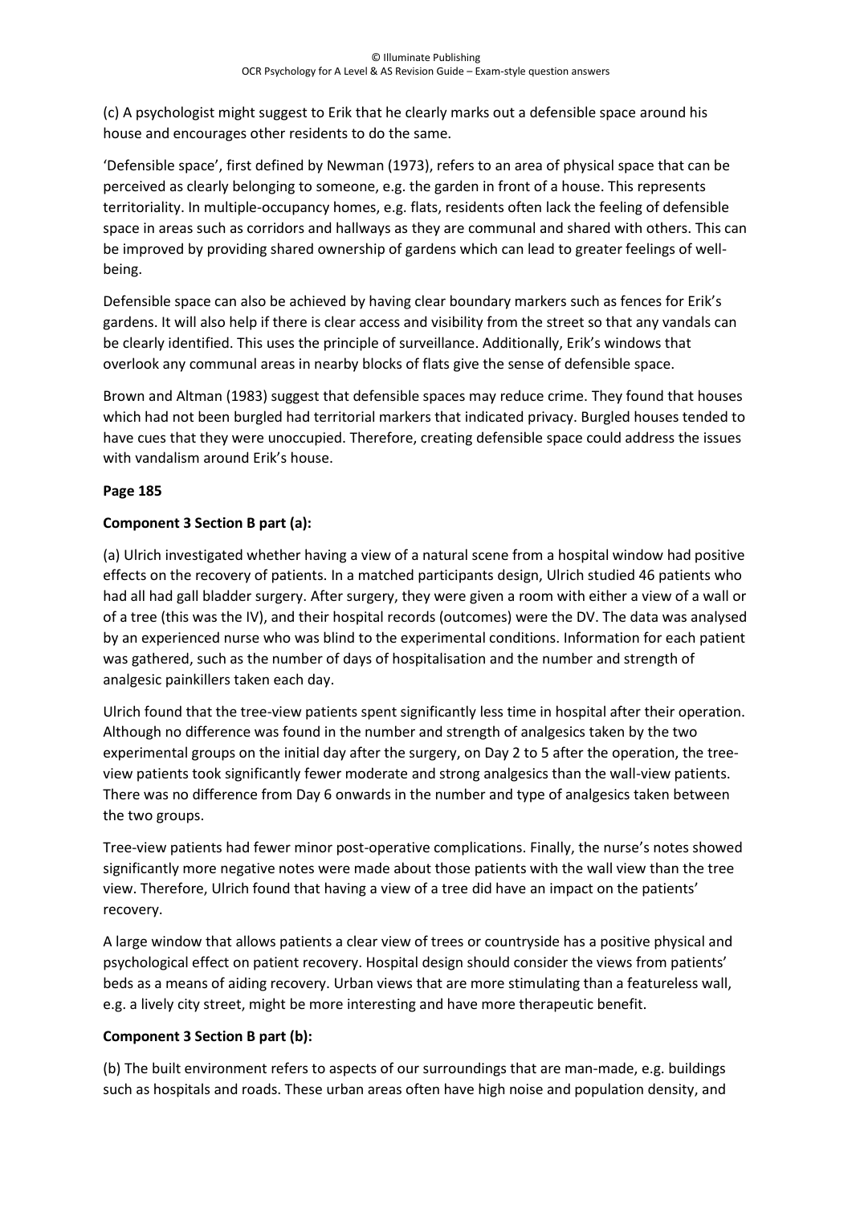(c) A psychologist might suggest to Erik that he clearly marks out a defensible space around his house and encourages other residents to do the same.

'Defensible space', first defined by Newman (1973), refers to an area of physical space that can be perceived as clearly belonging to someone, e.g. the garden in front of a house. This represents territoriality. In multiple-occupancy homes, e.g. flats, residents often lack the feeling of defensible space in areas such as corridors and hallways as they are communal and shared with others. This can be improved by providing shared ownership of gardens which can lead to greater feelings of well-being.

Defensible space can also be achieved by having clear boundary markers such as fences for Erik's gardens. It will also help if there is clear access and visibility from the street so that any vandals can be clearly identified. This uses the principle of surveillance. Additionally, Erik's windows that overlook any communal areas in nearby blocks of flats give the sense of defensible space.

Brown and Altman (1983) suggest that defensible spaces may reduce crime. They found that houses which had not been burgled had territorial markers that indicated privacy. Burgled houses tended to have cues that they were unoccupied. Therefore, creating defensible space could address the issues with vandalism around Erik's house.

**Page 185**

**Component 3 Section B part (a):**

(a) Ulrich investigated whether having a view of a natural scene from a hospital window had positive effects on the recovery of patients. In a matched participants design, Ulrich studied 46 patients who had all had gall bladder surgery. After surgery, they were given a room with either a view of a wall or of a tree (this was the IV), and their hospital records (outcomes) were the DV. The data was analysed by an experienced nurse who was blind to the experimental conditions. Information for each patient was gathered, such as the number of days of hospitalisation and the number and strength of analgesic painkillers taken each day.

Ulrich found that the tree-view patients spent significantly less time in hospital after their operation. Although no difference was found in the number and strength of analgesics taken by the two experimental groups on the initial day after the surgery, on Day 2 to 5 after the operation, the tree-view patients took significantly fewer moderate and strong analgesics than the wall-view patients. There was no difference from Day 6 onwards in the number and type of analgesics taken between the two groups.

Tree-view patients had fewer minor post-operative complications. Finally, the nurse's notes showed significantly more negative notes were made about those patients with the wall view than the tree view. Therefore, Ulrich found that having a view of a tree did have an impact on the patients' recovery.

A large window that allows patients a clear view of trees or countryside has a positive physical and psychological effect on patient recovery. Hospital design should consider the views from patients' beds as a means of aiding recovery. Urban views that are more stimulating than a featureless wall, e.g. a lively city street, might be more interesting and have more therapeutic benefit.

**Component 3 Section B part (b):**

(b) The built environment refers to aspects of our surroundings that are man-made, e.g. buildings such as hospitals and roads. These urban areas often have high noise and population density, and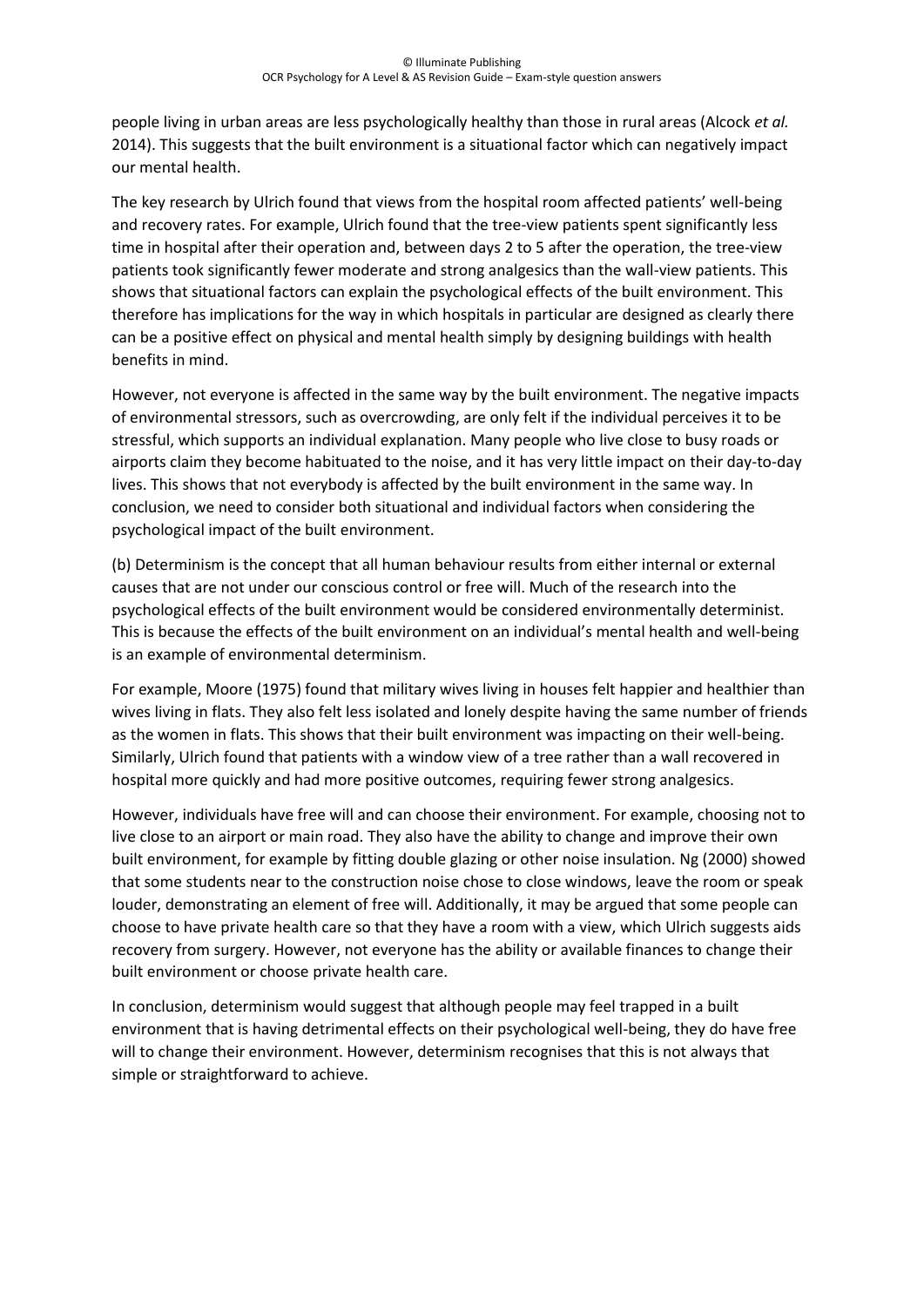people living in urban areas are less psychologically healthy than those in rural areas (Alcock *et al.* 2014). This suggests that the built environment is a situational factor which can negatively impact our mental health.

The key research by Ulrich found that views from the hospital room affected patients' well-being and recovery rates. For example, Ulrich found that the tree-view patients spent significantly less time in hospital after their operation and, between days 2 to 5 after the operation, the tree-view patients took significantly fewer moderate and strong analgesics than the wall-view patients. This shows that situational factors can explain the psychological effects of the built environment. This therefore has implications for the way in which hospitals in particular are designed as clearly there can be a positive effect on physical and mental health simply by designing buildings with health benefits in mind.

However, not everyone is affected in the same way by the built environment. The negative impacts of environmental stressors, such as overcrowding, are only felt if the individual perceives it to be stressful, which supports an individual explanation. Many people who live close to busy roads or airports claim they become habituated to the noise, and it has very little impact on their day-to-day lives. This shows that not everybody is affected by the built environment in the same way. In conclusion, we need to consider both situational and individual factors when considering the psychological impact of the built environment.

(b) Determinism is the concept that all human behaviour results from either internal or external causes that are not under our conscious control or free will. Much of the research into the psychological effects of the built environment would be considered environmentally determinist. This is because the effects of the built environment on an individual's mental health and well-being is an example of environmental determinism.

For example, Moore (1975) found that military wives living in houses felt happier and healthier than wives living in flats. They also felt less isolated and lonely despite having the same number of friends as the women in flats. This shows that their built environment was impacting on their well-being. Similarly, Ulrich found that patients with a window view of a tree rather than a wall recovered in hospital more quickly and had more positive outcomes, requiring fewer strong analgesics.

However, individuals have free will and can choose their environment. For example, choosing not to live close to an airport or main road. They also have the ability to change and improve their own built environment, for example by fitting double glazing or other noise insulation. Ng (2000) showed that some students near to the construction noise chose to close windows, leave the room or speak louder, demonstrating an element of free will. Additionally, it may be argued that some people can choose to have private health care so that they have a room with a view, which Ulrich suggests aids recovery from surgery. However, not everyone has the ability or available finances to change their built environment or choose private health care.

In conclusion, determinism would suggest that although people may feel trapped in a built environment that is having detrimental effects on their psychological well-being, they do have free will to change their environment. However, determinism recognises that this is not always that simple or straightforward to achieve.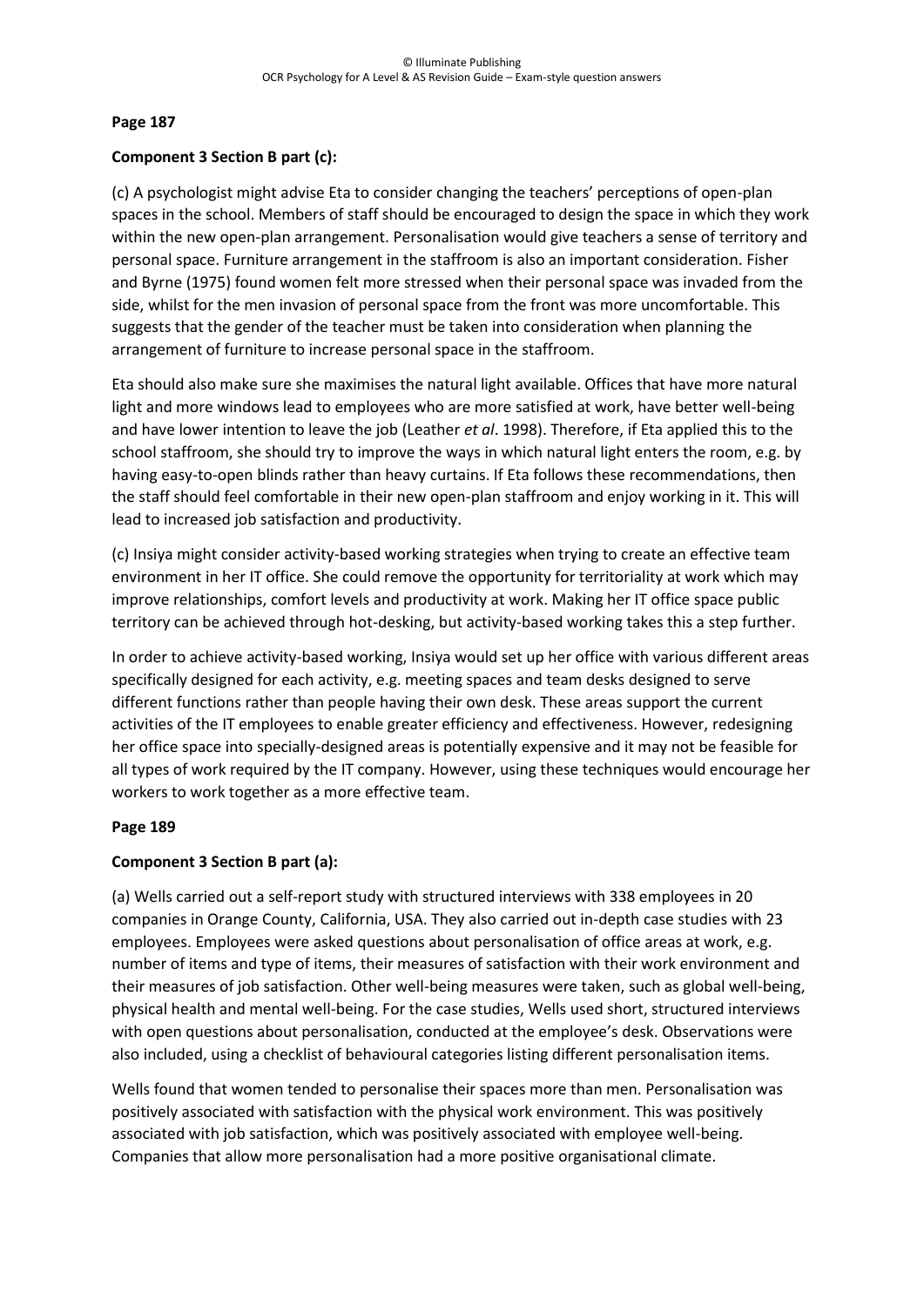**Page 187**

**Component 3 Section B part (c):**

(c) A psychologist might advise Eta to consider changing the teachers' perceptions of open-plan spaces in the school. Members of staff should be encouraged to design the space in which they work within the new open-plan arrangement. Personalisation would give teachers a sense of territory and personal space. Furniture arrangement in the staffroom is also an important consideration. Fisher and Byrne (1975) found women felt more stressed when their personal space was invaded from the side, whilst for the men invasion of personal space from the front was more uncomfortable. This suggests that the gender of the teacher must be taken into consideration when planning the arrangement of furniture to increase personal space in the staffroom.

Eta should also make sure she maximises the natural light available. Offices that have more natural light and more windows lead to employees who are more satisfied at work, have better well-being and have lower intention to leave the job (Leather *et al*. 1998). Therefore, if Eta applied this to the school staffroom, she should try to improve the ways in which natural light enters the room, e.g. by having easy-to-open blinds rather than heavy curtains. If Eta follows these recommendations, then the staff should feel comfortable in their new open-plan staffroom and enjoy working in it. This will lead to increased job satisfaction and productivity.

(c) Insiya might consider activity-based working strategies when trying to create an effective team environment in her IT office. She could remove the opportunity for territoriality at work which may improve relationships, comfort levels and productivity at work. Making her IT office space public territory can be achieved through hot-desking, but activity-based working takes this a step further.

In order to achieve activity-based working, Insiya would set up her office with various different areas specifically designed for each activity, e.g. meeting spaces and team desks designed to serve different functions rather than people having their own desk. These areas support the current activities of the IT employees to enable greater efficiency and effectiveness. However, redesigning her office space into specially-designed areas is potentially expensive and it may not be feasible for all types of work required by the IT company. However, using these techniques would encourage her workers to work together as a more effective team.

**Page 189**

**Component 3 Section B part (a):**

(a) Wells carried out a self-report study with structured interviews with 338 employees in 20 companies in Orange County, California, USA. They also carried out in-depth case studies with 23 employees. Employees were asked questions about personalisation of office areas at work, e.g. number of items and type of items, their measures of satisfaction with their work environment and their measures of job satisfaction. Other well-being measures were taken, such as global well-being, physical health and mental well-being. For the case studies, Wells used short, structured interviews with open questions about personalisation, conducted at the employee's desk. Observations were also included, using a checklist of behavioural categories listing different personalisation items.

Wells found that women tended to personalise their spaces more than men. Personalisation was positively associated with satisfaction with the physical work environment. This was positively associated with job satisfaction, which was positively associated with employee well-being. Companies that allow more personalisation had a more positive organisational climate.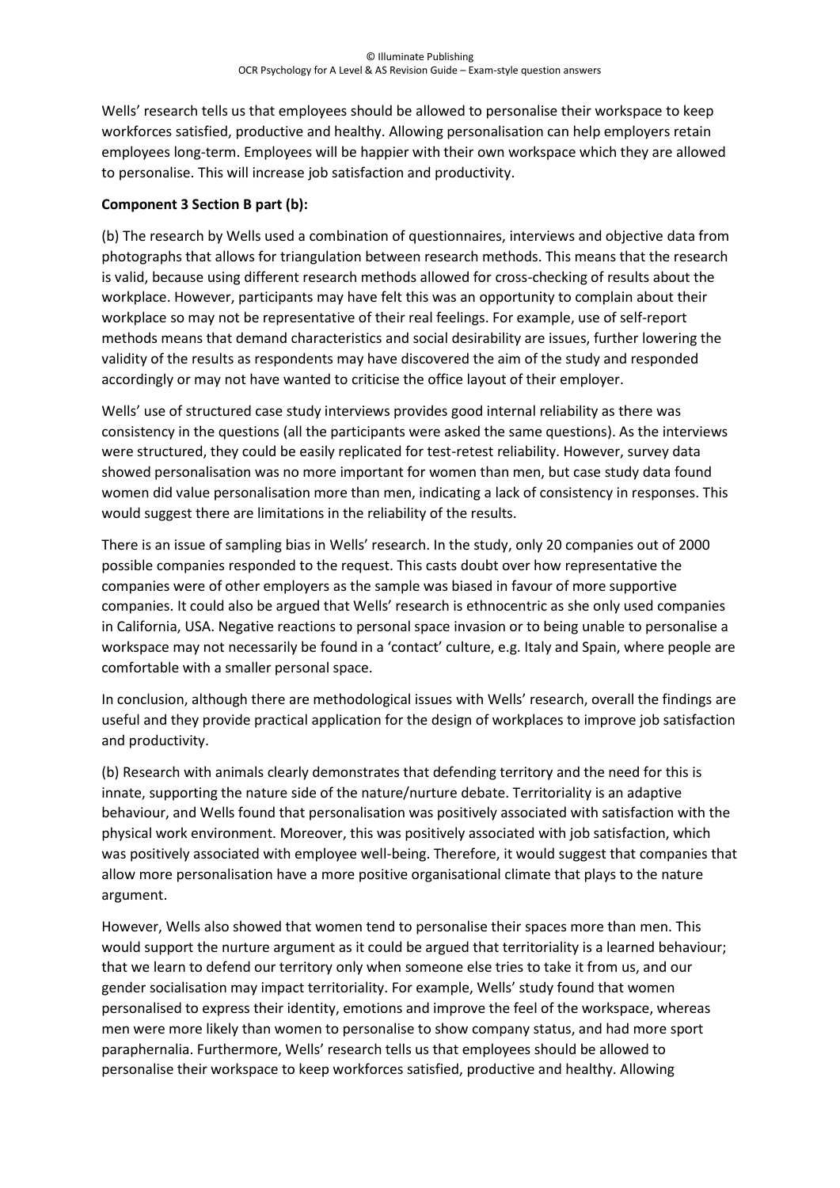Wells' research tells us that employees should be allowed to personalise their workspace to keep workforces satisfied, productive and healthy. Allowing personalisation can help employers retain employees long-term. Employees will be happier with their own workspace which they are allowed to personalise. This will increase job satisfaction and productivity.

**Component 3 Section B part (b):**

(b) The research by Wells used a combination of questionnaires, interviews and objective data from photographs that allows for triangulation between research methods. This means that the research is valid, because using different research methods allowed for cross-checking of results about the workplace. However, participants may have felt this was an opportunity to complain about their workplace so may not be representative of their real feelings. For example, use of self-report methods means that demand characteristics and social desirability are issues, further lowering the validity of the results as respondents may have discovered the aim of the study and responded accordingly or may not have wanted to criticise the office layout of their employer.

Wells' use of structured case study interviews provides good internal reliability as there was consistency in the questions (all the participants were asked the same questions). As the interviews were structured, they could be easily replicated for test-retest reliability. However, survey data showed personalisation was no more important for women than men, but case study data found women did value personalisation more than men, indicating a lack of consistency in responses. This would suggest there are limitations in the reliability of the results.

There is an issue of sampling bias in Wells' research. In the study, only 20 companies out of 2000 possible companies responded to the request. This casts doubt over how representative the companies were of other employers as the sample was biased in favour of more supportive companies. It could also be argued that Wells' research is ethnocentric as she only used companies in California, USA. Negative reactions to personal space invasion or to being unable to personalise a workspace may not necessarily be found in a 'contact' culture, e.g. Italy and Spain, where people are comfortable with a smaller personal space.

In conclusion, although there are methodological issues with Wells' research, overall the findings are useful and they provide practical application for the design of workplaces to improve job satisfaction and productivity.

(b) Research with animals clearly demonstrates that defending territory and the need for this is innate, supporting the nature side of the nature/nurture debate. Territoriality is an adaptive behaviour, and Wells found that personalisation was positively associated with satisfaction with the physical work environment. Moreover, this was positively associated with job satisfaction, which was positively associated with employee well-being. Therefore, it would suggest that companies that allow more personalisation have a more positive organisational climate that plays to the nature argument.

However, Wells also showed that women tend to personalise their spaces more than men. This would support the nurture argument as it could be argued that territoriality is a learned behaviour; that we learn to defend our territory only when someone else tries to take it from us, and our gender socialisation may impact territoriality. For example, Wells' study found that women personalised to express their identity, emotions and improve the feel of the workspace, whereas men were more likely than women to personalise to show company status, and had more sport paraphernalia. Furthermore, Wells' research tells us that employees should be allowed to personalise their workspace to keep workforces satisfied, productive and healthy. Allowing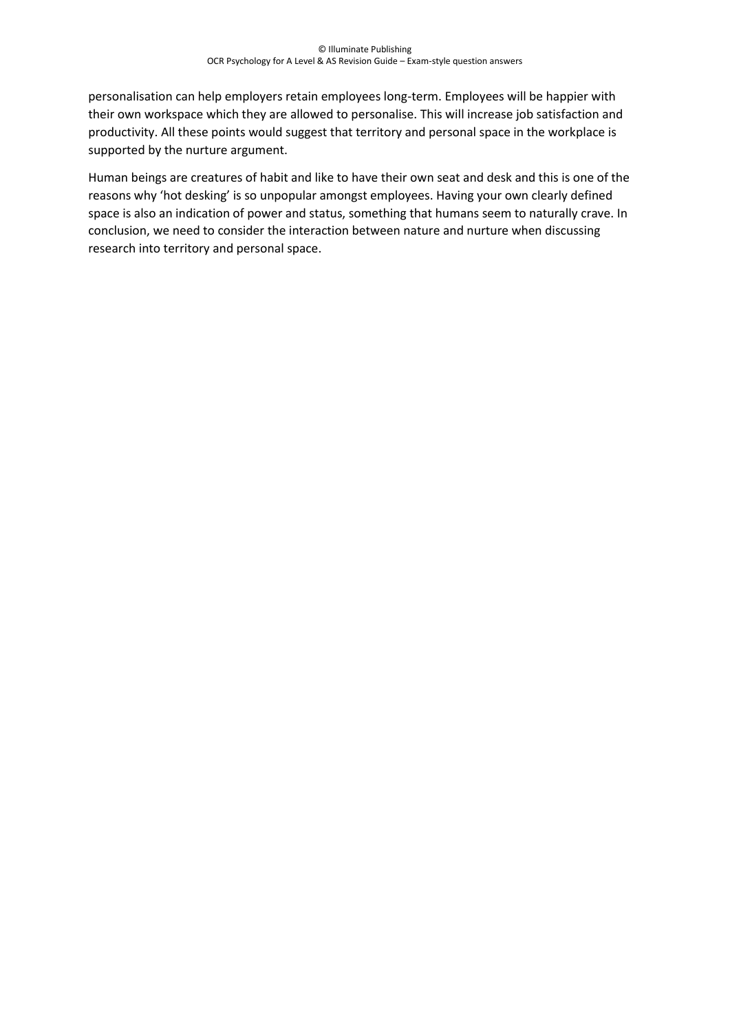personalisation can help employers retain employees long-term. Employees will be happier with their own workspace which they are allowed to personalise. This will increase job satisfaction and productivity. All these points would suggest that territory and personal space in the workplace is supported by the nurture argument.

Human beings are creatures of habit and like to have their own seat and desk and this is one of the reasons why 'hot desking' is so unpopular amongst employees. Having your own clearly defined space is also an indication of power and status, something that humans seem to naturally crave. In conclusion, we need to consider the interaction between nature and nurture when discussing research into territory and personal space.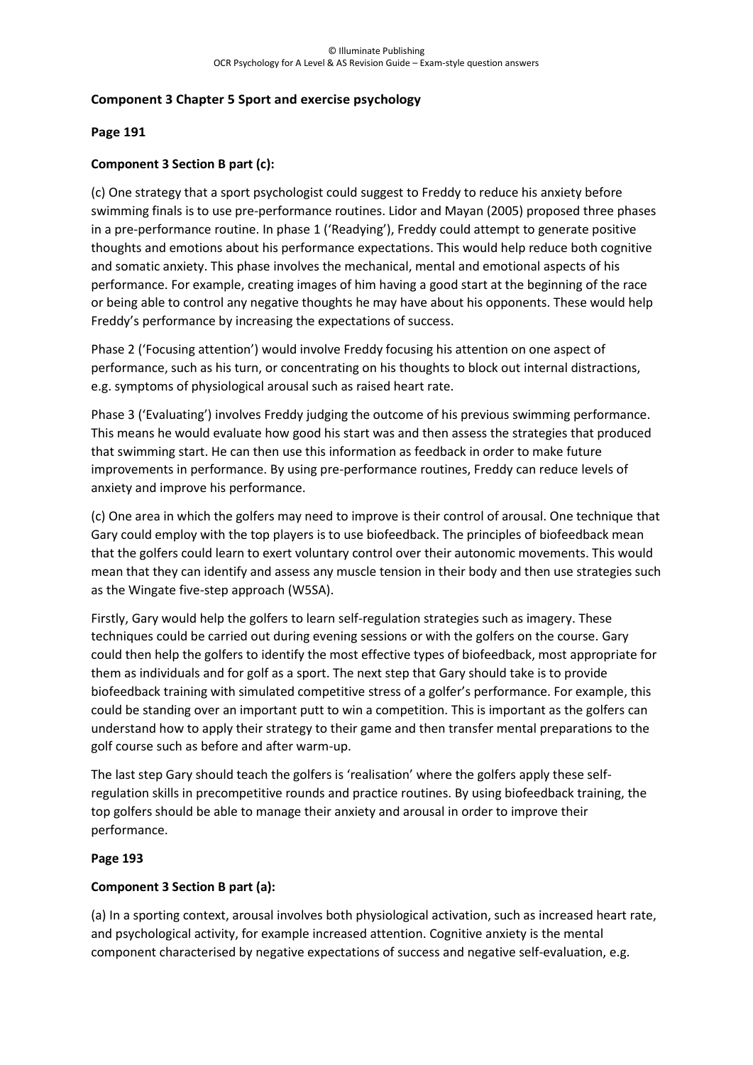**Component 3 Chapter 5 Sport and exercise psychology**

**Page 191**

**Component 3 Section B part (c):**

(c) One strategy that a sport psychologist could suggest to Freddy to reduce his anxiety before swimming finals is to use pre-performance routines. Lidor and Mayan (2005) proposed three phases in a pre-performance routine. In phase 1 ('Readying'), Freddy could attempt to generate positive thoughts and emotions about his performance expectations. This would help reduce both cognitive and somatic anxiety. This phase involves the mechanical, mental and emotional aspects of his performance. For example, creating images of him having a good start at the beginning of the race or being able to control any negative thoughts he may have about his opponents. These would help Freddy's performance by increasing the expectations of success.

Phase 2 ('Focusing attention') would involve Freddy focusing his attention on one aspect of performance, such as his turn, or concentrating on his thoughts to block out internal distractions, e.g. symptoms of physiological arousal such as raised heart rate.

Phase 3 ('Evaluating') involves Freddy judging the outcome of his previous swimming performance. This means he would evaluate how good his start was and then assess the strategies that produced that swimming start. He can then use this information as feedback in order to make future improvements in performance. By using pre-performance routines, Freddy can reduce levels of anxiety and improve his performance.

(c) One area in which the golfers may need to improve is their control of arousal. One technique that Gary could employ with the top players is to use biofeedback. The principles of biofeedback mean that the golfers could learn to exert voluntary control over their autonomic movements. This would mean that they can identify and assess any muscle tension in their body and then use strategies such as the Wingate five-step approach (W5SA).

Firstly, Gary would help the golfers to learn self-regulation strategies such as imagery. These techniques could be carried out during evening sessions or with the golfers on the course. Gary could then help the golfers to identify the most effective types of biofeedback, most appropriate for them as individuals and for golf as a sport. The next step that Gary should take is to provide biofeedback training with simulated competitive stress of a golfer's performance. For example, this could be standing over an important putt to win a competition. This is important as the golfers can understand how to apply their strategy to their game and then transfer mental preparations to the golf course such as before and after warm-up.

The last step Gary should teach the golfers is 'realisation' where the golfers apply these self-regulation skills in precompetitive rounds and practice routines. By using biofeedback training, the top golfers should be able to manage their anxiety and arousal in order to improve their performance.

**Page 193**

**Component 3 Section B part (a):**

(a) In a sporting context, arousal involves both physiological activation, such as increased heart rate, and psychological activity, for example increased attention. Cognitive anxiety is the mental component characterised by negative expectations of success and negative self-evaluation, e.g.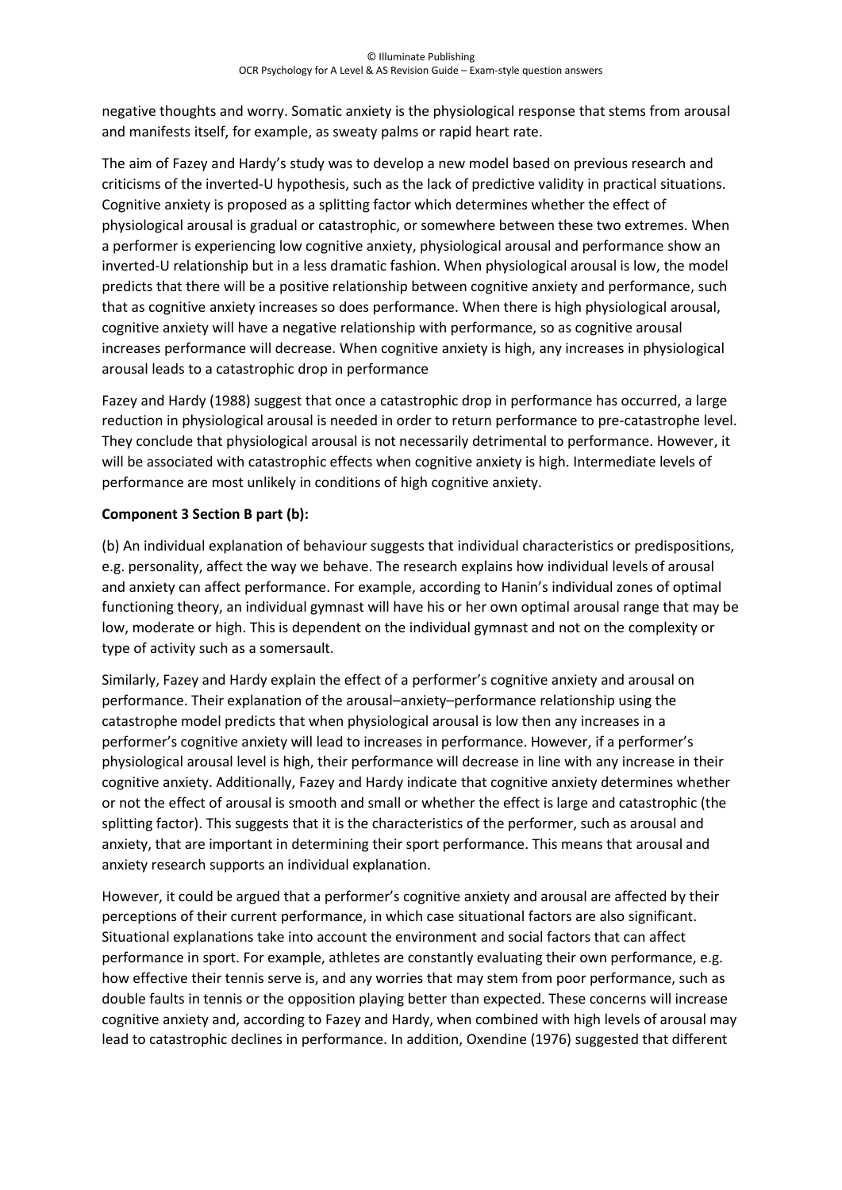negative thoughts and worry. Somatic anxiety is the physiological response that stems from arousal and manifests itself, for example, as sweaty palms or rapid heart rate.

The aim of Fazey and Hardy's study was to develop a new model based on previous research and criticisms of the inverted-U hypothesis, such as the lack of predictive validity in practical situations. Cognitive anxiety is proposed as a splitting factor which determines whether the effect of physiological arousal is gradual or catastrophic, or somewhere between these two extremes. When a performer is experiencing low cognitive anxiety, physiological arousal and performance show an inverted-U relationship but in a less dramatic fashion. When physiological arousal is low, the model predicts that there will be a positive relationship between cognitive anxiety and performance, such that as cognitive anxiety increases so does performance. When there is high physiological arousal, cognitive anxiety will have a negative relationship with performance, so as cognitive arousal increases performance will decrease. When cognitive anxiety is high, any increases in physiological arousal leads to a catastrophic drop in performance

Fazey and Hardy (1988) suggest that once a catastrophic drop in performance has occurred, a large reduction in physiological arousal is needed in order to return performance to pre-catastrophe level. They conclude that physiological arousal is not necessarily detrimental to performance. However, it will be associated with catastrophic effects when cognitive anxiety is high. Intermediate levels of performance are most unlikely in conditions of high cognitive anxiety.

**Component 3 Section B part (b):**

(b) An individual explanation of behaviour suggests that individual characteristics or predispositions, e.g. personality, affect the way we behave. The research explains how individual levels of arousal and anxiety can affect performance. For example, according to Hanin's individual zones of optimal functioning theory, an individual gymnast will have his or her own optimal arousal range that may be low, moderate or high. This is dependent on the individual gymnast and not on the complexity or type of activity such as a somersault.

Similarly, Fazey and Hardy explain the effect of a performer's cognitive anxiety and arousal on performance. Their explanation of the arousal–anxiety–performance relationship using the catastrophe model predicts that when physiological arousal is low then any increases in a performer's cognitive anxiety will lead to increases in performance. However, if a performer's physiological arousal level is high, their performance will decrease in line with any increase in their cognitive anxiety. Additionally, Fazey and Hardy indicate that cognitive anxiety determines whether or not the effect of arousal is smooth and small or whether the effect is large and catastrophic (the splitting factor). This suggests that it is the characteristics of the performer, such as arousal and anxiety, that are important in determining their sport performance. This means that arousal and anxiety research supports an individual explanation.

However, it could be argued that a performer's cognitive anxiety and arousal are affected by their perceptions of their current performance, in which case situational factors are also significant. Situational explanations take into account the environment and social factors that can affect performance in sport. For example, athletes are constantly evaluating their own performance, e.g. how effective their tennis serve is, and any worries that may stem from poor performance, such as double faults in tennis or the opposition playing better than expected. These concerns will increase cognitive anxiety and, according to Fazey and Hardy, when combined with high levels of arousal may lead to catastrophic declines in performance. In addition, Oxendine (1976) suggested that different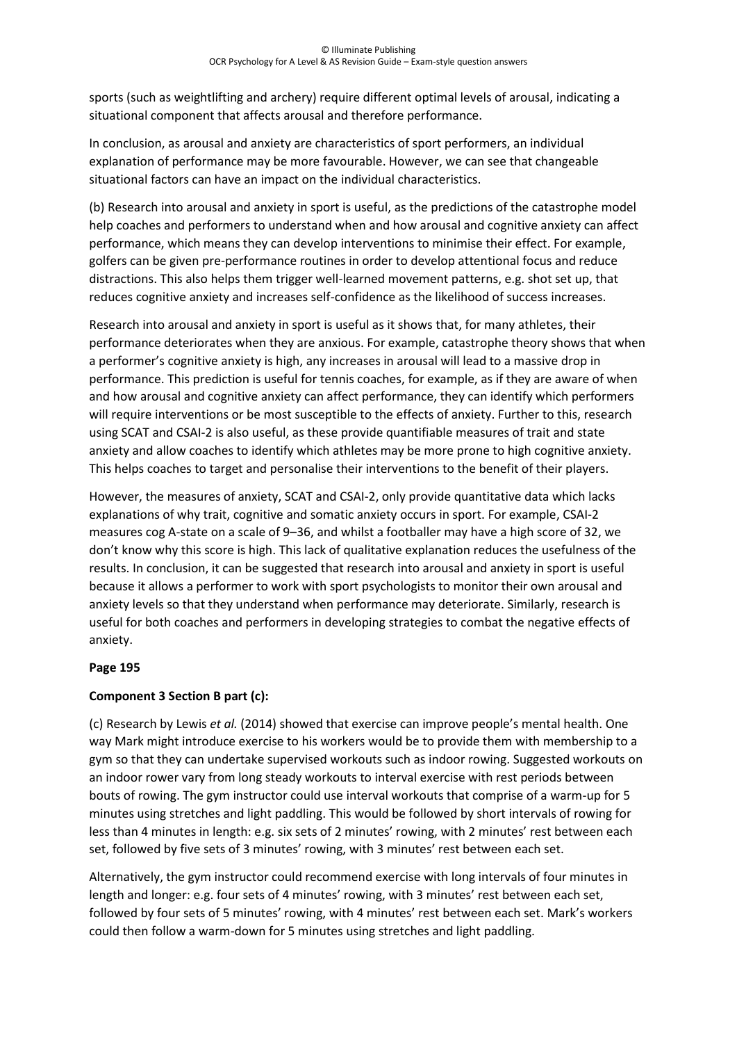sports (such as weightlifting and archery) require different optimal levels of arousal, indicating a situational component that affects arousal and therefore performance.

In conclusion, as arousal and anxiety are characteristics of sport performers, an individual explanation of performance may be more favourable. However, we can see that changeable situational factors can have an impact on the individual characteristics.

(b) Research into arousal and anxiety in sport is useful, as the predictions of the catastrophe model help coaches and performers to understand when and how arousal and cognitive anxiety can affect performance, which means they can develop interventions to minimise their effect. For example, golfers can be given pre-performance routines in order to develop attentional focus and reduce distractions. This also helps them trigger well-learned movement patterns, e.g. shot set up, that reduces cognitive anxiety and increases self-confidence as the likelihood of success increases.

Research into arousal and anxiety in sport is useful as it shows that, for many athletes, their performance deteriorates when they are anxious. For example, catastrophe theory shows that when a performer's cognitive anxiety is high, any increases in arousal will lead to a massive drop in performance. This prediction is useful for tennis coaches, for example, as if they are aware of when and how arousal and cognitive anxiety can affect performance, they can identify which performers will require interventions or be most susceptible to the effects of anxiety. Further to this, research using SCAT and CSAI-2 is also useful, as these provide quantifiable measures of trait and state anxiety and allow coaches to identify which athletes may be more prone to high cognitive anxiety. This helps coaches to target and personalise their interventions to the benefit of their players.

However, the measures of anxiety, SCAT and CSAI-2, only provide quantitative data which lacks explanations of why trait, cognitive and somatic anxiety occurs in sport. For example, CSAI-2 measures cog A-state on a scale of 9–36, and whilst a footballer may have a high score of 32, we don't know why this score is high. This lack of qualitative explanation reduces the usefulness of the results. In conclusion, it can be suggested that research into arousal and anxiety in sport is useful because it allows a performer to work with sport psychologists to monitor their own arousal and anxiety levels so that they understand when performance may deteriorate. Similarly, research is useful for both coaches and performers in developing strategies to combat the negative effects of anxiety.

**Page 195**

**Component 3 Section B part (c):**

(c) Research by Lewis *et al.* (2014) showed that exercise can improve people's mental health. One way Mark might introduce exercise to his workers would be to provide them with membership to a gym so that they can undertake supervised workouts such as indoor rowing. Suggested workouts on an indoor rower vary from long steady workouts to interval exercise with rest periods between bouts of rowing. The gym instructor could use interval workouts that comprise of a warm-up for 5 minutes using stretches and light paddling. This would be followed by short intervals of rowing for less than 4 minutes in length: e.g. six sets of 2 minutes' rowing, with 2 minutes' rest between each set, followed by five sets of 3 minutes' rowing, with 3 minutes' rest between each set.

Alternatively, the gym instructor could recommend exercise with long intervals of four minutes in length and longer: e.g. four sets of 4 minutes' rowing, with 3 minutes' rest between each set, followed by four sets of 5 minutes' rowing, with 4 minutes' rest between each set. Mark's workers could then follow a warm-down for 5 minutes using stretches and light paddling.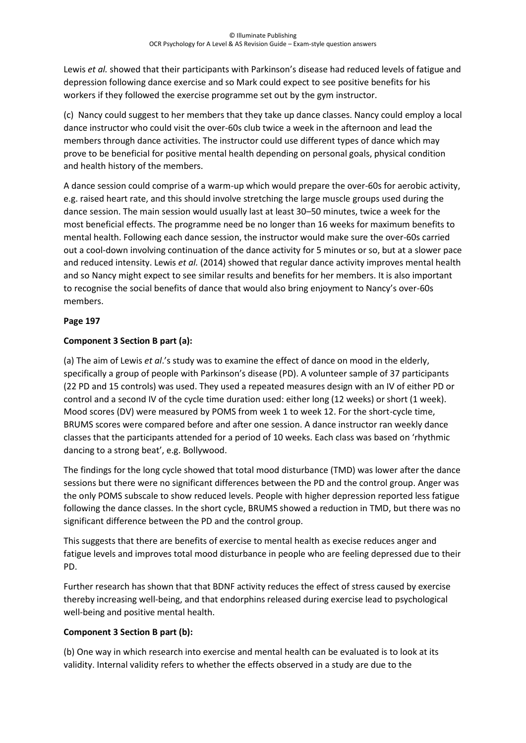Lewis *et al.* showed that their participants with Parkinson's disease had reduced levels of fatigue and depression following dance exercise and so Mark could expect to see positive benefits for his workers if they followed the exercise programme set out by the gym instructor.

(c) Nancy could suggest to her members that they take up dance classes. Nancy could employ a local dance instructor who could visit the over-60s club twice a week in the afternoon and lead the members through dance activities. The instructor could use different types of dance which may prove to be beneficial for positive mental health depending on personal goals, physical condition and health history of the members.

A dance session could comprise of a warm-up which would prepare the over-60s for aerobic activity, e.g. raised heart rate, and this should involve stretching the large muscle groups used during the dance session. The main session would usually last at least 30–50 minutes, twice a week for the most beneficial effects. The programme need be no longer than 16 weeks for maximum benefits to mental health. Following each dance session, the instructor would make sure the over-60s carried out a cool-down involving continuation of the dance activity for 5 minutes or so, but at a slower pace and reduced intensity. Lewis *et al.* (2014) showed that regular dance activity improves mental health and so Nancy might expect to see similar results and benefits for her members. It is also important to recognise the social benefits of dance that would also bring enjoyment to Nancy's over-60s members.

**Page 197**

**Component 3 Section B part (a):**

(a) The aim of Lewis *et al*.'s study was to examine the effect of dance on mood in the elderly, specifically a group of people with Parkinson's disease (PD). A volunteer sample of 37 participants (22 PD and 15 controls) was used. They used a repeated measures design with an IV of either PD or control and a second IV of the cycle time duration used: either long (12 weeks) or short (1 week). Mood scores (DV) were measured by POMS from week 1 to week 12. For the short-cycle time, BRUMS scores were compared before and after one session. A dance instructor ran weekly dance classes that the participants attended for a period of 10 weeks. Each class was based on 'rhythmic dancing to a strong beat', e.g. Bollywood.

The findings for the long cycle showed that total mood disturbance (TMD) was lower after the dance sessions but there were no significant differences between the PD and the control group. Anger was the only POMS subscale to show reduced levels. People with higher depression reported less fatigue following the dance classes. In the short cycle, BRUMS showed a reduction in TMD, but there was no significant difference between the PD and the control group.

This suggests that there are benefits of exercise to mental health as execise reduces anger and fatigue levels and improves total mood disturbance in people who are feeling depressed due to their PD.

Further research has shown that that BDNF activity reduces the effect of stress caused by exercise thereby increasing well-being, and that endorphins released during exercise lead to psychological well-being and positive mental health.

**Component 3 Section B part (b):**

(b) One way in which research into exercise and mental health can be evaluated is to look at its validity. Internal validity refers to whether the effects observed in a study are due to the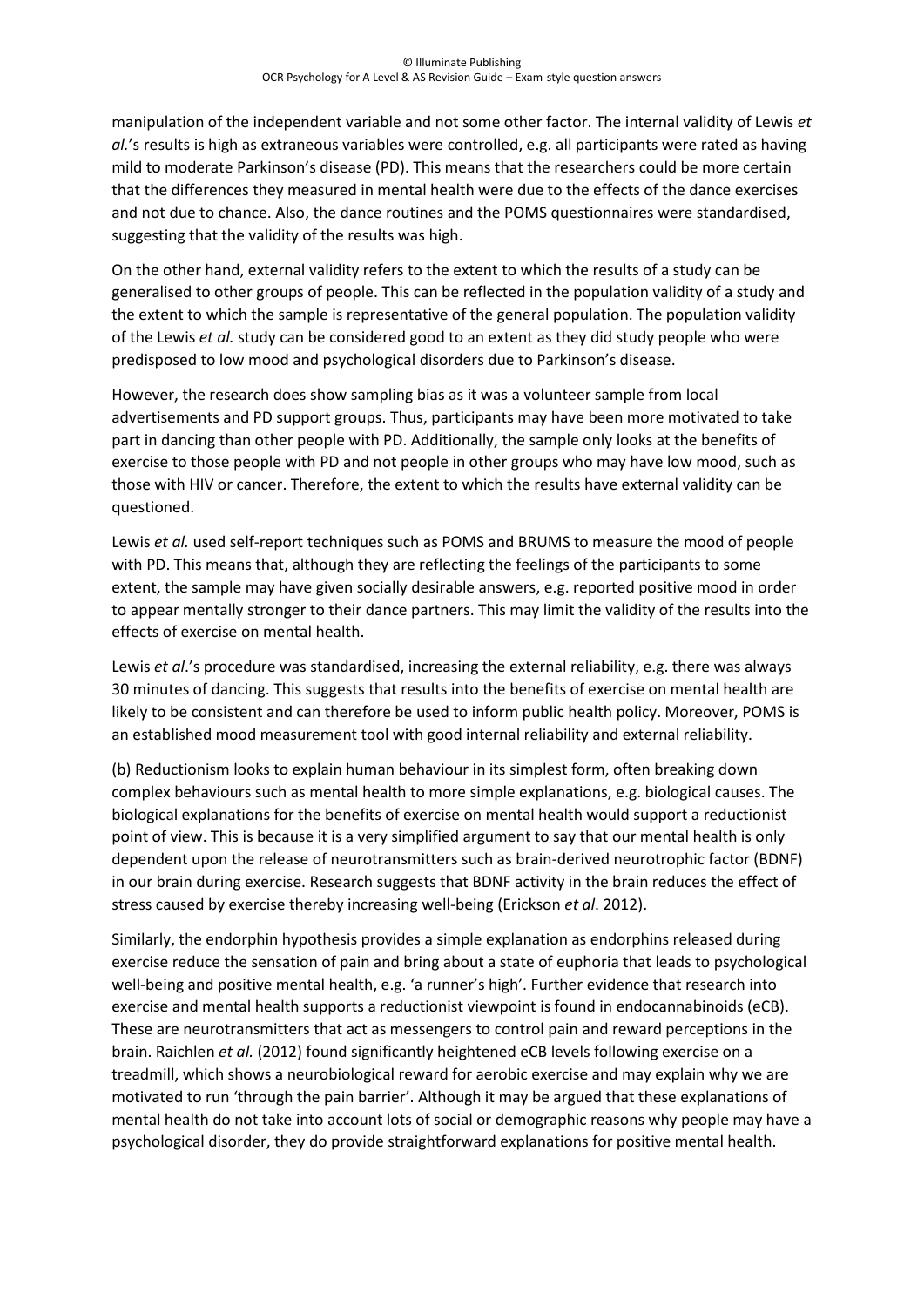manipulation of the independent variable and not some other factor. The internal validity of Lewis *et al.*'s results is high as extraneous variables were controlled, e.g. all participants were rated as having mild to moderate Parkinson's disease (PD). This means that the researchers could be more certain that the differences they measured in mental health were due to the effects of the dance exercises and not due to chance. Also, the dance routines and the POMS questionnaires were standardised, suggesting that the validity of the results was high.

On the other hand, external validity refers to the extent to which the results of a study can be generalised to other groups of people. This can be reflected in the population validity of a study and the extent to which the sample is representative of the general population. The population validity of the Lewis *et al.* study can be considered good to an extent as they did study people who were predisposed to low mood and psychological disorders due to Parkinson's disease.

However, the research does show sampling bias as it was a volunteer sample from local advertisements and PD support groups. Thus, participants may have been more motivated to take part in dancing than other people with PD. Additionally, the sample only looks at the benefits of exercise to those people with PD and not people in other groups who may have low mood, such as those with HIV or cancer. Therefore, the extent to which the results have external validity can be questioned.

Lewis *et al.* used self-report techniques such as POMS and BRUMS to measure the mood of people with PD. This means that, although they are reflecting the feelings of the participants to some extent, the sample may have given socially desirable answers, e.g. reported positive mood in order to appear mentally stronger to their dance partners. This may limit the validity of the results into the effects of exercise on mental health.

Lewis *et al*.'s procedure was standardised, increasing the external reliability, e.g. there was always 30 minutes of dancing. This suggests that results into the benefits of exercise on mental health are likely to be consistent and can therefore be used to inform public health policy. Moreover, POMS is an established mood measurement tool with good internal reliability and external reliability.

(b) Reductionism looks to explain human behaviour in its simplest form, often breaking down complex behaviours such as mental health to more simple explanations, e.g. biological causes. The biological explanations for the benefits of exercise on mental health would support a reductionist point of view. This is because it is a very simplified argument to say that our mental health is only dependent upon the release of neurotransmitters such as brain-derived neurotrophic factor (BDNF) in our brain during exercise. Research suggests that BDNF activity in the brain reduces the effect of stress caused by exercise thereby increasing well-being (Erickson *et al*. 2012).

Similarly, the endorphin hypothesis provides a simple explanation as endorphins released during exercise reduce the sensation of pain and bring about a state of euphoria that leads to psychological well-being and positive mental health, e.g. 'a runner's high'. Further evidence that research into exercise and mental health supports a reductionist viewpoint is found in endocannabinoids (eCB). These are neurotransmitters that act as messengers to control pain and reward perceptions in the brain. Raichlen *et al.* (2012) found significantly heightened eCB levels following exercise on a treadmill, which shows a neurobiological reward for aerobic exercise and may explain why we are motivated to run 'through the pain barrier'. Although it may be argued that these explanations of mental health do not take into account lots of social or demographic reasons why people may have a psychological disorder, they do provide straightforward explanations for positive mental health.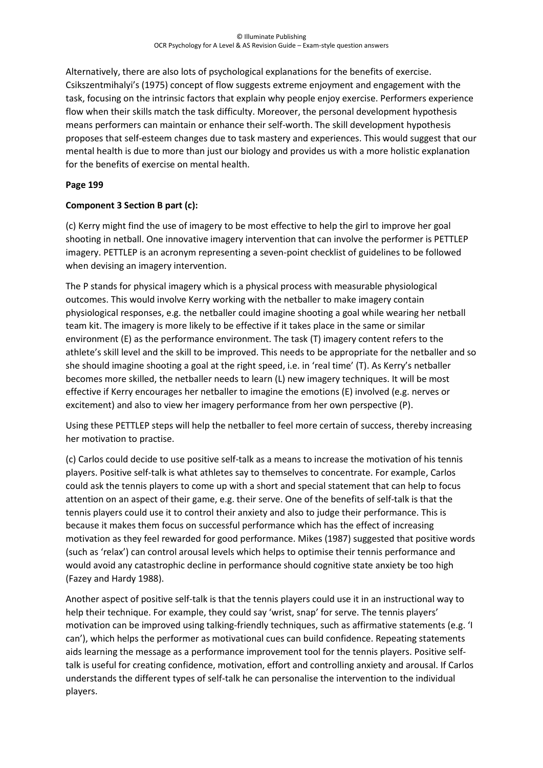Alternatively, there are also lots of psychological explanations for the benefits of exercise. Csikszentmihalyi's (1975) concept of flow suggests extreme enjoyment and engagement with the task, focusing on the intrinsic factors that explain why people enjoy exercise. Performers experience flow when their skills match the task difficulty. Moreover, the personal development hypothesis means performers can maintain or enhance their self-worth. The skill development hypothesis proposes that self-esteem changes due to task mastery and experiences. This would suggest that our mental health is due to more than just our biology and provides us with a more holistic explanation for the benefits of exercise on mental health.

**Page 199**

**Component 3 Section B part (c):**

(c) Kerry might find the use of imagery to be most effective to help the girl to improve her goal shooting in netball. One innovative imagery intervention that can involve the performer is PETTLEP imagery. PETTLEP is an acronym representing a seven-point checklist of guidelines to be followed when devising an imagery intervention.

The P stands for physical imagery which is a physical process with measurable physiological outcomes. This would involve Kerry working with the netballer to make imagery contain physiological responses, e.g. the netballer could imagine shooting a goal while wearing her netball team kit. The imagery is more likely to be effective if it takes place in the same or similar environment (E) as the performance environment. The task (T) imagery content refers to the athlete's skill level and the skill to be improved. This needs to be appropriate for the netballer and so she should imagine shooting a goal at the right speed, i.e. in 'real time' (T). As Kerry's netballer becomes more skilled, the netballer needs to learn (L) new imagery techniques. It will be most effective if Kerry encourages her netballer to imagine the emotions (E) involved (e.g. nerves or excitement) and also to view her imagery performance from her own perspective (P).

Using these PETTLEP steps will help the netballer to feel more certain of success, thereby increasing her motivation to practise.

(c) Carlos could decide to use positive self-talk as a means to increase the motivation of his tennis players. Positive self-talk is what athletes say to themselves to concentrate. For example, Carlos could ask the tennis players to come up with a short and special statement that can help to focus attention on an aspect of their game, e.g. their serve. One of the benefits of self-talk is that the tennis players could use it to control their anxiety and also to judge their performance. This is because it makes them focus on successful performance which has the effect of increasing motivation as they feel rewarded for good performance. Mikes (1987) suggested that positive words (such as 'relax') can control arousal levels which helps to optimise their tennis performance and would avoid any catastrophic decline in performance should cognitive state anxiety be too high (Fazey and Hardy 1988).

Another aspect of positive self-talk is that the tennis players could use it in an instructional way to help their technique. For example, they could say 'wrist, snap' for serve. The tennis players' motivation can be improved using talking-friendly techniques, such as affirmative statements (e.g. 'I can'), which helps the performer as motivational cues can build confidence. Repeating statements aids learning the message as a performance improvement tool for the tennis players. Positive self-talk is useful for creating confidence, motivation, effort and controlling anxiety and arousal. If Carlos understands the different types of self-talk he can personalise the intervention to the individual players.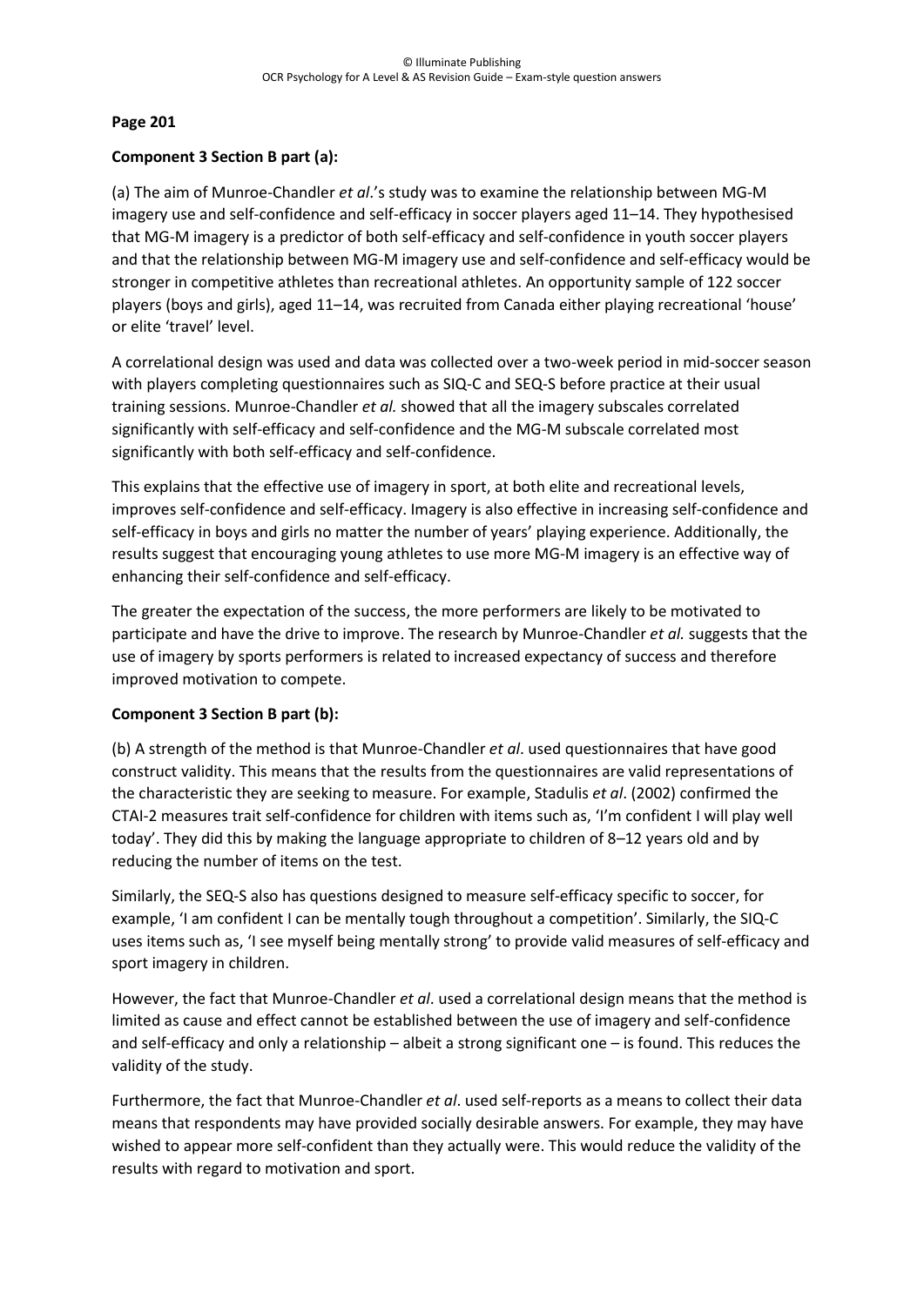**Page 201**

**Component 3 Section B part (a):**

(a) The aim of Munroe-Chandler *et al*.'s study was to examine the relationship between MG-M imagery use and self-confidence and self-efficacy in soccer players aged 11–14. They hypothesised that MG-M imagery is a predictor of both self-efficacy and self-confidence in youth soccer players and that the relationship between MG-M imagery use and self-confidence and self-efficacy would be stronger in competitive athletes than recreational athletes. An opportunity sample of 122 soccer players (boys and girls), aged 11–14, was recruited from Canada either playing recreational 'house' or elite 'travel' level.

A correlational design was used and data was collected over a two-week period in mid-soccer season with players completing questionnaires such as SIQ-C and SEQ-S before practice at their usual training sessions. Munroe-Chandler *et al.* showed that all the imagery subscales correlated significantly with self-efficacy and self-confidence and the MG-M subscale correlated most significantly with both self-efficacy and self-confidence.

This explains that the effective use of imagery in sport, at both elite and recreational levels, improves self-confidence and self-efficacy. Imagery is also effective in increasing self-confidence and self-efficacy in boys and girls no matter the number of years' playing experience. Additionally, the results suggest that encouraging young athletes to use more MG-M imagery is an effective way of enhancing their self-confidence and self-efficacy.

The greater the expectation of the success, the more performers are likely to be motivated to participate and have the drive to improve. The research by Munroe-Chandler *et al.* suggests that the use of imagery by sports performers is related to increased expectancy of success and therefore improved motivation to compete.

**Component 3 Section B part (b):**

(b) A strength of the method is that Munroe-Chandler *et al*. used questionnaires that have good construct validity. This means that the results from the questionnaires are valid representations of the characteristic they are seeking to measure. For example, Stadulis *et al*. (2002) confirmed the CTAI-2 measures trait self-confidence for children with items such as, 'I'm confident I will play well today'. They did this by making the language appropriate to children of 8–12 years old and by reducing the number of items on the test.

Similarly, the SEQ-S also has questions designed to measure self-efficacy specific to soccer, for example, 'I am confident I can be mentally tough throughout a competition'. Similarly, the SIQ-C uses items such as, 'I see myself being mentally strong' to provide valid measures of self-efficacy and sport imagery in children.

However, the fact that Munroe-Chandler *et al*. used a correlational design means that the method is limited as cause and effect cannot be established between the use of imagery and self-confidence and self-efficacy and only a relationship – albeit a strong significant one – is found. This reduces the validity of the study.

Furthermore, the fact that Munroe-Chandler *et al*. used self-reports as a means to collect their data means that respondents may have provided socially desirable answers. For example, they may have wished to appear more self-confident than they actually were. This would reduce the validity of the results with regard to motivation and sport.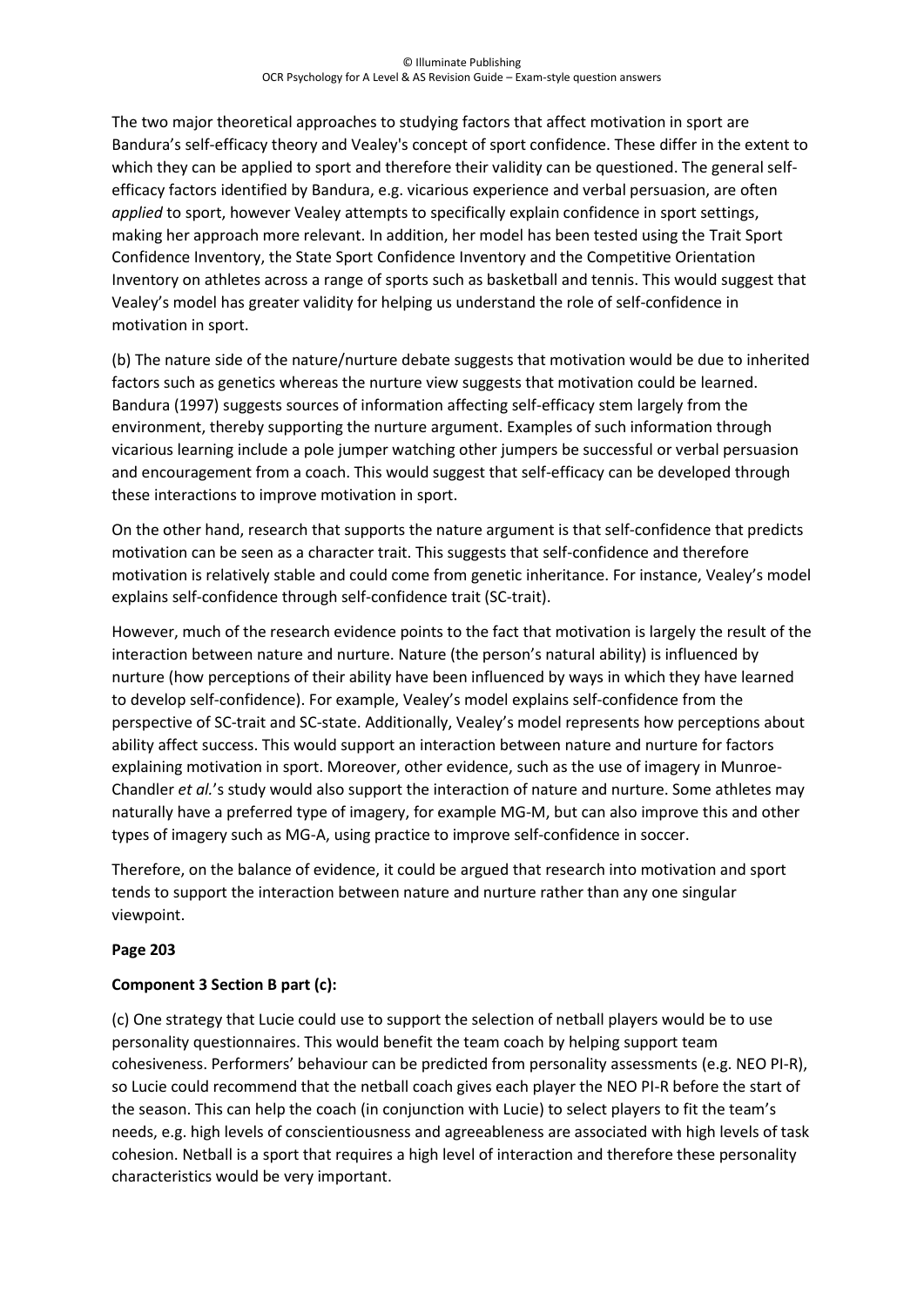The two major theoretical approaches to studying factors that affect motivation in sport are Bandura's self-efficacy theory and Vealey's concept of sport confidence. These differ in the extent to which they can be applied to sport and therefore their validity can be questioned. The general self-efficacy factors identified by Bandura, e.g. vicarious experience and verbal persuasion, are often *applied* to sport, however Vealey attempts to specifically explain confidence in sport settings, making her approach more relevant. In addition, her model has been tested using the Trait Sport Confidence Inventory, the State Sport Confidence Inventory and the Competitive Orientation Inventory on athletes across a range of sports such as basketball and tennis. This would suggest that Vealey's model has greater validity for helping us understand the role of self-confidence in motivation in sport.

(b) The nature side of the nature/nurture debate suggests that motivation would be due to inherited factors such as genetics whereas the nurture view suggests that motivation could be learned. Bandura (1997) suggests sources of information affecting self-efficacy stem largely from the environment, thereby supporting the nurture argument. Examples of such information through vicarious learning include a pole jumper watching other jumpers be successful or verbal persuasion and encouragement from a coach. This would suggest that self-efficacy can be developed through these interactions to improve motivation in sport.

On the other hand, research that supports the nature argument is that self-confidence that predicts motivation can be seen as a character trait. This suggests that self-confidence and therefore motivation is relatively stable and could come from genetic inheritance. For instance, Vealey's model explains self-confidence through self-confidence trait (SC-trait).

However, much of the research evidence points to the fact that motivation is largely the result of the interaction between nature and nurture. Nature (the person's natural ability) is influenced by nurture (how perceptions of their ability have been influenced by ways in which they have learned to develop self-confidence). For example, Vealey's model explains self-confidence from the perspective of SC-trait and SC-state. Additionally, Vealey's model represents how perceptions about ability affect success. This would support an interaction between nature and nurture for factors explaining motivation in sport. Moreover, other evidence, such as the use of imagery in Munroe-Chandler *et al.*'s study would also support the interaction of nature and nurture. Some athletes may naturally have a preferred type of imagery, for example MG-M, but can also improve this and other types of imagery such as MG-A, using practice to improve self-confidence in soccer.

Therefore, on the balance of evidence, it could be argued that research into motivation and sport tends to support the interaction between nature and nurture rather than any one singular viewpoint.

**Page 203**

**Component 3 Section B part (c):**

(c) One strategy that Lucie could use to support the selection of netball players would be to use personality questionnaires. This would benefit the team coach by helping support team cohesiveness. Performers' behaviour can be predicted from personality assessments (e.g. NEO PI-R), so Lucie could recommend that the netball coach gives each player the NEO PI-R before the start of the season. This can help the coach (in conjunction with Lucie) to select players to fit the team's needs, e.g. high levels of conscientiousness and agreeableness are associated with high levels of task cohesion. Netball is a sport that requires a high level of interaction and therefore these personality characteristics would be very important.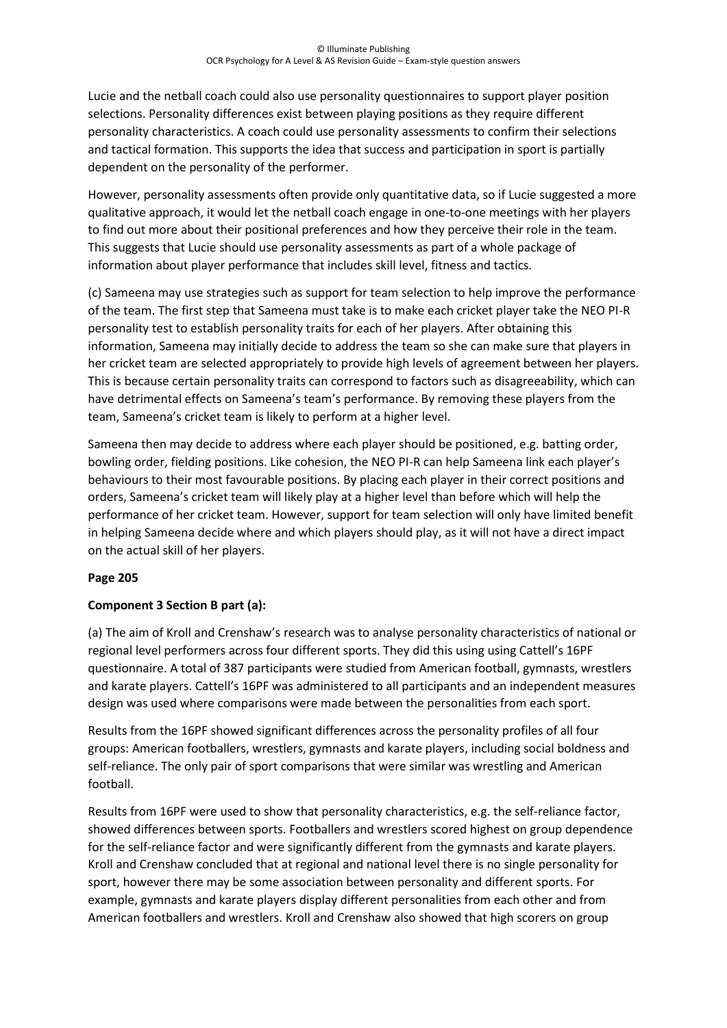Lucie and the netball coach could also use personality questionnaires to support player position selections. Personality differences exist between playing positions as they require different personality characteristics. A coach could use personality assessments to confirm their selections and tactical formation. This supports the idea that success and participation in sport is partially dependent on the personality of the performer.

However, personality assessments often provide only quantitative data, so if Lucie suggested a more qualitative approach, it would let the netball coach engage in one-to-one meetings with her players to find out more about their positional preferences and how they perceive their role in the team. This suggests that Lucie should use personality assessments as part of a whole package of information about player performance that includes skill level, fitness and tactics.

(c) Sameena may use strategies such as support for team selection to help improve the performance of the team. The first step that Sameena must take is to make each cricket player take the NEO PI-R personality test to establish personality traits for each of her players. After obtaining this information, Sameena may initially decide to address the team so she can make sure that players in her cricket team are selected appropriately to provide high levels of agreement between her players. This is because certain personality traits can correspond to factors such as disagreeability, which can have detrimental effects on Sameena's team's performance. By removing these players from the team, Sameena's cricket team is likely to perform at a higher level.

Sameena then may decide to address where each player should be positioned, e.g. batting order, bowling order, fielding positions. Like cohesion, the NEO PI-R can help Sameena link each player's behaviours to their most favourable positions. By placing each player in their correct positions and orders, Sameena's cricket team will likely play at a higher level than before which will help the performance of her cricket team. However, support for team selection will only have limited benefit in helping Sameena decide where and which players should play, as it will not have a direct impact on the actual skill of her players.

**Page 205**

**Component 3 Section B part (a):**

(a) The aim of Kroll and Crenshaw's research was to analyse personality characteristics of national or regional level performers across four different sports. They did this using using Cattell's 16PF questionnaire. A total of 387 participants were studied from American football, gymnasts, wrestlers and karate players. Cattell's 16PF was administered to all participants and an independent measures design was used where comparisons were made between the personalities from each sport.

Results from the 16PF showed significant differences across the personality profiles of all four groups: American footballers, wrestlers, gymnasts and karate players, including social boldness and self-reliance. The only pair of sport comparisons that were similar was wrestling and American football.

Results from 16PF were used to show that personality characteristics, e.g. the self-reliance factor, showed differences between sports. Footballers and wrestlers scored highest on group dependence for the self-reliance factor and were significantly different from the gymnasts and karate players. Kroll and Crenshaw concluded that at regional and national level there is no single personality for sport, however there may be some association between personality and different sports. For example, gymnasts and karate players display different personalities from each other and from American footballers and wrestlers. Kroll and Crenshaw also showed that high scorers on group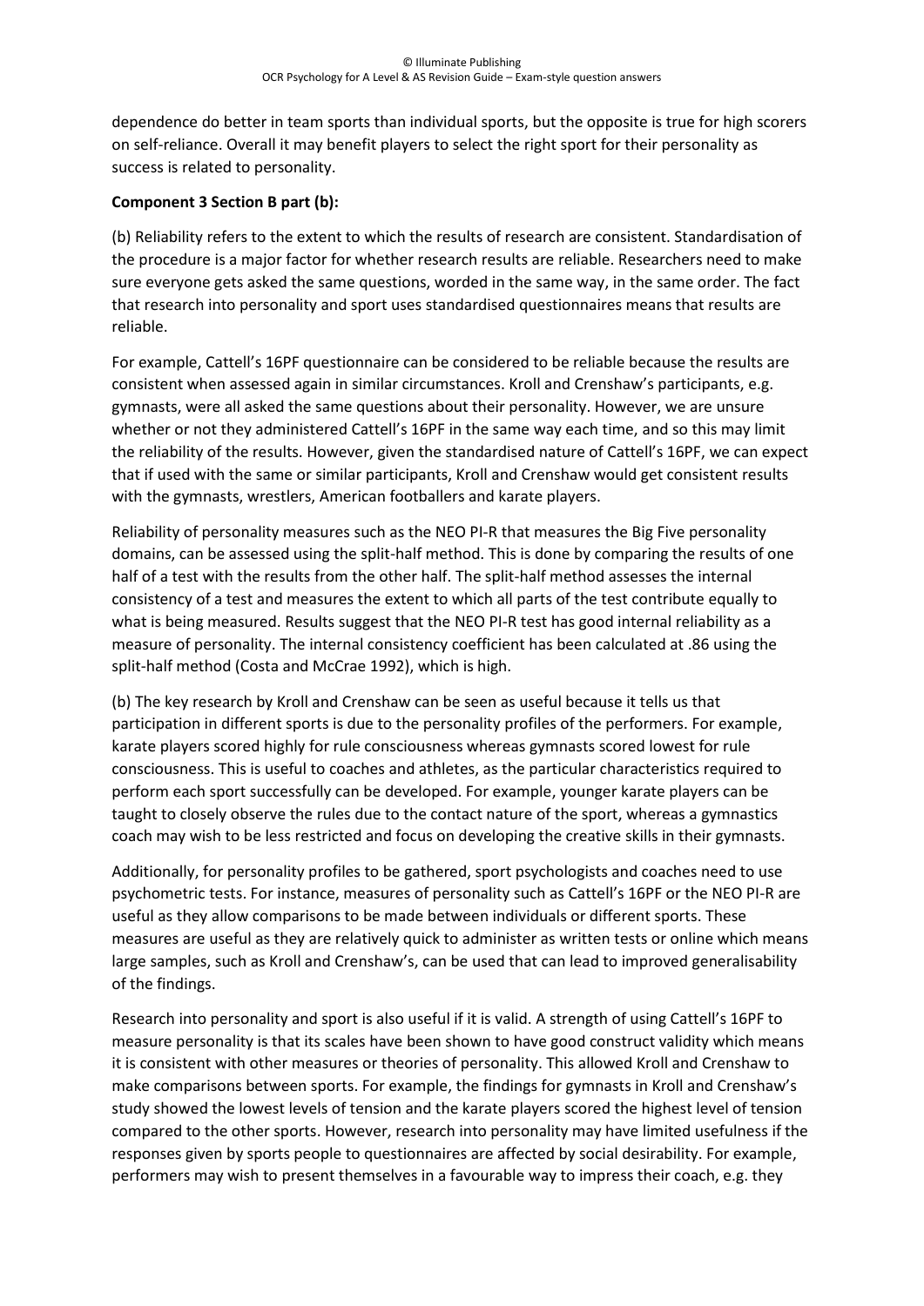dependence do better in team sports than individual sports, but the opposite is true for high scorers on self-reliance. Overall it may benefit players to select the right sport for their personality as success is related to personality.

**Component 3 Section B part (b):**

(b) Reliability refers to the extent to which the results of research are consistent. Standardisation of the procedure is a major factor for whether research results are reliable. Researchers need to make sure everyone gets asked the same questions, worded in the same way, in the same order. The fact that research into personality and sport uses standardised questionnaires means that results are reliable.

For example, Cattell's 16PF questionnaire can be considered to be reliable because the results are consistent when assessed again in similar circumstances. Kroll and Crenshaw's participants, e.g. gymnasts, were all asked the same questions about their personality. However, we are unsure whether or not they administered Cattell's 16PF in the same way each time, and so this may limit the reliability of the results. However, given the standardised nature of Cattell's 16PF, we can expect that if used with the same or similar participants, Kroll and Crenshaw would get consistent results with the gymnasts, wrestlers, American footballers and karate players.

Reliability of personality measures such as the NEO PI-R that measures the Big Five personality domains, can be assessed using the split-half method. This is done by comparing the results of one half of a test with the results from the other half. The split-half method assesses the internal consistency of a test and measures the extent to which all parts of the test contribute equally to what is being measured. Results suggest that the NEO PI-R test has good internal reliability as a measure of personality. The internal consistency coefficient has been calculated at .86 using the split-half method (Costa and McCrae 1992), which is high.

(b) The key research by Kroll and Crenshaw can be seen as useful because it tells us that participation in different sports is due to the personality profiles of the performers. For example, karate players scored highly for rule consciousness whereas gymnasts scored lowest for rule consciousness. This is useful to coaches and athletes, as the particular characteristics required to perform each sport successfully can be developed. For example, younger karate players can be taught to closely observe the rules due to the contact nature of the sport, whereas a gymnastics coach may wish to be less restricted and focus on developing the creative skills in their gymnasts.

Additionally, for personality profiles to be gathered, sport psychologists and coaches need to use psychometric tests. For instance, measures of personality such as Cattell's 16PF or the NEO PI-R are useful as they allow comparisons to be made between individuals or different sports. These measures are useful as they are relatively quick to administer as written tests or online which means large samples, such as Kroll and Crenshaw's, can be used that can lead to improved generalisability of the findings.

Research into personality and sport is also useful if it is valid. A strength of using Cattell's 16PF to measure personality is that its scales have been shown to have good construct validity which means it is consistent with other measures or theories of personality. This allowed Kroll and Crenshaw to make comparisons between sports. For example, the findings for gymnasts in Kroll and Crenshaw's study showed the lowest levels of tension and the karate players scored the highest level of tension compared to the other sports. However, research into personality may have limited usefulness if the responses given by sports people to questionnaires are affected by social desirability. For example, performers may wish to present themselves in a favourable way to impress their coach, e.g. they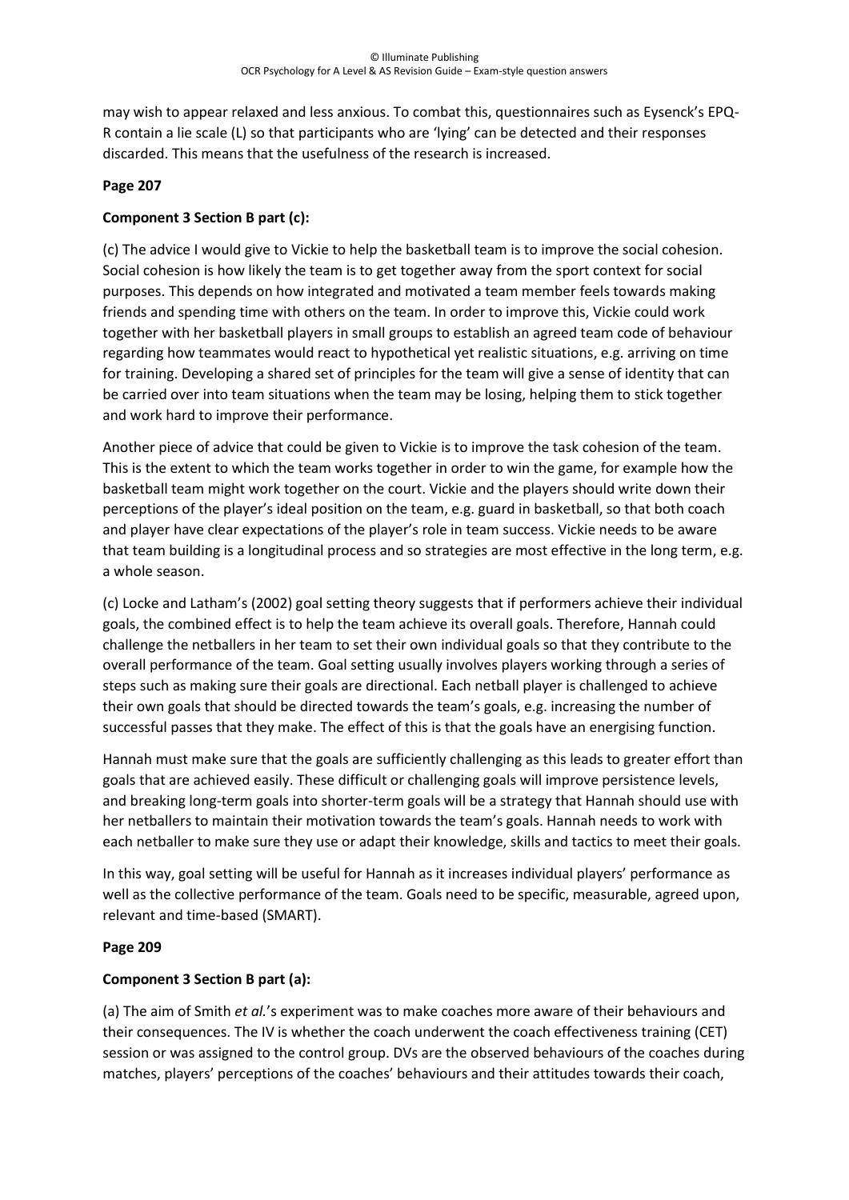may wish to appear relaxed and less anxious. To combat this, questionnaires such as Eysenck's EPQ-R contain a lie scale (L) so that participants who are 'lying' can be detected and their responses discarded. This means that the usefulness of the research is increased.

**Page 207**

**Component 3 Section B part (c):**

(c) The advice I would give to Vickie to help the basketball team is to improve the social cohesion. Social cohesion is how likely the team is to get together away from the sport context for social purposes. This depends on how integrated and motivated a team member feels towards making friends and spending time with others on the team. In order to improve this, Vickie could work together with her basketball players in small groups to establish an agreed team code of behaviour regarding how teammates would react to hypothetical yet realistic situations, e.g. arriving on time for training. Developing a shared set of principles for the team will give a sense of identity that can be carried over into team situations when the team may be losing, helping them to stick together and work hard to improve their performance.

Another piece of advice that could be given to Vickie is to improve the task cohesion of the team. This is the extent to which the team works together in order to win the game, for example how the basketball team might work together on the court. Vickie and the players should write down their perceptions of the player's ideal position on the team, e.g. guard in basketball, so that both coach and player have clear expectations of the player's role in team success. Vickie needs to be aware that team building is a longitudinal process and so strategies are most effective in the long term, e.g. a whole season.

(c) Locke and Latham's (2002) goal setting theory suggests that if performers achieve their individual goals, the combined effect is to help the team achieve its overall goals. Therefore, Hannah could challenge the netballers in her team to set their own individual goals so that they contribute to the overall performance of the team. Goal setting usually involves players working through a series of steps such as making sure their goals are directional. Each netball player is challenged to achieve their own goals that should be directed towards the team's goals, e.g. increasing the number of successful passes that they make. The effect of this is that the goals have an energising function.

Hannah must make sure that the goals are sufficiently challenging as this leads to greater effort than goals that are achieved easily. These difficult or challenging goals will improve persistence levels, and breaking long-term goals into shorter-term goals will be a strategy that Hannah should use with her netballers to maintain their motivation towards the team's goals. Hannah needs to work with each netballer to make sure they use or adapt their knowledge, skills and tactics to meet their goals.

In this way, goal setting will be useful for Hannah as it increases individual players' performance as well as the collective performance of the team. Goals need to be specific, measurable, agreed upon, relevant and time-based (SMART).

**Page 209**

**Component 3 Section B part (a):**

(a) The aim of Smith *et al.*'s experiment was to make coaches more aware of their behaviours and their consequences. The IV is whether the coach underwent the coach effectiveness training (CET) session or was assigned to the control group. DVs are the observed behaviours of the coaches during matches, players' perceptions of the coaches' behaviours and their attitudes towards their coach,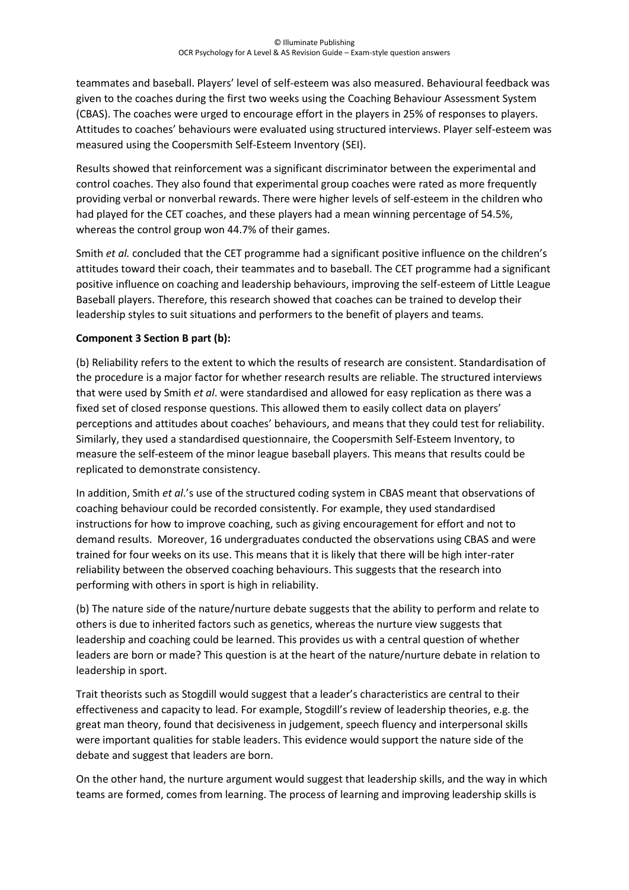teammates and baseball. Players' level of self-esteem was also measured. Behavioural feedback was given to the coaches during the first two weeks using the Coaching Behaviour Assessment System (CBAS). The coaches were urged to encourage effort in the players in 25% of responses to players. Attitudes to coaches' behaviours were evaluated using structured interviews. Player self-esteem was measured using the Coopersmith Self-Esteem Inventory (SEI).

Results showed that reinforcement was a significant discriminator between the experimental and control coaches. They also found that experimental group coaches were rated as more frequently providing verbal or nonverbal rewards. There were higher levels of self-esteem in the children who had played for the CET coaches, and these players had a mean winning percentage of 54.5%, whereas the control group won 44.7% of their games.

Smith *et al.* concluded that the CET programme had a significant positive influence on the children's attitudes toward their coach, their teammates and to baseball. The CET programme had a significant positive influence on coaching and leadership behaviours, improving the self-esteem of Little League Baseball players. Therefore, this research showed that coaches can be trained to develop their leadership styles to suit situations and performers to the benefit of players and teams.

**Component 3 Section B part (b):**

(b) Reliability refers to the extent to which the results of research are consistent. Standardisation of the procedure is a major factor for whether research results are reliable. The structured interviews that were used by Smith *et al*. were standardised and allowed for easy replication as there was a fixed set of closed response questions. This allowed them to easily collect data on players' perceptions and attitudes about coaches' behaviours, and means that they could test for reliability. Similarly, they used a standardised questionnaire, the Coopersmith Self-Esteem Inventory, to measure the self-esteem of the minor league baseball players. This means that results could be replicated to demonstrate consistency.

In addition, Smith *et al*.'s use of the structured coding system in CBAS meant that observations of coaching behaviour could be recorded consistently. For example, they used standardised instructions for how to improve coaching, such as giving encouragement for effort and not to demand results. Moreover, 16 undergraduates conducted the observations using CBAS and were trained for four weeks on its use. This means that it is likely that there will be high inter-rater reliability between the observed coaching behaviours. This suggests that the research into performing with others in sport is high in reliability.

(b) The nature side of the nature/nurture debate suggests that the ability to perform and relate to others is due to inherited factors such as genetics, whereas the nurture view suggests that leadership and coaching could be learned. This provides us with a central question of whether leaders are born or made? This question is at the heart of the nature/nurture debate in relation to leadership in sport.

Trait theorists such as Stogdill would suggest that a leader's characteristics are central to their effectiveness and capacity to lead. For example, Stogdill's review of leadership theories, e.g. the great man theory, found that decisiveness in judgement, speech fluency and interpersonal skills were important qualities for stable leaders. This evidence would support the nature side of the debate and suggest that leaders are born.

On the other hand, the nurture argument would suggest that leadership skills, and the way in which teams are formed, comes from learning. The process of learning and improving leadership skills is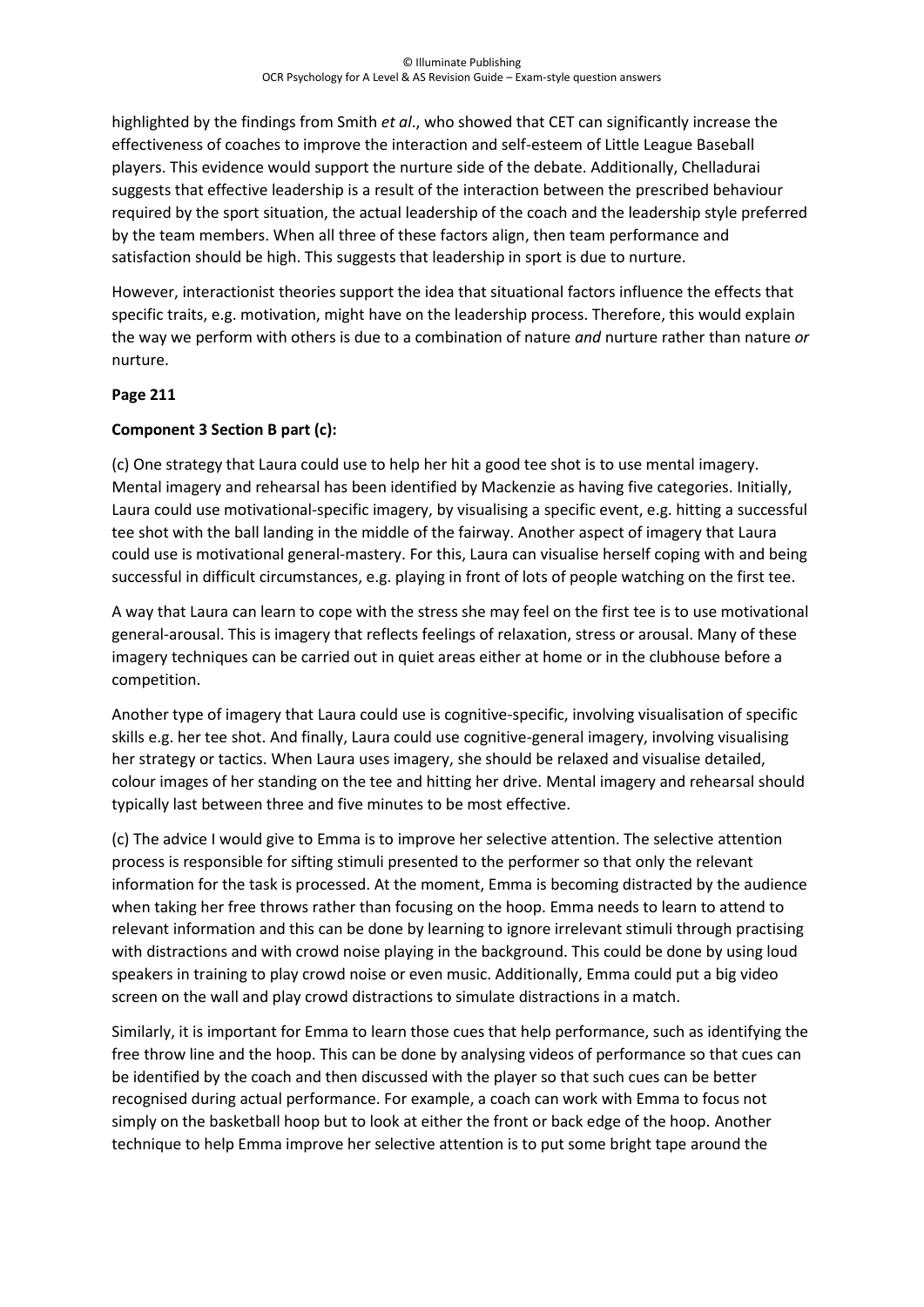highlighted by the findings from Smith *et al*., who showed that CET can significantly increase the effectiveness of coaches to improve the interaction and self-esteem of Little League Baseball players. This evidence would support the nurture side of the debate. Additionally, Chelladurai suggests that effective leadership is a result of the interaction between the prescribed behaviour required by the sport situation, the actual leadership of the coach and the leadership style preferred by the team members. When all three of these factors align, then team performance and satisfaction should be high. This suggests that leadership in sport is due to nurture.

However, interactionist theories support the idea that situational factors influence the effects that specific traits, e.g. motivation, might have on the leadership process. Therefore, this would explain the way we perform with others is due to a combination of nature *and* nurture rather than nature *or* nurture.

**Page 211**

**Component 3 Section B part (c):**

(c) One strategy that Laura could use to help her hit a good tee shot is to use mental imagery. Mental imagery and rehearsal has been identified by Mackenzie as having five categories. Initially, Laura could use motivational-specific imagery, by visualising a specific event, e.g. hitting a successful tee shot with the ball landing in the middle of the fairway. Another aspect of imagery that Laura could use is motivational general-mastery. For this, Laura can visualise herself coping with and being successful in difficult circumstances, e.g. playing in front of lots of people watching on the first tee.

A way that Laura can learn to cope with the stress she may feel on the first tee is to use motivational general-arousal. This is imagery that reflects feelings of relaxation, stress or arousal. Many of these imagery techniques can be carried out in quiet areas either at home or in the clubhouse before a competition.

Another type of imagery that Laura could use is cognitive-specific, involving visualisation of specific skills e.g. her tee shot. And finally, Laura could use cognitive-general imagery, involving visualising her strategy or tactics. When Laura uses imagery, she should be relaxed and visualise detailed, colour images of her standing on the tee and hitting her drive. Mental imagery and rehearsal should typically last between three and five minutes to be most effective.

(c) The advice I would give to Emma is to improve her selective attention. The selective attention process is responsible for sifting stimuli presented to the performer so that only the relevant information for the task is processed. At the moment, Emma is becoming distracted by the audience when taking her free throws rather than focusing on the hoop. Emma needs to learn to attend to relevant information and this can be done by learning to ignore irrelevant stimuli through practising with distractions and with crowd noise playing in the background. This could be done by using loud speakers in training to play crowd noise or even music. Additionally, Emma could put a big video screen on the wall and play crowd distractions to simulate distractions in a match.

Similarly, it is important for Emma to learn those cues that help performance, such as identifying the free throw line and the hoop. This can be done by analysing videos of performance so that cues can be identified by the coach and then discussed with the player so that such cues can be better recognised during actual performance. For example, a coach can work with Emma to focus not simply on the basketball hoop but to look at either the front or back edge of the hoop. Another technique to help Emma improve her selective attention is to put some bright tape around the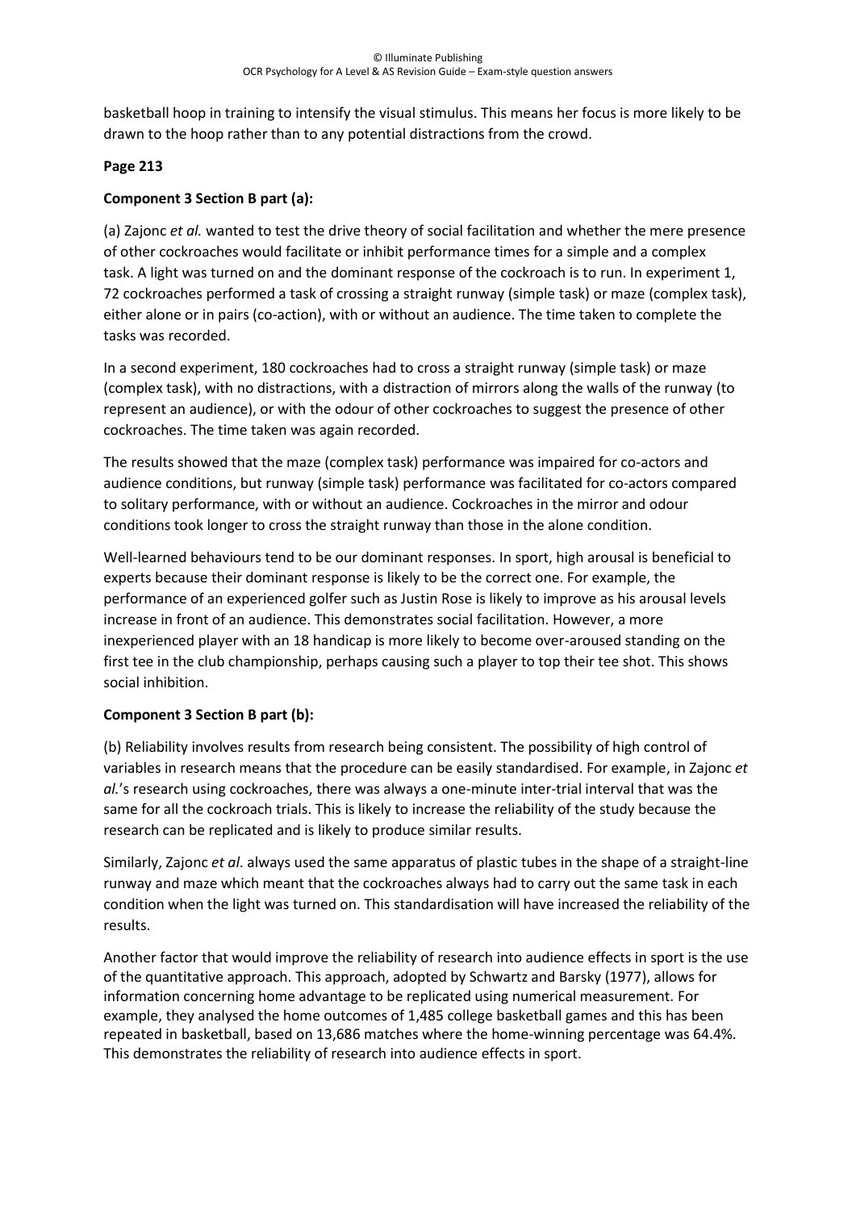basketball hoop in training to intensify the visual stimulus. This means her focus is more likely to be drawn to the hoop rather than to any potential distractions from the crowd.

**Page 213**

**Component 3 Section B part (a):**

(a) Zajonc *et al.* wanted to test the drive theory of social facilitation and whether the mere presence of other cockroaches would facilitate or inhibit performance times for a simple and a complex task. A light was turned on and the dominant response of the cockroach is to run. In experiment 1, 72 cockroaches performed a task of crossing a straight runway (simple task) or maze (complex task), either alone or in pairs (co-action), with or without an audience. The time taken to complete the tasks was recorded.

In a second experiment, 180 cockroaches had to cross a straight runway (simple task) or maze (complex task), with no distractions, with a distraction of mirrors along the walls of the runway (to represent an audience), or with the odour of other cockroaches to suggest the presence of other cockroaches. The time taken was again recorded.

The results showed that the maze (complex task) performance was impaired for co-actors and audience conditions, but runway (simple task) performance was facilitated for co-actors compared to solitary performance, with or without an audience. Cockroaches in the mirror and odour conditions took longer to cross the straight runway than those in the alone condition.

Well-learned behaviours tend to be our dominant responses. In sport, high arousal is beneficial to experts because their dominant response is likely to be the correct one. For example, the performance of an experienced golfer such as Justin Rose is likely to improve as his arousal levels increase in front of an audience. This demonstrates social facilitation. However, a more inexperienced player with an 18 handicap is more likely to become over-aroused standing on the first tee in the club championship, perhaps causing such a player to top their tee shot. This shows social inhibition.

**Component 3 Section B part (b):**

(b) Reliability involves results from research being consistent. The possibility of high control of variables in research means that the procedure can be easily standardised. For example, in Zajonc *et al.*'s research using cockroaches, there was always a one-minute inter-trial interval that was the same for all the cockroach trials. This is likely to increase the reliability of the study because the research can be replicated and is likely to produce similar results.

Similarly, Zajonc *et al*. always used the same apparatus of plastic tubes in the shape of a straight-line runway and maze which meant that the cockroaches always had to carry out the same task in each condition when the light was turned on. This standardisation will have increased the reliability of the results.

Another factor that would improve the reliability of research into audience effects in sport is the use of the quantitative approach. This approach, adopted by Schwartz and Barsky (1977), allows for information concerning home advantage to be replicated using numerical measurement. For example, they analysed the home outcomes of 1,485 college basketball games and this has been repeated in basketball, based on 13,686 matches where the home-winning percentage was 64.4%. This demonstrates the reliability of research into audience effects in sport.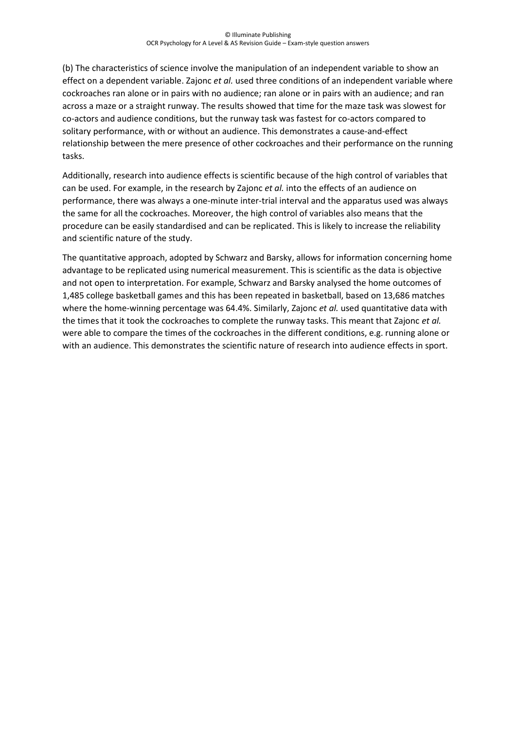(b) The characteristics of science involve the manipulation of an independent variable to show an effect on a dependent variable. Zajonc *et al.* used three conditions of an independent variable where cockroaches ran alone or in pairs with no audience; ran alone or in pairs with an audience; and ran across a maze or a straight runway. The results showed that time for the maze task was slowest for co-actors and audience conditions, but the runway task was fastest for co-actors compared to solitary performance, with or without an audience. This demonstrates a cause-and-effect relationship between the mere presence of other cockroaches and their performance on the running tasks.

Additionally, research into audience effects is scientific because of the high control of variables that can be used. For example, in the research by Zajonc *et al.* into the effects of an audience on performance, there was always a one-minute inter-trial interval and the apparatus used was always the same for all the cockroaches. Moreover, the high control of variables also means that the procedure can be easily standardised and can be replicated. This is likely to increase the reliability and scientific nature of the study.

The quantitative approach, adopted by Schwarz and Barsky, allows for information concerning home advantage to be replicated using numerical measurement. This is scientific as the data is objective and not open to interpretation. For example, Schwarz and Barsky analysed the home outcomes of 1,485 college basketball games and this has been repeated in basketball, based on 13,686 matches where the home-winning percentage was 64.4%. Similarly, Zajonc *et al.* used quantitative data with the times that it took the cockroaches to complete the runway tasks. This meant that Zajonc *et al.* were able to compare the times of the cockroaches in the different conditions, e.g. running alone or with an audience. This demonstrates the scientific nature of research into audience effects in sport.